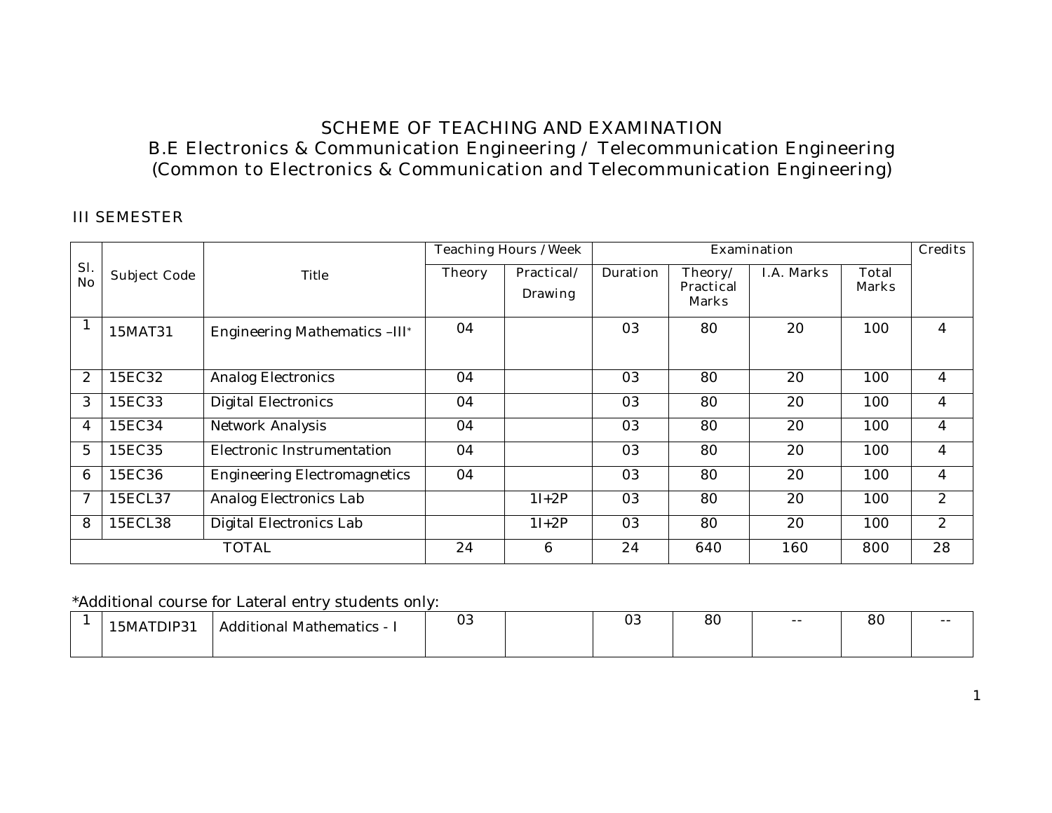# SCHEME OF TEACHING AND EXAMINATION

## B.E Electronics & Communication Engineering / Telecommunication Engineering

## (Common to Electronics & Communication and Telecommunication Engineering)

III SEMESTER

| Sl. No | Subject Code | Title | Teaching Hours /Week | | Examination | | | | Credits |
|---|---|---|---|---|---|---|---|---|---|
| | | | Theory | Practical/ Drawing | Duration | Theory/ Practical Marks | I.A. Marks | Total Marks | |
| 1 | 15MAT31 | Engineering Mathematics –III* | 04 | | 03 | 80 | 20 | 100 | 4 |
| 2 | 15EC32 | Analog Electronics | 04 | | 03 | 80 | 20 | 100 | 4 |
| 3 | 15EC33 | Digital Electronics | 04 | | 03 | 80 | 20 | 100 | 4 |
| 4 | 15EC34 | Network Analysis | 04 | | 03 | 80 | 20 | 100 | 4 |
| 5 | 15EC35 | Electronic Instrumentation | 04 | | 03 | 80 | 20 | 100 | 4 |
| 6 | 15EC36 | Engineering Electromagnetics | 04 | | 03 | 80 | 20 | 100 | 4 |
| 7 | 15ECL37 | Analog Electronics Lab | | 1I+2P | 03 | 80 | 20 | 100 | 2 |
| 8 | 15ECL38 | Digital Electronics Lab | | 1I+2P | 03 | 80 | 20 | 100 | 2 |
| | | TOTAL | 24 | 6 | 24 | 640 | 160 | 800 | 28 |

*Additional course for Lateral entry students only:

| 1 | 15MATDIP31 | Additional Mathematics - I | 03 | | 03 | 80 | -- | 80 | -- |
|---|---|---|---|---|---|---|---|---|---|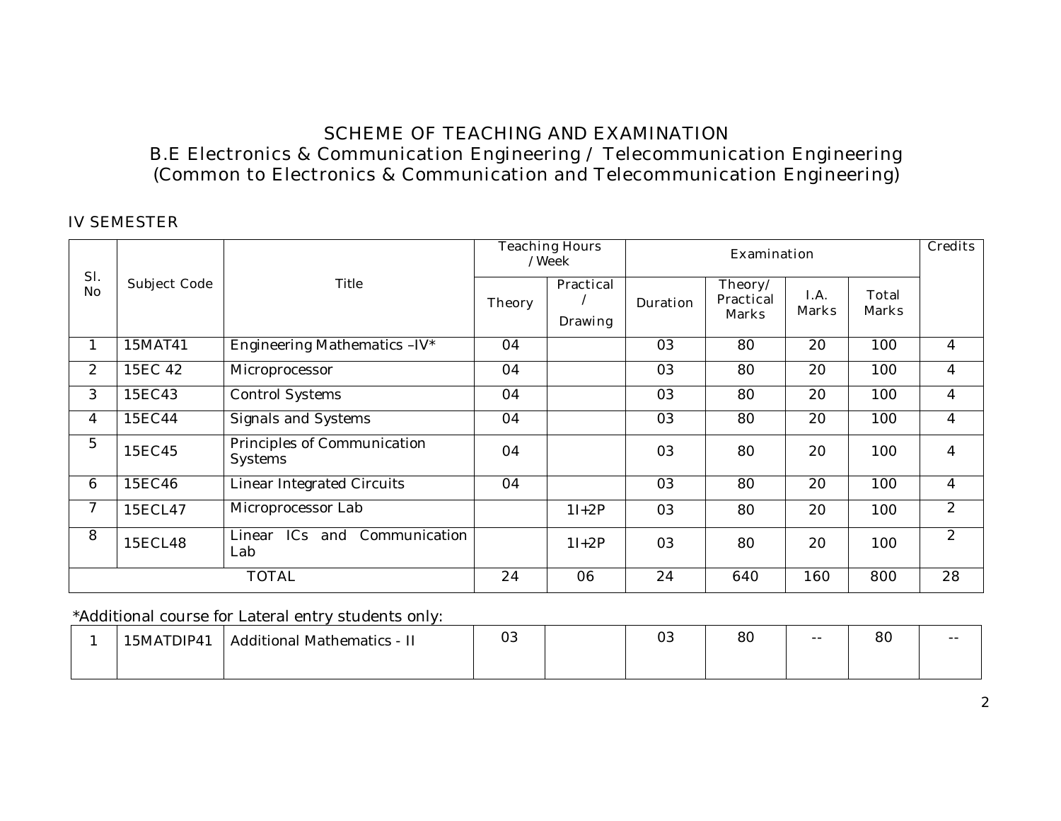# SCHEME OF TEACHING AND EXAMINATION

## B.E Electronics & Communication Engineering / Telecommunication Engineering

## (Common to Electronics & Communication and Telecommunication Engineering)

### IV SEMESTER

| Sl. No | Subject Code | Title | Teaching Hours / Week | | Examination | | | | Credits |
|---|---|---|---|---|---|---|---|---|---|
| | | | Theory | Practical / Drawing | Duration | Theory/ Practical Marks | I.A. Marks | Total Marks | |
| 1 | 15MAT41 | Engineering Mathematics –IV* | 04 | | 03 | 80 | 20 | 100 | 4 |
| 2 | 15EC 42 | Microprocessor | 04 | | 03 | 80 | 20 | 100 | 4 |
| 3 | 15EC43 | Control Systems | 04 | | 03 | 80 | 20 | 100 | 4 |
| 4 | 15EC44 | Signals and Systems | 04 | | 03 | 80 | 20 | 100 | 4 |
| 5 | 15EC45 | Principles of Communication Systems | 04 | | 03 | 80 | 20 | 100 | 4 |
| 6 | 15EC46 | Linear Integrated Circuits | 04 | | 03 | 80 | 20 | 100 | 4 |
| 7 | 15ECL47 | Microprocessor Lab | | 1I+2P | 03 | 80 | 20 | 100 | 2 |
| 8 | 15ECL48 | Linear ICs and Communication Lab | | 1I+2P | 03 | 80 | 20 | 100 | 2 |
| TOTAL | | | 24 | 06 | 24 | 640 | 160 | 800 | 28 |

*Additional course for Lateral entry students only:

| 1 | 15MATDIP41 | Additional Mathematics - II | 03 | | 03 | 80 | -- | 80 | -- |
|---|---|---|---|---|---|---|---|---|---|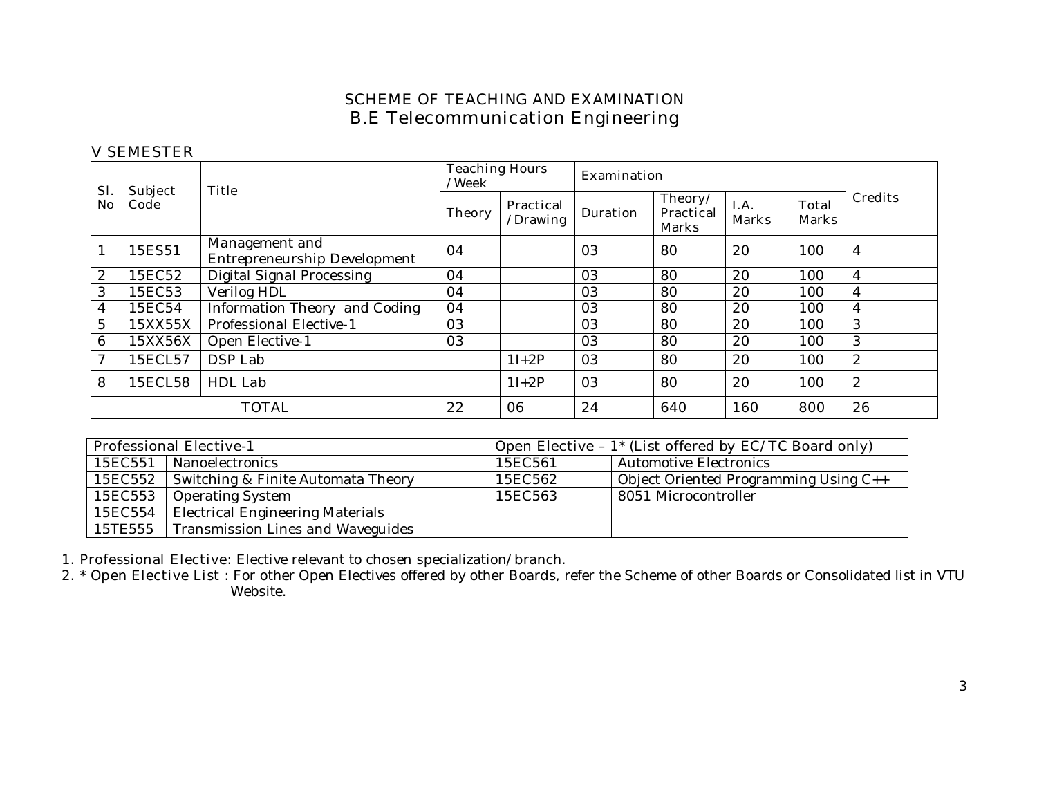# SCHEME OF TEACHING AND EXAMINATION
## B.E Telecommunication Engineering

### V SEMESTER

| Sl. No | Subject Code | Title | Teaching Hours /Week | | Examination | | | | Credits |
|---|---|---|---|---|---|---|---|---|---|
| | | | Theory | Practical /Drawing | Duration | Theory/ Practical Marks | I.A. Marks | Total Marks | |
| 1 | 15ES51 | Management and Entrepreneurship Development | 04 | | 03 | 80 | 20 | 100 | 4 |
| 2 | 15EC52 | Digital Signal Processing | 04 | | 03 | 80 | 20 | 100 | 4 |
| 3 | 15EC53 | Verilog HDL | 04 | | 03 | 80 | 20 | 100 | 4 |
| 4 | 15EC54 | Information Theory and Coding | 04 | | 03 | 80 | 20 | 100 | 4 |
| 5 | 15XX55X | Professional Elective-1 | 03 | | 03 | 80 | 20 | 100 | 3 |
| 6 | 15XX56X | Open Elective-1 | 03 | | 03 | 80 | 20 | 100 | 3 |
| 7 | 15ECL57 | DSP Lab | | 1I+2P | 03 | 80 | 20 | 100 | 2 |
| 8 | 15ECL58 | HDL Lab | | 1I+2P | 03 | 80 | 20 | 100 | 2 |
| TOTAL | | | 22 | 06 | 24 | 640 | 160 | 800 | 26 |

| Professional Elective-1 | | | Open Elective – 1* (List offered by EC/TC Board only) | |
|---|---|---|---|---|
| 15EC551 | Nanoelectronics | | 15EC561 | Automotive Electronics |
| 15EC552 | Switching & Finite Automata Theory | | 15EC562 | Object Oriented Programming Using C++ |
| 15EC553 | Operating System | | 15EC563 | 8051 Microcontroller |
| 15EC554 | Electrical Engineering Materials | | | |
| 15TE555 | Transmission Lines and Waveguides | | | |

1. Professional Elective: Elective relevant to chosen specialization/branch.
2. * Open Elective List : For other Open Electives offered by other Boards, refer the Scheme of other Boards or Consolidated list in VTU Website.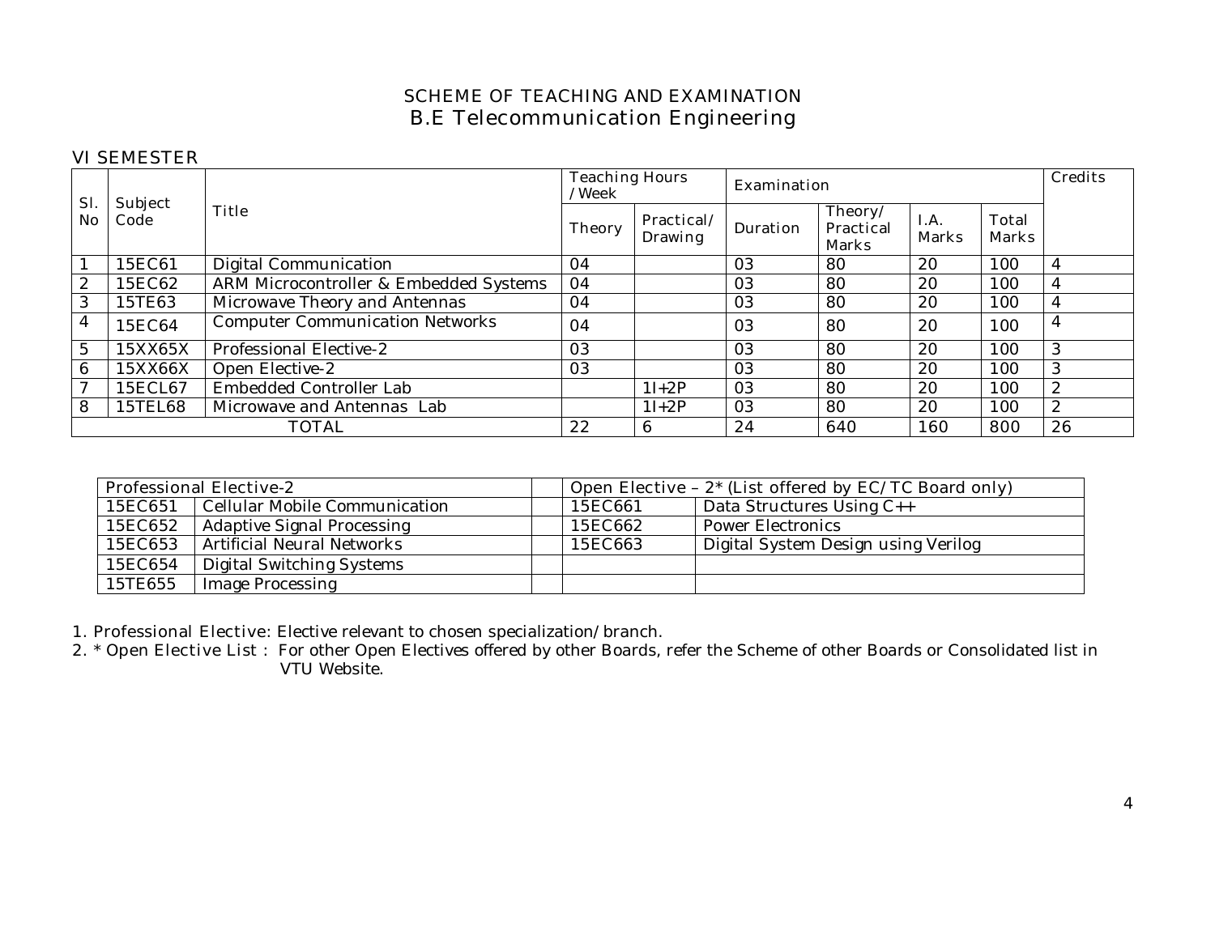# SCHEME OF TEACHING AND EXAMINATION
## B.E Telecommunication Engineering

### VI SEMESTER

| Sl. No | Subject Code | Title | Teaching Hours /Week | | Examination | | | | Credits |
|---|---|---|---|---|---|---|---|---|---|
| | | | Theory | Practical/ Drawing | Duration | Theory/ Practical Marks | I.A. Marks | Total Marks | |
| 1 | 15EC61 | Digital Communication | 04 | | 03 | 80 | 20 | 100 | 4 |
| 2 | 15EC62 | ARM Microcontroller & Embedded Systems | 04 | | 03 | 80 | 20 | 100 | 4 |
| 3 | 15TE63 | Microwave Theory and Antennas | 04 | | 03 | 80 | 20 | 100 | 4 |
| 4 | 15EC64 | Computer Communication Networks | 04 | | 03 | 80 | 20 | 100 | 4 |
| 5 | 15XX65X | Professional Elective-2 | 03 | | 03 | 80 | 20 | 100 | 3 |
| 6 | 15XX66X | Open Elective-2 | 03 | | 03 | 80 | 20 | 100 | 3 |
| 7 | 15ECL67 | Embedded Controller Lab | | 1I+2P | 03 | 80 | 20 | 100 | 2 |
| 8 | 15TEL68 | Microwave and Antennas Lab | | 1I+2P | 03 | 80 | 20 | 100 | 2 |
| TOTAL | | | 22 | 6 | 24 | 640 | 160 | 800 | 26 |

| Professional Elective-2 | | | Open Elective – 2* (List offered by EC/TC Board only) | |
|---|---|---|---|---|
| 15EC651 | Cellular Mobile Communication | | 15EC661 | Data Structures Using C++ |
| 15EC652 | Adaptive Signal Processing | | 15EC662 | Power Electronics |
| 15EC653 | Artificial Neural Networks | | 15EC663 | Digital System Design using Verilog |
| 15EC654 | Digital Switching Systems | | | |
| 15TE655 | Image Processing | | | |

1. Professional Elective: Elective relevant to chosen specialization/branch.
2. * Open Elective List : For other Open Electives offered by other Boards, refer the Scheme of other Boards or Consolidated list in VTU Website.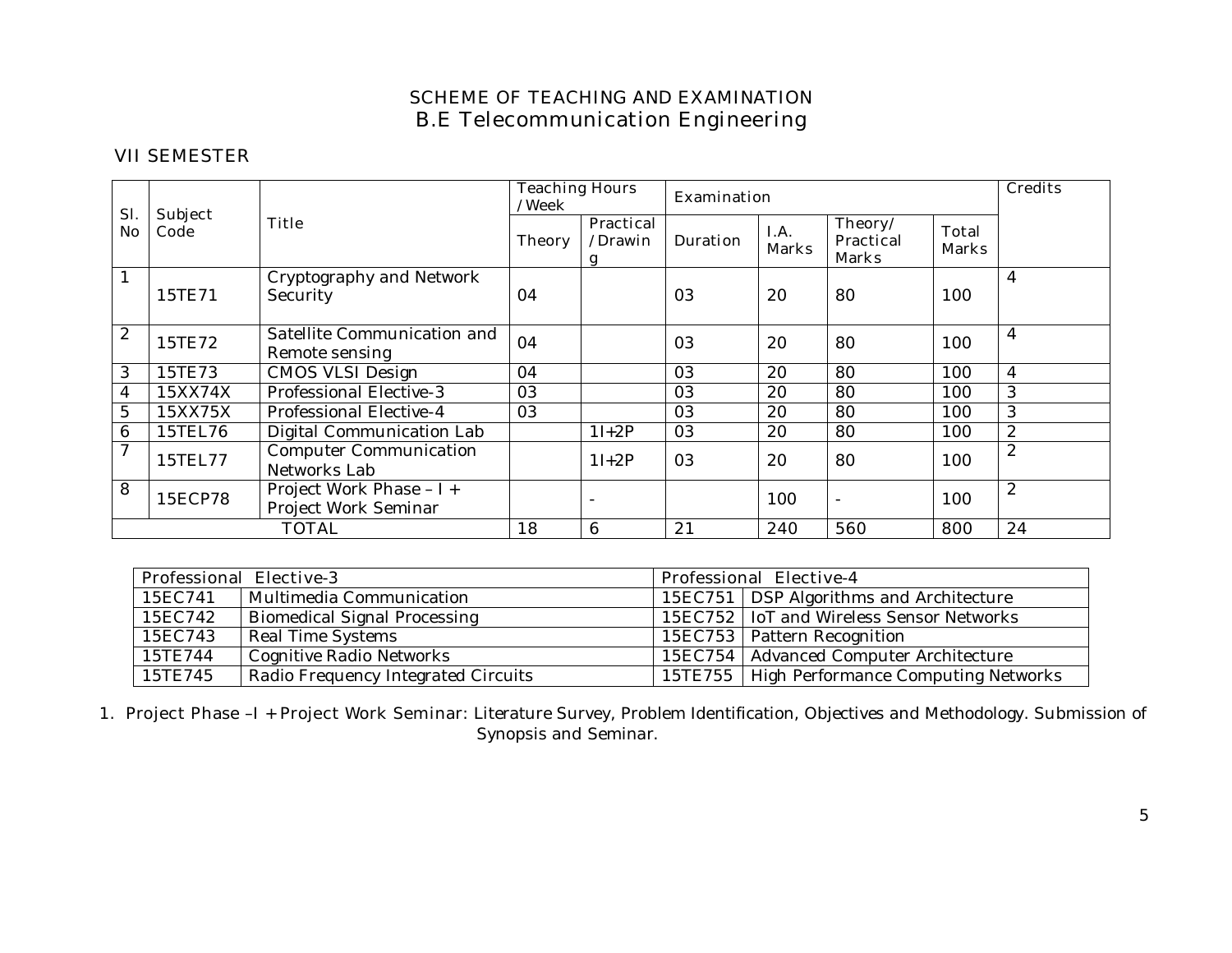# SCHEME OF TEACHING AND EXAMINATION
## B.E Telecommunication Engineering

### VII SEMESTER

| Sl. No | Subject Code | Title | Teaching Hours /Week | | Examination | | | | Credits |
|---|---|---|---|---|---|---|---|---|---|
| | | | Theory | Practical /Drawing | Duration | I.A. Marks | Theory/ Practical Marks | Total Marks | |
| 1 | 15TE71 | Cryptography and Network Security | 04 | | 03 | 20 | 80 | 100 | 4 |
| 2 | 15TE72 | Satellite Communication and Remote sensing | 04 | | 03 | 20 | 80 | 100 | 4 |
| 3 | 15TE73 | CMOS VLSI Design | 04 | | 03 | 20 | 80 | 100 | 4 |
| 4 | 15XX74X | Professional Elective-3 | 03 | | 03 | 20 | 80 | 100 | 3 |
| 5 | 15XX75X | Professional Elective-4 | 03 | | 03 | 20 | 80 | 100 | 3 |
| 6 | 15TEL76 | Digital Communication Lab | | 1I+2P | 03 | 20 | 80 | 100 | 2 |
| 7 | 15TEL77 | Computer Communication Networks Lab | | 1I+2P | 03 | 20 | 80 | 100 | 2 |
| 8 | 15ECP78 | Project Work Phase – I + Project Work Seminar | | - | | 100 | - | 100 | 2 |
| | | TOTAL | 18 | 6 | 21 | 240 | 560 | 800 | 24 |

| Professional Elective-3 | | Professional Elective-4 | |
|---|---|---|---|
| 15EC741 | Multimedia Communication | 15EC751 | DSP Algorithms and Architecture |
| 15EC742 | Biomedical Signal Processing | 15EC752 | IoT and Wireless Sensor Networks |
| 15EC743 | Real Time Systems | 15EC753 | Pattern Recognition |
| 15TE744 | Cognitive Radio Networks | 15EC754 | Advanced Computer Architecture |
| 15TE745 | Radio Frequency Integrated Circuits | 15TE755 | High Performance Computing Networks |

1. Project Phase –I + Project Work Seminar: Literature Survey, Problem Identification, Objectives and Methodology. Submission of Synopsis and Seminar.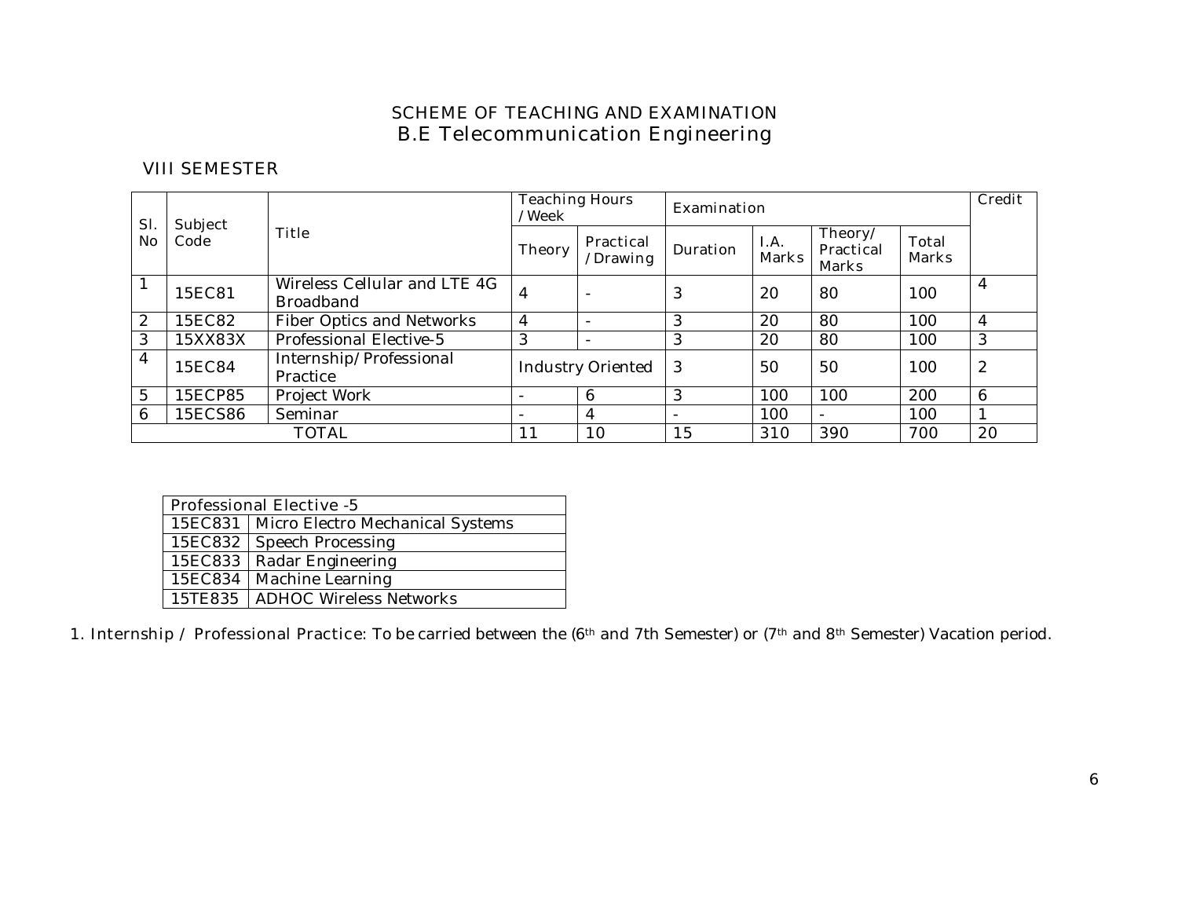# SCHEME OF TEACHING AND EXAMINATION
## B.E Telecommunication Engineering

VIII SEMESTER

| Sl. No | Subject Code | Title | Teaching Hours /Week | | Examination | | | | Credit |
|---|---|---|---|---|---|---|---|---|---|
| | | | Theory | Practical /Drawing | Duration | I.A. Marks | Theory/ Practical Marks | Total Marks | |
| 1 | 15EC81 | Wireless Cellular and LTE 4G Broadband | 4 | - | 3 | 20 | 80 | 100 | 4 |
| 2 | 15EC82 | Fiber Optics and Networks | 4 | - | 3 | 20 | 80 | 100 | 4 |
| 3 | 15XX83X | Professional Elective-5 | 3 | - | 3 | 20 | 80 | 100 | 3 |
| 4 | 15EC84 | Internship/Professional Practice | Industry Oriented | | 3 | 50 | 50 | 100 | 2 |
| 5 | 15ECP85 | Project Work | - | 6 | 3 | 100 | 100 | 200 | 6 |
| 6 | 15ECS86 | Seminar | - | 4 | - | 100 | - | 100 | 1 |
| TOTAL | | | 11 | 10 | 15 | 310 | 390 | 700 | 20 |

| Professional Elective -5 | |
|---|---|
| 15EC831 | Micro Electro Mechanical Systems |
| 15EC832 | Speech Processing |
| 15EC833 | Radar Engineering |
| 15EC834 | Machine Learning |
| 15TE835 | ADHOC Wireless Networks |

1. Internship / Professional Practice: To be carried between the (6th and 7th Semester) or (7th and 8th Semester) Vacation period.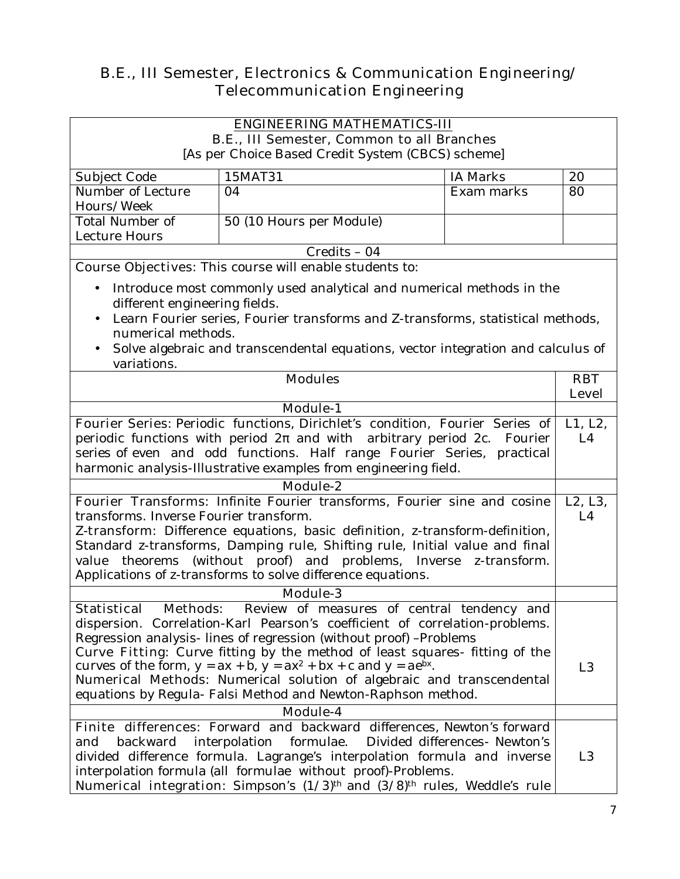# B.E., III Semester, Electronics & Communication Engineering/ Telecommunication Engineering

**ENGINEERING MATHEMATICS-III**
B.E., III Semester, Common to all Branches
[As per Choice Based Credit System (CBCS) scheme]

| Subject Code | 15MAT31 | IA Marks | 20 |
|---|---|---|---|
| Number of Lecture Hours/Week | 04 | Exam marks | 80 |
| Total Number of Lecture Hours | 50 (10 Hours per Module) | | |

Credits – 04

Course Objectives: This course will enable students to:

- Introduce most commonly used analytical and numerical methods in the different engineering fields.
- Learn Fourier series, Fourier transforms and Z-transforms, statistical methods, numerical methods.
- Solve algebraic and transcendental equations, vector integration and calculus of variations.

| Modules | RBT Level |
|---|---|
| **Module-1** | |
| Fourier Series: Periodic functions, Dirichlet's condition, Fourier Series of periodic functions with period $2\pi$ and with arbitrary period $2c$. Fourier series of even and odd functions. Half range Fourier Series, practical harmonic analysis-Illustrative examples from engineering field. | L1, L2, L4 |
| **Module-2** | |
| Fourier Transforms: Infinite Fourier transforms, Fourier sine and cosine transforms. Inverse Fourier transform. Z-transform: Difference equations, basic definition, z-transform-definition, Standard z-transforms, Damping rule, Shifting rule, Initial value and final value theorems (without proof) and problems, Inverse z-transform. Applications of z-transforms to solve difference equations. | L2, L3, L4 |
| **Module-3** | |
| Statistical Methods: Review of measures of central tendency and dispersion. Correlation-Karl Pearson's coefficient of correlation-problems. Regression analysis- lines of regression (without proof) –Problems. Curve Fitting: Curve fitting by the method of least squares- fitting of the curves of the form, $y = ax + b$, $y = ax^2 + bx + c$ and $y = ae^{bx}$. Numerical Methods: Numerical solution of algebraic and transcendental equations by Regula- Falsi Method and Newton-Raphson method. | L3 |
| **Module-4** | |
| Finite differences: Forward and backward differences, Newton's forward and backward interpolation formulae. Divided differences- Newton's divided difference formula. Lagrange's interpolation formula and inverse interpolation formula (all formulae without proof)-Problems. Numerical integration: Simpson's $(1/3)^{th}$ and $(3/8)^{th}$ rules, Weddle's rule | L3 |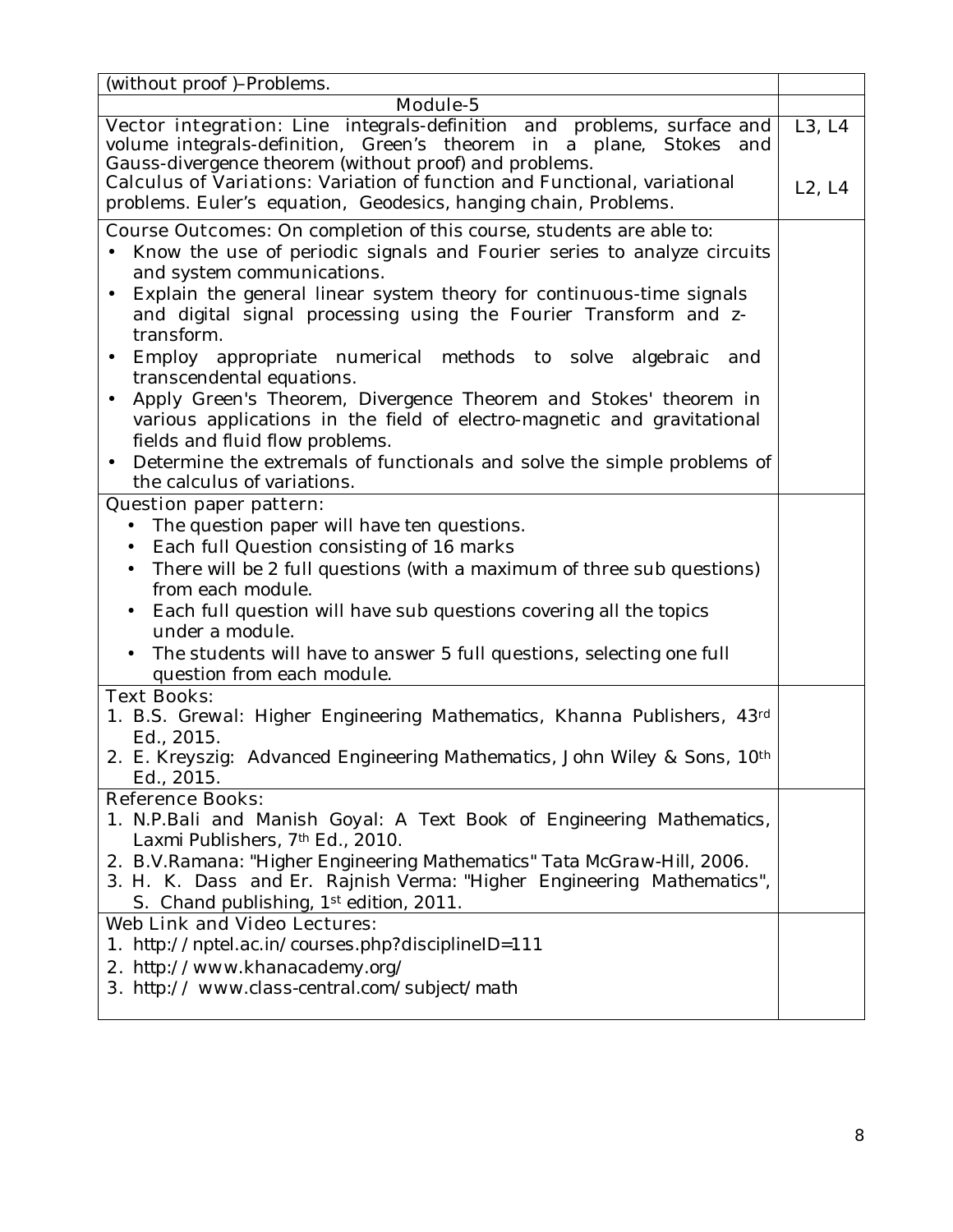| (without proof )–Problems. | |
|---|---|
| **Module-5** | |
| **Vector integration:** Line integrals-definition and problems, surface and volume integrals-definition, Green's theorem in a plane, Stokes and Gauss-divergence theorem (without proof) and problems.<br>**Calculus of Variations:** Variation of function and Functional, variational problems. Euler's equation, Geodesics, hanging chain, Problems. | L3, L4<br><br>L2, L4 |
| **Course Outcomes:** On completion of this course, students are able to:<br>• Know the use of periodic signals and Fourier series to analyze circuits and system communications.<br>• Explain the general linear system theory for continuous-time signals and digital signal processing using the Fourier Transform and z-transform.<br>• Employ appropriate numerical methods to solve algebraic and transcendental equations.<br>• Apply Green's Theorem, Divergence Theorem and Stokes' theorem in various applications in the field of electro-magnetic and gravitational fields and fluid flow problems.<br>• Determine the extremals of functionals and solve the simple problems of the calculus of variations. | |
| **Question paper pattern:**<br>• The question paper will have ten questions.<br>• Each full Question consisting of 16 marks<br>• There will be 2 full questions (with a maximum of three sub questions) from each module.<br>• Each full question will have sub questions covering all the topics under a module.<br>• The students will have to answer 5 full questions, selecting one full question from each module. | |
| **Text Books:**<br>1. B.S. Grewal: Higher Engineering Mathematics, Khanna Publishers, 43rd Ed., 2015.<br>2. E. Kreyszig: Advanced Engineering Mathematics, John Wiley & Sons, 10th Ed., 2015. | |
| **Reference Books:**<br>1. N.P.Bali and Manish Goyal: A Text Book of Engineering Mathematics, Laxmi Publishers, 7th Ed., 2010.<br>2. B.V.Ramana: "Higher Engineering Mathematics" Tata McGraw-Hill, 2006.<br>3. H. K. Dass and Er. Rajnish Verma: "Higher Engineering Mathematics", S. Chand publishing, 1st edition, 2011. | |
| **Web Link and Video Lectures:**<br>1. http://nptel.ac.in/courses.php?disciplineID=111<br>2. http://www.khanacademy.org/<br>3. http:// www.class-central.com/subject/math | |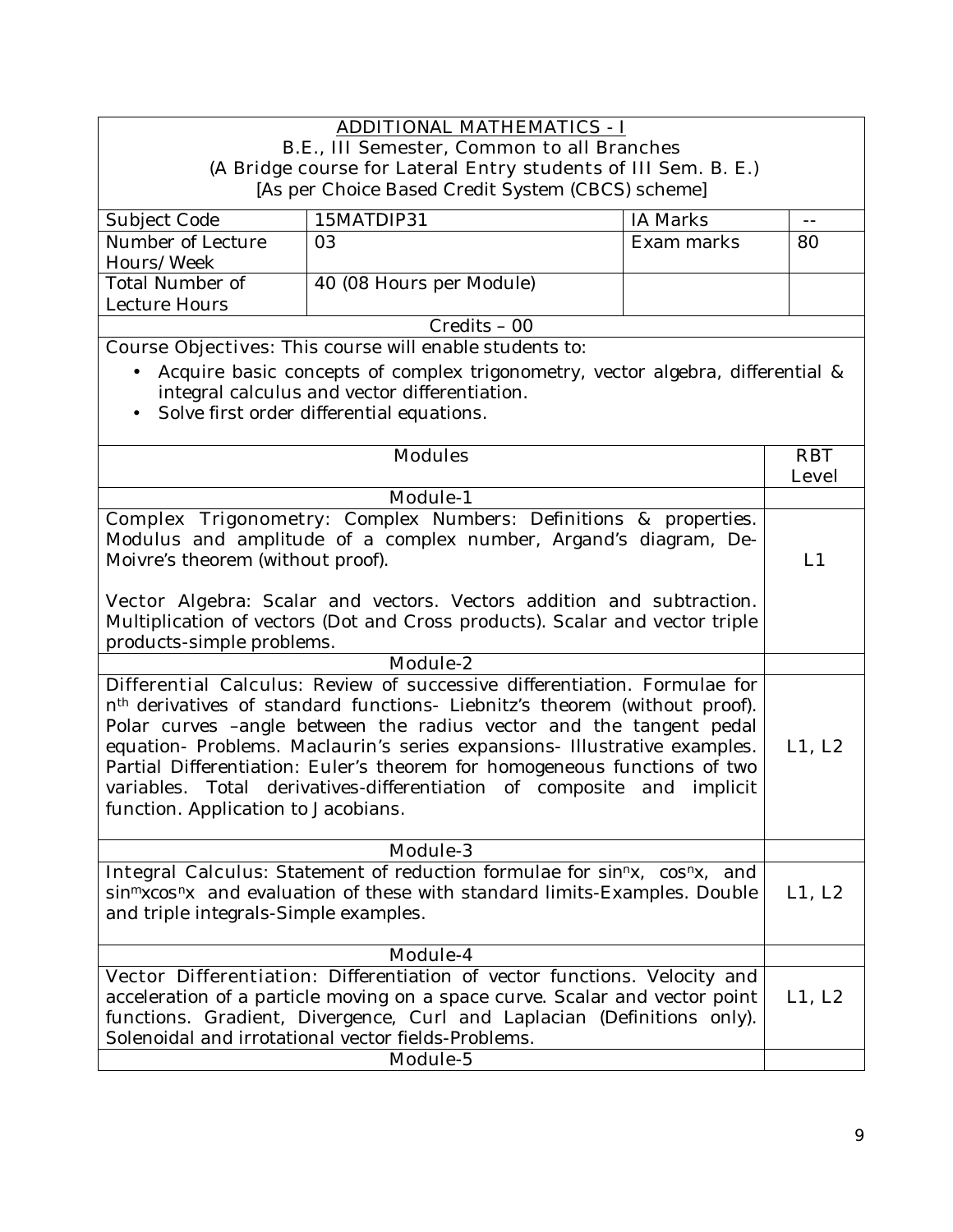**ADDITIONAL MATHEMATICS - I**

B.E., III Semester, Common to all Branches

(A Bridge course for Lateral Entry students of III Sem. B. E.)

[As per Choice Based Credit System (CBCS) scheme]

| Subject Code | 15MATDIP31 | IA Marks | -- |
|---|---|---|---|
| Number of Lecture Hours/Week | 03 | Exam marks | 80 |
| Total Number of Lecture Hours | 40 (08 Hours per Module) | | |

Credits – 00

Course Objectives: This course will enable students to:

- Acquire basic concepts of complex trigonometry, vector algebra, differential & integral calculus and vector differentiation.
- Solve first order differential equations.

| Modules | RBT Level |
|---|---|
| **Module-1** | |
| Complex Trigonometry: Complex Numbers: Definitions & properties. Modulus and amplitude of a complex number, Argand's diagram, De-Moivre's theorem (without proof).<br><br>Vector Algebra: Scalar and vectors. Vectors addition and subtraction. Multiplication of vectors (Dot and Cross products). Scalar and vector triple products-simple problems. | L1 |
| **Module-2** | |
| Differential Calculus: Review of successive differentiation. Formulae for $n^{th}$ derivatives of standard functions- Liebnitz's theorem (without proof). Polar curves –angle between the radius vector and the tangent pedal equation- Problems. Maclaurin's series expansions- Illustrative examples. Partial Differentiation: Euler's theorem for homogeneous functions of two variables. Total derivatives-differentiation of composite and implicit function. Application to Jacobians. | L1, L2 |
| **Module-3** | |
| Integral Calculus: Statement of reduction formulae for $\sin^n x$, $\cos^n x$, and $\sin^m x \cos^n x$ and evaluation of these with standard limits-Examples. Double and triple integrals-Simple examples. | L1, L2 |
| **Module-4** | |
| Vector Differentiation: Differentiation of vector functions. Velocity and acceleration of a particle moving on a space curve. Scalar and vector point functions. Gradient, Divergence, Curl and Laplacian (Definitions only). Solenoidal and irrotational vector fields-Problems. | L1, L2 |
| **Module-5** | |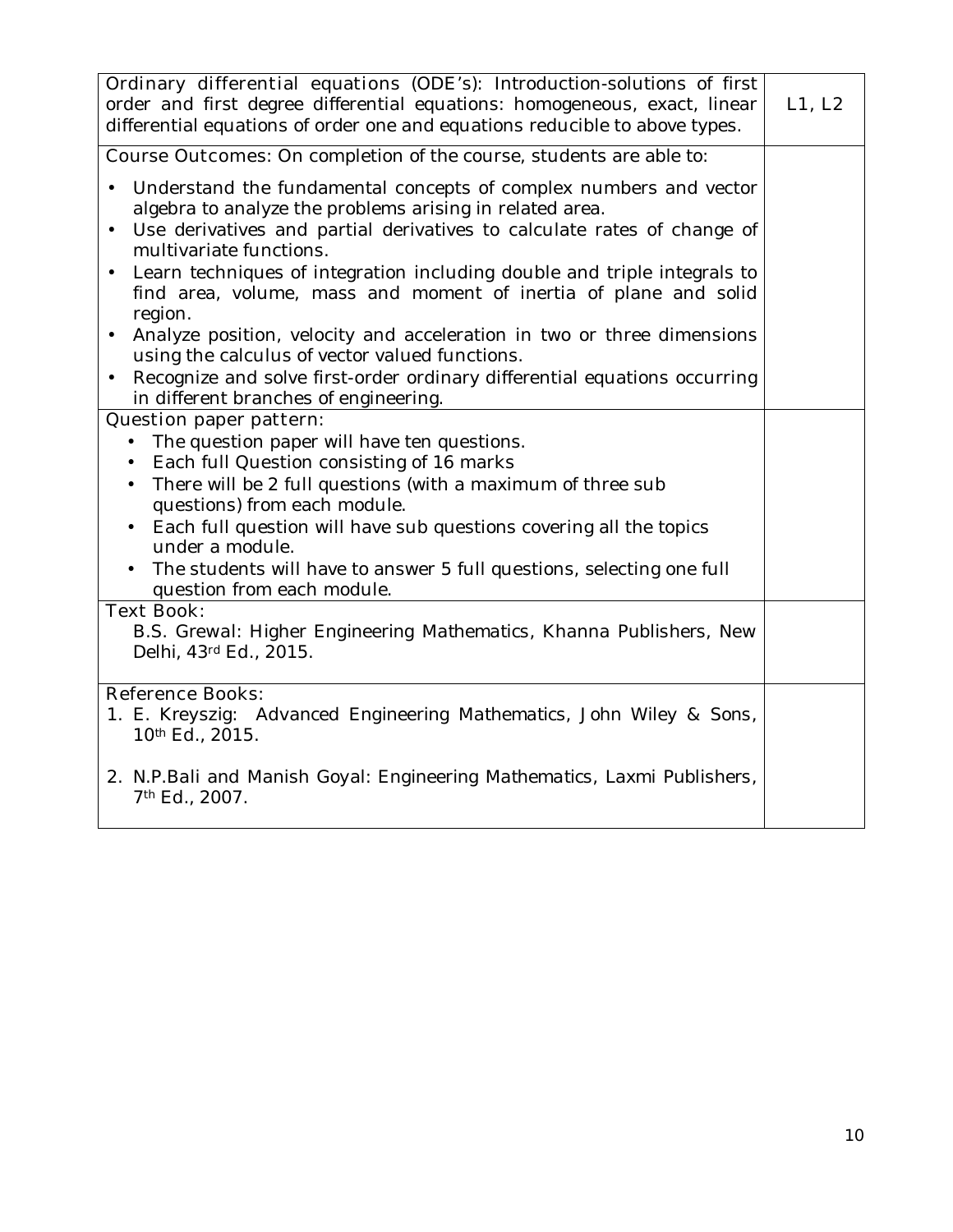| | |
|---|---|
| Ordinary differential equations (ODE's): Introduction-solutions of first order and first degree differential equations: homogeneous, exact, linear differential equations of order one and equations reducible to above types. | L1, L2 |
| Course Outcomes: On completion of the course, students are able to:<br>• Understand the fundamental concepts of complex numbers and vector algebra to analyze the problems arising in related area.<br>• Use derivatives and partial derivatives to calculate rates of change of multivariate functions.<br>• Learn techniques of integration including double and triple integrals to find area, volume, mass and moment of inertia of plane and solid region.<br>• Analyze position, velocity and acceleration in two or three dimensions using the calculus of vector valued functions.<br>• Recognize and solve first-order ordinary differential equations occurring in different branches of engineering. | |
| Question paper pattern:<br>• The question paper will have ten questions.<br>• Each full Question consisting of 16 marks<br>• There will be 2 full questions (with a maximum of three sub questions) from each module.<br>• Each full question will have sub questions covering all the topics under a module.<br>• The students will have to answer 5 full questions, selecting one full question from each module. | |
| Text Book:<br>B.S. Grewal: Higher Engineering Mathematics, Khanna Publishers, New Delhi, 43rd Ed., 2015. | |
| Reference Books:<br>1. E. Kreyszig: Advanced Engineering Mathematics, John Wiley & Sons, 10th Ed., 2015.<br>2. N.P.Bali and Manish Goyal: Engineering Mathematics, Laxmi Publishers, 7th Ed., 2007. | |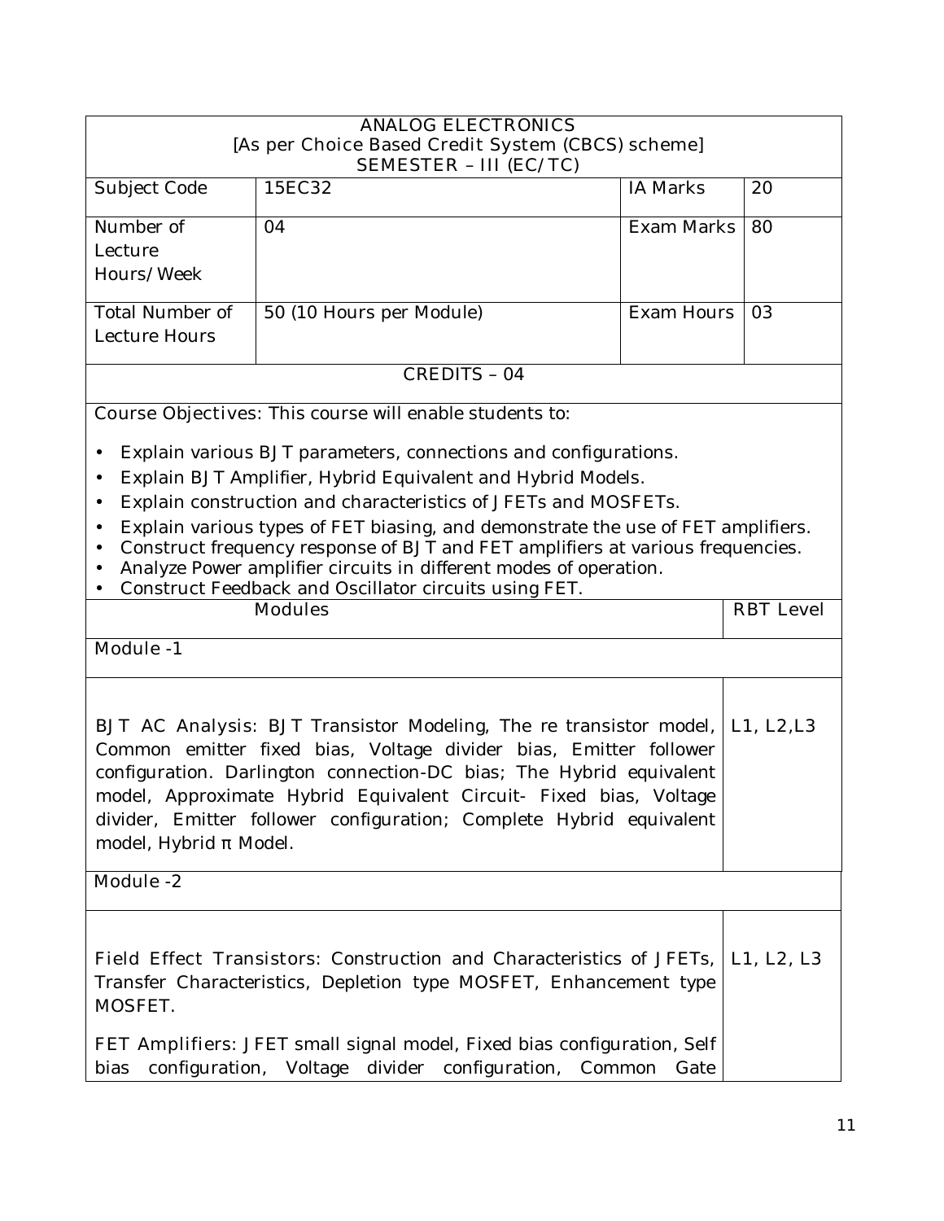## ANALOG ELECTRONICS

[As per Choice Based Credit System (CBCS) scheme]

SEMESTER – III (EC/TC)

| Subject Code | 15EC32 | IA Marks | 20 |
|---|---|---|---|
| Number of Lecture Hours/Week | 04 | Exam Marks | 80 |
| Total Number of Lecture Hours | 50 (10 Hours per Module) | Exam Hours | 03 |

**CREDITS – 04**

**Course Objectives:** This course will enable students to:

- Explain various BJT parameters, connections and configurations.
- Explain BJT Amplifier, Hybrid Equivalent and Hybrid Models.
- Explain construction and characteristics of JFETs and MOSFETs.
- Explain various types of FET biasing, and demonstrate the use of FET amplifiers.
- Construct frequency response of BJT and FET amplifiers at various frequencies.
- Analyze Power amplifier circuits in different modes of operation.
- Construct Feedback and Oscillator circuits using FET.

| Modules | RBT Level |
|---|---|
| **Module -1** | |
| **BJT AC Analysis:** BJT Transistor Modeling, The re transistor model, Common emitter fixed bias, Voltage divider bias, Emitter follower configuration. Darlington connection-DC bias; The Hybrid equivalent model, Approximate Hybrid Equivalent Circuit- Fixed bias, Voltage divider, Emitter follower configuration; Complete Hybrid equivalent model, Hybrid π Model. | L1, L2,L3 |
| **Module -2** | |
| **Field Effect Transistors:** Construction and Characteristics of JFETs, Transfer Characteristics, Depletion type MOSFET, Enhancement type MOSFET.<br><br>**FET Amplifiers:** JFET small signal model, Fixed bias configuration, Self bias configuration, Voltage divider configuration, Common Gate | L1, L2, L3 |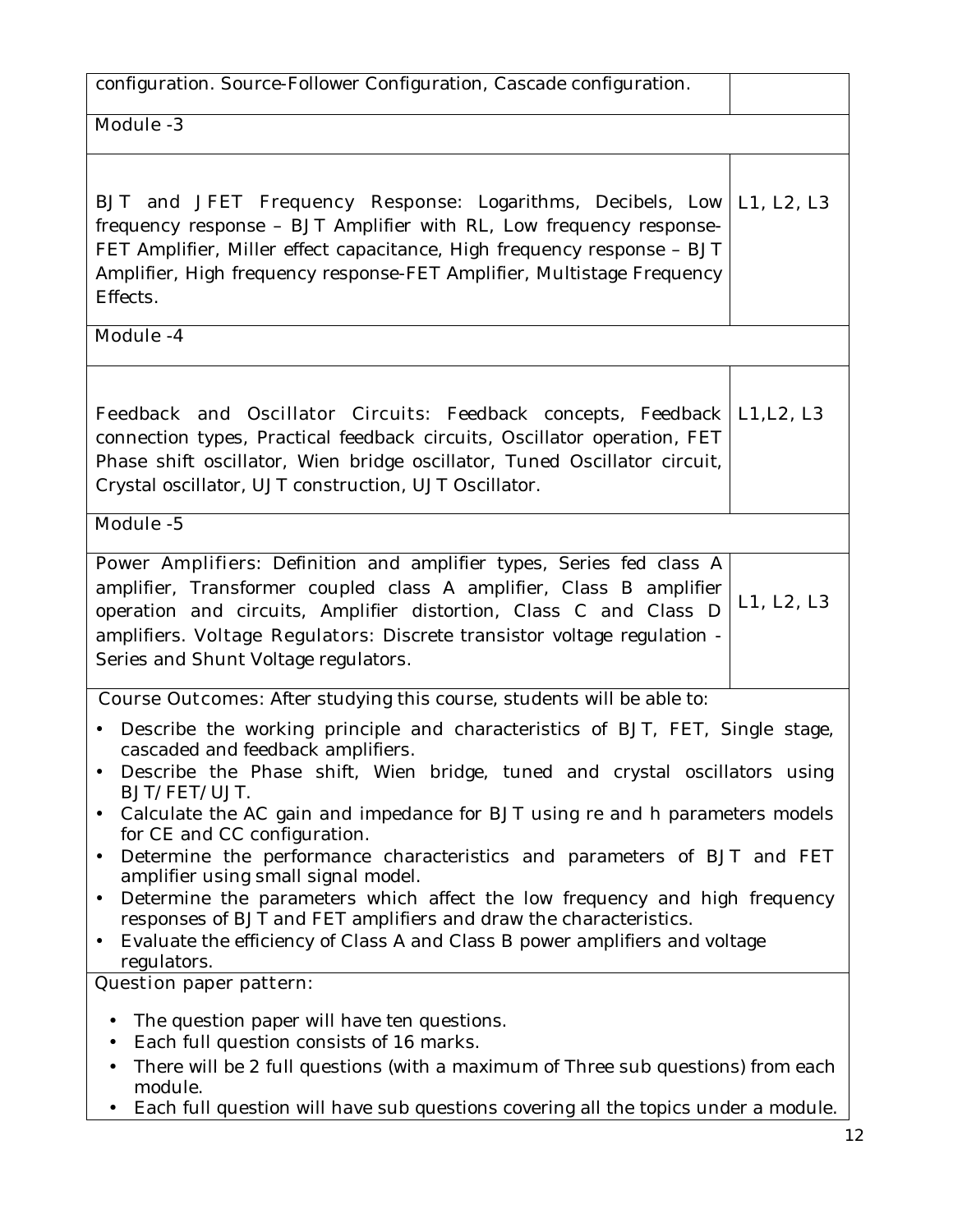| | |
|---|---|
| configuration. Source-Follower Configuration, Cascade configuration. | |
| **Module -3** | |
| **BJT and JFET Frequency Response:** Logarithms, Decibels, Low frequency response – BJT Amplifier with RL, Low frequency response-FET Amplifier, Miller effect capacitance, High frequency response – BJT Amplifier, High frequency response-FET Amplifier, Multistage Frequency Effects. | L1, L2, L3 |
| **Module -4** | |
| **Feedback and Oscillator Circuits:** Feedback concepts, Feedback connection types, Practical feedback circuits, Oscillator operation, FET Phase shift oscillator, Wien bridge oscillator, Tuned Oscillator circuit, Crystal oscillator, UJT construction, UJT Oscillator. | L1,L2, L3 |
| **Module -5** | |
| **Power Amplifiers:** Definition and amplifier types, Series fed class A amplifier, Transformer coupled class A amplifier, Class B amplifier operation and circuits, Amplifier distortion, Class C and Class D amplifiers. **Voltage Regulators:** Discrete transistor voltage regulation - Series and Shunt Voltage regulators. | L1, L2, L3 |

**Course Outcomes:** After studying this course, students will be able to:

- Describe the working principle and characteristics of BJT, FET, Single stage, cascaded and feedback amplifiers.
- Describe the Phase shift, Wien bridge, tuned and crystal oscillators using BJT/FET/UJT.
- Calculate the AC gain and impedance for BJT using re and h parameters models for CE and CC configuration.
- Determine the performance characteristics and parameters of BJT and FET amplifier using small signal model.
- Determine the parameters which affect the low frequency and high frequency responses of BJT and FET amplifiers and draw the characteristics.
- Evaluate the efficiency of Class A and Class B power amplifiers and voltage regulators.

**Question paper pattern:**

- The question paper will have ten questions.
- Each full question consists of 16 marks.
- There will be 2 full questions (with a maximum of Three sub questions) from each module.
- Each full question will have sub questions covering all the topics under a module.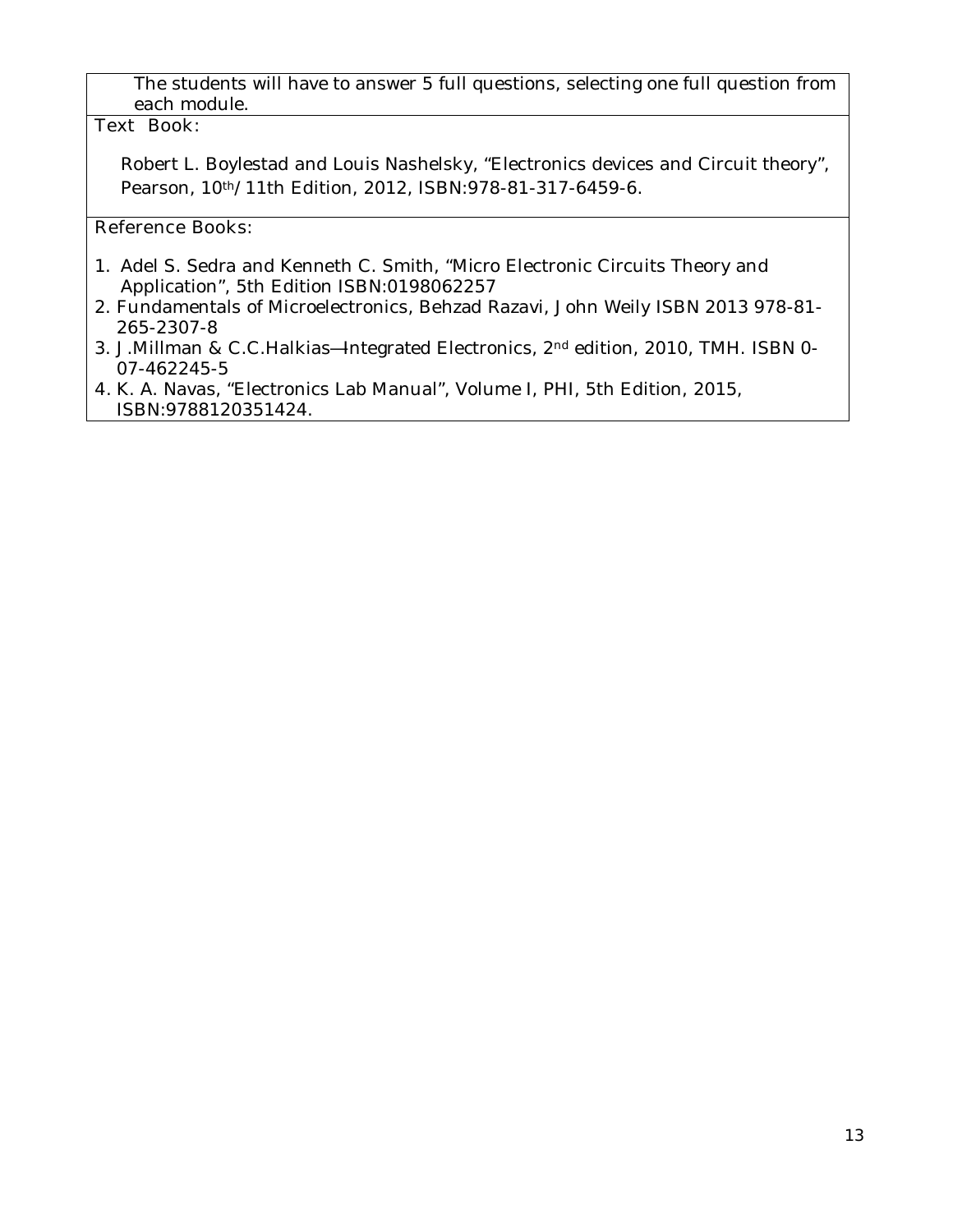The students will have to answer 5 full questions, selecting one full question from each module.

**Text Book:**

Robert L. Boylestad and Louis Nashelsky, "Electronics devices and Circuit theory", Pearson, 10th/11th Edition, 2012, ISBN:978-81-317-6459-6.

**Reference Books:**

1. Adel S. Sedra and Kenneth C. Smith, "Micro Electronic Circuits Theory and Application", 5th Edition ISBN:0198062257
2. Fundamentals of Microelectronics, Behzad Razavi, John Weily ISBN 2013 978-81-265-2307-8
3. J.Millman & C.C.Halkias―Integrated Electronics, 2nd edition, 2010, TMH. ISBN 0-07-462245-5
4. K. A. Navas, "Electronics Lab Manual", Volume I, PHI, 5th Edition, 2015, ISBN:9788120351424.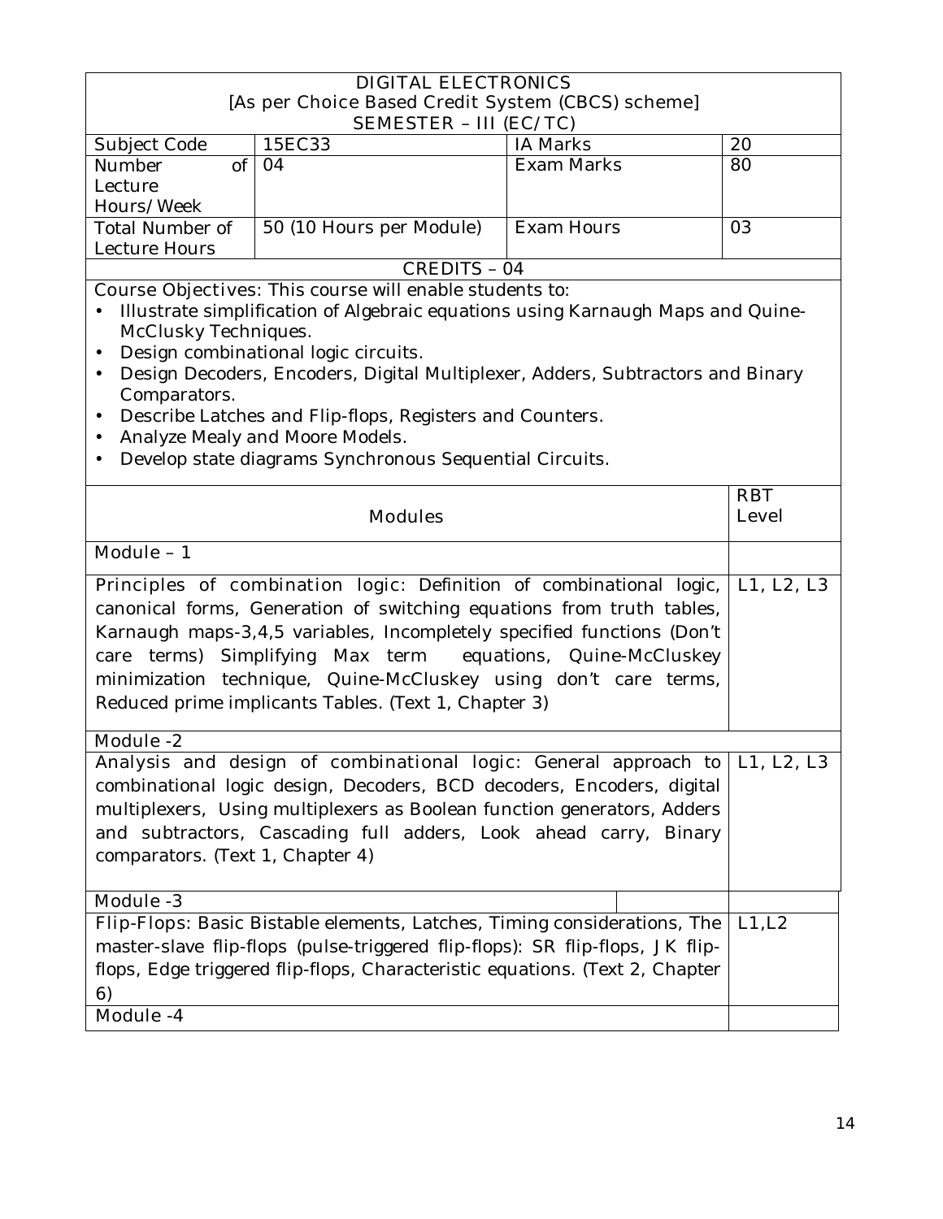# DIGITAL ELECTRONICS

[As per Choice Based Credit System (CBCS) scheme]

SEMESTER – III (EC/TC)

| Subject Code | 15EC33 | IA Marks | 20 |
|---|---|---|---|
| Number of Lecture Hours/Week | 04 | Exam Marks | 80 |
| Total Number of Lecture Hours | 50 (10 Hours per Module) | Exam Hours | 03 |

CREDITS – 04

**Course Objectives:** This course will enable students to:

- Illustrate simplification of Algebraic equations using Karnaugh Maps and Quine-McClusky Techniques.
- Design combinational logic circuits.
- Design Decoders, Encoders, Digital Multiplexer, Adders, Subtractors and Binary Comparators.
- Describe Latches and Flip-flops, Registers and Counters.
- Analyze Mealy and Moore Models.
- Develop state diagrams Synchronous Sequential Circuits.

| Modules | RBT Level |
|---|---|
| **Module – 1** | |
| Principles of combination logic: Definition of combinational logic, canonical forms, Generation of switching equations from truth tables, Karnaugh maps-3,4,5 variables, Incompletely specified functions (Don't care terms) Simplifying Max term equations, Quine-McCluskey minimization technique, Quine-McCluskey using don't care terms, Reduced prime implicants Tables. (Text 1, Chapter 3) | L1, L2, L3 |
| **Module -2** | |
| Analysis and design of combinational logic: General approach to combinational logic design, Decoders, BCD decoders, Encoders, digital multiplexers, Using multiplexers as Boolean function generators, Adders and subtractors, Cascading full adders, Look ahead carry, Binary comparators. (Text 1, Chapter 4) | L1, L2, L3 |
| **Module -3** | |
| Flip-Flops: Basic Bistable elements, Latches, Timing considerations, The master-slave flip-flops (pulse-triggered flip-flops): SR flip-flops, JK flip-flops, Edge triggered flip-flops, Characteristic equations. (Text 2, Chapter 6) | L1,L2 |
| **Module -4** | |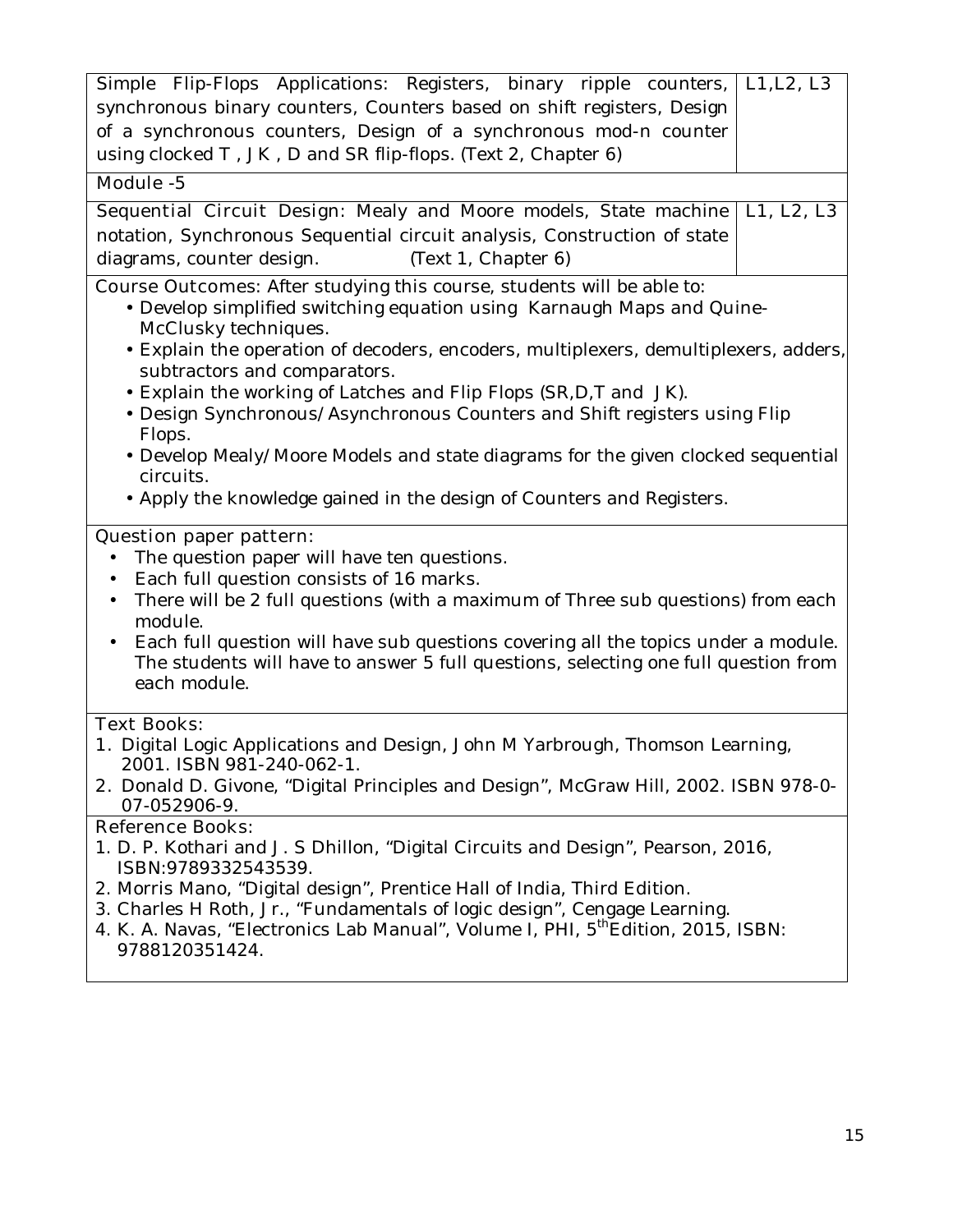| | |
|---|---|
| Simple Flip-Flops Applications: Registers, binary ripple counters, synchronous binary counters, Counters based on shift registers, Design of a synchronous counters, Design of a synchronous mod-n counter using clocked T , JK , D and SR flip-flops. (Text 2, Chapter 6) | L1,L2, L3 |
| **Module -5** | |
| Sequential Circuit Design: Mealy and Moore models, State machine notation, Synchronous Sequential circuit analysis, Construction of state diagrams, counter design. (Text 1, Chapter 6) | L1, L2, L3 |

**Course Outcomes:** After studying this course, students will be able to:

- Develop simplified switching equation using Karnaugh Maps and Quine-McClusky techniques.
- Explain the operation of decoders, encoders, multiplexers, demultiplexers, adders, subtractors and comparators.
- Explain the working of Latches and Flip Flops (SR,D,T and JK).
- Design Synchronous/Asynchronous Counters and Shift registers using Flip Flops.
- Develop Mealy/Moore Models and state diagrams for the given clocked sequential circuits.
- Apply the knowledge gained in the design of Counters and Registers.

**Question paper pattern:**

- The question paper will have ten questions.
- Each full question consists of 16 marks.
- There will be 2 full questions (with a maximum of Three sub questions) from each module.
- Each full question will have sub questions covering all the topics under a module. The students will have to answer 5 full questions, selecting one full question from each module.

**Text Books:**

1. Digital Logic Applications and Design, John M Yarbrough, Thomson Learning, 2001. ISBN 981-240-062-1.
2. Donald D. Givone, "Digital Principles and Design", McGraw Hill, 2002. ISBN 978-0-07-052906-9.

**Reference Books:**

1. D. P. Kothari and J. S Dhillon, "Digital Circuits and Design", Pearson, 2016, ISBN:9789332543539.
2. Morris Mano, "Digital design", Prentice Hall of India, Third Edition.
3. Charles H Roth, Jr., "Fundamentals of logic design", Cengage Learning.
4. K. A. Navas, "Electronics Lab Manual", Volume I, PHI, 5th Edition, 2015, ISBN: 9788120351424.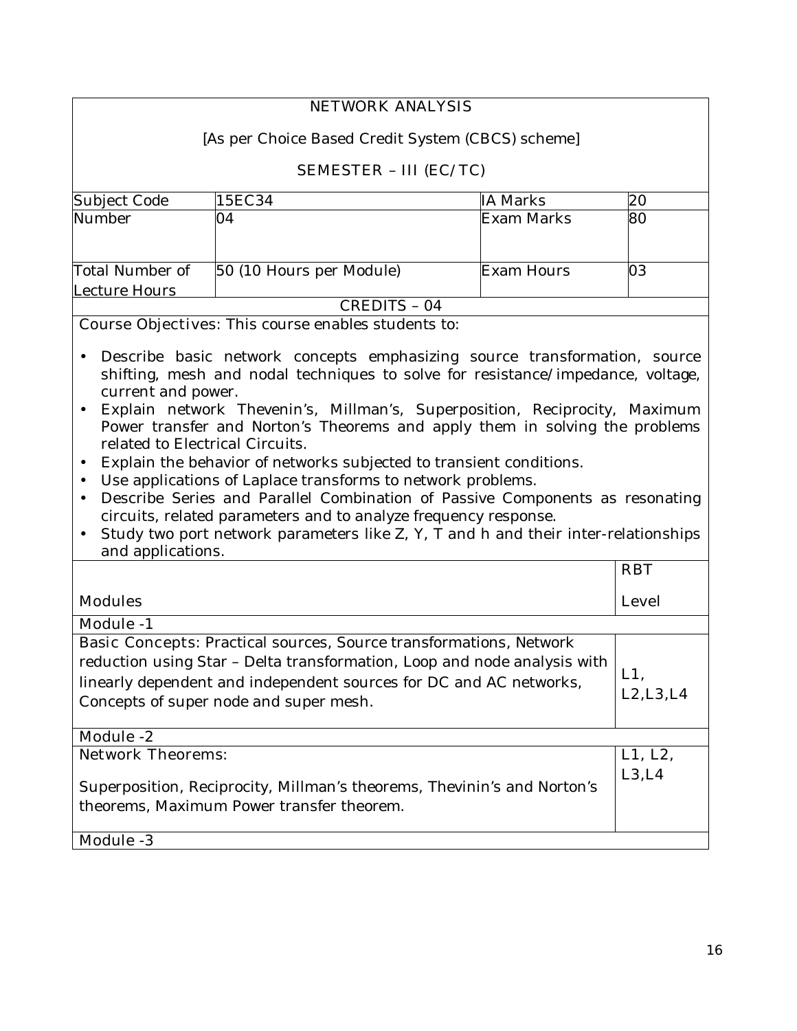NETWORK ANALYSIS

[As per Choice Based Credit System (CBCS) scheme]

SEMESTER – III (EC/TC)

| Subject Code | 15EC34 | IA Marks | 20 |
|---|---|---|---|
| Number | 04 | Exam Marks | 80 |
| Total Number of Lecture Hours | 50 (10 Hours per Module) | Exam Hours | 03 |

CREDITS – 04

Course Objectives: This course enables students to:

- Describe basic network concepts emphasizing source transformation, source shifting, mesh and nodal techniques to solve for resistance/impedance, voltage, current and power.
- Explain network Thevenin's, Millman's, Superposition, Reciprocity, Maximum Power transfer and Norton's Theorems and apply them in solving the problems related to Electrical Circuits.
- Explain the behavior of networks subjected to transient conditions.
- Use applications of Laplace transforms to network problems.
- Describe Series and Parallel Combination of Passive Components as resonating circuits, related parameters and to analyze frequency response.
- Study two port network parameters like Z, Y, T and h and their inter-relationships and applications.

| Modules | RBT Level |
|---|---|
| **Module -1** | |
| Basic Concepts: Practical sources, Source transformations, Network reduction using Star – Delta transformation, Loop and node analysis with linearly dependent and independent sources for DC and AC networks, Concepts of super node and super mesh. | L1, L2,L3,L4 |
| **Module -2** | |
| Network Theorems: Superposition, Reciprocity, Millman's theorems, Thevinin's and Norton's theorems, Maximum Power transfer theorem. | L1, L2, L3,L4 |
| **Module -3** | |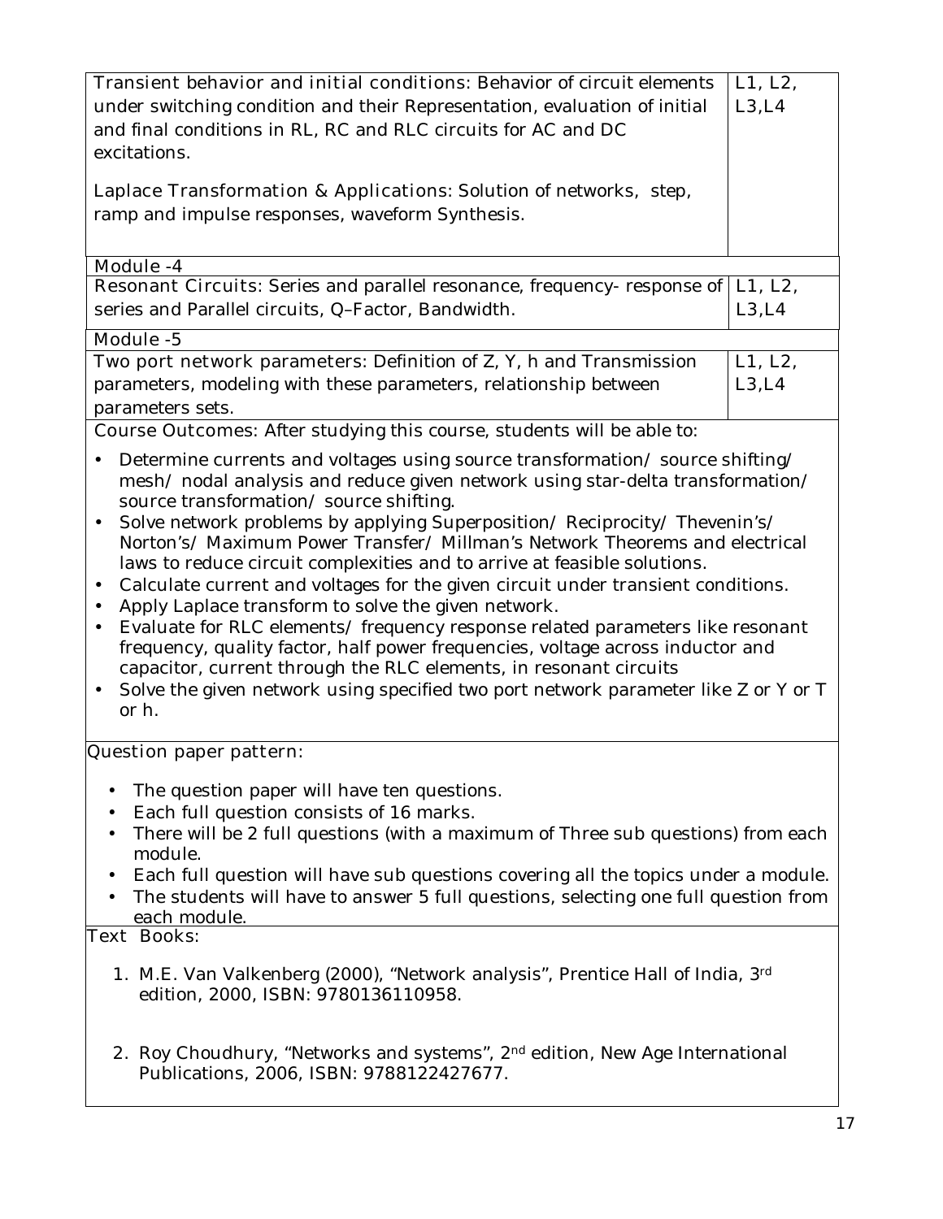| | |
|---|---|
| **Transient behavior and initial conditions:** Behavior of circuit elements under switching condition and their Representation, evaluation of initial and final conditions in RL, RC and RLC circuits for AC and DC excitations.<br><br>**Laplace Transformation & Applications:** Solution of networks, step, ramp and impulse responses, waveform Synthesis. | L1, L2, L3,L4 |
| **Module -4** | |
| **Resonant Circuits:** Series and parallel resonance, frequency- response of series and Parallel circuits, Q–Factor, Bandwidth. | L1, L2, L3,L4 |
| **Module -5** | |
| **Two port network parameters:** Definition of Z, Y, h and Transmission parameters, modeling with these parameters, relationship between parameters sets. | L1, L2, L3,L4 |

**Course Outcomes:** After studying this course, students will be able to:

- Determine currents and voltages using source transformation/ source shifting/ mesh/ nodal analysis and reduce given network using star-delta transformation/ source transformation/ source shifting.
- Solve network problems by applying Superposition/ Reciprocity/ Thevenin's/ Norton's/ Maximum Power Transfer/ Millman's Network Theorems and electrical laws to reduce circuit complexities and to arrive at feasible solutions.
- Calculate current and voltages for the given circuit under transient conditions.
- Apply Laplace transform to solve the given network.
- Evaluate for RLC elements/ frequency response related parameters like resonant frequency, quality factor, half power frequencies, voltage across inductor and capacitor, current through the RLC elements, in resonant circuits
- Solve the given network using specified two port network parameter like Z or Y or T or h.

**Question paper pattern:**

- The question paper will have ten questions.
- Each full question consists of 16 marks.
- There will be 2 full questions (with a maximum of Three sub questions) from each module.
- Each full question will have sub questions covering all the topics under a module.
- The students will have to answer 5 full questions, selecting one full question from each module.

**Text Books:**

1. M.E. Van Valkenberg (2000), "Network analysis", Prentice Hall of India, 3rd edition, 2000, ISBN: 9780136110958.
2. Roy Choudhury, "Networks and systems", 2nd edition, New Age International Publications, 2006, ISBN: 9788122427677.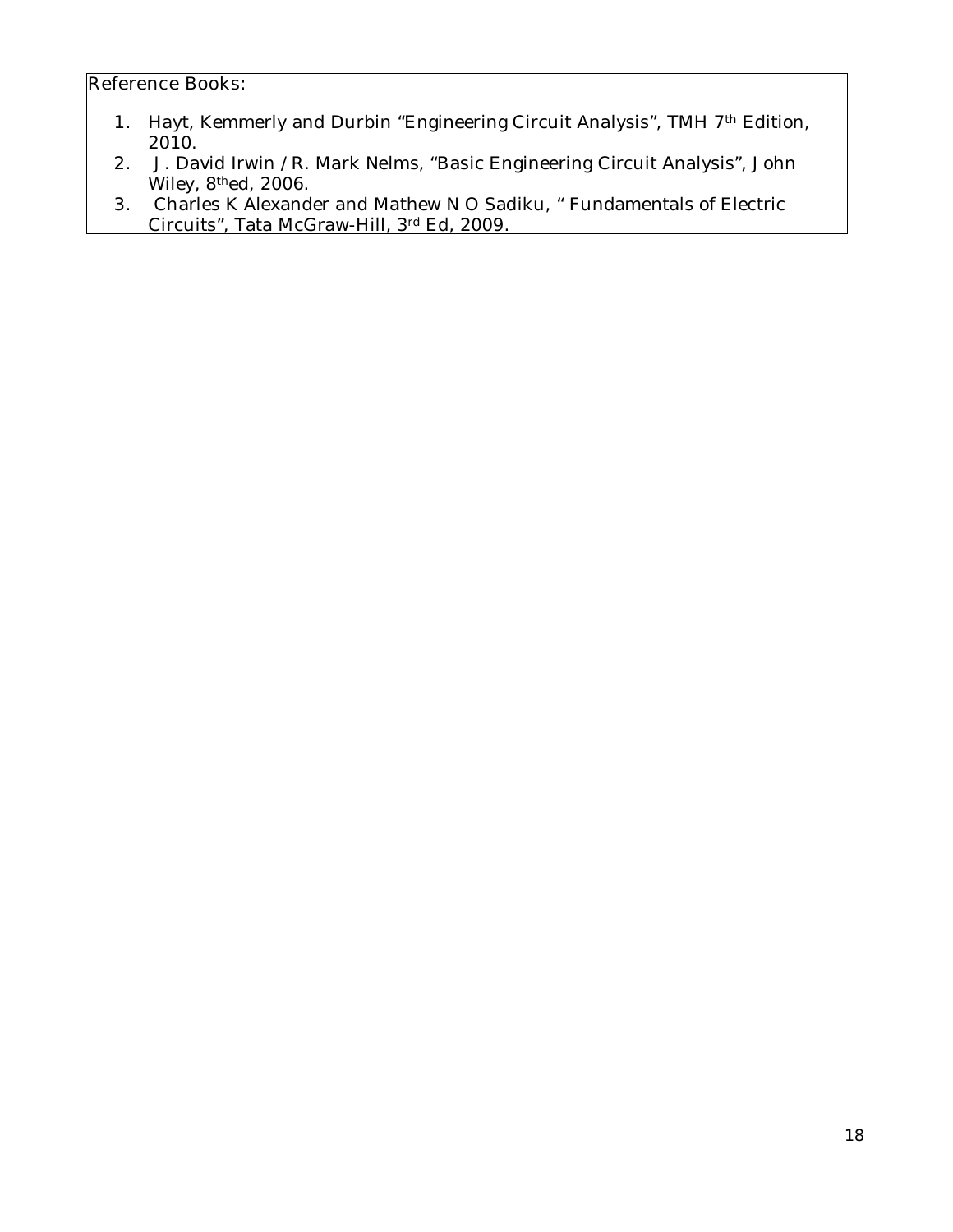Reference Books:

1. Hayt, Kemmerly and Durbin "Engineering Circuit Analysis", TMH 7th Edition, 2010.
2. J. David Irwin / R. Mark Nelms, "Basic Engineering Circuit Analysis", John Wiley, 8thed, 2006.
3. Charles K Alexander and Mathew N O Sadiku, " Fundamentals of Electric Circuits", Tata McGraw-Hill, 3rd Ed, 2009.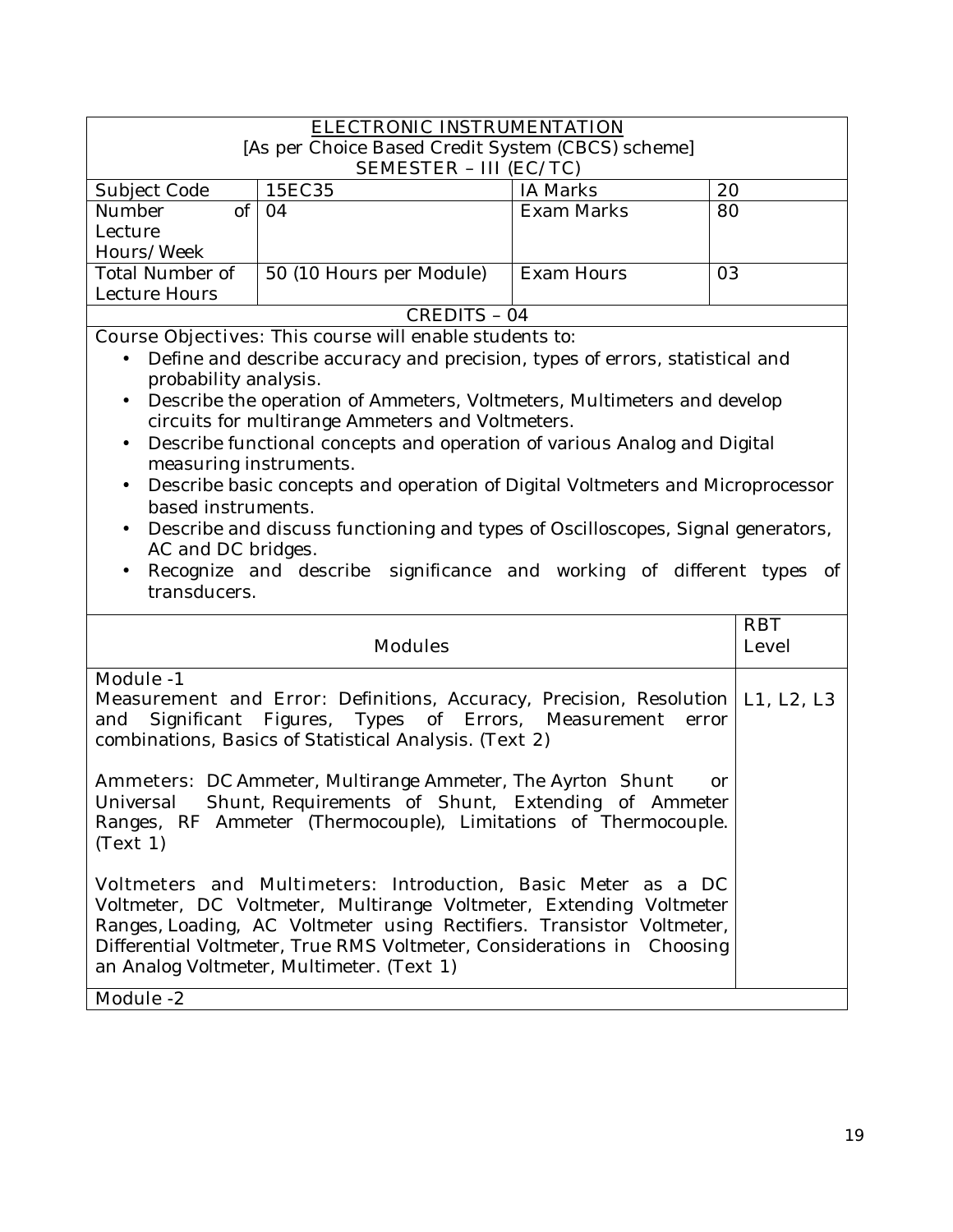# ELECTRONIC INSTRUMENTATION

[As per Choice Based Credit System (CBCS) scheme]

SEMESTER – III (EC/TC)

| Subject Code | 15EC35 | IA Marks | 20 |
|---|---|---|---|
| Number of Lecture Hours/Week | 04 | Exam Marks | 80 |
| Total Number of Lecture Hours | 50 (10 Hours per Module) | Exam Hours | 03 |

CREDITS – 04

Course Objectives: This course will enable students to:

- Define and describe accuracy and precision, types of errors, statistical and probability analysis.
- Describe the operation of Ammeters, Voltmeters, Multimeters and develop circuits for multirange Ammeters and Voltmeters.
- Describe functional concepts and operation of various Analog and Digital measuring instruments.
- Describe basic concepts and operation of Digital Voltmeters and Microprocessor based instruments.
- Describe and discuss functioning and types of Oscilloscopes, Signal generators, AC and DC bridges.
- Recognize and describe significance and working of different types of transducers.

| Modules | RBT Level |
|---|---|
| **Module -1**<br><br>Measurement and Error: Definitions, Accuracy, Precision, Resolution and Significant Figures, Types of Errors, Measurement error combinations, Basics of Statistical Analysis. (Text 2)<br><br>Ammeters: DC Ammeter, Multirange Ammeter, The Ayrton Shunt or Universal Shunt, Requirements of Shunt, Extending of Ammeter Ranges, RF Ammeter (Thermocouple), Limitations of Thermocouple. (Text 1)<br><br>Voltmeters and Multimeters: Introduction, Basic Meter as a DC Voltmeter, DC Voltmeter, Multirange Voltmeter, Extending Voltmeter Ranges, Loading, AC Voltmeter using Rectifiers. Transistor Voltmeter, Differential Voltmeter, True RMS Voltmeter, Considerations in Choosing an Analog Voltmeter, Multimeter. (Text 1) | L1, L2, L3 |
| **Module -2** | |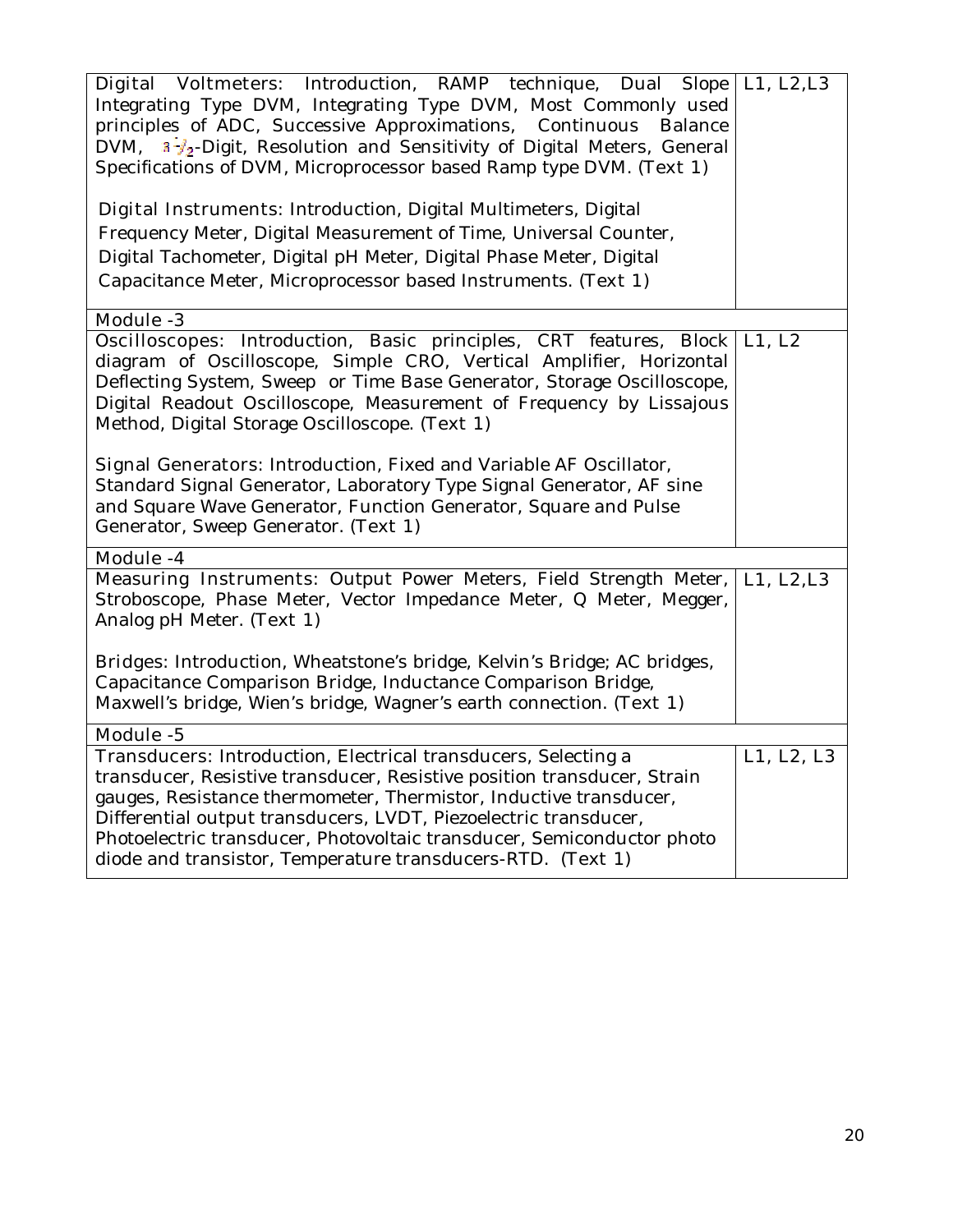| | |
|---|---|
| Digital Voltmeters: Introduction, RAMP technique, Dual Slope Integrating Type DVM, Integrating Type DVM, Most Commonly used principles of ADC, Successive Approximations, Continuous Balance DVM, $3\frac{1}{2}$-Digit, Resolution and Sensitivity of Digital Meters, General Specifications of DVM, Microprocessor based Ramp type DVM. (Text 1)<br><br>Digital Instruments: Introduction, Digital Multimeters, Digital Frequency Meter, Digital Measurement of Time, Universal Counter, Digital Tachometer, Digital pH Meter, Digital Phase Meter, Digital Capacitance Meter, Microprocessor based Instruments. (Text 1) | L1, L2,L3 |
| **Module -3** | |
| Oscilloscopes: Introduction, Basic principles, CRT features, Block diagram of Oscilloscope, Simple CRO, Vertical Amplifier, Horizontal Deflecting System, Sweep or Time Base Generator, Storage Oscilloscope, Digital Readout Oscilloscope, Measurement of Frequency by Lissajous Method, Digital Storage Oscilloscope. (Text 1)<br><br>Signal Generators: Introduction, Fixed and Variable AF Oscillator, Standard Signal Generator, Laboratory Type Signal Generator, AF sine and Square Wave Generator, Function Generator, Square and Pulse Generator, Sweep Generator. (Text 1) | L1, L2 |
| **Module -4** | |
| Measuring Instruments: Output Power Meters, Field Strength Meter, Stroboscope, Phase Meter, Vector Impedance Meter, Q Meter, Megger, Analog pH Meter. (Text 1)<br><br>Bridges: Introduction, Wheatstone's bridge, Kelvin's Bridge; AC bridges, Capacitance Comparison Bridge, Inductance Comparison Bridge, Maxwell's bridge, Wien's bridge, Wagner's earth connection. (Text 1) | L1, L2,L3 |
| **Module -5** | |
| Transducers: Introduction, Electrical transducers, Selecting a transducer, Resistive transducer, Resistive position transducer, Strain gauges, Resistance thermometer, Thermistor, Inductive transducer, Differential output transducers, LVDT, Piezoelectric transducer, Photoelectric transducer, Photovoltaic transducer, Semiconductor photo diode and transistor, Temperature transducers-RTD. (Text 1) | L1, L2, L3 |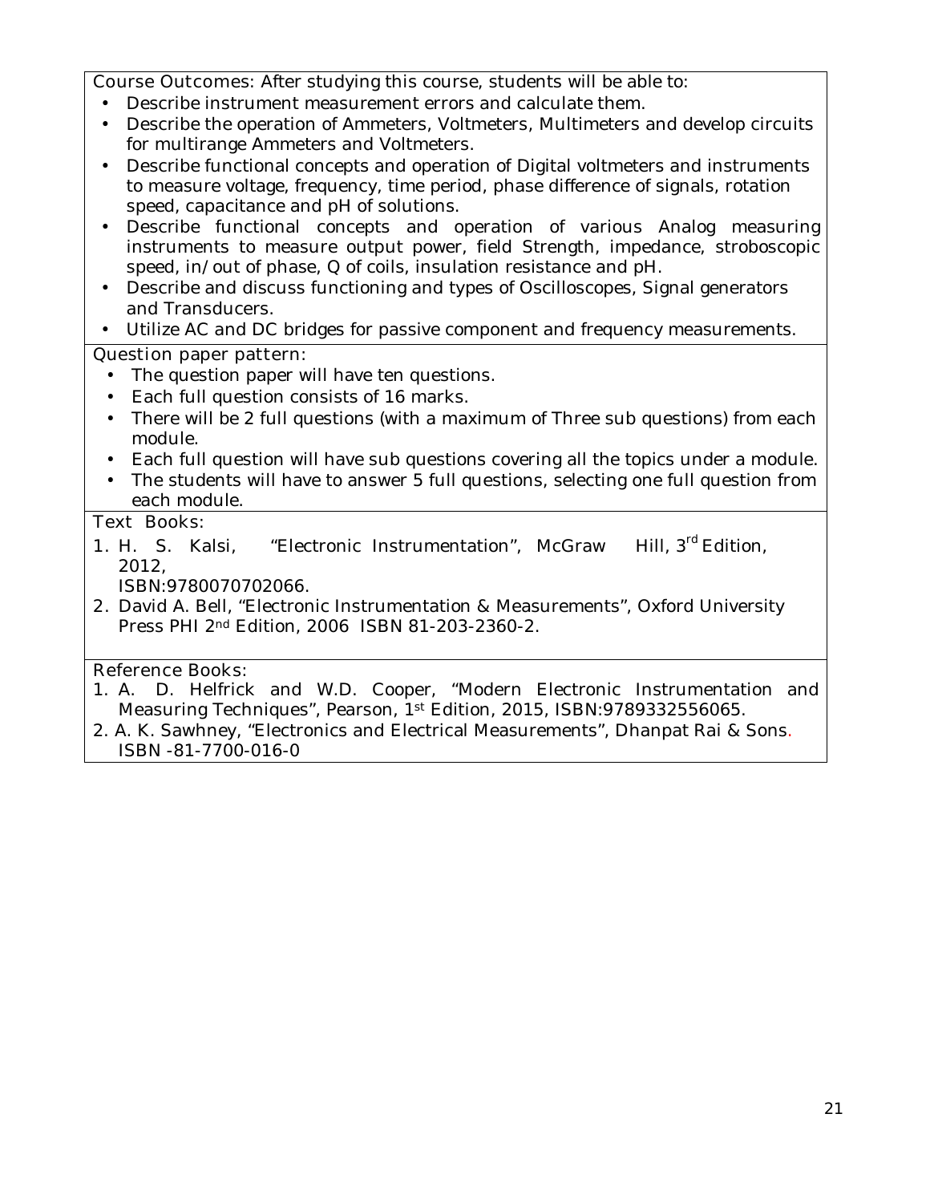**Course Outcomes:** After studying this course, students will be able to:

- Describe instrument measurement errors and calculate them.
- Describe the operation of Ammeters, Voltmeters, Multimeters and develop circuits for multirange Ammeters and Voltmeters.
- Describe functional concepts and operation of Digital voltmeters and instruments to measure voltage, frequency, time period, phase difference of signals, rotation speed, capacitance and pH of solutions.
- Describe functional concepts and operation of various Analog measuring instruments to measure output power, field Strength, impedance, stroboscopic speed, in/out of phase, Q of coils, insulation resistance and pH.
- Describe and discuss functioning and types of Oscilloscopes, Signal generators and Transducers.
- Utilize AC and DC bridges for passive component and frequency measurements.

**Question paper pattern:**

- The question paper will have ten questions.
- Each full question consists of 16 marks.
- There will be 2 full questions (with a maximum of Three sub questions) from each module.
- Each full question will have sub questions covering all the topics under a module.
- The students will have to answer 5 full questions, selecting one full question from each module.

**Text Books:**

1. H. S. Kalsi, "Electronic Instrumentation", McGraw Hill, 3rd Edition, 2012, ISBN:9780070702066.
2. David A. Bell, "Electronic Instrumentation & Measurements", Oxford University Press PHI 2nd Edition, 2006 ISBN 81-203-2360-2.

**Reference Books:**

1. A. D. Helfrick and W.D. Cooper, "Modern Electronic Instrumentation and Measuring Techniques", Pearson, 1st Edition, 2015, ISBN:9789332556065.
2. A. K. Sawhney, "Electronics and Electrical Measurements", Dhanpat Rai & Sons. ISBN -81-7700-016-0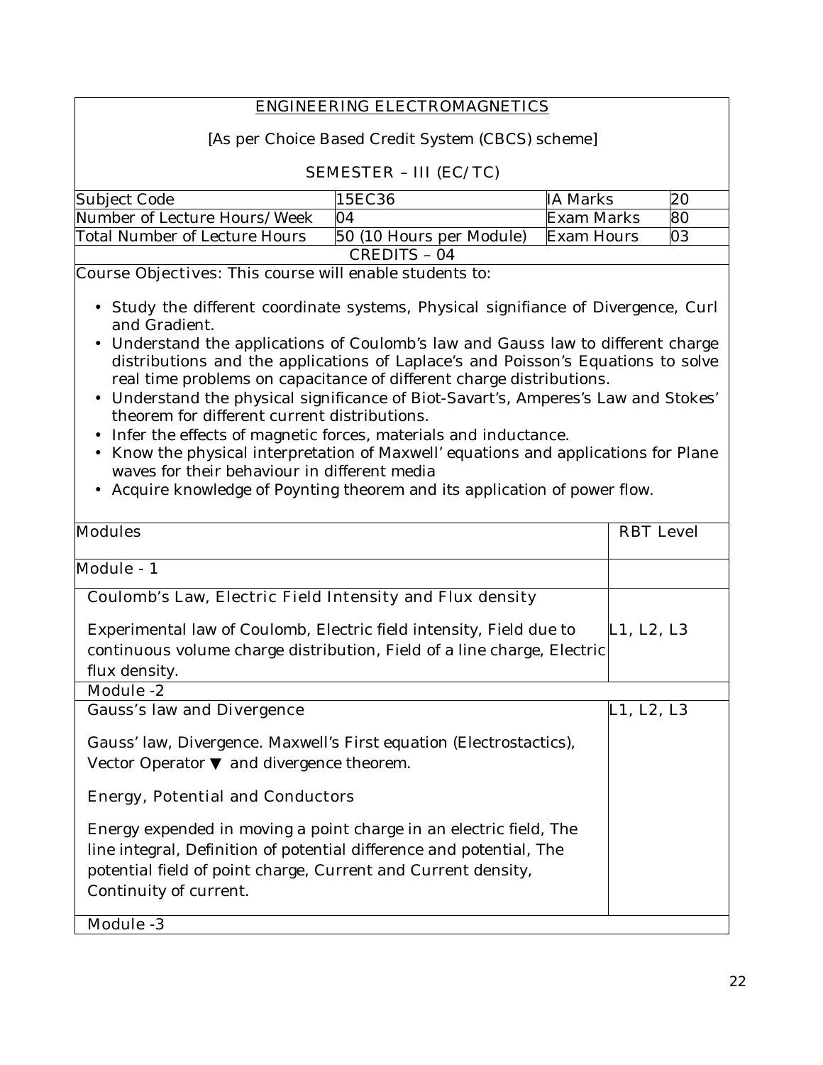## ENGINEERING ELECTROMAGNETICS

[As per Choice Based Credit System (CBCS) scheme]

SEMESTER – III (EC/TC)

| Subject Code | 15EC36 | IA Marks | 20 |
|---|---|---|---|
| Number of Lecture Hours/Week | 04 | Exam Marks | 80 |
| Total Number of Lecture Hours | 50 (10 Hours per Module) | Exam Hours | 03 |
| CREDITS – 04 | | | |

Course Objectives: This course will enable students to:

- Study the different coordinate systems, Physical signifiance of Divergence, Curl and Gradient.
- Understand the applications of Coulomb's law and Gauss law to different charge distributions and the applications of Laplace's and Poisson's Equations to solve real time problems on capacitance of different charge distributions.
- Understand the physical significance of Biot-Savart's, Amperes's Law and Stokes' theorem for different current distributions.
- Infer the effects of magnetic forces, materials and inductance.
- Know the physical interpretation of Maxwell' equations and applications for Plane waves for their behaviour in different media
- Acquire knowledge of Poynting theorem and its application of power flow.

| Modules | RBT Level |
|---|---|
| **Module - 1** | |
| **Coulomb's Law, Electric Field Intensity and Flux density**<br><br>Experimental law of Coulomb, Electric field intensity, Field due to continuous volume charge distribution, Field of a line charge, Electric flux density. | L1, L2, L3 |
| **Module -2** | |
| **Gauss's law and Divergence**<br><br>Gauss' law, Divergence. Maxwell's First equation (Electrostactics), Vector Operator ▼ and divergence theorem.<br><br>**Energy, Potential and Conductors**<br><br>Energy expended in moving a point charge in an electric field, The line integral, Definition of potential difference and potential, The potential field of point charge, Current and Current density, Continuity of current. | L1, L2, L3 |
| **Module -3** | |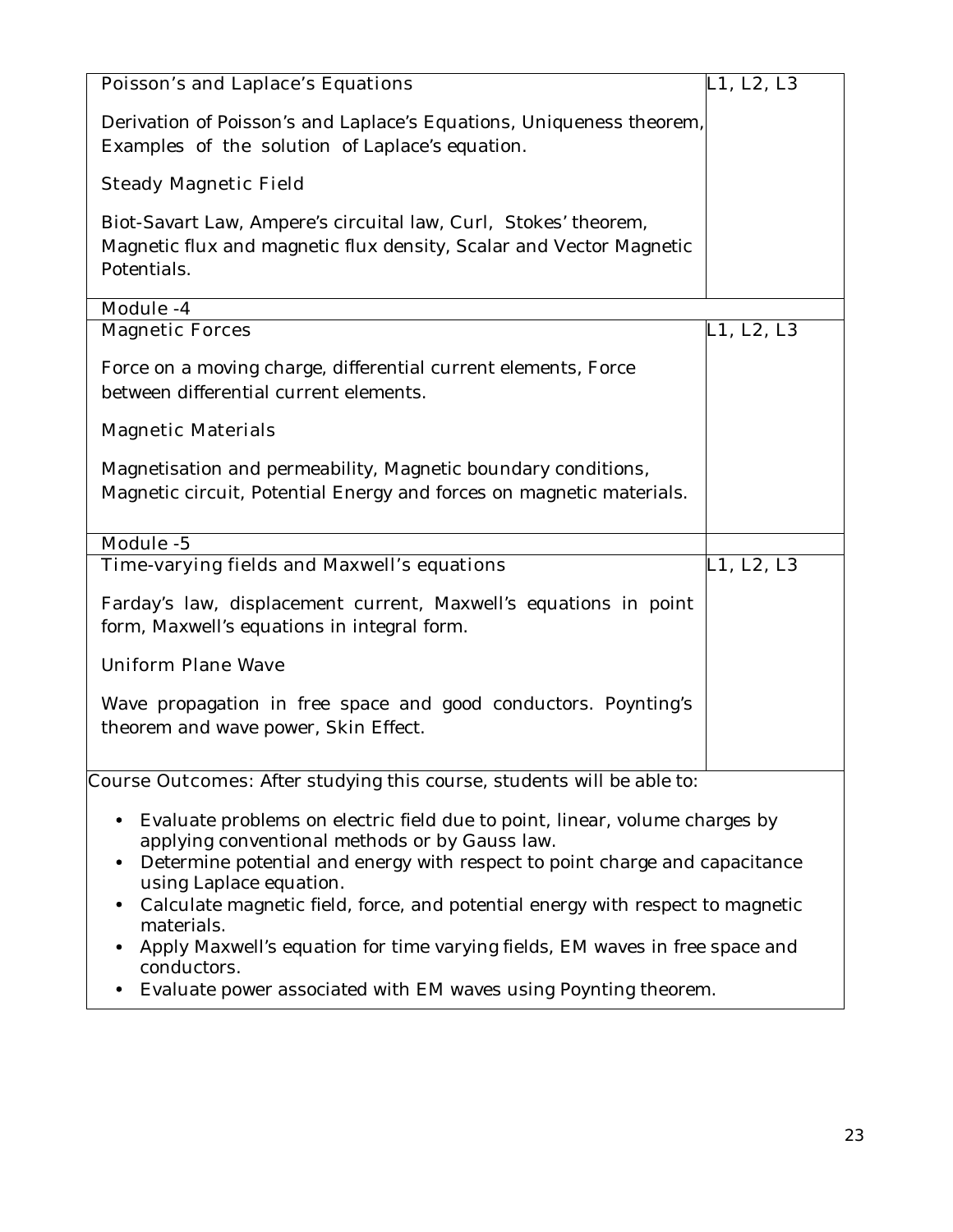| Poisson's and Laplace's Equations<br><br>Derivation of Poisson's and Laplace's Equations, Uniqueness theorem, Examples of the solution of Laplace's equation.<br><br>Steady Magnetic Field<br><br>Biot-Savart Law, Ampere's circuital law, Curl, Stokes' theorem, Magnetic flux and magnetic flux density, Scalar and Vector Magnetic Potentials. | L1, L2, L3 |
|---|---|
| Module -4 | |
| Magnetic Forces<br><br>Force on a moving charge, differential current elements, Force between differential current elements.<br><br>Magnetic Materials<br><br>Magnetisation and permeability, Magnetic boundary conditions, Magnetic circuit, Potential Energy and forces on magnetic materials. | L1, L2, L3 |
| Module -5 | |
| Time-varying fields and Maxwell's equations<br><br>Farday's law, displacement current, Maxwell's equations in point form, Maxwell's equations in integral form.<br><br>Uniform Plane Wave<br><br>Wave propagation in free space and good conductors. Poynting's theorem and wave power, Skin Effect. | L1, L2, L3 |

Course Outcomes: After studying this course, students will be able to:

- Evaluate problems on electric field due to point, linear, volume charges by applying conventional methods or by Gauss law.
- Determine potential and energy with respect to point charge and capacitance using Laplace equation.
- Calculate magnetic field, force, and potential energy with respect to magnetic materials.
- Apply Maxwell's equation for time varying fields, EM waves in free space and conductors.
- Evaluate power associated with EM waves using Poynting theorem.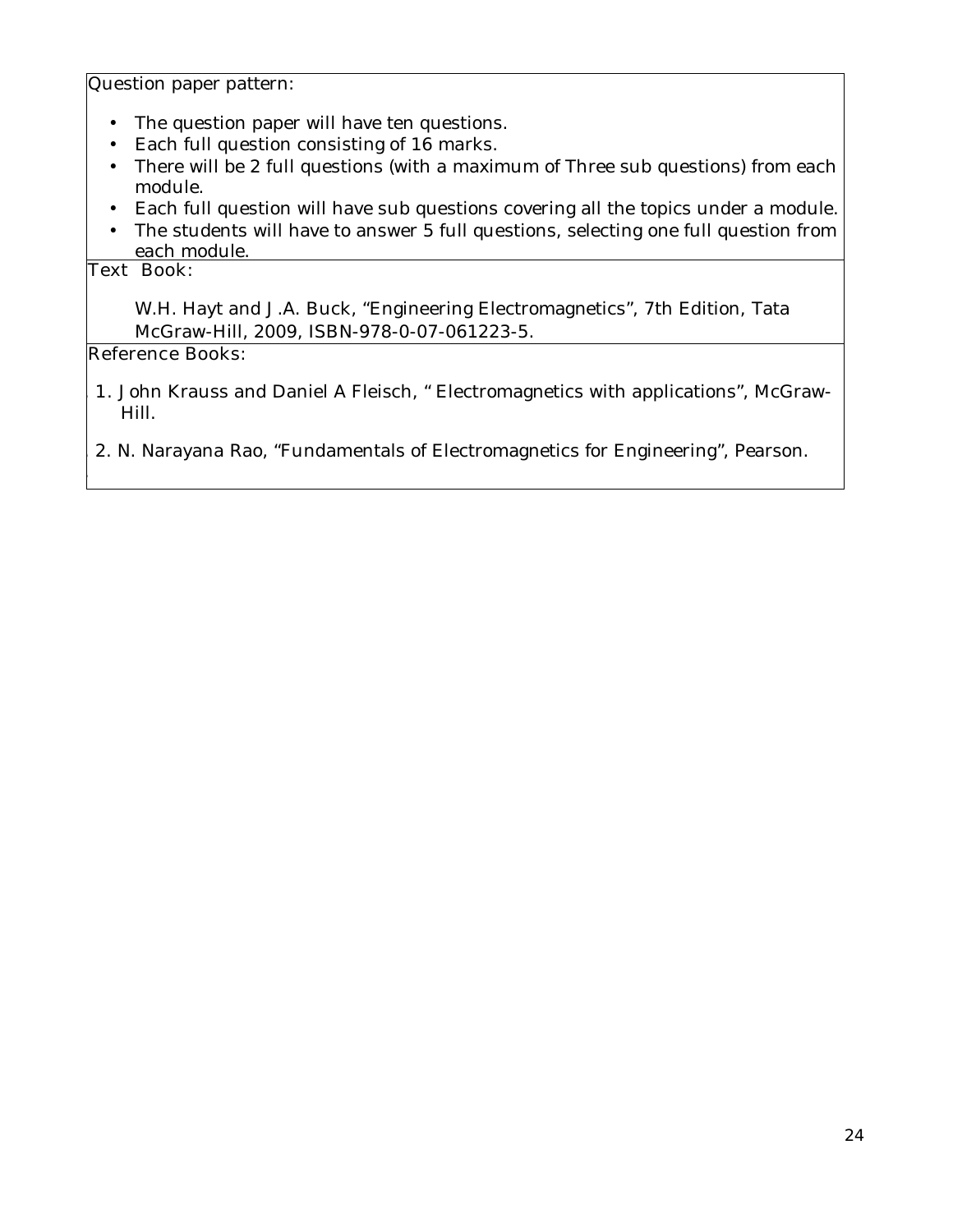Question paper pattern:

- The question paper will have ten questions.
- Each full question consisting of 16 marks.
- There will be 2 full questions (with a maximum of Three sub questions) from each module.
- Each full question will have sub questions covering all the topics under a module.
- The students will have to answer 5 full questions, selecting one full question from each module.

Text Book:

W.H. Hayt and J.A. Buck, "Engineering Electromagnetics", 7th Edition, Tata McGraw-Hill, 2009, ISBN-978-0-07-061223-5.

Reference Books:

1. John Krauss and Daniel A Fleisch, " Electromagnetics with applications", McGraw-Hill.
2. N. Narayana Rao, "Fundamentals of Electromagnetics for Engineering", Pearson.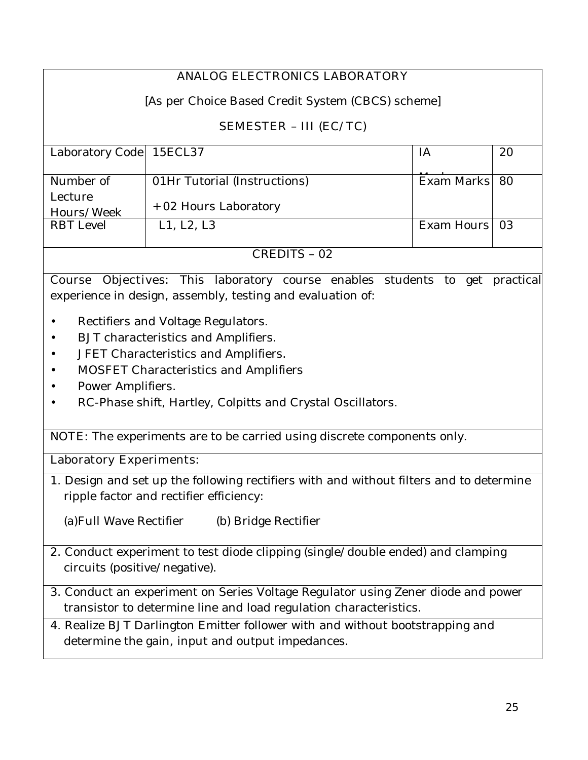# ANALOG ELECTRONICS LABORATORY

[As per Choice Based Credit System (CBCS) scheme]

SEMESTER – III (EC/TC)

| Laboratory Code | 15ECL37 | IA Marks | 20 |
|---|---|---|---|
| Number of Lecture Hours/Week | 01Hr Tutorial (Instructions) + 02 Hours Laboratory | Exam Marks | 80 |
| RBT Level | L1, L2, L3 | Exam Hours | 03 |

CREDITS – 02

Course Objectives: This laboratory course enables students to get practical experience in design, assembly, testing and evaluation of:

- Rectifiers and Voltage Regulators.
- BJT characteristics and Amplifiers.
- JFET Characteristics and Amplifiers.
- MOSFET Characteristics and Amplifiers
- Power Amplifiers.
- RC-Phase shift, Hartley, Colpitts and Crystal Oscillators.

NOTE: The experiments are to be carried using discrete components only.

Laboratory Experiments:

1. Design and set up the following rectifiers with and without filters and to determine ripple factor and rectifier efficiency:

   (a)Full Wave Rectifier (b) Bridge Rectifier

2. Conduct experiment to test diode clipping (single/double ended) and clamping circuits (positive/negative).

3. Conduct an experiment on Series Voltage Regulator using Zener diode and power transistor to determine line and load regulation characteristics.

4. Realize BJT Darlington Emitter follower with and without bootstrapping and determine the gain, input and output impedances.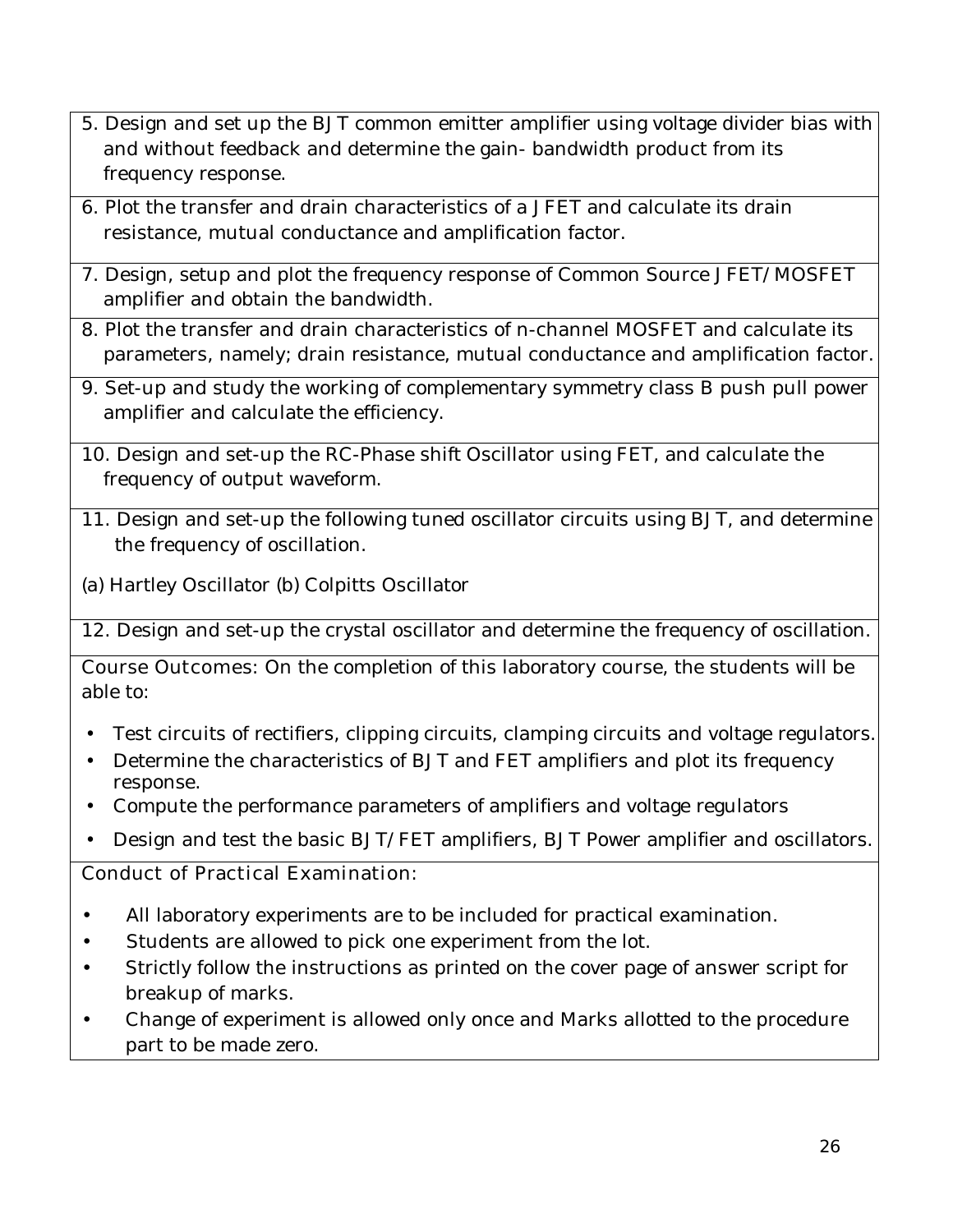5. Design and set up the BJT common emitter amplifier using voltage divider bias with and without feedback and determine the gain- bandwidth product from its frequency response.

6. Plot the transfer and drain characteristics of a JFET and calculate its drain resistance, mutual conductance and amplification factor.

7. Design, setup and plot the frequency response of Common Source JFET/MOSFET amplifier and obtain the bandwidth.

8. Plot the transfer and drain characteristics of n-channel MOSFET and calculate its parameters, namely; drain resistance, mutual conductance and amplification factor.

9. Set-up and study the working of complementary symmetry class B push pull power amplifier and calculate the efficiency.

10. Design and set-up the RC-Phase shift Oscillator using FET, and calculate the frequency of output waveform.

11. Design and set-up the following tuned oscillator circuits using BJT, and determine the frequency of oscillation.

(a) Hartley Oscillator (b) Colpitts Oscillator

12. Design and set-up the crystal oscillator and determine the frequency of oscillation.

Course Outcomes: On the completion of this laboratory course, the students will be able to:

- Test circuits of rectifiers, clipping circuits, clamping circuits and voltage regulators.
- Determine the characteristics of BJT and FET amplifiers and plot its frequency response.
- Compute the performance parameters of amplifiers and voltage regulators
- Design and test the basic BJT/FET amplifiers, BJT Power amplifier and oscillators.

Conduct of Practical Examination:

- All laboratory experiments are to be included for practical examination.
- Students are allowed to pick one experiment from the lot.
- Strictly follow the instructions as printed on the cover page of answer script for breakup of marks.
- Change of experiment is allowed only once and Marks allotted to the procedure part to be made zero.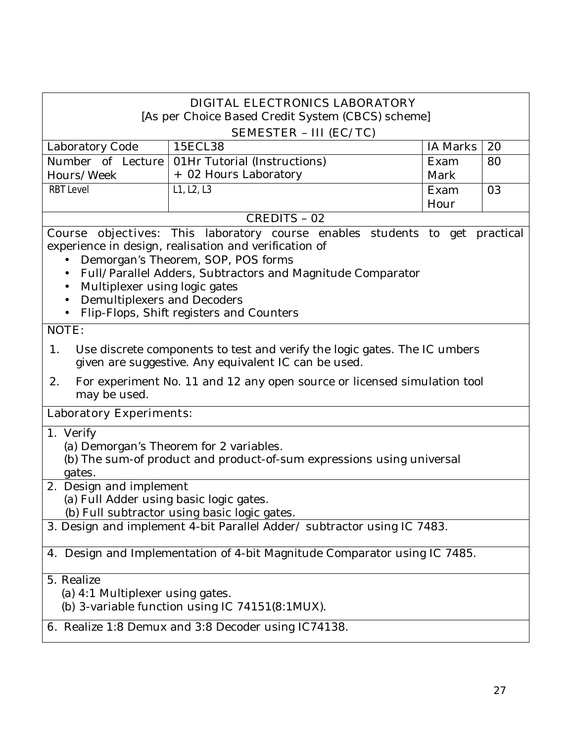# DIGITAL ELECTRONICS LABORATORY

[As per Choice Based Credit System (CBCS) scheme]

SEMESTER – III (EC/TC)

| Laboratory Code | 15ECL38 | IA Marks | 20 |
|---|---|---|---|
| Number of Lecture Hours/Week | 01Hr Tutorial (Instructions) + 02 Hours Laboratory | Exam Mark | 80 |
| RBT Level | L1, L2, L3 | Exam Hour | 03 |

CREDITS – 02

Course objectives: This laboratory course enables students to get practical experience in design, realisation and verification of

- Demorgan's Theorem, SOP, POS forms
- Full/Parallel Adders, Subtractors and Magnitude Comparator
- Multiplexer using logic gates
- Demultiplexers and Decoders
- Flip-Flops, Shift registers and Counters

NOTE:

1. Use discrete components to test and verify the logic gates. The IC umbers given are suggestive. Any equivalent IC can be used.
2. For experiment No. 11 and 12 any open source or licensed simulation tool may be used.

Laboratory Experiments:

1. Verify
   (a) Demorgan's Theorem for 2 variables.
   (b) The sum-of product and product-of-sum expressions using universal gates.
2. Design and implement
   (a) Full Adder using basic logic gates.
   (b) Full subtractor using basic logic gates.
3. Design and implement 4-bit Parallel Adder/ subtractor using IC 7483.
4. Design and Implementation of 4-bit Magnitude Comparator using IC 7485.
5. Realize
   (a) 4:1 Multiplexer using gates.
   (b) 3-variable function using IC 74151(8:1MUX).
6. Realize 1:8 Demux and 3:8 Decoder using IC74138.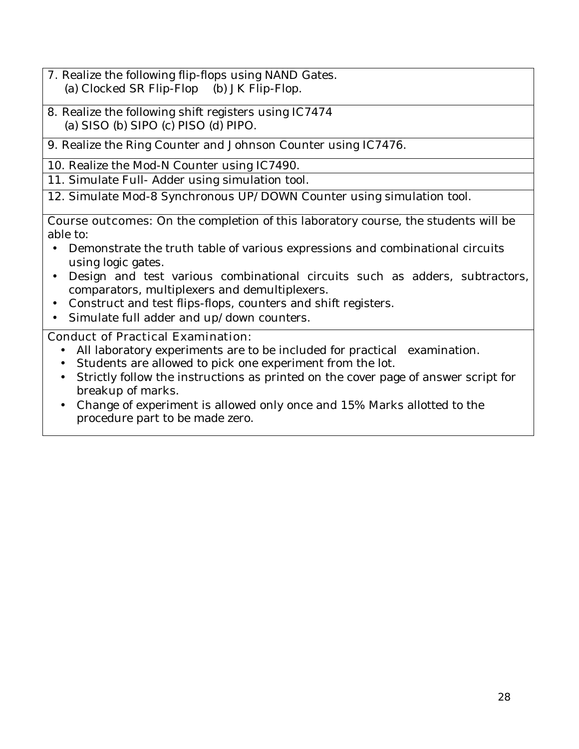7. Realize the following flip-flops using NAND Gates.
   (a) Clocked SR Flip-Flop (b) JK Flip-Flop.

8. Realize the following shift registers using IC7474
   (a) SISO (b) SIPO (c) PISO (d) PIPO.

9. Realize the Ring Counter and Johnson Counter using IC7476.

10. Realize the Mod-N Counter using IC7490.

11. Simulate Full- Adder using simulation tool.

12. Simulate Mod-8 Synchronous UP/DOWN Counter using simulation tool.

**Course outcomes:** On the completion of this laboratory course, the students will be able to:

- Demonstrate the truth table of various expressions and combinational circuits using logic gates.
- Design and test various combinational circuits such as adders, subtractors, comparators, multiplexers and demultiplexers.
- Construct and test flips-flops, counters and shift registers.
- Simulate full adder and up/down counters.

**Conduct of Practical Examination:**

- All laboratory experiments are to be included for practical examination.
- Students are allowed to pick one experiment from the lot.
- Strictly follow the instructions as printed on the cover page of answer script for breakup of marks.
- Change of experiment is allowed only once and 15% Marks allotted to the procedure part to be made zero.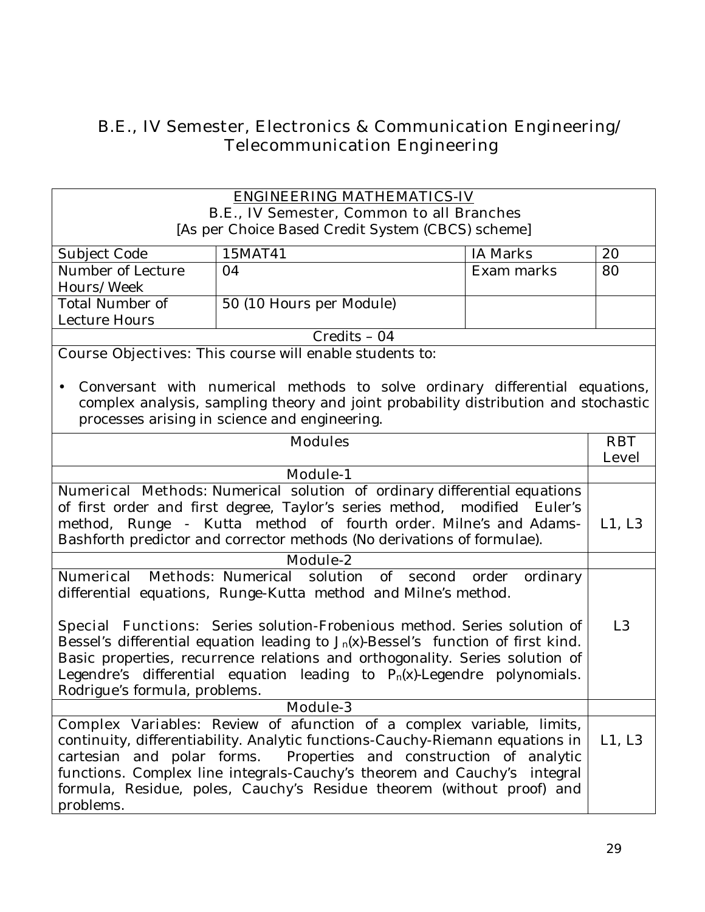# B.E., IV Semester, Electronics & Communication Engineering/ Telecommunication Engineering

## ENGINEERING MATHEMATICS-IV

B.E., IV Semester, Common to all Branches

[As per Choice Based Credit System (CBCS) scheme]

| Subject Code | 15MAT41 | IA Marks | 20 |
|---|---|---|---|
| Number of Lecture Hours/Week | 04 | Exam marks | 80 |
| Total Number of Lecture Hours | 50 (10 Hours per Module) | | |

Credits – 04

Course Objectives: This course will enable students to:

- Conversant with numerical methods to solve ordinary differential equations, complex analysis, sampling theory and joint probability distribution and stochastic processes arising in science and engineering.

| Modules | RBT Level |
|---|---|
| **Module-1** | |
| Numerical Methods: Numerical solution of ordinary differential equations of first order and first degree, Taylor's series method, modified Euler's method, Runge - Kutta method of fourth order. Milne's and Adams-Bashforth predictor and corrector methods (No derivations of formulae). | L1, L3 |
| **Module-2** | |
| Numerical Methods: Numerical solution of second order ordinary differential equations, Runge-Kutta method and Milne's method.<br><br>Special Functions: Series solution-Frobenious method. Series solution of Bessel's differential equation leading to $J_n(x)$-Bessel's function of first kind. Basic properties, recurrence relations and orthogonality. Series solution of Legendre's differential equation leading to $P_n(x)$-Legendre polynomials. Rodrigue's formula, problems. | L3 |
| **Module-3** | |
| Complex Variables: Review of afunction of a complex variable, limits, continuity, differentiability. Analytic functions-Cauchy-Riemann equations in cartesian and polar forms. Properties and construction of analytic functions. Complex line integrals-Cauchy's theorem and Cauchy's integral formula, Residue, poles, Cauchy's Residue theorem (without proof) and problems. | L1, L3 |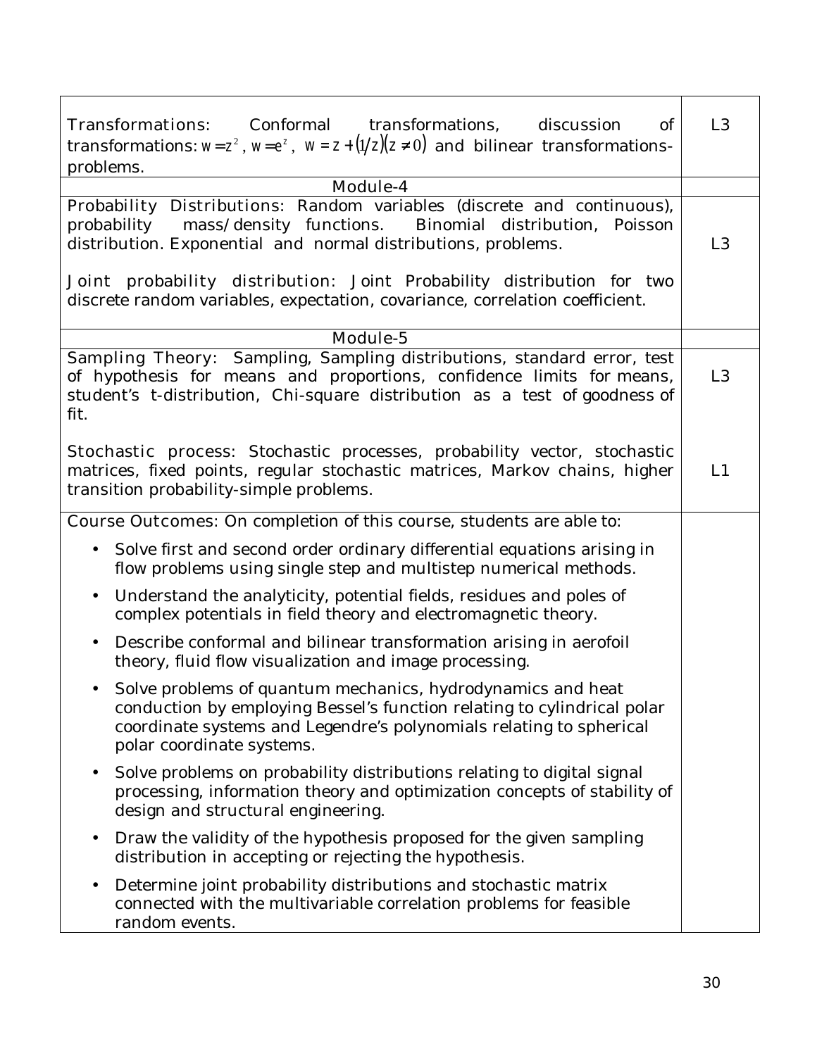| | |
|---|---|
| **Transformations:** Conformal transformations, discussion of transformations: $w = z^2$, $w = e^z$, $w = z + (1/z)(z \neq 0)$ and bilinear transformations-problems. | L3 |
| Module-4 | |
| **Probability Distributions:** Random variables (discrete and continuous), probability mass/density functions. Binomial distribution, Poisson distribution. Exponential and normal distributions, problems.<br><br>**Joint probability distribution:** Joint Probability distribution for two discrete random variables, expectation, covariance, correlation coefficient. | L3 |
| Module-5 | |
| **Sampling Theory:** Sampling, Sampling distributions, standard error, test of hypothesis for means and proportions, confidence limits for means, student's t-distribution, Chi-square distribution as a test of goodness of fit. | L3 |
| **Stochastic process:** Stochastic processes, probability vector, stochastic matrices, fixed points, regular stochastic matrices, Markov chains, higher transition probability-simple problems. | L1 |
| **Course Outcomes:** On completion of this course, students are able to:<br><br>• Solve first and second order ordinary differential equations arising in flow problems using single step and multistep numerical methods.<br>• Understand the analyticity, potential fields, residues and poles of complex potentials in field theory and electromagnetic theory.<br>• Describe conformal and bilinear transformation arising in aerofoil theory, fluid flow visualization and image processing.<br>• Solve problems of quantum mechanics, hydrodynamics and heat conduction by employing Bessel's function relating to cylindrical polar coordinate systems and Legendre's polynomials relating to spherical polar coordinate systems.<br>• Solve problems on probability distributions relating to digital signal processing, information theory and optimization concepts of stability of design and structural engineering.<br>• Draw the validity of the hypothesis proposed for the given sampling distribution in accepting or rejecting the hypothesis.<br>• Determine joint probability distributions and stochastic matrix connected with the multivariable correlation problems for feasible random events. | |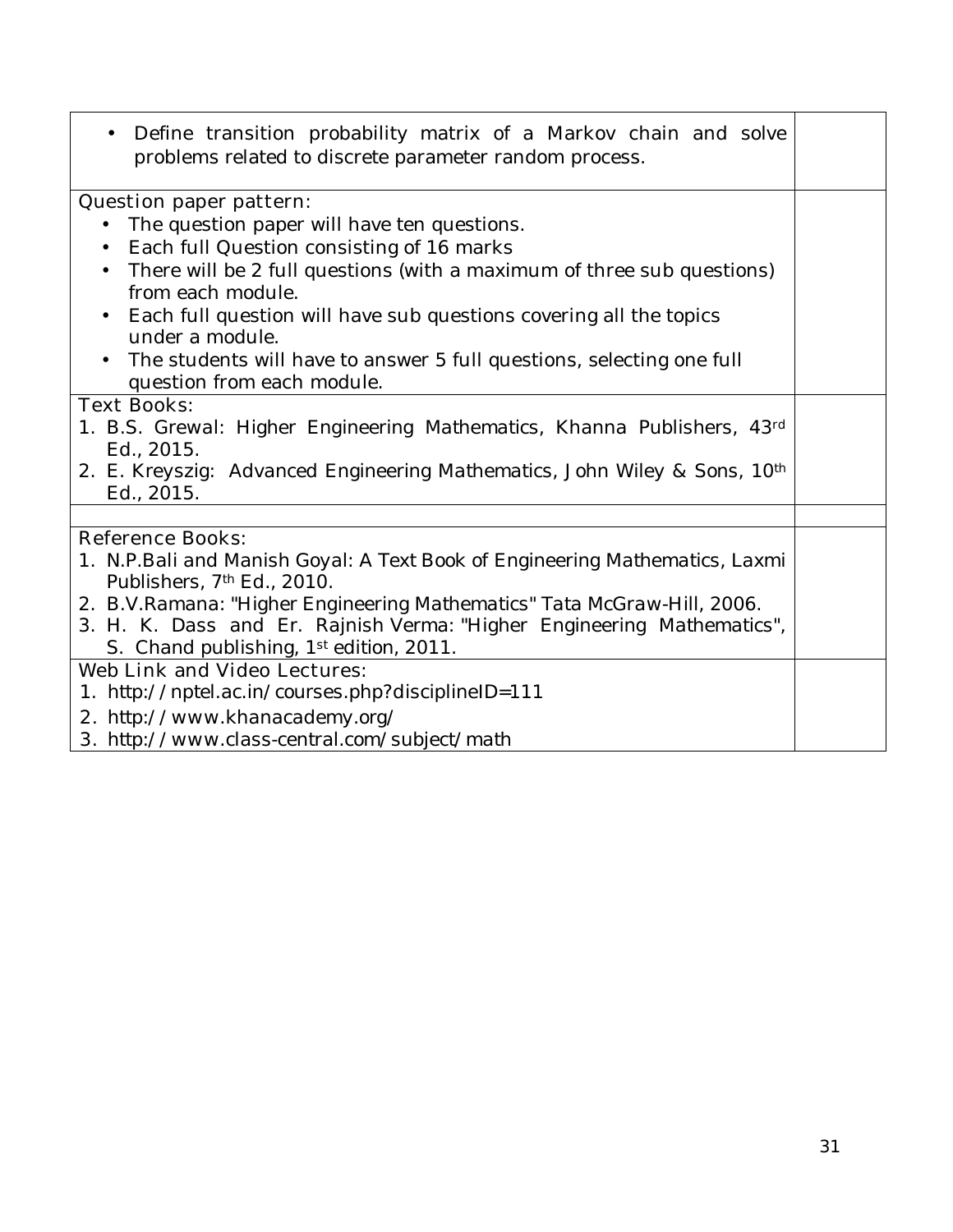- Define transition probability matrix of a Markov chain and solve problems related to discrete parameter random process.

**Question paper pattern:**

- The question paper will have ten questions.
- Each full Question consisting of 16 marks
- There will be 2 full questions (with a maximum of three sub questions) from each module.
- Each full question will have sub questions covering all the topics under a module.
- The students will have to answer 5 full questions, selecting one full question from each module.

**Text Books:**

1. B.S. Grewal: Higher Engineering Mathematics, Khanna Publishers, 43rd Ed., 2015.
2. E. Kreyszig: Advanced Engineering Mathematics, John Wiley & Sons, 10th Ed., 2015.

**Reference Books:**

1. N.P.Bali and Manish Goyal: A Text Book of Engineering Mathematics, Laxmi Publishers, 7th Ed., 2010.
2. B.V.Ramana: "Higher Engineering Mathematics" Tata McGraw-Hill, 2006.
3. H. K. Dass and Er. Rajnish Verma: "Higher Engineering Mathematics", S. Chand publishing, 1st edition, 2011.

**Web Link and Video Lectures:**

1. http://nptel.ac.in/courses.php?disciplineID=111
2. http://www.khanacademy.org/
3. http://www.class-central.com/subject/math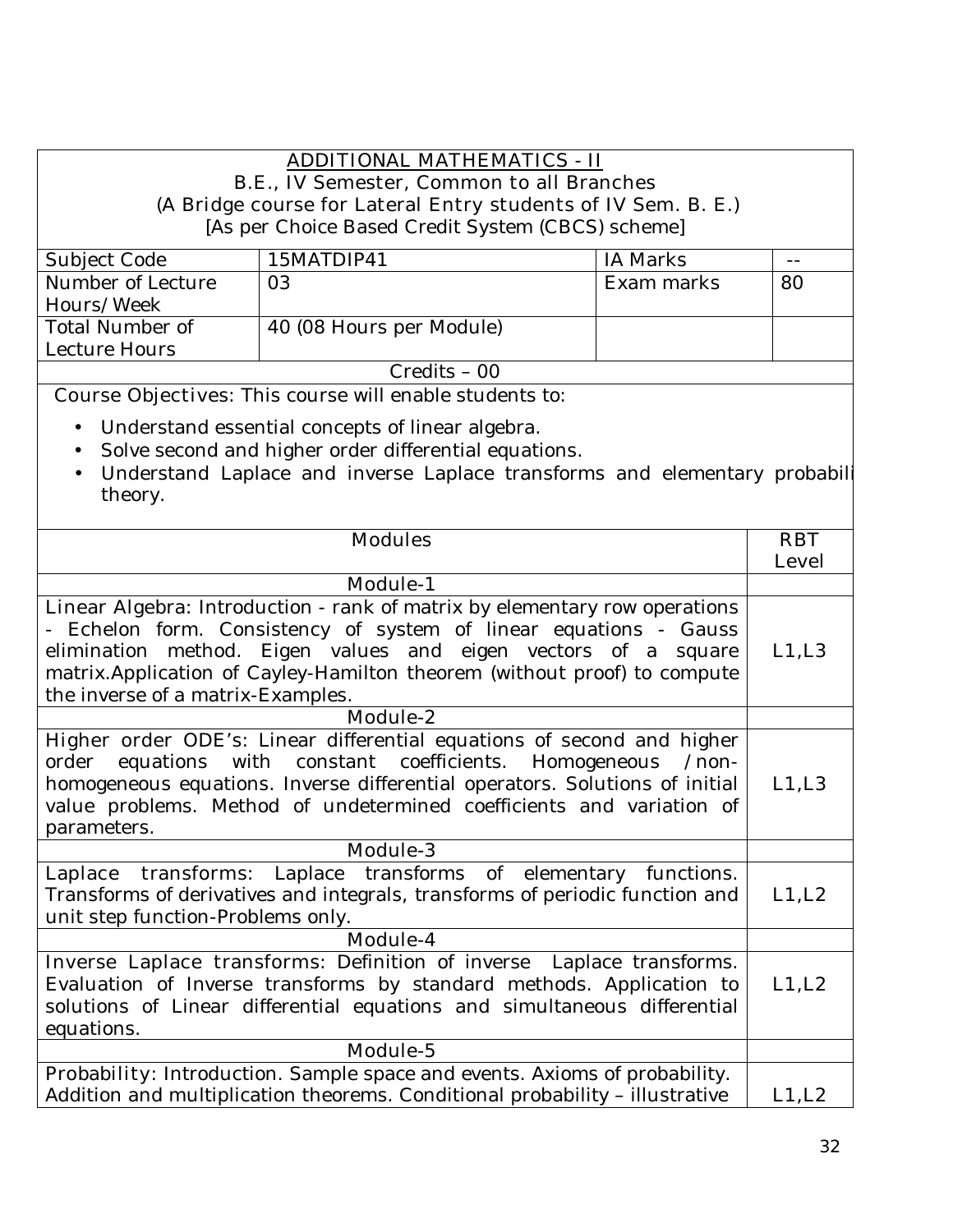# ADDITIONAL MATHEMATICS - II

B.E., IV Semester, Common to all Branches

(A Bridge course for Lateral Entry students of IV Sem. B. E.)

[As per Choice Based Credit System (CBCS) scheme]

| Subject Code | 15MATDIP41 | IA Marks | -- |
|---|---|---|---|
| Number of Lecture Hours/Week | 03 | Exam marks | 80 |
| Total Number of Lecture Hours | 40 (08 Hours per Module) | | |

Credits – 00

Course Objectives: This course will enable students to:

- Understand essential concepts of linear algebra.
- Solve second and higher order differential equations.
- Understand Laplace and inverse Laplace transforms and elementary probabili theory.

| Modules | RBT Level |
|---|---|
| **Module-1** | |
| Linear Algebra: Introduction - rank of matrix by elementary row operations - Echelon form. Consistency of system of linear equations - Gauss elimination method. Eigen values and eigen vectors of a square matrix.Application of Cayley-Hamilton theorem (without proof) to compute the inverse of a matrix-Examples. | L1,L3 |
| **Module-2** | |
| Higher order ODE's: Linear differential equations of second and higher order equations with constant coefficients. Homogeneous /non-homogeneous equations. Inverse differential operators. Solutions of initial value problems. Method of undetermined coefficients and variation of parameters. | L1,L3 |
| **Module-3** | |
| Laplace transforms: Laplace transforms of elementary functions. Transforms of derivatives and integrals, transforms of periodic function and unit step function-Problems only. | L1,L2 |
| **Module-4** | |
| Inverse Laplace transforms: Definition of inverse Laplace transforms. Evaluation of Inverse transforms by standard methods. Application to solutions of Linear differential equations and simultaneous differential equations. | L1,L2 |
| **Module-5** | |
| Probability: Introduction. Sample space and events. Axioms of probability. Addition and multiplication theorems. Conditional probability – illustrative | L1,L2 |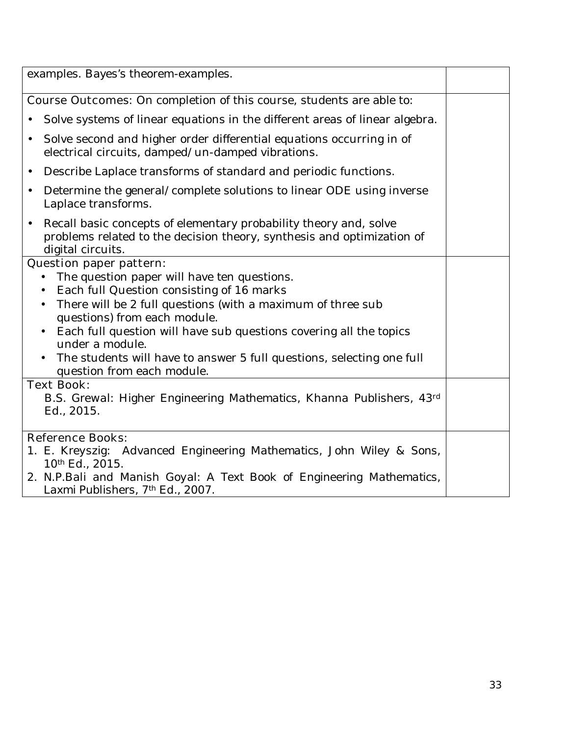examples. Bayes's theorem-examples.

**Course Outcomes:** On completion of this course, students are able to:

- Solve systems of linear equations in the different areas of linear algebra.
- Solve second and higher order differential equations occurring in of electrical circuits, damped/un-damped vibrations.
- Describe Laplace transforms of standard and periodic functions.
- Determine the general/complete solutions to linear ODE using inverse Laplace transforms.
- Recall basic concepts of elementary probability theory and, solve problems related to the decision theory, synthesis and optimization of digital circuits.

**Question paper pattern:**

- The question paper will have ten questions.
- Each full Question consisting of 16 marks
- There will be 2 full questions (with a maximum of three sub questions) from each module.
- Each full question will have sub questions covering all the topics under a module.
- The students will have to answer 5 full questions, selecting one full question from each module.

**Text Book:**

B.S. Grewal: Higher Engineering Mathematics, Khanna Publishers, 43rd Ed., 2015.

**Reference Books:**

1. E. Kreyszig: Advanced Engineering Mathematics, John Wiley & Sons, 10th Ed., 2015.
2. N.P.Bali and Manish Goyal: A Text Book of Engineering Mathematics, Laxmi Publishers, 7th Ed., 2007.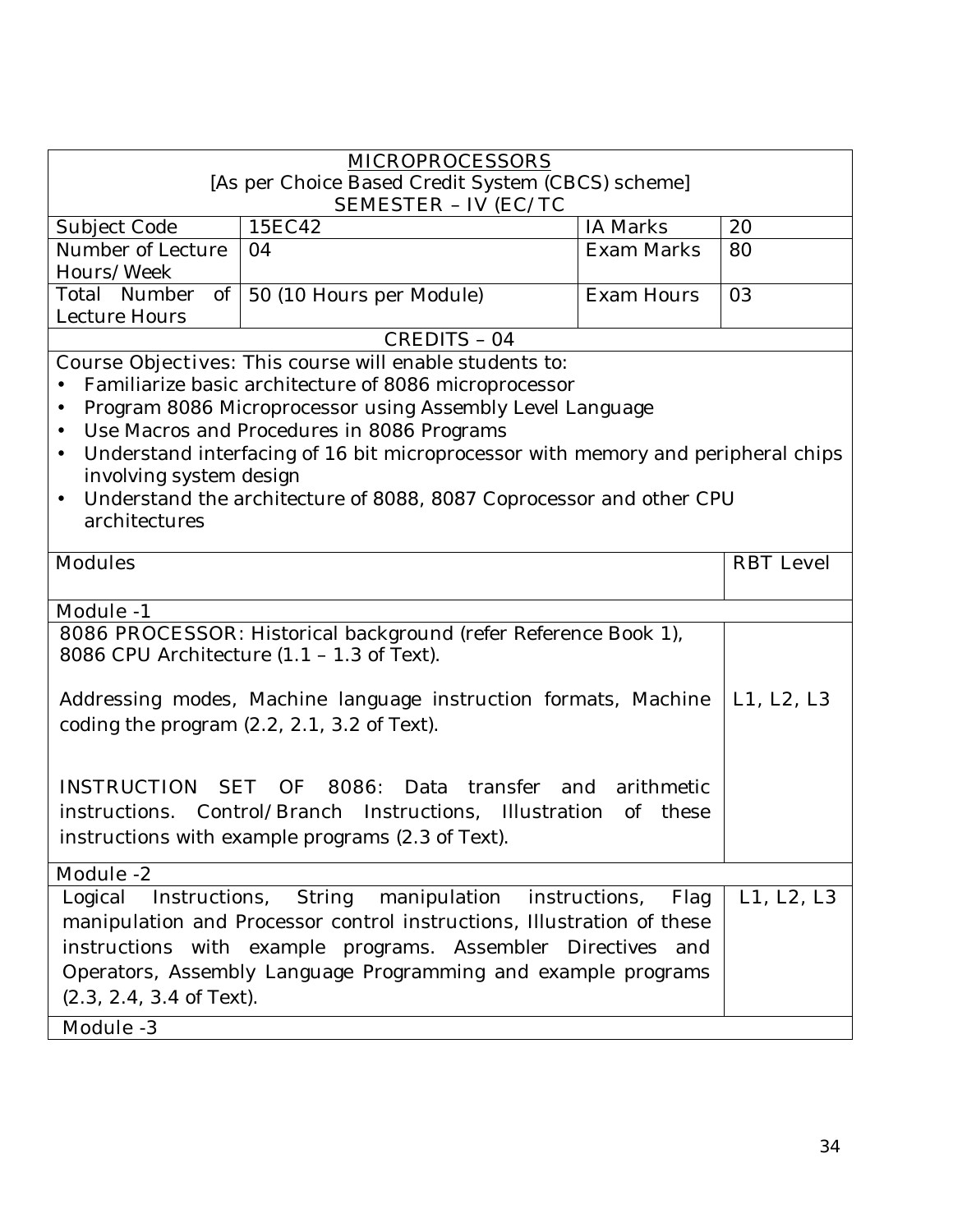# MICROPROCESSORS

[As per Choice Based Credit System (CBCS) scheme]

SEMESTER – IV (EC/TC

| Subject Code | 15EC42 | IA Marks | 20 |
|---|---|---|---|
| Number of Lecture Hours/Week | 04 | Exam Marks | 80 |
| Total Number of Lecture Hours | 50 (10 Hours per Module) | Exam Hours | 03 |

CREDITS – 04

Course Objectives: This course will enable students to:

- Familiarize basic architecture of 8086 microprocessor
- Program 8086 Microprocessor using Assembly Level Language
- Use Macros and Procedures in 8086 Programs
- Understand interfacing of 16 bit microprocessor with memory and peripheral chips involving system design
- Understand the architecture of 8088, 8087 Coprocessor and other CPU architectures

| Modules | RBT Level |
|---|---|
| **Module -1** | |
| 8086 PROCESSOR: Historical background (refer Reference Book 1), 8086 CPU Architecture (1.1 – 1.3 of Text).<br><br>Addressing modes, Machine language instruction formats, Machine coding the program (2.2, 2.1, 3.2 of Text).<br><br>INSTRUCTION SET OF 8086: Data transfer and arithmetic instructions. Control/Branch Instructions, Illustration of these instructions with example programs (2.3 of Text). | L1, L2, L3 |
| **Module -2** | |
| Logical Instructions, String manipulation instructions, Flag manipulation and Processor control instructions, Illustration of these instructions with example programs. Assembler Directives and Operators, Assembly Language Programming and example programs (2.3, 2.4, 3.4 of Text). | L1, L2, L3 |
| **Module -3** | |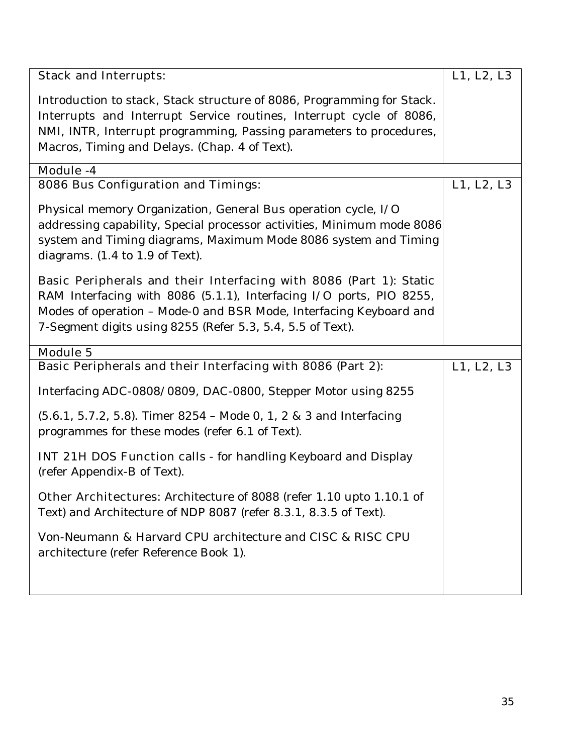| Stack and Interrupts:<br><br>Introduction to stack, Stack structure of 8086, Programming for Stack. Interrupts and Interrupt Service routines, Interrupt cycle of 8086, NMI, INTR, Interrupt programming, Passing parameters to procedures, Macros, Timing and Delays. (Chap. 4 of Text). | L1, L2, L3 |
| --- | --- |
| Module -4 | |
| 8086 Bus Configuration and Timings:<br><br>Physical memory Organization, General Bus operation cycle, I/O addressing capability, Special processor activities, Minimum mode 8086 system and Timing diagrams, Maximum Mode 8086 system and Timing diagrams. (1.4 to 1.9 of Text).<br><br>Basic Peripherals and their Interfacing with 8086 (Part 1): Static RAM Interfacing with 8086 (5.1.1), Interfacing I/O ports, PIO 8255, Modes of operation – Mode-0 and BSR Mode, Interfacing Keyboard and 7-Segment digits using 8255 (Refer 5.3, 5.4, 5.5 of Text). | L1, L2, L3 |
| Module 5 | |
| Basic Peripherals and their Interfacing with 8086 (Part 2):<br><br>Interfacing ADC-0808/0809, DAC-0800, Stepper Motor using 8255<br><br>(5.6.1, 5.7.2, 5.8). Timer 8254 – Mode 0, 1, 2 & 3 and Interfacing programmes for these modes (refer 6.1 of Text).<br><br>INT 21H DOS Function calls - for handling Keyboard and Display (refer Appendix-B of Text).<br><br>Other Architectures: Architecture of 8088 (refer 1.10 upto 1.10.1 of Text) and Architecture of NDP 8087 (refer 8.3.1, 8.3.5 of Text).<br><br>Von-Neumann & Harvard CPU architecture and CISC & RISC CPU architecture (refer Reference Book 1). | L1, L2, L3 |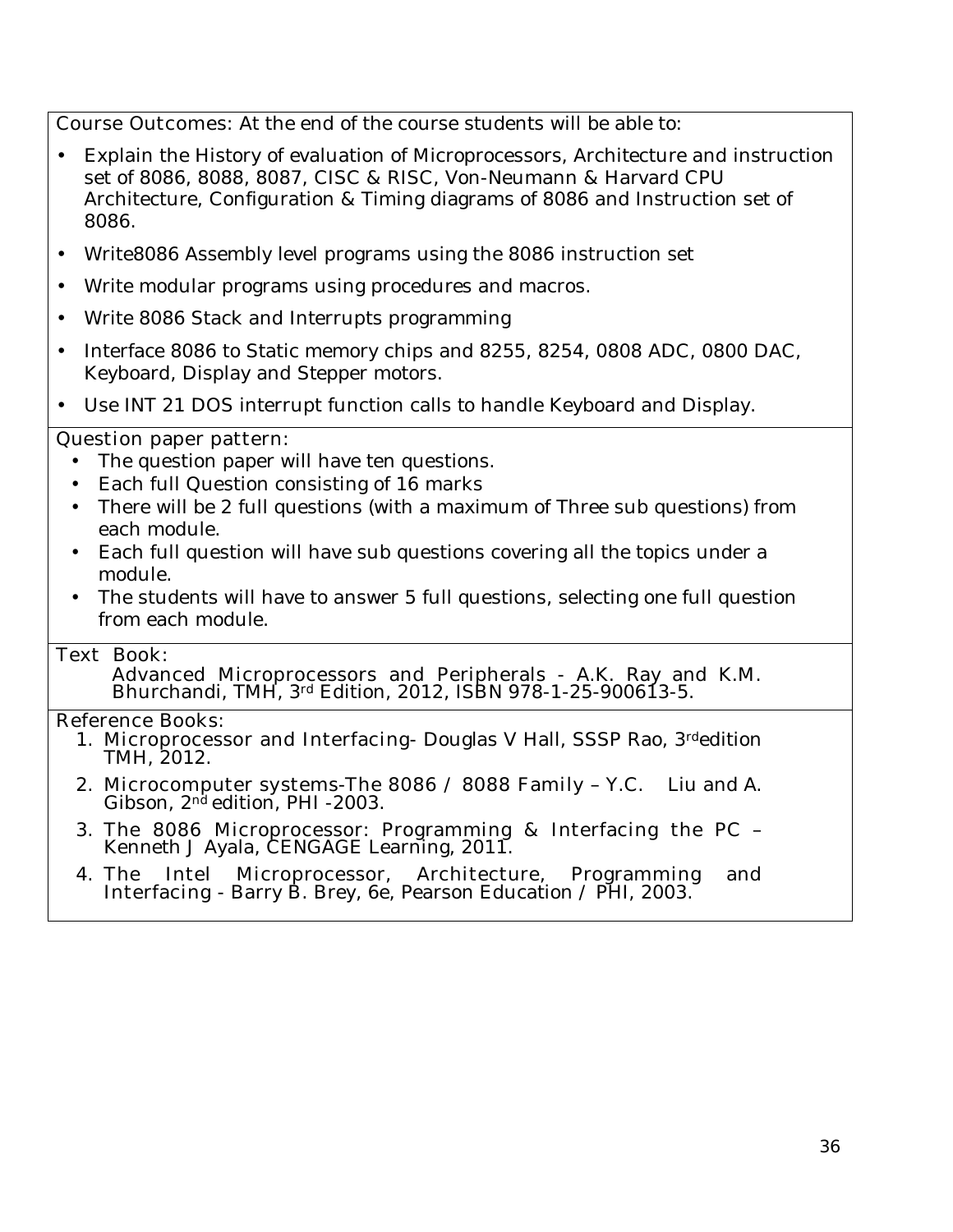**Course Outcomes:** At the end of the course students will be able to:

- Explain the History of evaluation of Microprocessors, Architecture and instruction set of 8086, 8088, 8087, CISC & RISC, Von-Neumann & Harvard CPU Architecture, Configuration & Timing diagrams of 8086 and Instruction set of 8086.
- Write8086 Assembly level programs using the 8086 instruction set
- Write modular programs using procedures and macros.
- Write 8086 Stack and Interrupts programming
- Interface 8086 to Static memory chips and 8255, 8254, 0808 ADC, 0800 DAC, Keyboard, Display and Stepper motors.
- Use INT 21 DOS interrupt function calls to handle Keyboard and Display.

**Question paper pattern:**

- The question paper will have ten questions.
- Each full Question consisting of 16 marks
- There will be 2 full questions (with a maximum of Three sub questions) from each module.
- Each full question will have sub questions covering all the topics under a module.
- The students will have to answer 5 full questions, selecting one full question from each module.

**Text Book:**

Advanced Microprocessors and Peripherals - A.K. Ray and K.M. Bhurchandi, TMH, 3rd Edition, 2012, ISBN 978-1-25-900613-5.

**Reference Books:**

1. Microprocessor and Interfacing- Douglas V Hall, SSSP Rao, 3rdedition TMH, 2012.
2. Microcomputer systems-The 8086 / 8088 Family – Y.C. Liu and A. Gibson, 2nd edition, PHI -2003.
3. The 8086 Microprocessor: Programming & Interfacing the PC – Kenneth J Ayala, CENGAGE Learning, 2011.
4. The Intel Microprocessor, Architecture, Programming and Interfacing - Barry B. Brey, 6e, Pearson Education / PHI, 2003.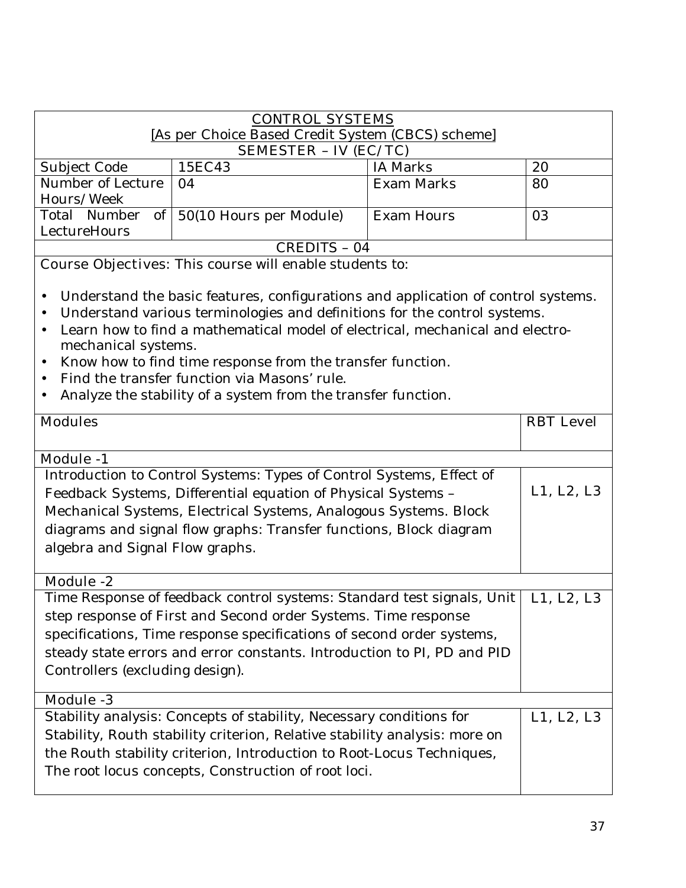<u>CONTROL SYSTEMS</u>
<u>[As per Choice Based Credit System (CBCS) scheme]</u>
SEMESTER – IV (EC/TC)

| Subject Code | 15EC43 | IA Marks | 20 |
|---|---|---|---|
| Number of Lecture Hours/Week | 04 | Exam Marks | 80 |
| Total Number of LectureHours | 50(10 Hours per Module) | Exam Hours | 03 |

CREDITS – 04

Course Objectives: This course will enable students to:

- Understand the basic features, configurations and application of control systems.
- Understand various terminologies and definitions for the control systems.
- Learn how to find a mathematical model of electrical, mechanical and electro-mechanical systems.
- Know how to find time response from the transfer function.
- Find the transfer function via Masons' rule.
- Analyze the stability of a system from the transfer function.

| Modules | RBT Level |
|---|---|
| **Module -1** | |
| Introduction to Control Systems: Types of Control Systems, Effect of Feedback Systems, Differential equation of Physical Systems – Mechanical Systems, Electrical Systems, Analogous Systems. Block diagrams and signal flow graphs: Transfer functions, Block diagram algebra and Signal Flow graphs. | L1, L2, L3 |
| **Module -2** | |
| Time Response of feedback control systems: Standard test signals, Unit step response of First and Second order Systems. Time response specifications, Time response specifications of second order systems, steady state errors and error constants. Introduction to PI, PD and PID Controllers (excluding design). | L1, L2, L3 |
| **Module -3** | |
| Stability analysis: Concepts of stability, Necessary conditions for Stability, Routh stability criterion, Relative stability analysis: more on the Routh stability criterion, Introduction to Root-Locus Techniques, The root locus concepts, Construction of root loci. | L1, L2, L3 |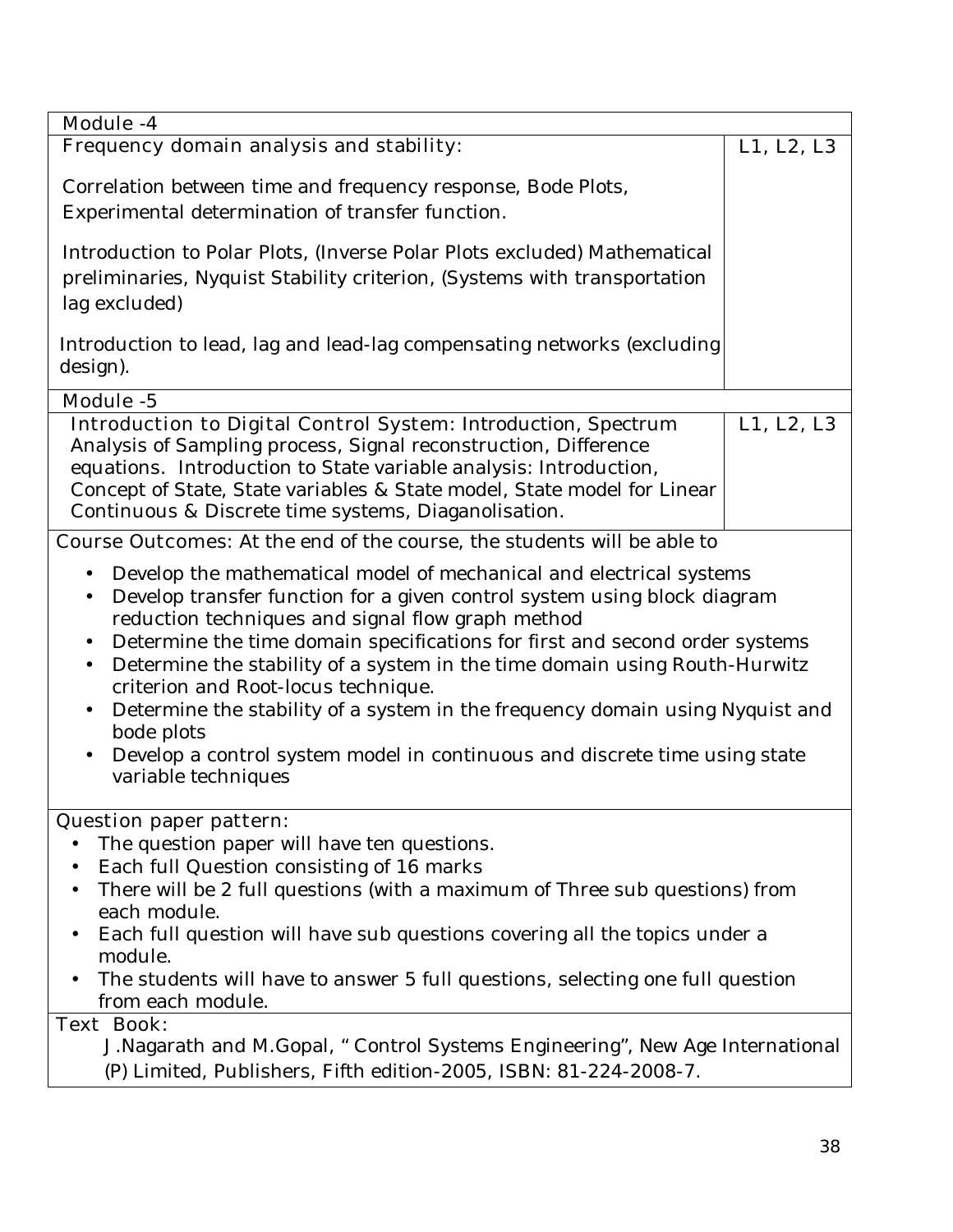| Module -4 | |
|---|---|
| Frequency domain analysis and stability:<br><br>Correlation between time and frequency response, Bode Plots, Experimental determination of transfer function.<br><br>Introduction to Polar Plots, (Inverse Polar Plots excluded) Mathematical preliminaries, Nyquist Stability criterion, (Systems with transportation lag excluded)<br><br>Introduction to lead, lag and lead-lag compensating networks (excluding design). | L1, L2, L3 |
| **Module -5** | |
| Introduction to Digital Control System: Introduction, Spectrum Analysis of Sampling process, Signal reconstruction, Difference equations. Introduction to State variable analysis: Introduction, Concept of State, State variables & State model, State model for Linear Continuous & Discrete time systems, Diaganolisation. | L1, L2, L3 |

**Course Outcomes:** At the end of the course, the students will be able to

- Develop the mathematical model of mechanical and electrical systems
- Develop transfer function for a given control system using block diagram reduction techniques and signal flow graph method
- Determine the time domain specifications for first and second order systems
- Determine the stability of a system in the time domain using Routh-Hurwitz criterion and Root-locus technique.
- Determine the stability of a system in the frequency domain using Nyquist and bode plots
- Develop a control system model in continuous and discrete time using state variable techniques

**Question paper pattern:**

- The question paper will have ten questions.
- Each full Question consisting of 16 marks
- There will be 2 full questions (with a maximum of Three sub questions) from each module.
- Each full question will have sub questions covering all the topics under a module.
- The students will have to answer 5 full questions, selecting one full question from each module.

**Text Book:**

J.Nagarath and M.Gopal, " Control Systems Engineering", New Age International (P) Limited, Publishers, Fifth edition-2005, ISBN: 81-224-2008-7.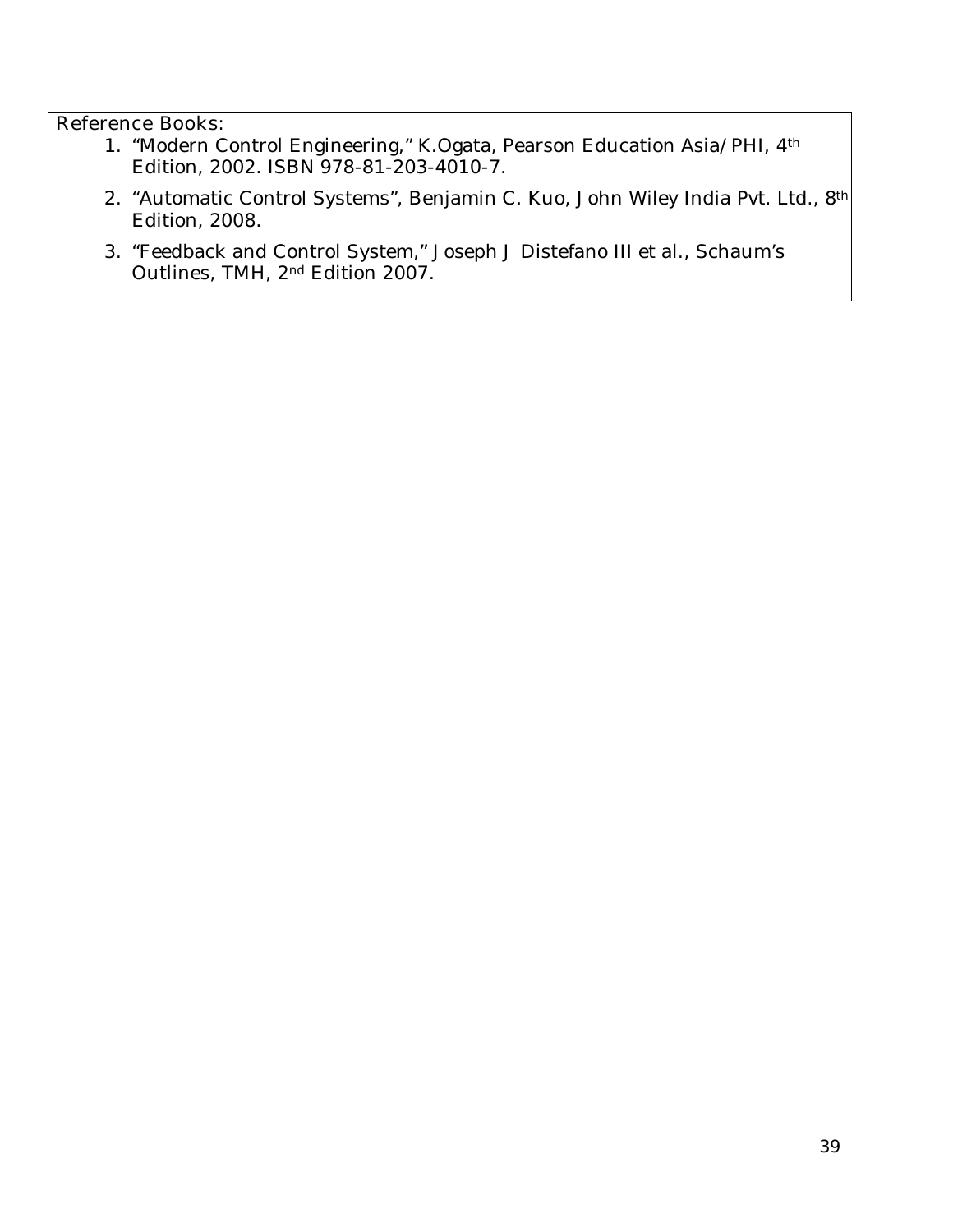Reference Books:

1. "Modern Control Engineering," K.Ogata, Pearson Education Asia/PHI, 4th Edition, 2002. ISBN 978-81-203-4010-7.
2. "Automatic Control Systems", Benjamin C. Kuo, John Wiley India Pvt. Ltd., 8th Edition, 2008.
3. "Feedback and Control System," Joseph J Distefano III et al., Schaum's Outlines, TMH, 2nd Edition 2007.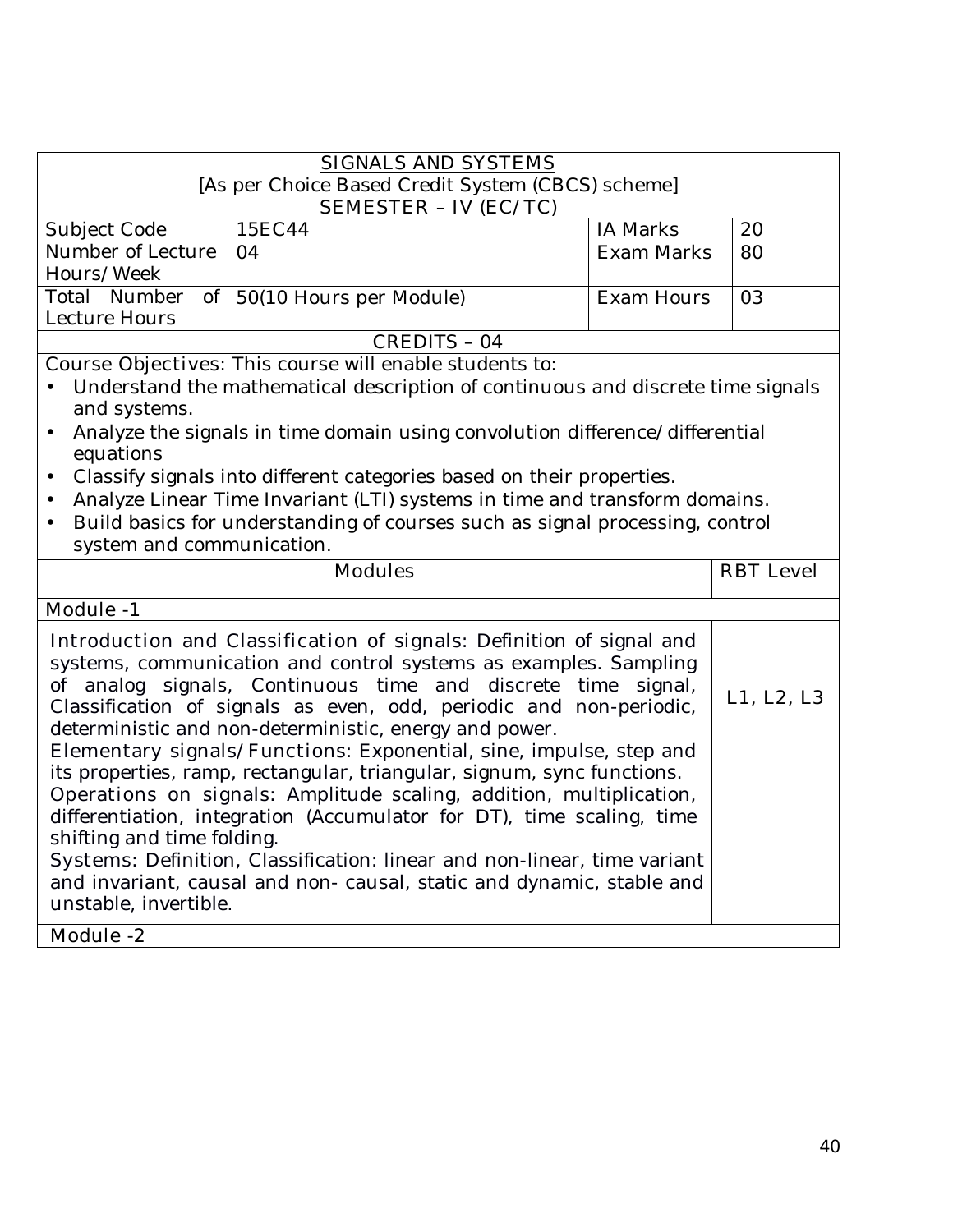## SIGNALS AND SYSTEMS

[As per Choice Based Credit System (CBCS) scheme]

SEMESTER – IV (EC/TC)

| Subject Code | 15EC44 | IA Marks | 20 |
|---|---|---|---|
| Number of Lecture Hours/Week | 04 | Exam Marks | 80 |
| Total Number of Lecture Hours | 50(10 Hours per Module) | Exam Hours | 03 |

CREDITS – 04

Course Objectives: This course will enable students to:

- Understand the mathematical description of continuous and discrete time signals and systems.
- Analyze the signals in time domain using convolution difference/differential equations
- Classify signals into different categories based on their properties.
- Analyze Linear Time Invariant (LTI) systems in time and transform domains.
- Build basics for understanding of courses such as signal processing, control system and communication.

| Modules | RBT Level |
|---|---|
| **Module -1** | |
| Introduction and Classification of signals: Definition of signal and systems, communication and control systems as examples. Sampling of analog signals, Continuous time and discrete time signal, Classification of signals as even, odd, periodic and non-periodic, deterministic and non-deterministic, energy and power.<br>Elementary signals/Functions: Exponential, sine, impulse, step and its properties, ramp, rectangular, triangular, signum, sync functions.<br>Operations on signals: Amplitude scaling, addition, multiplication, differentiation, integration (Accumulator for DT), time scaling, time shifting and time folding.<br>Systems: Definition, Classification: linear and non-linear, time variant and invariant, causal and non- causal, static and dynamic, stable and unstable, invertible. | L1, L2, L3 |
| **Module -2** | |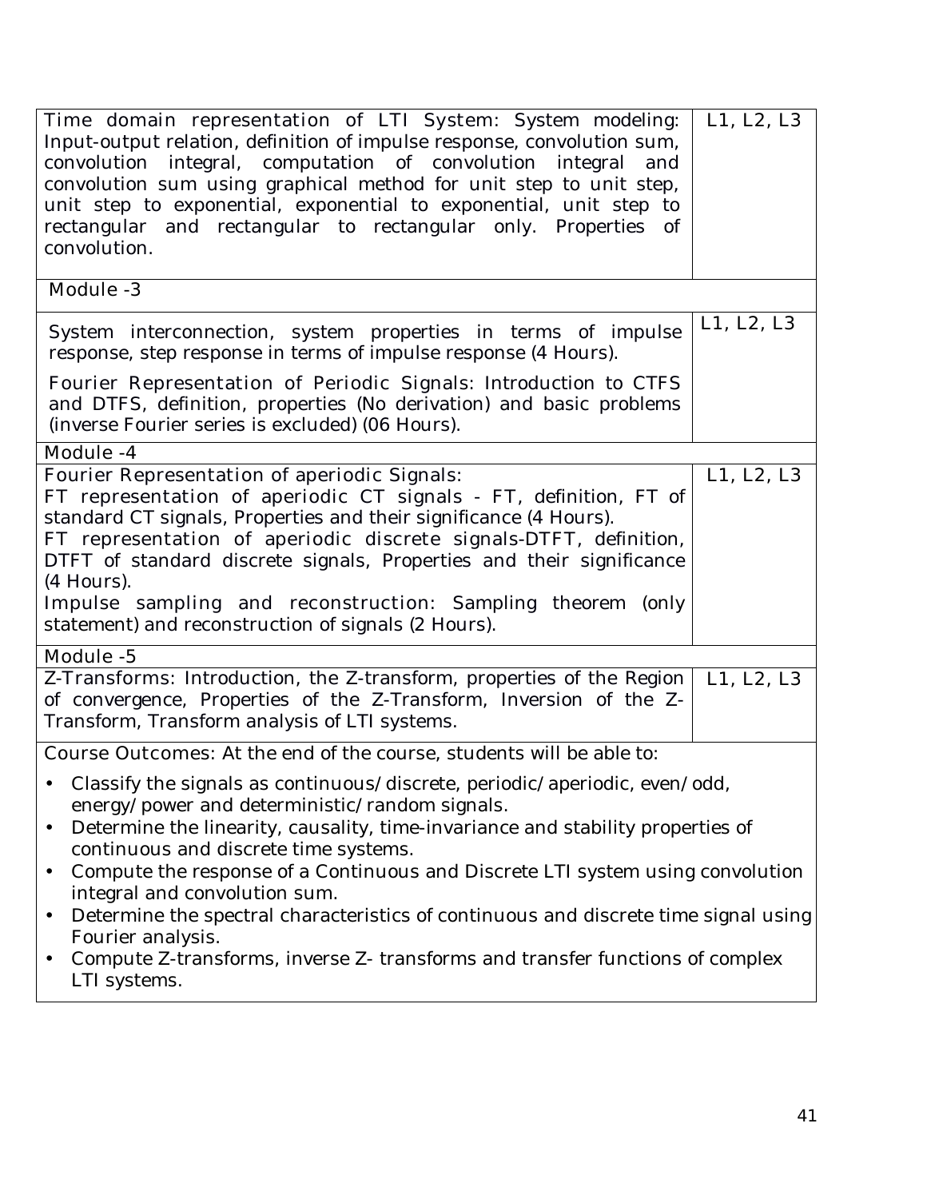| | |
|---|---|
| Time domain representation of LTI System: System modeling: Input-output relation, definition of impulse response, convolution sum, convolution integral, computation of convolution integral and convolution sum using graphical method for unit step to unit step, unit step to exponential, exponential to exponential, unit step to rectangular and rectangular to rectangular only. Properties of convolution. | L1, L2, L3 |
| **Module -3** | |
| System interconnection, system properties in terms of impulse response, step response in terms of impulse response (4 Hours).<br><br>Fourier Representation of Periodic Signals: Introduction to CTFS and DTFS, definition, properties (No derivation) and basic problems (inverse Fourier series is excluded) (06 Hours). | L1, L2, L3 |
| **Module -4** | |
| Fourier Representation of aperiodic Signals:<br>FT representation of aperiodic CT signals - FT, definition, FT of standard CT signals, Properties and their significance (4 Hours).<br>FT representation of aperiodic discrete signals-DTFT, definition, DTFT of standard discrete signals, Properties and their significance (4 Hours).<br>Impulse sampling and reconstruction: Sampling theorem (only statement) and reconstruction of signals (2 Hours). | L1, L2, L3 |
| **Module -5** | |
| Z-Transforms: Introduction, the Z-transform, properties of the Region of convergence, Properties of the Z-Transform, Inversion of the Z-Transform, Transform analysis of LTI systems. | L1, L2, L3 |

**Course Outcomes:** At the end of the course, students will be able to:

- Classify the signals as continuous/discrete, periodic/aperiodic, even/odd, energy/power and deterministic/random signals.
- Determine the linearity, causality, time-invariance and stability properties of continuous and discrete time systems.
- Compute the response of a Continuous and Discrete LTI system using convolution integral and convolution sum.
- Determine the spectral characteristics of continuous and discrete time signal using Fourier analysis.
- Compute Z-transforms, inverse Z- transforms and transfer functions of complex LTI systems.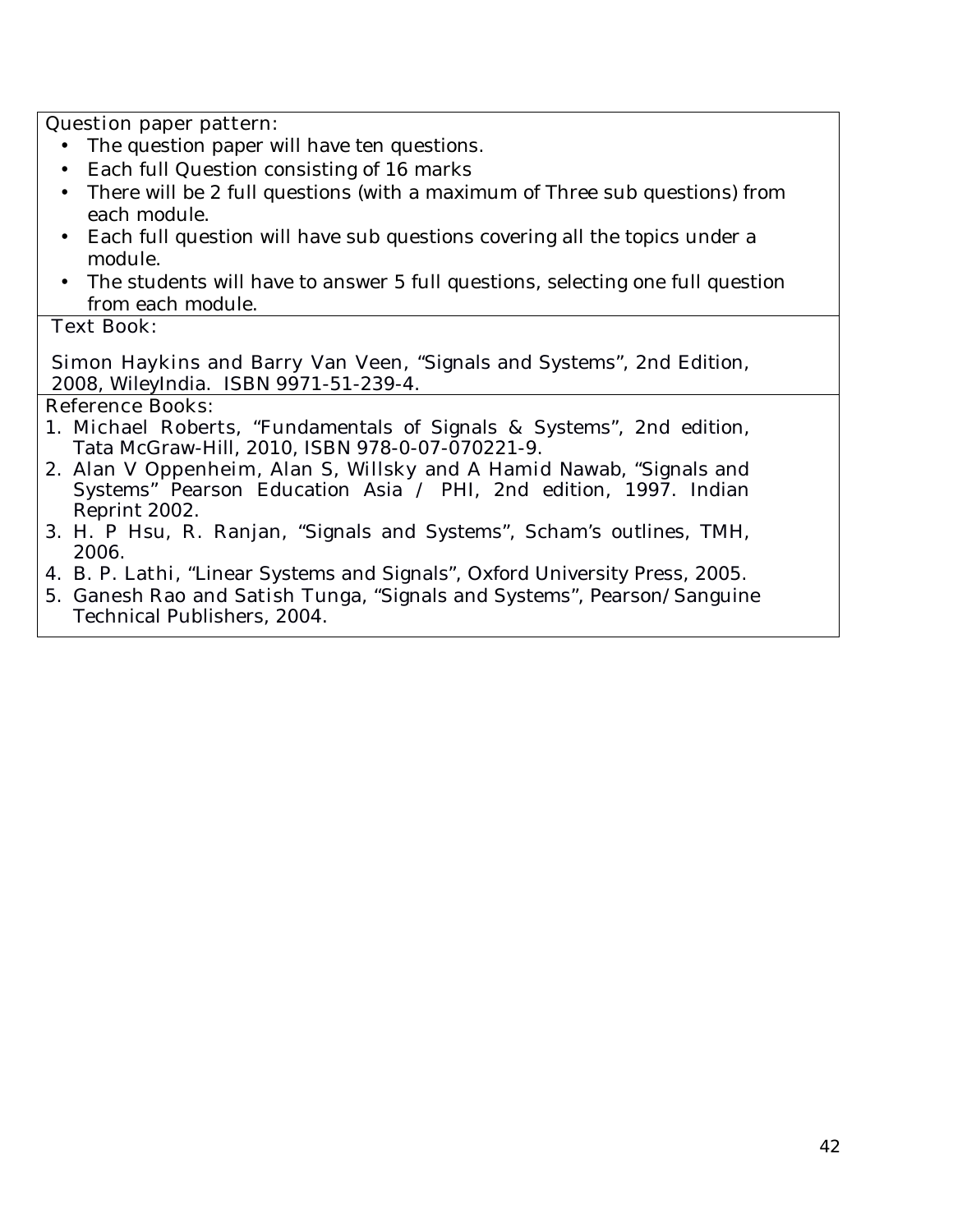**Question paper pattern:**

- The question paper will have ten questions.
- Each full Question consisting of 16 marks
- There will be 2 full questions (with a maximum of Three sub questions) from each module.
- Each full question will have sub questions covering all the topics under a module.
- The students will have to answer 5 full questions, selecting one full question from each module.

**Text Book:**

Simon Haykins and Barry Van Veen, "Signals and Systems", 2nd Edition, 2008, WileyIndia. ISBN 9971-51-239-4.

**Reference Books:**

1. Michael Roberts, "Fundamentals of Signals & Systems", 2nd edition, Tata McGraw-Hill, 2010, ISBN 978-0-07-070221-9.
2. Alan V Oppenheim, Alan S, Willsky and A Hamid Nawab, "Signals and Systems" Pearson Education Asia / PHI, 2nd edition, 1997. Indian Reprint 2002.
3. H. P Hsu, R. Ranjan, "Signals and Systems", Scham's outlines, TMH, 2006.
4. B. P. Lathi, "Linear Systems and Signals", Oxford University Press, 2005.
5. Ganesh Rao and Satish Tunga, "Signals and Systems", Pearson/Sanguine Technical Publishers, 2004.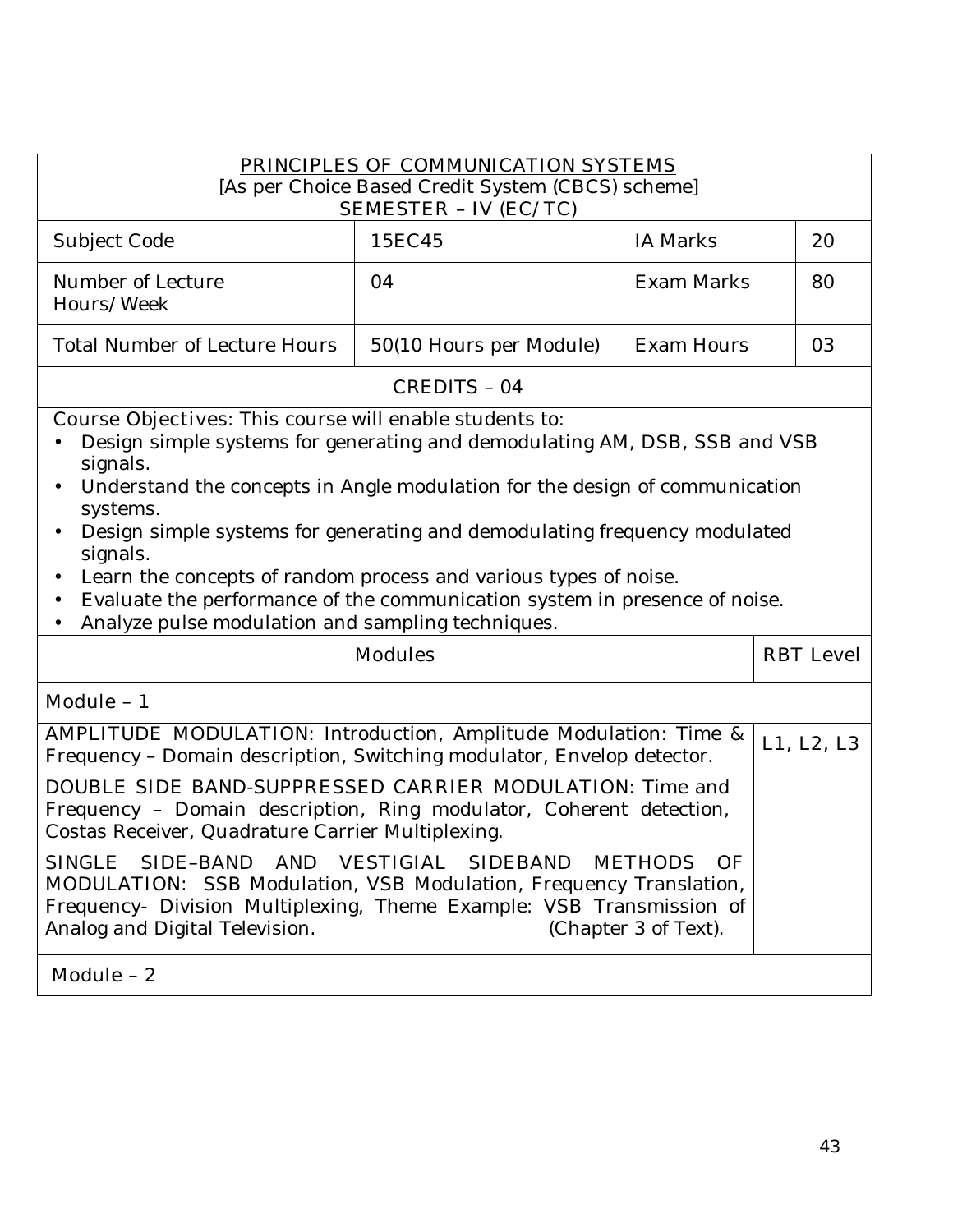## PRINCIPLES OF COMMUNICATION SYSTEMS

[As per Choice Based Credit System (CBCS) scheme]

SEMESTER – IV (EC/TC)

| Subject Code | 15EC45 | IA Marks | 20 |
|---|---|---|---|
| Number of Lecture Hours/Week | 04 | Exam Marks | 80 |
| Total Number of Lecture Hours | 50(10 Hours per Module) | Exam Hours | 03 |

CREDITS – 04

Course Objectives: This course will enable students to:

- Design simple systems for generating and demodulating AM, DSB, SSB and VSB signals.
- Understand the concepts in Angle modulation for the design of communication systems.
- Design simple systems for generating and demodulating frequency modulated signals.
- Learn the concepts of random process and various types of noise.
- Evaluate the performance of the communication system in presence of noise.
- Analyze pulse modulation and sampling techniques.

| Modules | RBT Level |
|---|---|
| **Module – 1** | |
| AMPLITUDE MODULATION: Introduction, Amplitude Modulation: Time & Frequency – Domain description, Switching modulator, Envelop detector. <br><br> DOUBLE SIDE BAND-SUPPRESSED CARRIER MODULATION: Time and Frequency – Domain description, Ring modulator, Coherent detection, Costas Receiver, Quadrature Carrier Multiplexing. <br><br> SINGLE SIDE–BAND AND VESTIGIAL SIDEBAND METHODS OF MODULATION: SSB Modulation, VSB Modulation, Frequency Translation, Frequency- Division Multiplexing, Theme Example: VSB Transmission of Analog and Digital Television. (Chapter 3 of Text). | L1, L2, L3 |
| **Module – 2** | |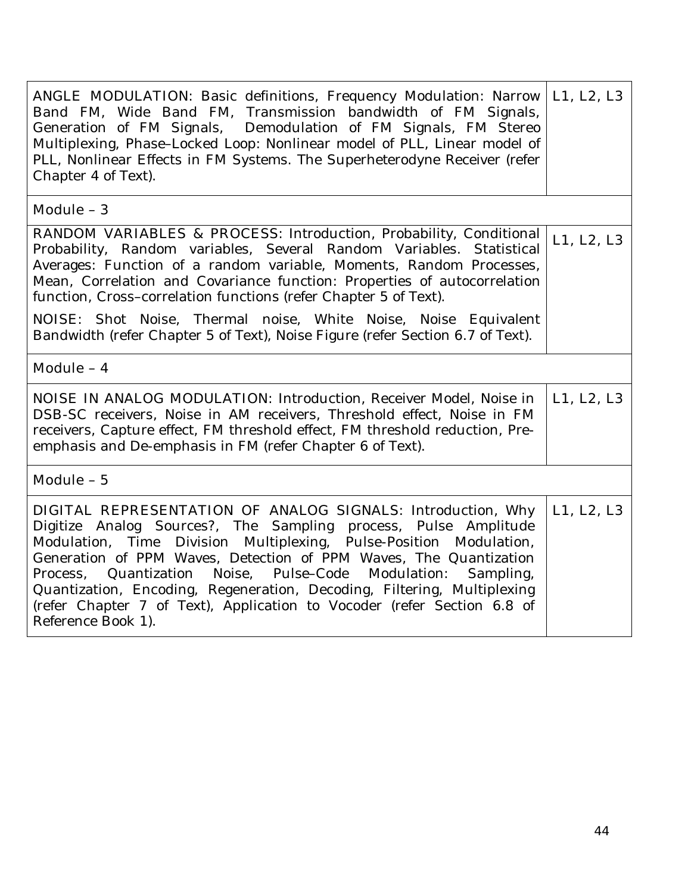| | |
|---|---|
| ANGLE MODULATION: Basic definitions, Frequency Modulation: Narrow Band FM, Wide Band FM, Transmission bandwidth of FM Signals, Generation of FM Signals, Demodulation of FM Signals, FM Stereo Multiplexing, Phase–Locked Loop: Nonlinear model of PLL, Linear model of PLL, Nonlinear Effects in FM Systems. The Superheterodyne Receiver (refer Chapter 4 of Text). | L1, L2, L3 |
| **Module – 3** | |
| RANDOM VARIABLES & PROCESS: Introduction, Probability, Conditional Probability, Random variables, Several Random Variables. Statistical Averages: Function of a random variable, Moments, Random Processes, Mean, Correlation and Covariance function: Properties of autocorrelation function, Cross–correlation functions (refer Chapter 5 of Text).<br><br>NOISE: Shot Noise, Thermal noise, White Noise, Noise Equivalent Bandwidth (refer Chapter 5 of Text), Noise Figure (refer Section 6.7 of Text). | L1, L2, L3 |
| **Module – 4** | |
| NOISE IN ANALOG MODULATION: Introduction, Receiver Model, Noise in DSB-SC receivers, Noise in AM receivers, Threshold effect, Noise in FM receivers, Capture effect, FM threshold effect, FM threshold reduction, Pre-emphasis and De-emphasis in FM (refer Chapter 6 of Text). | L1, L2, L3 |
| **Module – 5** | |
| DIGITAL REPRESENTATION OF ANALOG SIGNALS: Introduction, Why Digitize Analog Sources?, The Sampling process, Pulse Amplitude Modulation, Time Division Multiplexing, Pulse-Position Modulation, Generation of PPM Waves, Detection of PPM Waves, The Quantization Process, Quantization Noise, Pulse–Code Modulation: Sampling, Quantization, Encoding, Regeneration, Decoding, Filtering, Multiplexing (refer Chapter 7 of Text), Application to Vocoder (refer Section 6.8 of Reference Book 1). | L1, L2, L3 |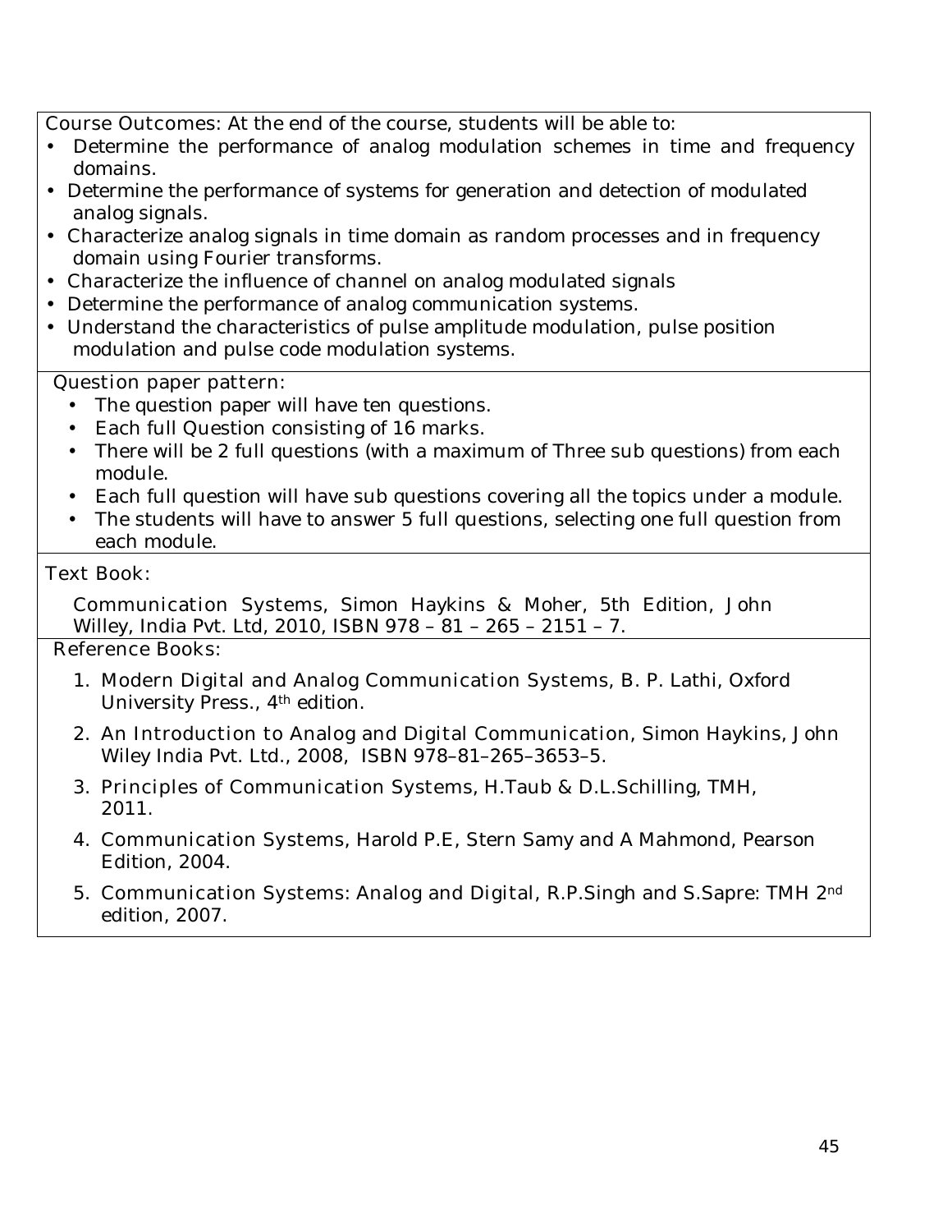**Course Outcomes:** At the end of the course, students will be able to:

- Determine the performance of analog modulation schemes in time and frequency domains.
- Determine the performance of systems for generation and detection of modulated analog signals.
- Characterize analog signals in time domain as random processes and in frequency domain using Fourier transforms.
- Characterize the influence of channel on analog modulated signals
- Determine the performance of analog communication systems.
- Understand the characteristics of pulse amplitude modulation, pulse position modulation and pulse code modulation systems.

**Question paper pattern:**

- The question paper will have ten questions.
- Each full Question consisting of 16 marks.
- There will be 2 full questions (with a maximum of Three sub questions) from each module.
- Each full question will have sub questions covering all the topics under a module.
- The students will have to answer 5 full questions, selecting one full question from each module.

**Text Book:**

Communication Systems, Simon Haykins & Moher, 5th Edition, John Willey, India Pvt. Ltd, 2010, ISBN 978 – 81 – 265 – 2151 – 7.

**Reference Books:**

1. Modern Digital and Analog Communication Systems, B. P. Lathi, Oxford University Press., 4th edition.
2. An Introduction to Analog and Digital Communication, Simon Haykins, John Wiley India Pvt. Ltd., 2008, ISBN 978–81–265–3653–5.
3. Principles of Communication Systems, H.Taub & D.L.Schilling, TMH, 2011.
4. Communication Systems, Harold P.E, Stern Samy and A Mahmond, Pearson Edition, 2004.
5. Communication Systems: Analog and Digital, R.P.Singh and S.Sapre: TMH 2nd edition, 2007.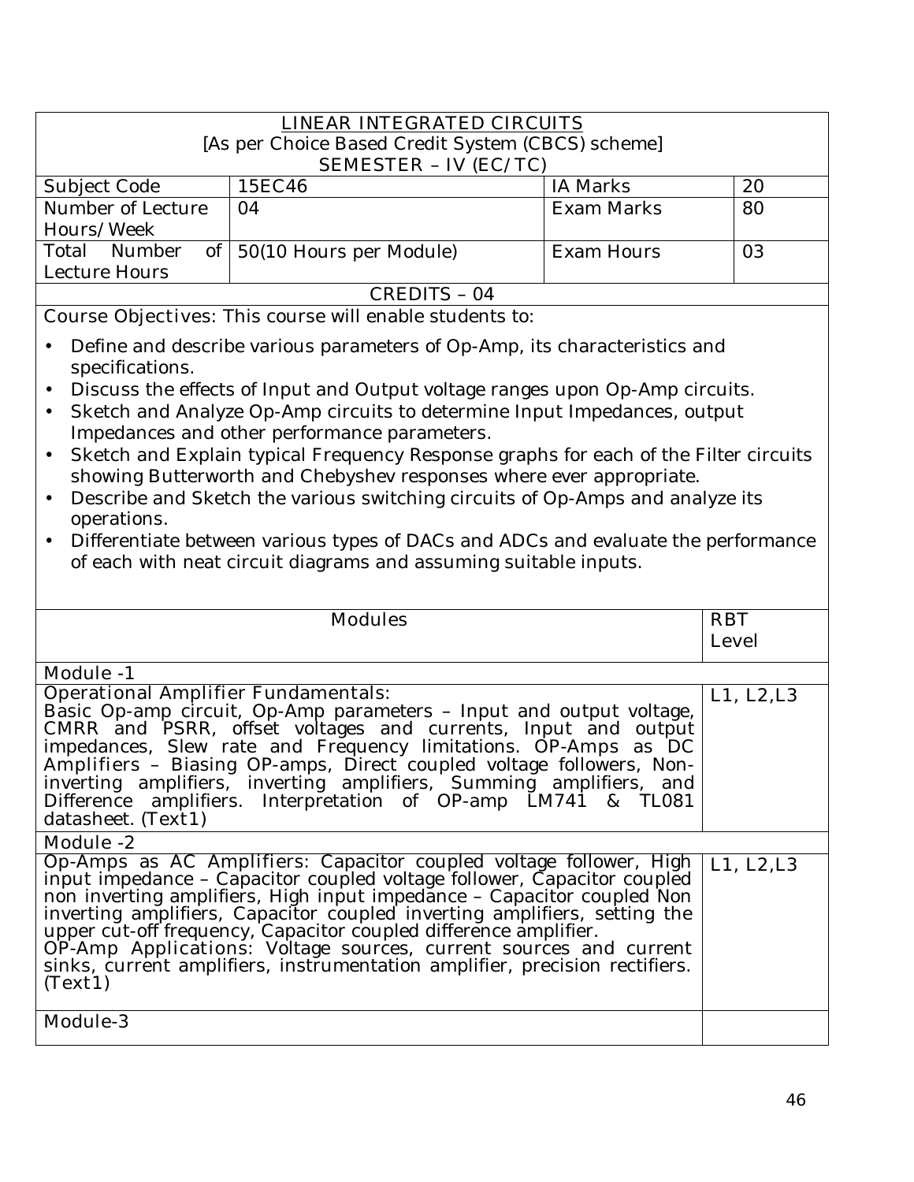## LINEAR INTEGRATED CIRCUITS

[As per Choice Based Credit System (CBCS) scheme]

SEMESTER – IV (EC/TC)

| Subject Code | 15EC46 | IA Marks | 20 |
|---|---|---|---|
| Number of Lecture Hours/Week | 04 | Exam Marks | 80 |
| Total Number of Lecture Hours | 50(10 Hours per Module) | Exam Hours | 03 |

CREDITS – 04

Course Objectives: This course will enable students to:

- Define and describe various parameters of Op-Amp, its characteristics and specifications.
- Discuss the effects of Input and Output voltage ranges upon Op-Amp circuits.
- Sketch and Analyze Op-Amp circuits to determine Input Impedances, output Impedances and other performance parameters.
- Sketch and Explain typical Frequency Response graphs for each of the Filter circuits showing Butterworth and Chebyshev responses where ever appropriate.
- Describe and Sketch the various switching circuits of Op-Amps and analyze its operations.
- Differentiate between various types of DACs and ADCs and evaluate the performance of each with neat circuit diagrams and assuming suitable inputs.

| Modules | RBT Level |
|---|---|
| **Module -1** | |
| **Operational Amplifier Fundamentals:** Basic Op-amp circuit, Op-Amp parameters – Input and output voltage, CMRR and PSRR, offset voltages and currents, Input and output impedances, Slew rate and Frequency limitations. OP-Amps as DC Amplifiers – Biasing OP-amps, Direct coupled voltage followers, Non-inverting amplifiers, inverting amplifiers, Summing amplifiers, and Difference amplifiers. Interpretation of OP-amp LM741 & TL081 datasheet. (Text1) | L1, L2,L3 |
| **Module -2** | |
| **Op-Amps as AC Amplifiers:** Capacitor coupled voltage follower, High input impedance – Capacitor coupled voltage follower, Capacitor coupled non inverting amplifiers, High input impedance – Capacitor coupled Non inverting amplifiers, Capacitor coupled inverting amplifiers, setting the upper cut-off frequency, Capacitor coupled difference amplifier. **OP-Amp Applications:** Voltage sources, current sources and current sinks, current amplifiers, instrumentation amplifier, precision rectifiers. (Text1) | L1, L2,L3 |
| **Module-3** | |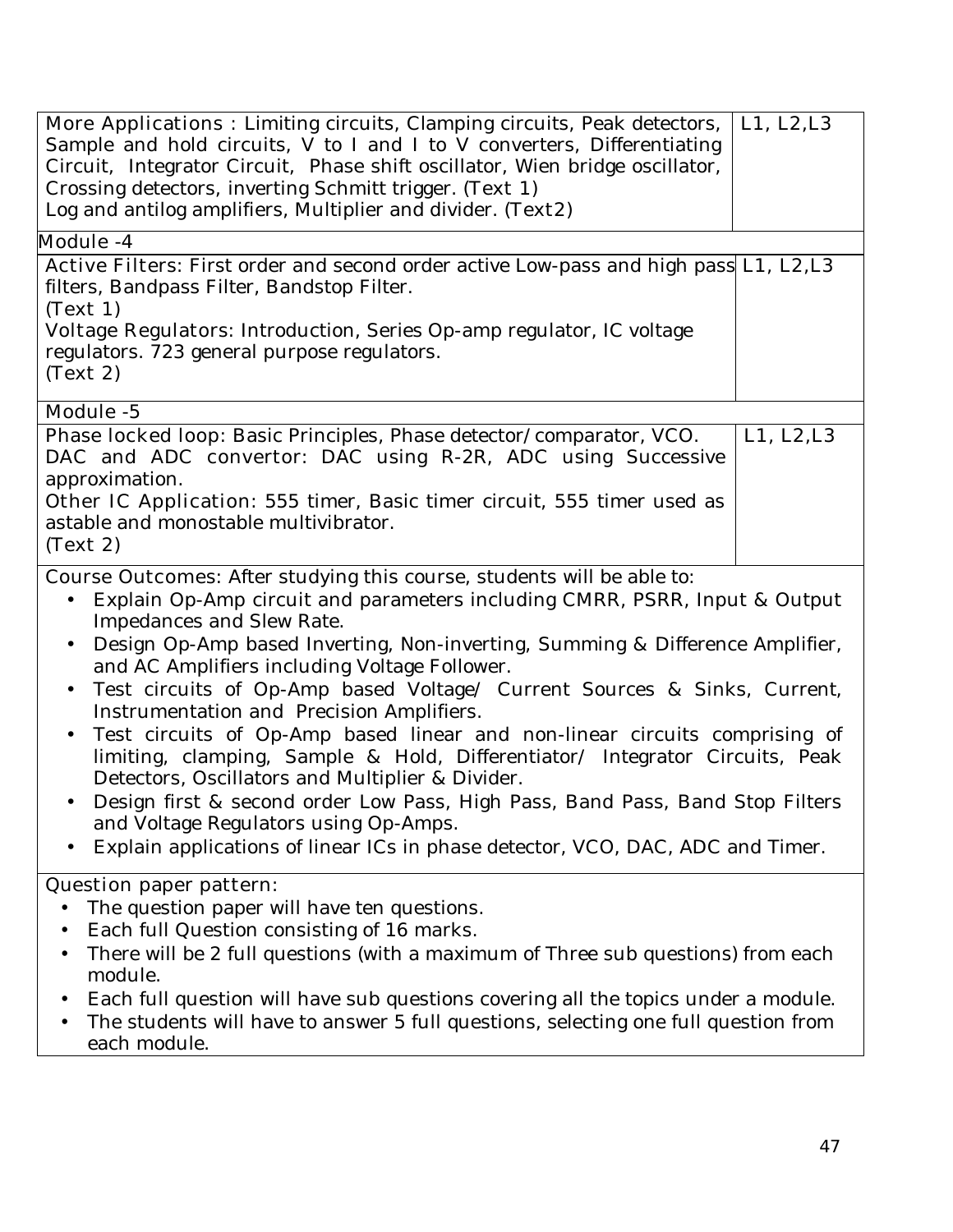| | |
|---|---|
| More Applications : Limiting circuits, Clamping circuits, Peak detectors, Sample and hold circuits, V to I and I to V converters, Differentiating Circuit, Integrator Circuit, Phase shift oscillator, Wien bridge oscillator, Crossing detectors, inverting Schmitt trigger. (Text 1)<br>Log and antilog amplifiers, Multiplier and divider. (Text2) | L1, L2,L3 |
| **Module -4** | |
| Active Filters: First order and second order active Low-pass and high pass filters, Bandpass Filter, Bandstop Filter.<br>(Text 1)<br>Voltage Regulators: Introduction, Series Op-amp regulator, IC voltage regulators. 723 general purpose regulators.<br>(Text 2) | L1, L2,L3 |
| **Module -5** | |
| Phase locked loop: Basic Principles, Phase detector/comparator, VCO.<br>DAC and ADC convertor: DAC using R-2R, ADC using Successive approximation.<br>Other IC Application: 555 timer, Basic timer circuit, 555 timer used as astable and monostable multivibrator.<br>(Text 2) | L1, L2,L3 |

**Course Outcomes:** After studying this course, students will be able to:

- Explain Op-Amp circuit and parameters including CMRR, PSRR, Input & Output Impedances and Slew Rate.
- Design Op-Amp based Inverting, Non-inverting, Summing & Difference Amplifier, and AC Amplifiers including Voltage Follower.
- Test circuits of Op-Amp based Voltage/ Current Sources & Sinks, Current, Instrumentation and Precision Amplifiers.
- Test circuits of Op-Amp based linear and non-linear circuits comprising of limiting, clamping, Sample & Hold, Differentiator/ Integrator Circuits, Peak Detectors, Oscillators and Multiplier & Divider.
- Design first & second order Low Pass, High Pass, Band Pass, Band Stop Filters and Voltage Regulators using Op-Amps.
- Explain applications of linear ICs in phase detector, VCO, DAC, ADC and Timer.

**Question paper pattern:**

- The question paper will have ten questions.
- Each full Question consisting of 16 marks.
- There will be 2 full questions (with a maximum of Three sub questions) from each module.
- Each full question will have sub questions covering all the topics under a module.
- The students will have to answer 5 full questions, selecting one full question from each module.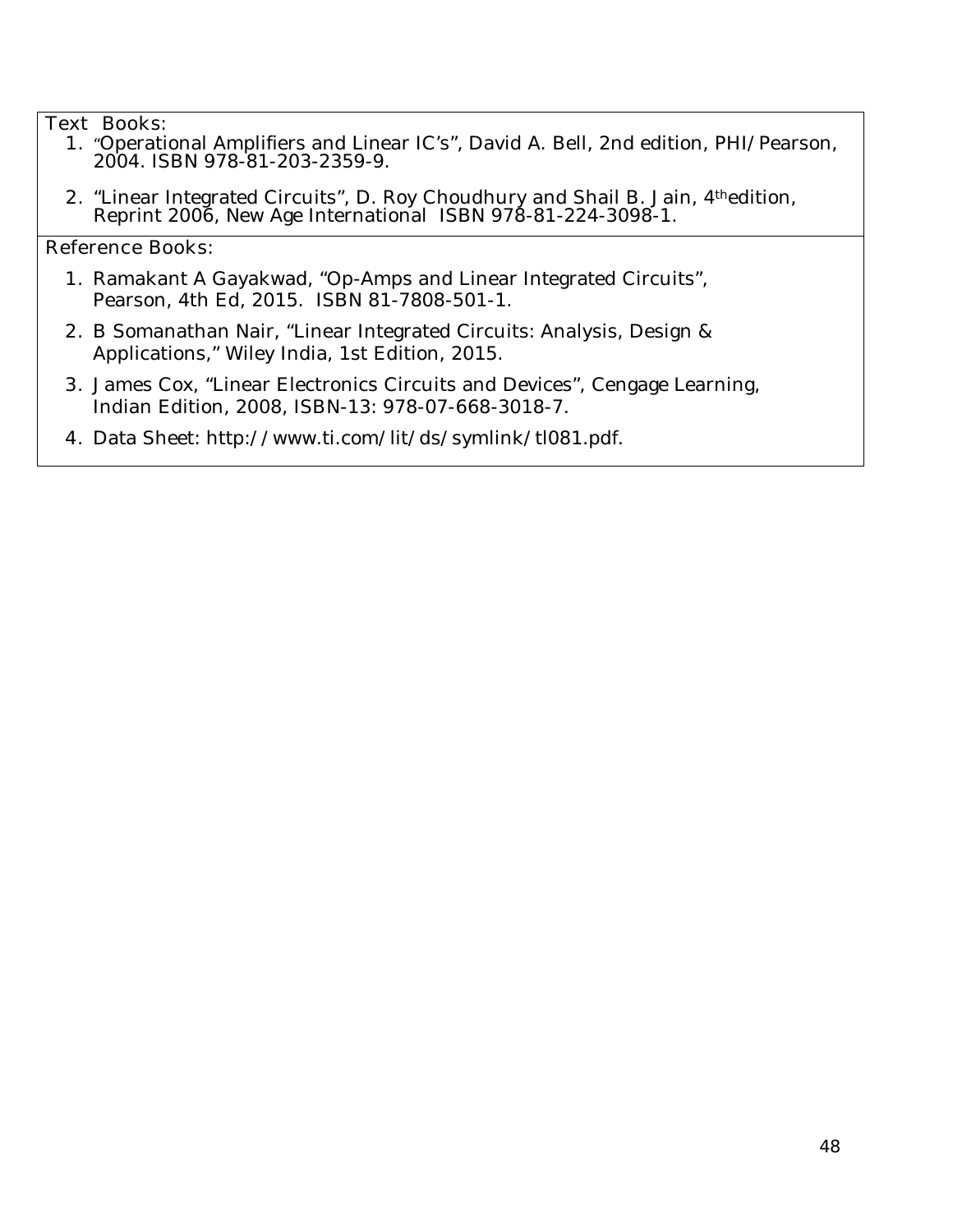**Text Books:**

1. "Operational Amplifiers and Linear IC's", David A. Bell, 2nd edition, PHI/Pearson, 2004. ISBN 978-81-203-2359-9.
2. "Linear Integrated Circuits", D. Roy Choudhury and Shail B. Jain, 4th edition, Reprint 2006, New Age International ISBN 978-81-224-3098-1.

**Reference Books:**

1. Ramakant A Gayakwad, "Op-Amps and Linear Integrated Circuits", Pearson, 4th Ed, 2015. ISBN 81-7808-501-1.
2. B Somanathan Nair, "Linear Integrated Circuits: Analysis, Design & Applications," Wiley India, 1st Edition, 2015.
3. James Cox, "Linear Electronics Circuits and Devices", Cengage Learning, Indian Edition, 2008, ISBN-13: 978-07-668-3018-7.
4. Data Sheet: http://www.ti.com/lit/ds/symlink/tl081.pdf.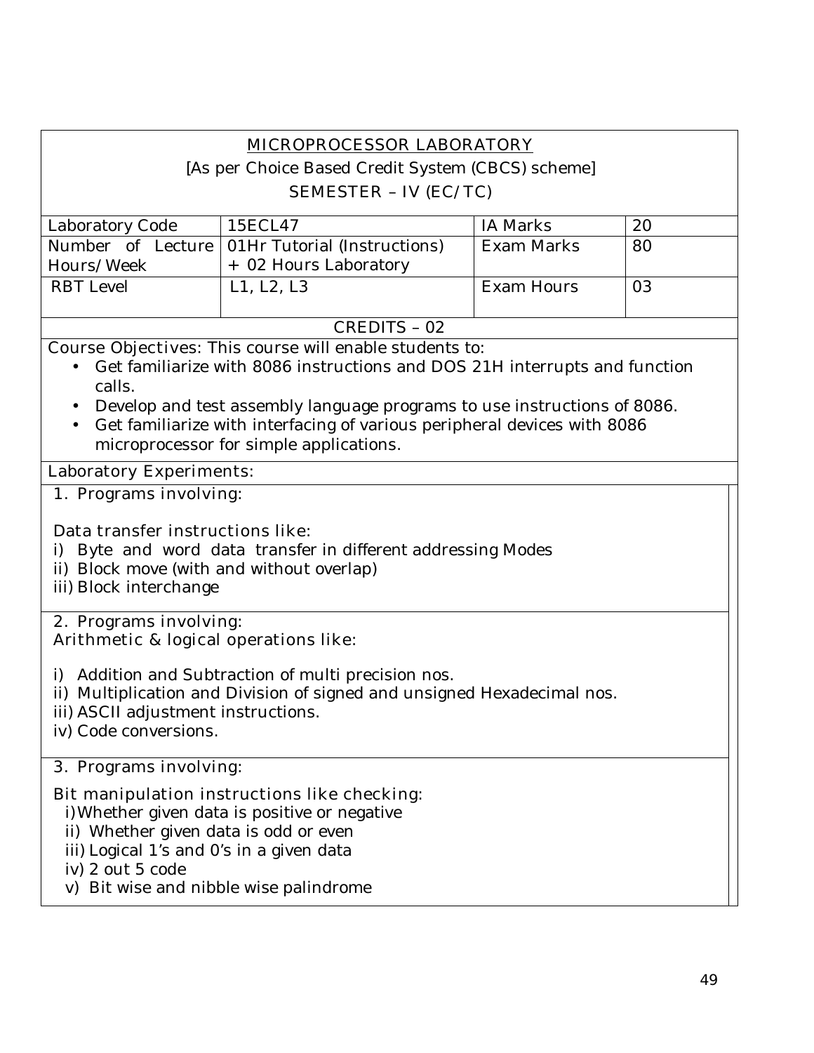## MICROPROCESSOR LABORATORY

[As per Choice Based Credit System (CBCS) scheme]

SEMESTER – IV (EC/TC)

| Laboratory Code | 15ECL47 | IA Marks | 20 |
|---|---|---|---|
| Number of Lecture Hours/Week | 01Hr Tutorial (Instructions) + 02 Hours Laboratory | Exam Marks | 80 |
| RBT Level | L1, L2, L3 | Exam Hours | 03 |

CREDITS – 02

**Course Objectives:** This course will enable students to:

- Get familiarize with 8086 instructions and DOS 21H interrupts and function calls.
- Develop and test assembly language programs to use instructions of 8086.
- Get familiarize with interfacing of various peripheral devices with 8086 microprocessor for simple applications.

**Laboratory Experiments:**

**1. Programs involving:**

**Data transfer instructions like:**

i) Byte and word data transfer in different addressing Modes
ii) Block move (with and without overlap)
iii) Block interchange

**2. Programs involving:**

**Arithmetic & logical operations like:**

i) Addition and Subtraction of multi precision nos.
ii) Multiplication and Division of signed and unsigned Hexadecimal nos.
iii) ASCII adjustment instructions.
iv) Code conversions.

**3. Programs involving:**

**Bit manipulation instructions like checking:**

i) Whether given data is positive or negative
ii) Whether given data is odd or even
iii) Logical 1's and 0's in a given data
iv) 2 out 5 code
v) Bit wise and nibble wise palindrome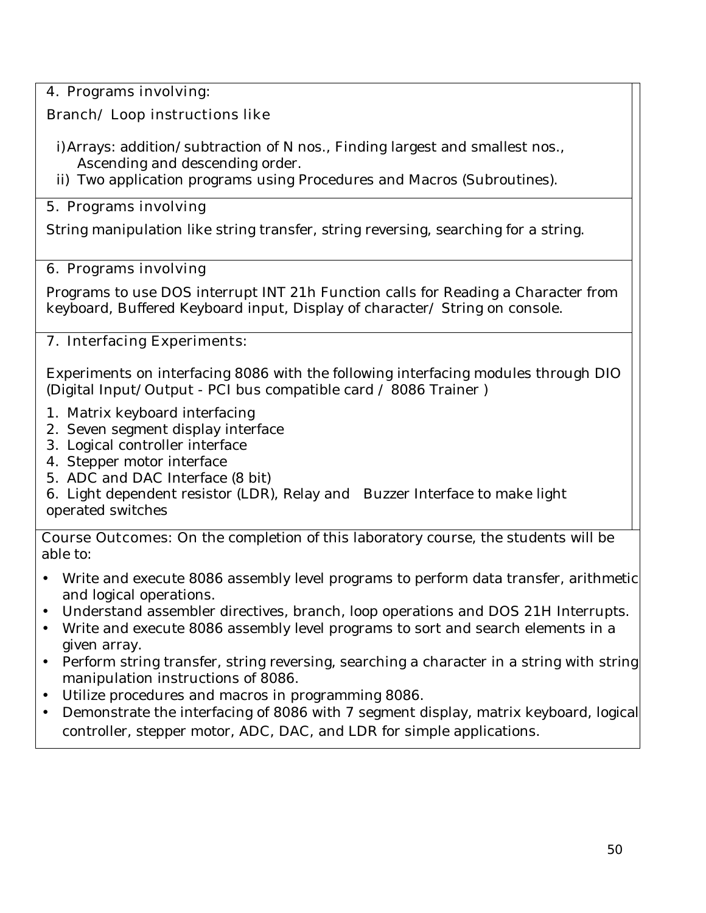4. Programs involving:

Branch/ Loop instructions like

i) Arrays: addition/subtraction of N nos., Finding largest and smallest nos., Ascending and descending order.
ii) Two application programs using Procedures and Macros (Subroutines).

5. Programs involving

String manipulation like string transfer, string reversing, searching for a string.

6. Programs involving

Programs to use DOS interrupt INT 21h Function calls for Reading a Character from keyboard, Buffered Keyboard input, Display of character/ String on console.

7. Interfacing Experiments:

Experiments on interfacing 8086 with the following interfacing modules through DIO (Digital Input/Output - PCI bus compatible card / 8086 Trainer )

1. Matrix keyboard interfacing
2. Seven segment display interface
3. Logical controller interface
4. Stepper motor interface
5. ADC and DAC Interface (8 bit)
6. Light dependent resistor (LDR), Relay and Buzzer Interface to make light operated switches

Course Outcomes: On the completion of this laboratory course, the students will be able to:

- Write and execute 8086 assembly level programs to perform data transfer, arithmetic and logical operations.
- Understand assembler directives, branch, loop operations and DOS 21H Interrupts.
- Write and execute 8086 assembly level programs to sort and search elements in a given array.
- Perform string transfer, string reversing, searching a character in a string with string manipulation instructions of 8086.
- Utilize procedures and macros in programming 8086.
- Demonstrate the interfacing of 8086 with 7 segment display, matrix keyboard, logical controller, stepper motor, ADC, DAC, and LDR for simple applications.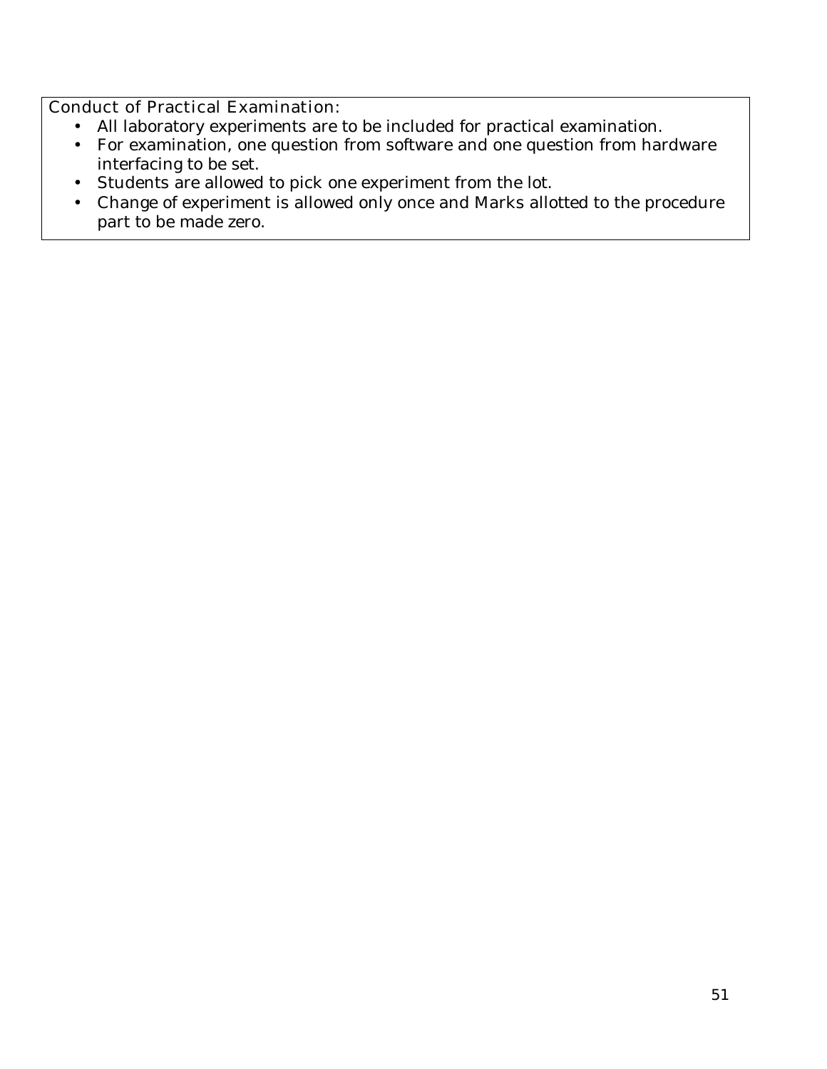Conduct of Practical Examination:

- All laboratory experiments are to be included for practical examination.
- For examination, one question from software and one question from hardware interfacing to be set.
- Students are allowed to pick one experiment from the lot.
- Change of experiment is allowed only once and Marks allotted to the procedure part to be made zero.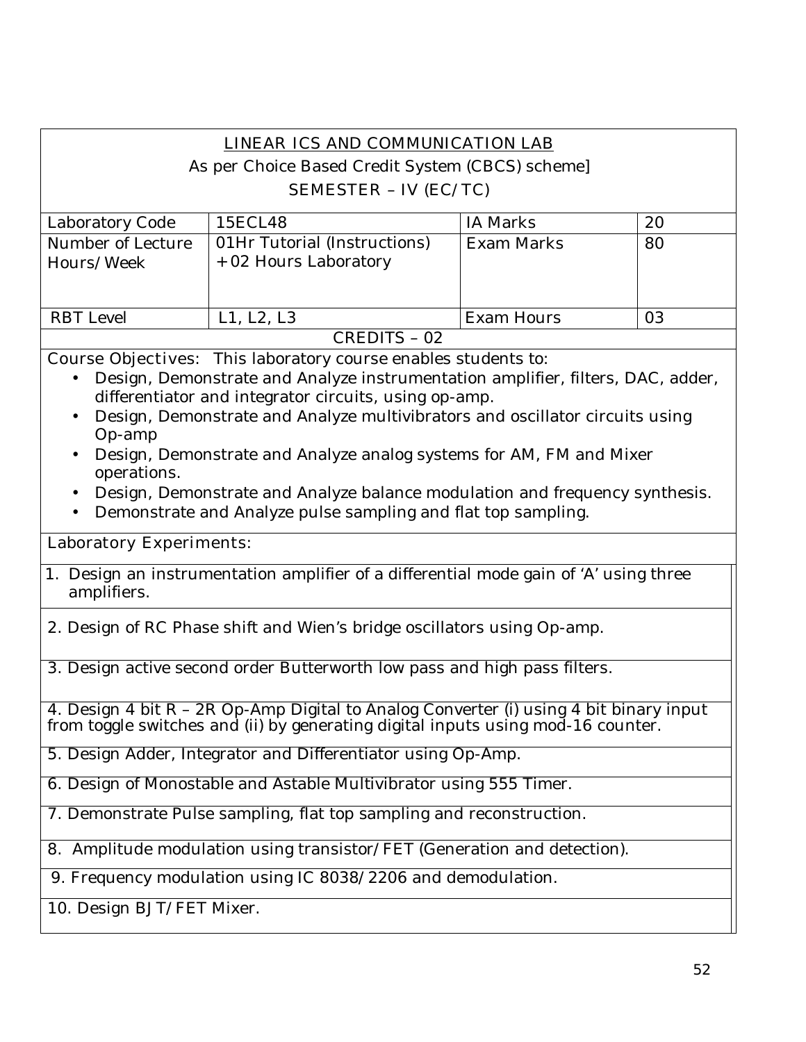## LINEAR ICS AND COMMUNICATION LAB

As per Choice Based Credit System (CBCS) scheme]

SEMESTER – IV (EC/TC)

| Laboratory Code | 15ECL48 | IA Marks | 20 |
|---|---|---|---|
| Number of Lecture Hours/Week | 01Hr Tutorial (Instructions) + 02 Hours Laboratory | Exam Marks | 80 |
| RBT Level | L1, L2, L3 | Exam Hours | 03 |

CREDITS – 02

**Course Objectives:** This laboratory course enables students to:

- Design, Demonstrate and Analyze instrumentation amplifier, filters, DAC, adder, differentiator and integrator circuits, using op-amp.
- Design, Demonstrate and Analyze multivibrators and oscillator circuits using Op-amp
- Design, Demonstrate and Analyze analog systems for AM, FM and Mixer operations.
- Design, Demonstrate and Analyze balance modulation and frequency synthesis.
- Demonstrate and Analyze pulse sampling and flat top sampling.

**Laboratory Experiments:**

1. Design an instrumentation amplifier of a differential mode gain of 'A' using three amplifiers.
2. Design of RC Phase shift and Wien's bridge oscillators using Op-amp.
3. Design active second order Butterworth low pass and high pass filters.
4. Design 4 bit R – 2R Op-Amp Digital to Analog Converter (i) using 4 bit binary input from toggle switches and (ii) by generating digital inputs using mod-16 counter.
5. Design Adder, Integrator and Differentiator using Op-Amp.
6. Design of Monostable and Astable Multivibrator using 555 Timer.
7. Demonstrate Pulse sampling, flat top sampling and reconstruction.
8. Amplitude modulation using transistor/FET (Generation and detection).
9. Frequency modulation using IC 8038/2206 and demodulation.
10. Design BJT/FET Mixer.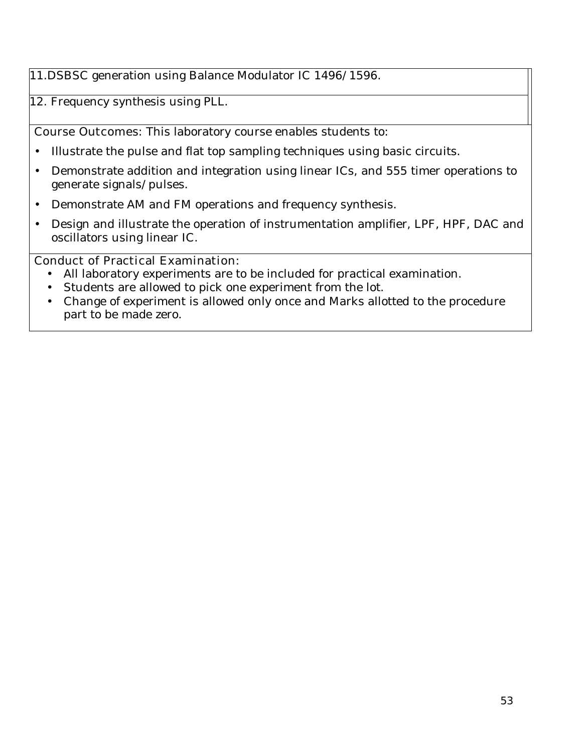11.DSBSC generation using Balance Modulator IC 1496/1596.

12. Frequency synthesis using PLL.

Course Outcomes: This laboratory course enables students to:

- Illustrate the pulse and flat top sampling techniques using basic circuits.
- Demonstrate addition and integration using linear ICs, and 555 timer operations to generate signals/pulses.
- Demonstrate AM and FM operations and frequency synthesis.
- Design and illustrate the operation of instrumentation amplifier, LPF, HPF, DAC and oscillators using linear IC.

Conduct of Practical Examination:

- All laboratory experiments are to be included for practical examination.
- Students are allowed to pick one experiment from the lot.
- Change of experiment is allowed only once and Marks allotted to the procedure part to be made zero.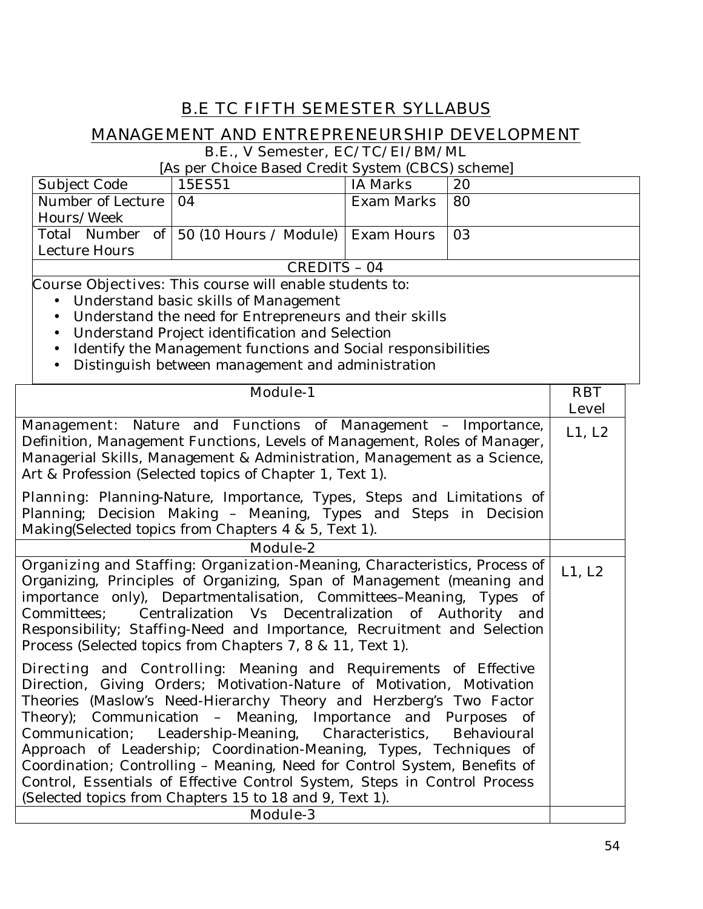# B.E TC FIFTH SEMESTER SYLLABUS

## MANAGEMENT AND ENTREPRENEURSHIP DEVELOPMENT

B.E., V Semester, EC/TC/EI/BM/ML

[As per Choice Based Credit System (CBCS) scheme]

| Subject Code | 15ES51 | IA Marks | 20 |
|---|---|---|---|
| Number of Lecture Hours/Week | 04 | Exam Marks | 80 |
| Total Number of Lecture Hours | 50 (10 Hours / Module) | Exam Hours | 03 |
| CREDITS – 04 | | | |

Course Objectives: This course will enable students to:

- Understand basic skills of Management
- Understand the need for Entrepreneurs and their skills
- Understand Project identification and Selection
- Identify the Management functions and Social responsibilities
- Distinguish between management and administration

| Module-1 | RBT Level |
|---|---|
| Management: Nature and Functions of Management – Importance, Definition, Management Functions, Levels of Management, Roles of Manager, Managerial Skills, Management & Administration, Management as a Science, Art & Profession (Selected topics of Chapter 1, Text 1). Planning: Planning-Nature, Importance, Types, Steps and Limitations of Planning; Decision Making – Meaning, Types and Steps in Decision Making(Selected topics from Chapters 4 & 5, Text 1). | L1, L2 |
| **Module-2** | |
| Organizing and Staffing: Organization-Meaning, Characteristics, Process of Organizing, Principles of Organizing, Span of Management (meaning and importance only), Departmentalisation, Committees–Meaning, Types of Committees; Centralization Vs Decentralization of Authority and Responsibility; Staffing-Need and Importance, Recruitment and Selection Process (Selected topics from Chapters 7, 8 & 11, Text 1). Directing and Controlling: Meaning and Requirements of Effective Direction, Giving Orders; Motivation-Nature of Motivation, Motivation Theories (Maslow's Need-Hierarchy Theory and Herzberg's Two Factor Theory); Communication – Meaning, Importance and Purposes of Communication; Leadership-Meaning, Characteristics, Behavioural Approach of Leadership; Coordination-Meaning, Types, Techniques of Coordination; Controlling – Meaning, Need for Control System, Benefits of Control, Essentials of Effective Control System, Steps in Control Process (Selected topics from Chapters 15 to 18 and 9, Text 1). | L1, L2 |
| **Module-3** | |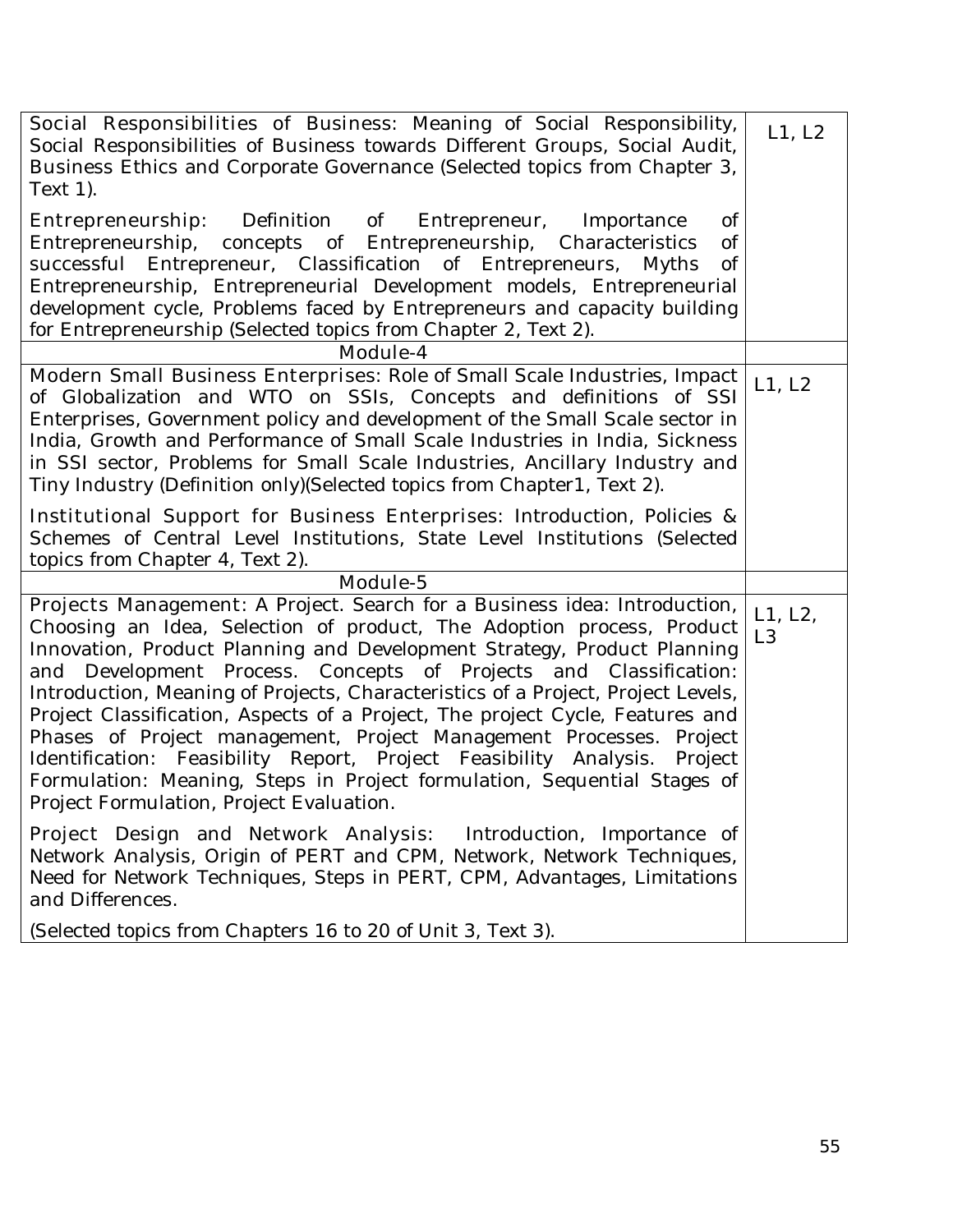| | |
|---|---|
| Social Responsibilities of Business: Meaning of Social Responsibility, Social Responsibilities of Business towards Different Groups, Social Audit, Business Ethics and Corporate Governance (Selected topics from Chapter 3, Text 1).<br><br>Entrepreneurship: Definition of Entrepreneur, Importance of Entrepreneurship, concepts of Entrepreneurship, Characteristics of successful Entrepreneur, Classification of Entrepreneurs, Myths of Entrepreneurship, Entrepreneurial Development models, Entrepreneurial development cycle, Problems faced by Entrepreneurs and capacity building for Entrepreneurship (Selected topics from Chapter 2, Text 2). | L1, L2 |
| Module-4 | |
| Modern Small Business Enterprises: Role of Small Scale Industries, Impact of Globalization and WTO on SSIs, Concepts and definitions of SSI Enterprises, Government policy and development of the Small Scale sector in India, Growth and Performance of Small Scale Industries in India, Sickness in SSI sector, Problems for Small Scale Industries, Ancillary Industry and Tiny Industry (Definition only)(Selected topics from Chapter1, Text 2).<br><br>Institutional Support for Business Enterprises: Introduction, Policies & Schemes of Central Level Institutions, State Level Institutions (Selected topics from Chapter 4, Text 2). | L1, L2 |
| Module-5 | |
| Projects Management: A Project. Search for a Business idea: Introduction, Choosing an Idea, Selection of product, The Adoption process, Product Innovation, Product Planning and Development Strategy, Product Planning and Development Process. Concepts of Projects and Classification: Introduction, Meaning of Projects, Characteristics of a Project, Project Levels, Project Classification, Aspects of a Project, The project Cycle, Features and Phases of Project management, Project Management Processes. Project Identification: Feasibility Report, Project Feasibility Analysis. Project Formulation: Meaning, Steps in Project formulation, Sequential Stages of Project Formulation, Project Evaluation.<br><br>Project Design and Network Analysis: Introduction, Importance of Network Analysis, Origin of PERT and CPM, Network, Network Techniques, Need for Network Techniques, Steps in PERT, CPM, Advantages, Limitations and Differences.<br><br>(Selected topics from Chapters 16 to 20 of Unit 3, Text 3). | L1, L2, L3 |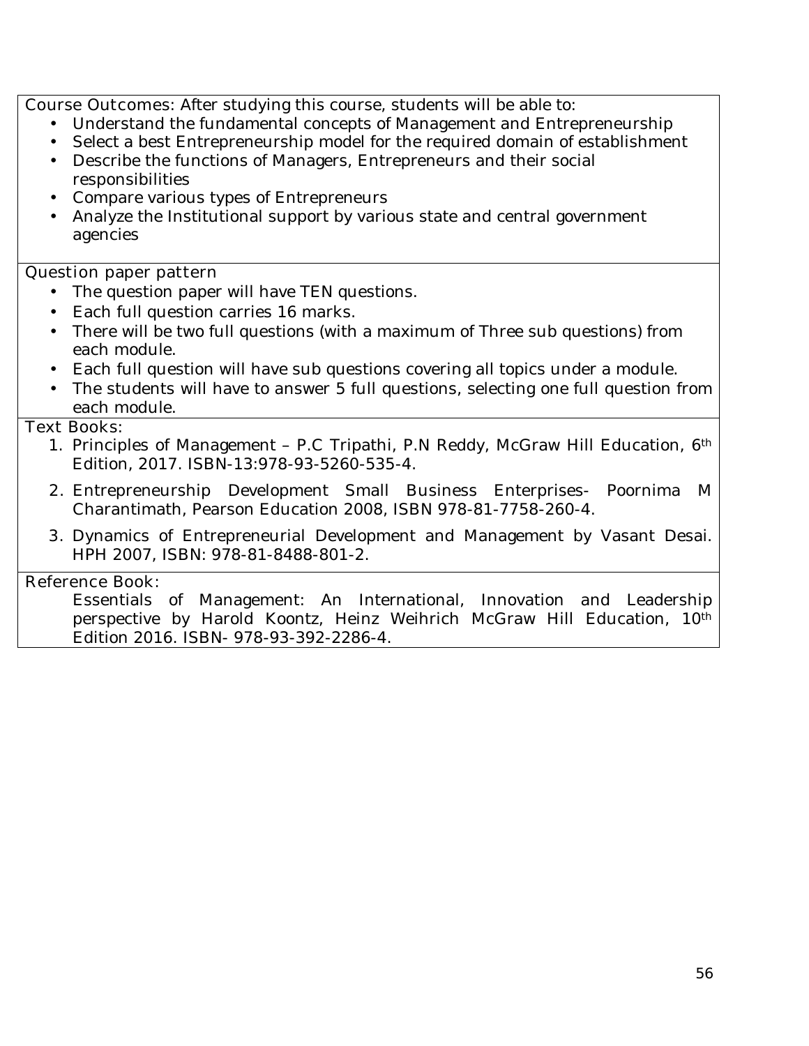**Course Outcomes:** After studying this course, students will be able to:

- Understand the fundamental concepts of Management and Entrepreneurship
- Select a best Entrepreneurship model for the required domain of establishment
- Describe the functions of Managers, Entrepreneurs and their social responsibilities
- Compare various types of Entrepreneurs
- Analyze the Institutional support by various state and central government agencies

**Question paper pattern**

- The question paper will have TEN questions.
- Each full question carries 16 marks.
- There will be two full questions (with a maximum of Three sub questions) from each module.
- Each full question will have sub questions covering all topics under a module.
- The students will have to answer 5 full questions, selecting one full question from each module.

**Text Books:**

1. Principles of Management – P.C Tripathi, P.N Reddy, McGraw Hill Education, 6th Edition, 2017. ISBN-13:978-93-5260-535-4.
2. Entrepreneurship Development Small Business Enterprises- Poornima M Charantimath, Pearson Education 2008, ISBN 978-81-7758-260-4.
3. Dynamics of Entrepreneurial Development and Management by Vasant Desai. HPH 2007, ISBN: 978-81-8488-801-2.

**Reference Book:**

Essentials of Management: An International, Innovation and Leadership perspective by Harold Koontz, Heinz Weihrich McGraw Hill Education, 10th Edition 2016. ISBN- 978-93-392-2286-4.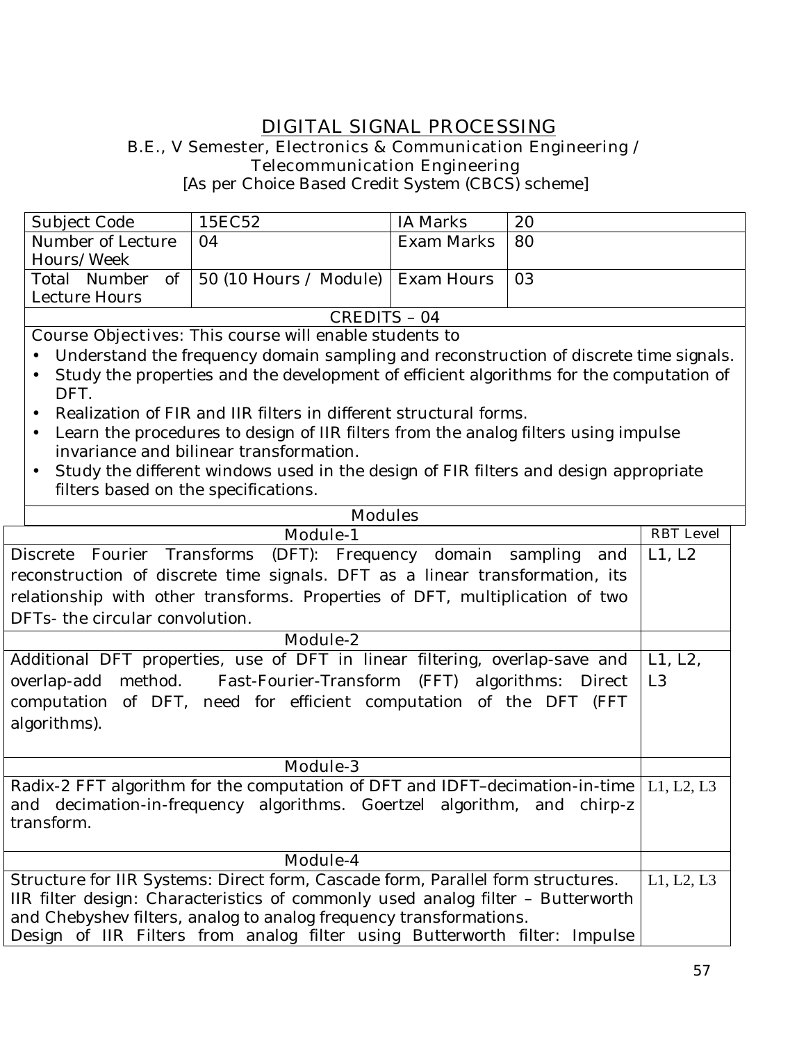# DIGITAL SIGNAL PROCESSING

B.E., V Semester, Electronics & Communication Engineering / Telecommunication Engineering

[As per Choice Based Credit System (CBCS) scheme]

| Subject Code | 15EC52 | IA Marks | 20 |
|---|---|---|---|
| Number of Lecture Hours/Week | 04 | Exam Marks | 80 |
| Total Number of Lecture Hours | 50 (10 Hours / Module) | Exam Hours | 03 |

CREDITS – 04

Course Objectives: This course will enable students to

- Understand the frequency domain sampling and reconstruction of discrete time signals.
- Study the properties and the development of efficient algorithms for the computation of DFT.
- Realization of FIR and IIR filters in different structural forms.
- Learn the procedures to design of IIR filters from the analog filters using impulse invariance and bilinear transformation.
- Study the different windows used in the design of FIR filters and design appropriate filters based on the specifications.

Modules

| Module-1 | RBT Level |
|---|---|
| Discrete Fourier Transforms (DFT): Frequency domain sampling and reconstruction of discrete time signals. DFT as a linear transformation, its relationship with other transforms. Properties of DFT, multiplication of two DFTs- the circular convolution. | L1, L2 |
| **Module-2** | |
| Additional DFT properties, use of DFT in linear filtering, overlap-save and overlap-add method. Fast-Fourier-Transform (FFT) algorithms: Direct computation of DFT, need for efficient computation of the DFT (FFT algorithms). | L1, L2, L3 |
| **Module-3** | |
| Radix-2 FFT algorithm for the computation of DFT and IDFT–decimation-in-time and decimation-in-frequency algorithms. Goertzel algorithm, and chirp-z transform. | L1, L2, L3 |
| **Module-4** | |
| Structure for IIR Systems: Direct form, Cascade form, Parallel form structures. IIR filter design: Characteristics of commonly used analog filter – Butterworth and Chebyshev filters, analog to analog frequency transformations. Design of IIR Filters from analog filter using Butterworth filter: Impulse | L1, L2, L3 |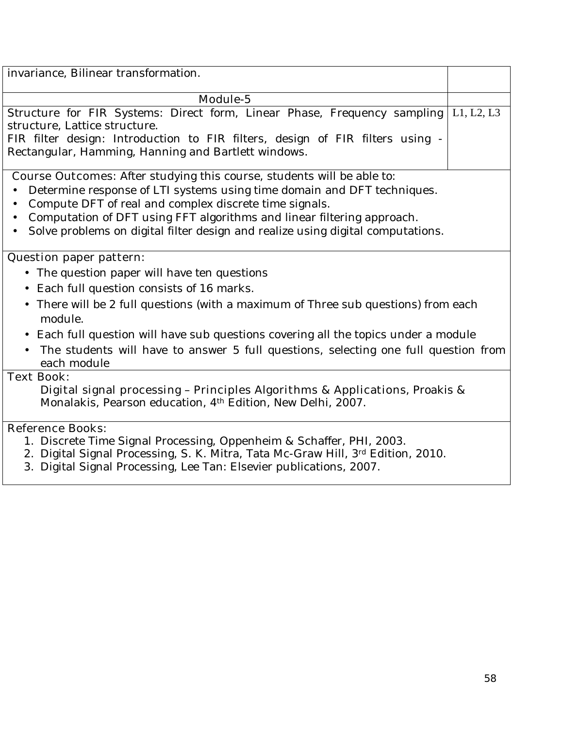| invariance, Bilinear transformation. | |
|---|---|
| Module-5 | |
| Structure for FIR Systems: Direct form, Linear Phase, Frequency sampling structure, Lattice structure.<br>FIR filter design: Introduction to FIR filters, design of FIR filters using - Rectangular, Hamming, Hanning and Bartlett windows. | L1, L2, L3 |

**Course Outcomes:** After studying this course, students will be able to:

- Determine response of LTI systems using time domain and DFT techniques.
- Compute DFT of real and complex discrete time signals.
- Computation of DFT using FFT algorithms and linear filtering approach.
- Solve problems on digital filter design and realize using digital computations.

**Question paper pattern:**

- The question paper will have ten questions
- Each full question consists of 16 marks.
- There will be 2 full questions (with a maximum of Three sub questions) from each module.
- Each full question will have sub questions covering all the topics under a module
- The students will have to answer 5 full questions, selecting one full question from each module

**Text Book:**

*Digital signal processing – Principles Algorithms & Applications*, Proakis & Monalakis, Pearson education, 4th Edition, New Delhi, 2007.

**Reference Books:**

1. Discrete Time Signal Processing, Oppenheim & Schaffer, PHI, 2003.
2. Digital Signal Processing, S. K. Mitra, Tata Mc-Graw Hill, 3rd Edition, 2010.
3. Digital Signal Processing, Lee Tan: Elsevier publications, 2007.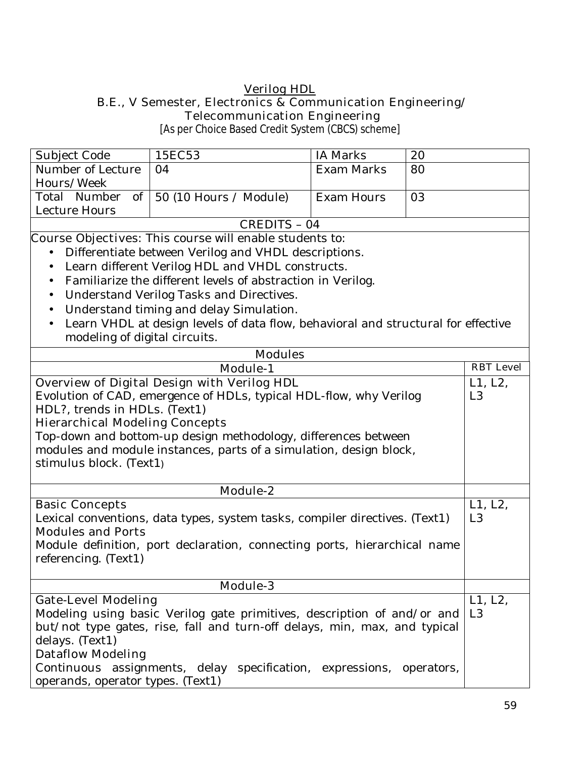# Verilog HDL

**B.E., V Semester, Electronics & Communication Engineering/ Telecommunication Engineering**

[As per Choice Based Credit System (CBCS) scheme]

| Subject Code | 15EC53 | IA Marks | 20 |
|---|---|---|---|
| Number of Lecture Hours/Week | 04 | Exam Marks | 80 |
| Total Number of Lecture Hours | 50 (10 Hours / Module) | Exam Hours | 03 |

**CREDITS – 04**

**Course Objectives:** This course will enable students to:

- Differentiate between Verilog and VHDL descriptions.
- Learn different Verilog HDL and VHDL constructs.
- Familiarize the different levels of abstraction in Verilog.
- Understand Verilog Tasks and Directives.
- Understand timing and delay Simulation.
- Learn VHDL at design levels of data flow, behavioral and structural for effective modeling of digital circuits.

**Modules**

| Module-1 | RBT Level |
|---|---|
| **Overview of Digital Design with Verilog HDL**<br>Evolution of CAD, emergence of HDLs, typical HDL-flow, why Verilog HDL?, trends in HDLs. (Text1)<br>**Hierarchical Modeling Concepts**<br>Top-down and bottom-up design methodology, differences between modules and module instances, parts of a simulation, design block, stimulus block. (Text1) | L1, L2, L3 |
| **Module-2** | |
| **Basic Concepts**<br>Lexical conventions, data types, system tasks, compiler directives. (Text1)<br>**Modules and Ports**<br>Module definition, port declaration, connecting ports, hierarchical name referencing. (Text1) | L1, L2, L3 |
| **Module-3** | |
| **Gate-Level Modeling**<br>Modeling using basic Verilog gate primitives, description of and/or and but/not type gates, rise, fall and turn-off delays, min, max, and typical delays. (Text1)<br>**Dataflow Modeling**<br>Continuous assignments, delay specification, expressions, operators, operands, operator types. (Text1) | L1, L2, L3 |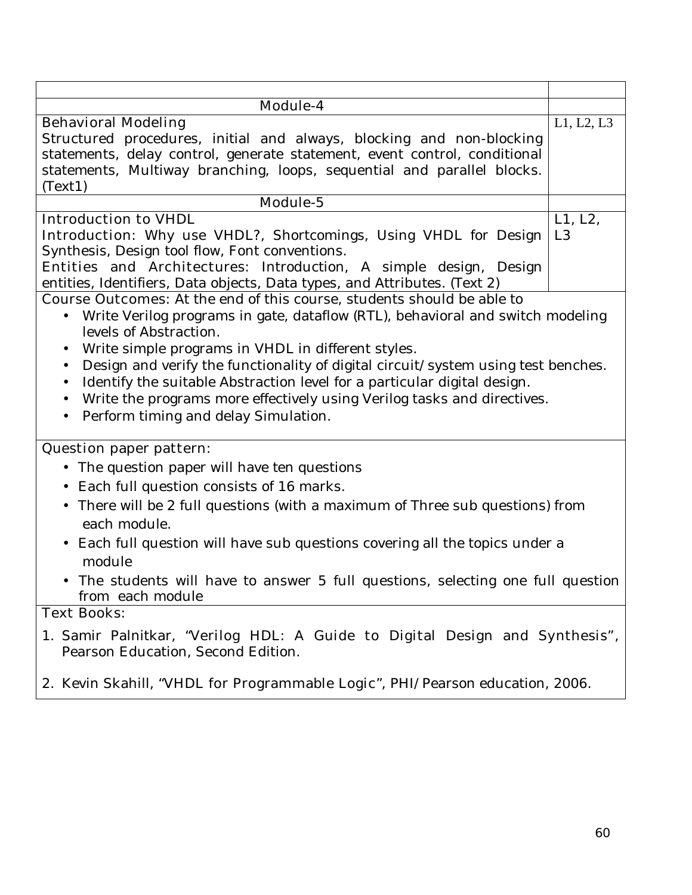| | |
|---|---|
| **Module-4** | |
| **Behavioral Modeling**<br>Structured procedures, initial and always, blocking and non-blocking statements, delay control, generate statement, event control, conditional statements, Multiway branching, loops, sequential and parallel blocks. (Text1) | L1, L2, L3 |
| **Module-5** | |
| **Introduction to VHDL**<br>**Introduction:** Why use VHDL?, Shortcomings, Using VHDL for Design Synthesis, Design tool flow, Font conventions.<br>**Entities and Architectures:** Introduction, A simple design, Design entities, Identifiers, Data objects, Data types, and Attributes. (Text 2) | L1, L2, L3 |

**Course Outcomes:** At the end of this course, students should be able to

- Write Verilog programs in gate, dataflow (RTL), behavioral and switch modeling levels of Abstraction.
- Write simple programs in VHDL in different styles.
- Design and verify the functionality of digital circuit/system using test benches.
- Identify the suitable Abstraction level for a particular digital design.
- Write the programs more effectively using Verilog tasks and directives.
- Perform timing and delay Simulation.

**Question paper pattern:**

- The question paper will have ten questions
- Each full question consists of 16 marks.
- There will be 2 full questions (with a maximum of Three sub questions) from each module.
- Each full question will have sub questions covering all the topics under a module
- The students will have to answer 5 full questions, selecting one full question from each module

**Text Books:**

1. Samir Palnitkar, "Verilog HDL: A Guide to Digital Design and Synthesis", Pearson Education, Second Edition.
2. Kevin Skahill, "VHDL for Programmable Logic", PHI/Pearson education, 2006.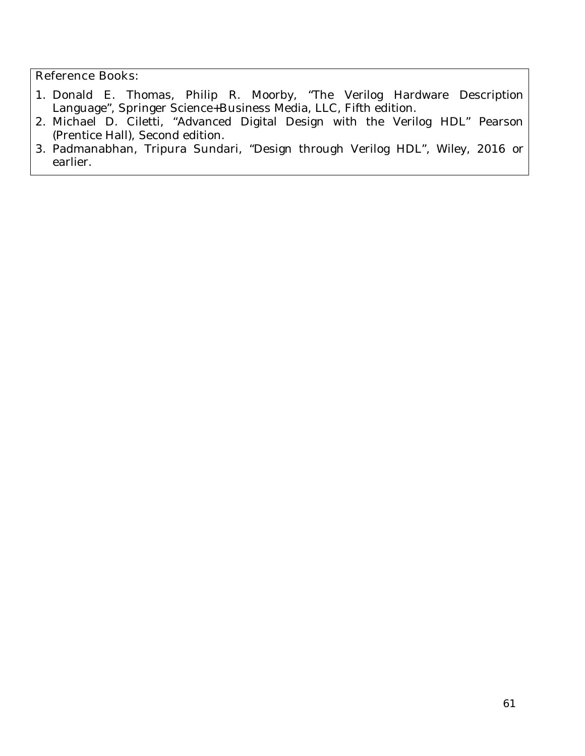Reference Books:

1. Donald E. Thomas, Philip R. Moorby, "The Verilog Hardware Description Language", Springer Science+Business Media, LLC, Fifth edition.
2. Michael D. Ciletti, "Advanced Digital Design with the Verilog HDL" Pearson (Prentice Hall), Second edition.
3. Padmanabhan, Tripura Sundari, "Design through Verilog HDL", Wiley, 2016 or earlier.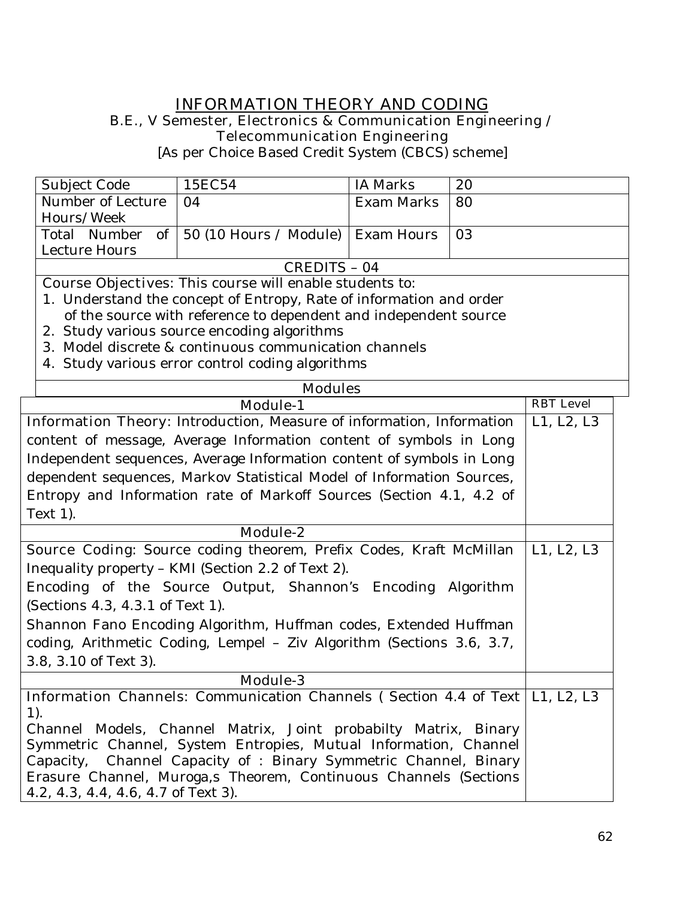# INFORMATION THEORY AND CODING

B.E., V Semester, Electronics & Communication Engineering / Telecommunication Engineering

[As per Choice Based Credit System (CBCS) scheme]

| Subject Code | 15EC54 | IA Marks | 20 |
|---|---|---|---|
| Number of Lecture Hours/Week | 04 | Exam Marks | 80 |
| Total Number of Lecture Hours | 50 (10 Hours / Module) | Exam Hours | 03 |

**CREDITS – 04**

Course Objectives: This course will enable students to:

1. Understand the concept of Entropy, Rate of information and order of the source with reference to dependent and independent source
2. Study various source encoding algorithms
3. Model discrete & continuous communication channels
4. Study various error control coding algorithms

**Modules**

| Module-1 | RBT Level |
|---|---|
| Information Theory: Introduction, Measure of information, Information content of message, Average Information content of symbols in Long Independent sequences, Average Information content of symbols in Long dependent sequences, Markov Statistical Model of Information Sources, Entropy and Information rate of Markoff Sources (Section 4.1, 4.2 of Text 1). | L1, L2, L3 |
| **Module-2** | |
| Source Coding: Source coding theorem, Prefix Codes, Kraft McMillan Inequality property – KMI (Section 2.2 of Text 2).<br>Encoding of the Source Output, Shannon's Encoding Algorithm (Sections 4.3, 4.3.1 of Text 1).<br>Shannon Fano Encoding Algorithm, Huffman codes, Extended Huffman coding, Arithmetic Coding, Lempel – Ziv Algorithm (Sections 3.6, 3.7, 3.8, 3.10 of Text 3). | L1, L2, L3 |
| **Module-3** | |
| Information Channels: Communication Channels ( Section 4.4 of Text 1).<br>Channel Models, Channel Matrix, Joint probabilty Matrix, Binary Symmetric Channel, System Entropies, Mutual Information, Channel Capacity, Channel Capacity of : Binary Symmetric Channel, Binary Erasure Channel, Muroga,s Theorem, Continuous Channels (Sections 4.2, 4.3, 4.4, 4.6, 4.7 of Text 3). | L1, L2, L3 |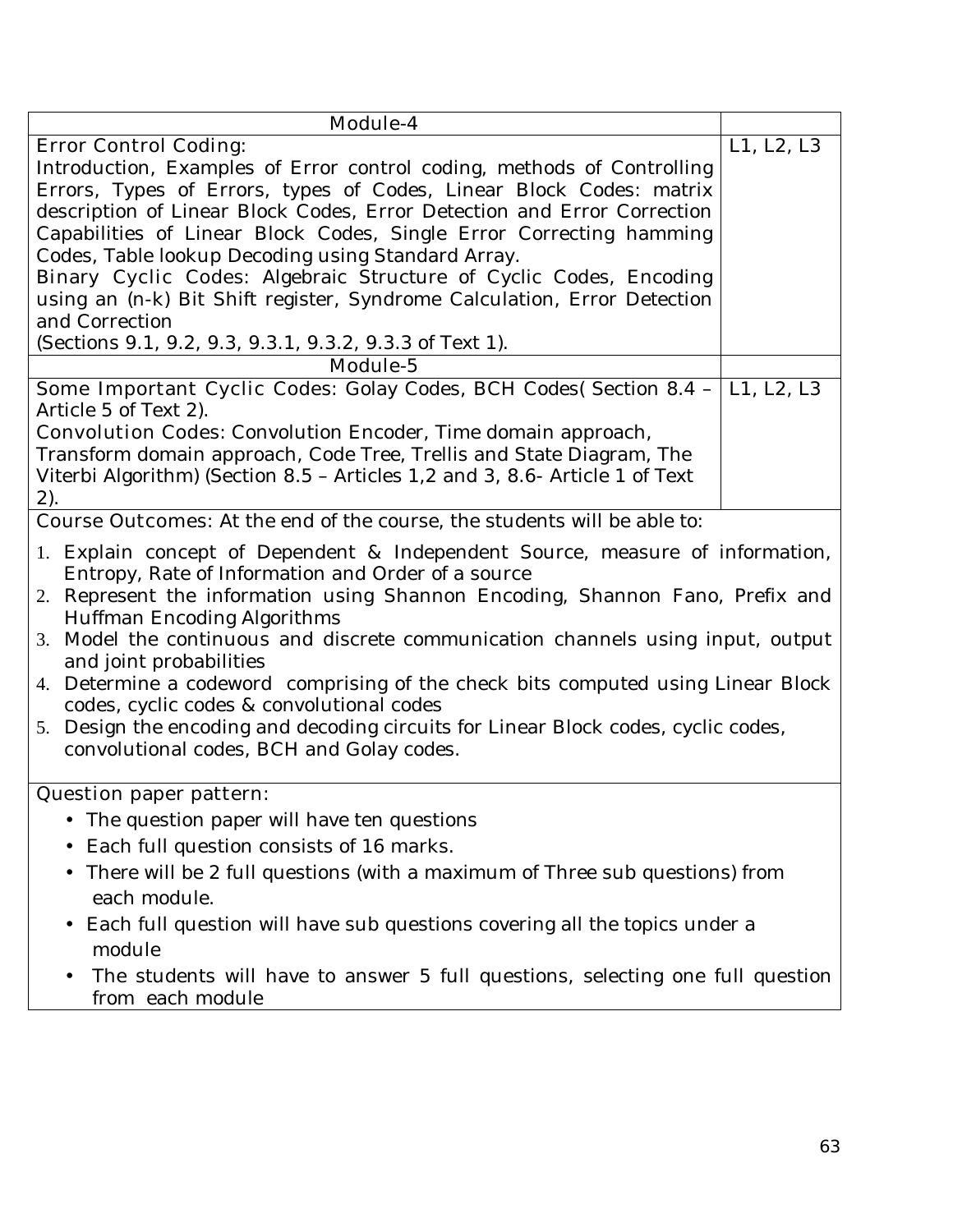| Module-4 | |
|---|---|
| **Error Control Coding:**<br>Introduction, Examples of Error control coding, methods of Controlling Errors, Types of Errors, types of Codes, Linear Block Codes: matrix description of Linear Block Codes, Error Detection and Error Correction Capabilities of Linear Block Codes, Single Error Correcting hamming Codes, Table lookup Decoding using Standard Array.<br>**Binary Cyclic Codes:** Algebraic Structure of Cyclic Codes, Encoding using an (n-k) Bit Shift register, Syndrome Calculation, Error Detection and Correction<br>(Sections 9.1, 9.2, 9.3, 9.3.1, 9.3.2, 9.3.3 of Text 1). | L1, L2, L3 |
| **Module-5** | |
| **Some Important Cyclic Codes:** Golay Codes, BCH Codes( Section 8.4 – Article 5 of Text 2).<br>**Convolution Codes:** Convolution Encoder, Time domain approach, Transform domain approach, Code Tree, Trellis and State Diagram, The Viterbi Algorithm) (Section 8.5 – Articles 1,2 and 3, 8.6- Article 1 of Text 2). | L1, L2, L3 |

**Course Outcomes:** At the end of the course, the students will be able to:

1. Explain concept of Dependent & Independent Source, measure of information, Entropy, Rate of Information and Order of a source
2. Represent the information using Shannon Encoding, Shannon Fano, Prefix and Huffman Encoding Algorithms
3. Model the continuous and discrete communication channels using input, output and joint probabilities
4. Determine a codeword comprising of the check bits computed using Linear Block codes, cyclic codes & convolutional codes
5. Design the encoding and decoding circuits for Linear Block codes, cyclic codes, convolutional codes, BCH and Golay codes.

**Question paper pattern:**

- The question paper will have ten questions
- Each full question consists of 16 marks.
- There will be 2 full questions (with a maximum of Three sub questions) from each module.
- Each full question will have sub questions covering all the topics under a module
- The students will have to answer 5 full questions, selecting one full question from each module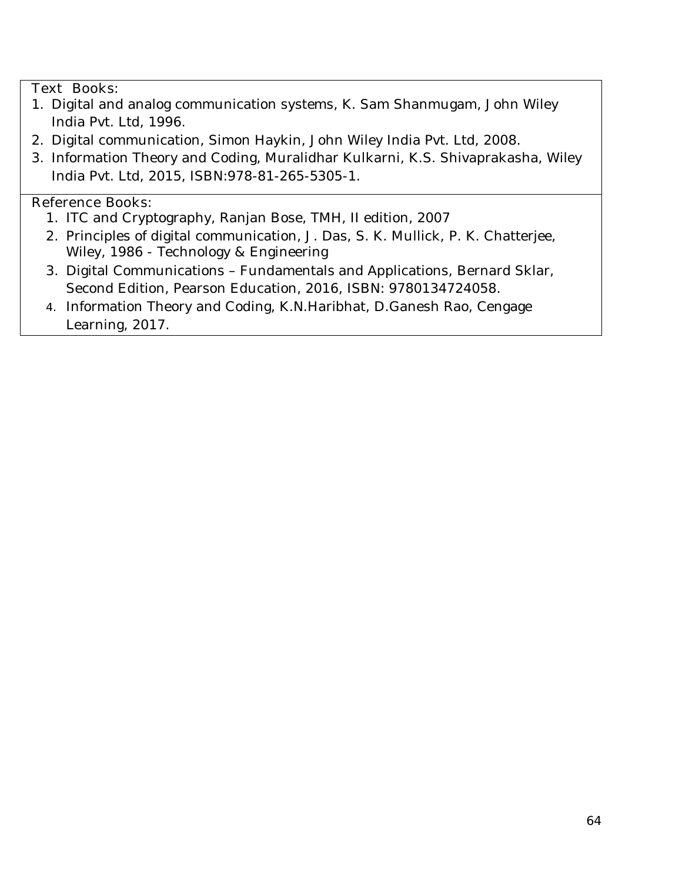Text Books:

1. Digital and analog communication systems, K. Sam Shanmugam, John Wiley India Pvt. Ltd, 1996.
2. Digital communication, Simon Haykin, John Wiley India Pvt. Ltd, 2008.
3. Information Theory and Coding, Muralidhar Kulkarni, K.S. Shivaprakasha, Wiley India Pvt. Ltd, 2015, ISBN:978-81-265-5305-1.

Reference Books:

1. ITC and Cryptography, Ranjan Bose, TMH, II edition, 2007
2. Principles of digital communication, J. Das, S. K. Mullick, P. K. Chatterjee, Wiley, 1986 - Technology & Engineering
3. Digital Communications – Fundamentals and Applications, Bernard Sklar, Second Edition, Pearson Education, 2016, ISBN: 9780134724058.
4. Information Theory and Coding, K.N.Haribhat, D.Ganesh Rao, Cengage Learning, 2017.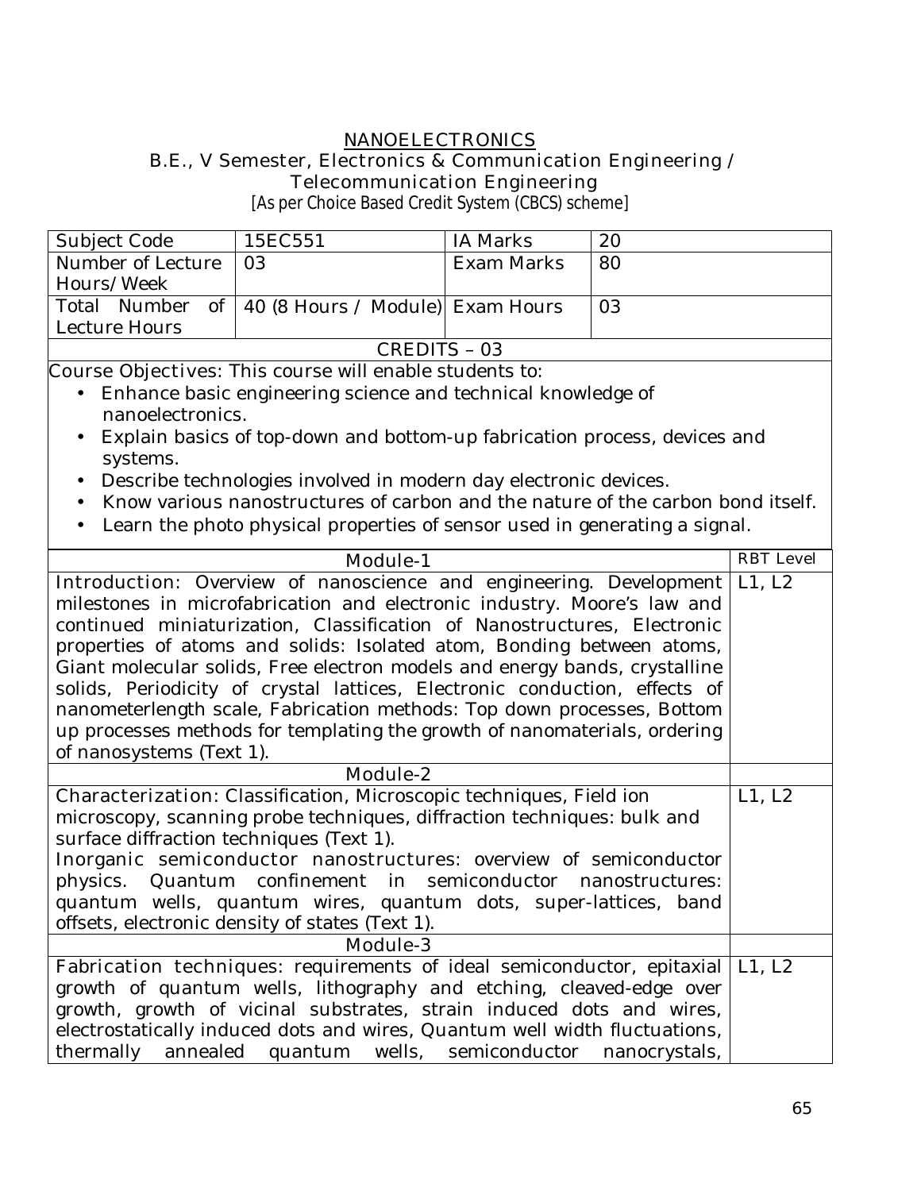# NANOELECTRONICS

**B.E., V Semester, Electronics & Communication Engineering / Telecommunication Engineering**

[As per Choice Based Credit System (CBCS) scheme]

| Subject Code | 15EC551 | IA Marks | 20 |
|---|---|---|---|
| Number of Lecture Hours/Week | 03 | Exam Marks | 80 |
| Total Number of Lecture Hours | 40 (8 Hours / Module) | Exam Hours | 03 |

**CREDITS – 03**

**Course Objectives:** This course will enable students to:

- Enhance basic engineering science and technical knowledge of nanoelectronics.
- Explain basics of top-down and bottom-up fabrication process, devices and systems.
- Describe technologies involved in modern day electronic devices.
- Know various nanostructures of carbon and the nature of the carbon bond itself.
- Learn the photo physical properties of sensor used in generating a signal.

| Module-1 | RBT Level |
|---|---|
| **Introduction:** Overview of nanoscience and engineering. Development milestones in microfabrication and electronic industry. Moore's law and continued miniaturization, Classification of Nanostructures, Electronic properties of atoms and solids: Isolated atom, Bonding between atoms, Giant molecular solids, Free electron models and energy bands, crystalline solids, Periodicity of crystal lattices, Electronic conduction, effects of nanometerlength scale, Fabrication methods: Top down processes, Bottom up processes methods for templating the growth of nanomaterials, ordering of nanosystems (Text 1). | L1, L2 |
| **Module-2** | |
| **Characterization:** Classification, Microscopic techniques, Field ion microscopy, scanning probe techniques, diffraction techniques: bulk and surface diffraction techniques (Text 1).<br>**Inorganic semiconductor nanostructures:** overview of semiconductor physics. Quantum confinement in semiconductor nanostructures: quantum wells, quantum wires, quantum dots, super-lattices, band offsets, electronic density of states (Text 1). | L1, L2 |
| **Module-3** | |
| **Fabrication techniques:** requirements of ideal semiconductor, epitaxial growth of quantum wells, lithography and etching, cleaved-edge over growth, growth of vicinal substrates, strain induced dots and wires, electrostatically induced dots and wires, Quantum well width fluctuations, thermally annealed quantum wells, semiconductor nanocrystals, | L1, L2 |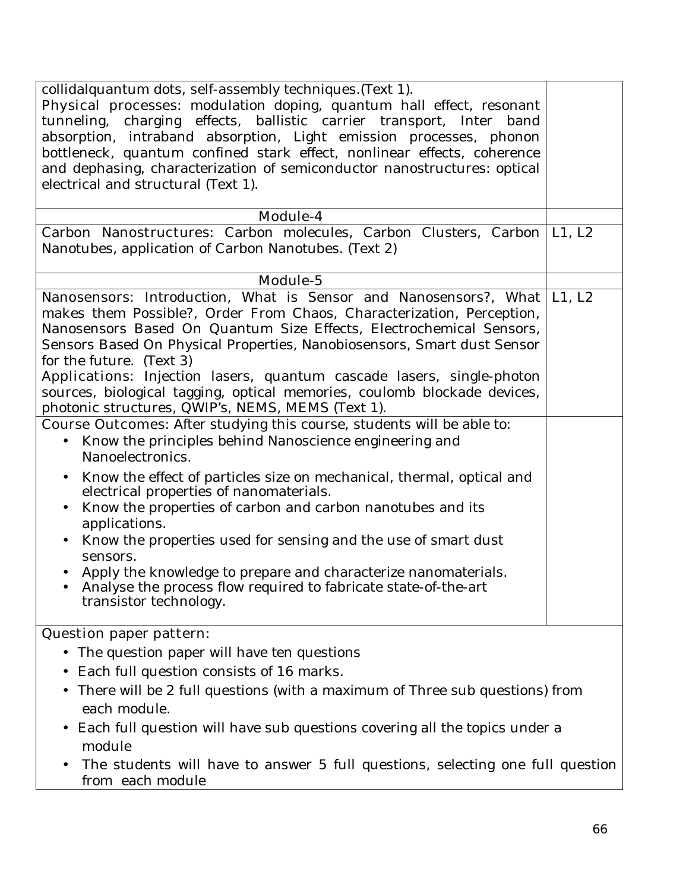| | |
|---|---|
| collidalquantum dots, self-assembly techniques.(Text 1).<br>Physical processes: modulation doping, quantum hall effect, resonant tunneling, charging effects, ballistic carrier transport, Inter band absorption, intraband absorption, Light emission processes, phonon bottleneck, quantum confined stark effect, nonlinear effects, coherence and dephasing, characterization of semiconductor nanostructures: optical electrical and structural (Text 1). | |
| **Module-4** | |
| Carbon Nanostructures: Carbon molecules, Carbon Clusters, Carbon Nanotubes, application of Carbon Nanotubes. (Text 2) | L1, L2 |
| **Module-5** | |
| Nanosensors: Introduction, What is Sensor and Nanosensors?, What makes them Possible?, Order From Chaos, Characterization, Perception, Nanosensors Based On Quantum Size Effects, Electrochemical Sensors, Sensors Based On Physical Properties, Nanobiosensors, Smart dust Sensor for the future. (Text 3)<br>Applications: Injection lasers, quantum cascade lasers, single-photon sources, biological tagging, optical memories, coulomb blockade devices, photonic structures, QWIP's, NEMS, MEMS (Text 1). | L1, L2 |
| **Course Outcomes:** After studying this course, students will be able to:<br>• Know the principles behind Nanoscience engineering and Nanoelectronics.<br>• Know the effect of particles size on mechanical, thermal, optical and electrical properties of nanomaterials.<br>• Know the properties of carbon and carbon nanotubes and its applications.<br>• Know the properties used for sensing and the use of smart dust sensors.<br>• Apply the knowledge to prepare and characterize nanomaterials.<br>• Analyse the process flow required to fabricate state-of-the-art transistor technology. | |

**Question paper pattern:**

- The question paper will have ten questions
- Each full question consists of 16 marks.
- There will be 2 full questions (with a maximum of Three sub questions) from each module.
- Each full question will have sub questions covering all the topics under a module
- The students will have to answer 5 full questions, selecting one full question from each module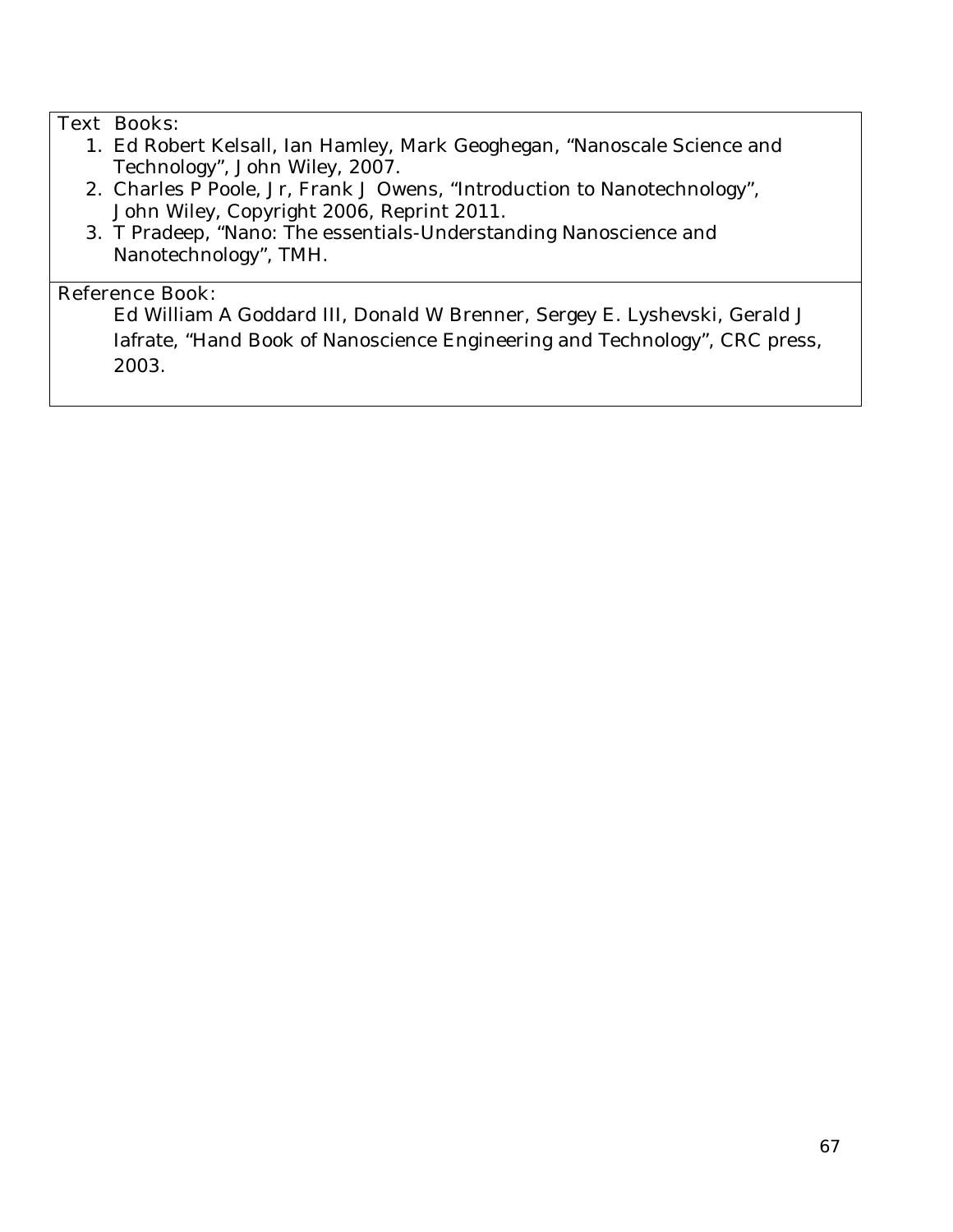Text Books:

1. Ed Robert Kelsall, Ian Hamley, Mark Geoghegan, "Nanoscale Science and Technology", John Wiley, 2007.
2. Charles P Poole, Jr, Frank J Owens, "Introduction to Nanotechnology", John Wiley, Copyright 2006, Reprint 2011.
3. T Pradeep, "Nano: The essentials-Understanding Nanoscience and Nanotechnology", TMH.

Reference Book:

Ed William A Goddard III, Donald W Brenner, Sergey E. Lyshevski, Gerald J Iafrate, "Hand Book of Nanoscience Engineering and Technology", CRC press, 2003.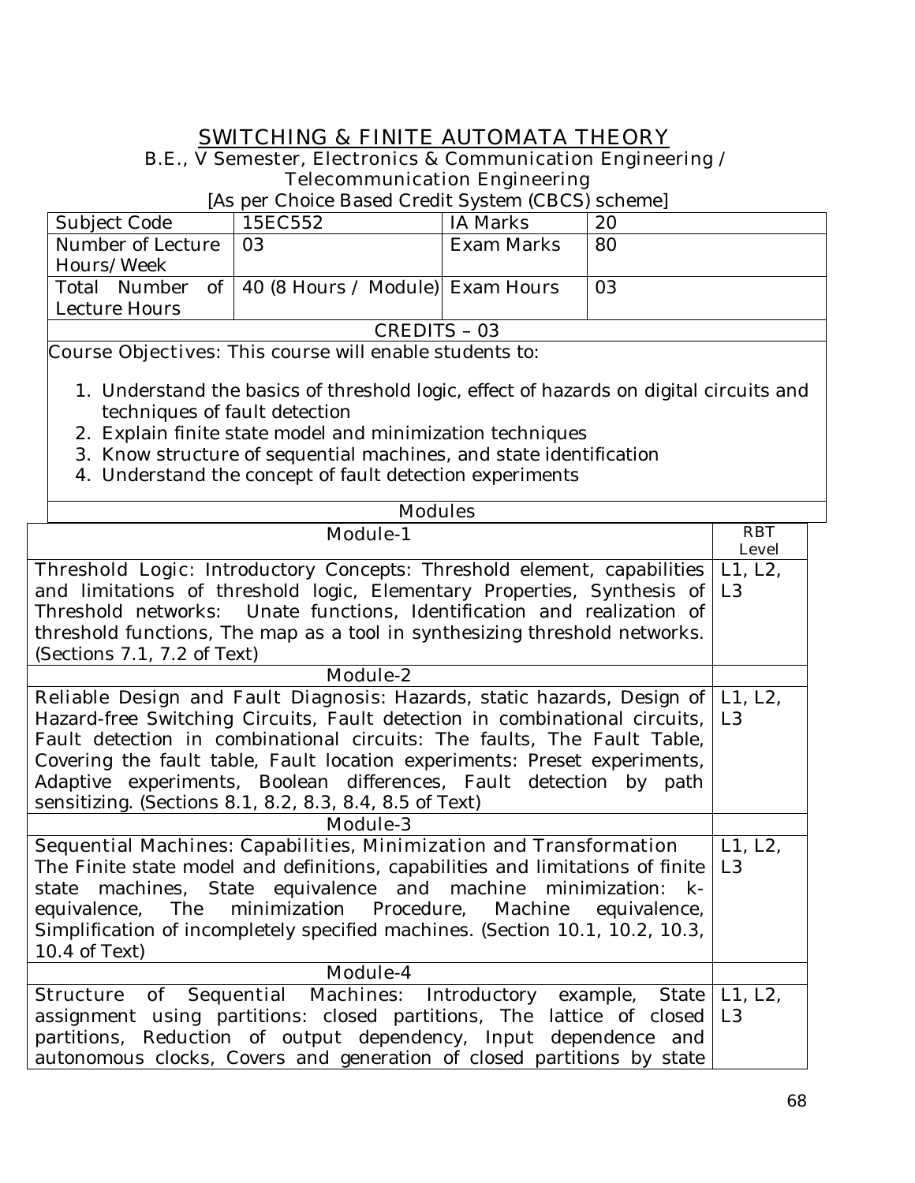# SWITCHING & FINITE AUTOMATA THEORY

B.E., V Semester, Electronics & Communication Engineering / Telecommunication Engineering

[As per Choice Based Credit System (CBCS) scheme]

| Subject Code | 15EC552 | IA Marks | 20 |
|---|---|---|---|
| Number of Lecture Hours/Week | 03 | Exam Marks | 80 |
| Total Number of Lecture Hours | 40 (8 Hours / Module) | Exam Hours | 03 |

CREDITS – 03

Course Objectives: This course will enable students to:

1. Understand the basics of threshold logic, effect of hazards on digital circuits and techniques of fault detection
2. Explain finite state model and minimization techniques
3. Know structure of sequential machines, and state identification
4. Understand the concept of fault detection experiments

## Modules

| Module-1 | RBT Level |
|---|---|
| Threshold Logic: Introductory Concepts: Threshold element, capabilities and limitations of threshold logic, Elementary Properties, Synthesis of Threshold networks: Unate functions, Identification and realization of threshold functions, The map as a tool in synthesizing threshold networks. (Sections 7.1, 7.2 of Text) | L1, L2, L3 |
| **Module-2** | |
| Reliable Design and Fault Diagnosis: Hazards, static hazards, Design of Hazard-free Switching Circuits, Fault detection in combinational circuits, Fault detection in combinational circuits: The faults, The Fault Table, Covering the fault table, Fault location experiments: Preset experiments, Adaptive experiments, Boolean differences, Fault detection by path sensitizing. (Sections 8.1, 8.2, 8.3, 8.4, 8.5 of Text) | L1, L2, L3 |
| **Module-3** | |
| Sequential Machines: Capabilities, Minimization and Transformation The Finite state model and definitions, capabilities and limitations of finite state machines, State equivalence and machine minimization: k-equivalence, The minimization Procedure, Machine equivalence, Simplification of incompletely specified machines. (Section 10.1, 10.2, 10.3, 10.4 of Text) | L1, L2, L3 |
| **Module-4** | |
| Structure of Sequential Machines: Introductory example, State assignment using partitions: closed partitions, The lattice of closed partitions, Reduction of output dependency, Input dependence and autonomous clocks, Covers and generation of closed partitions by state | L1, L2, L3 |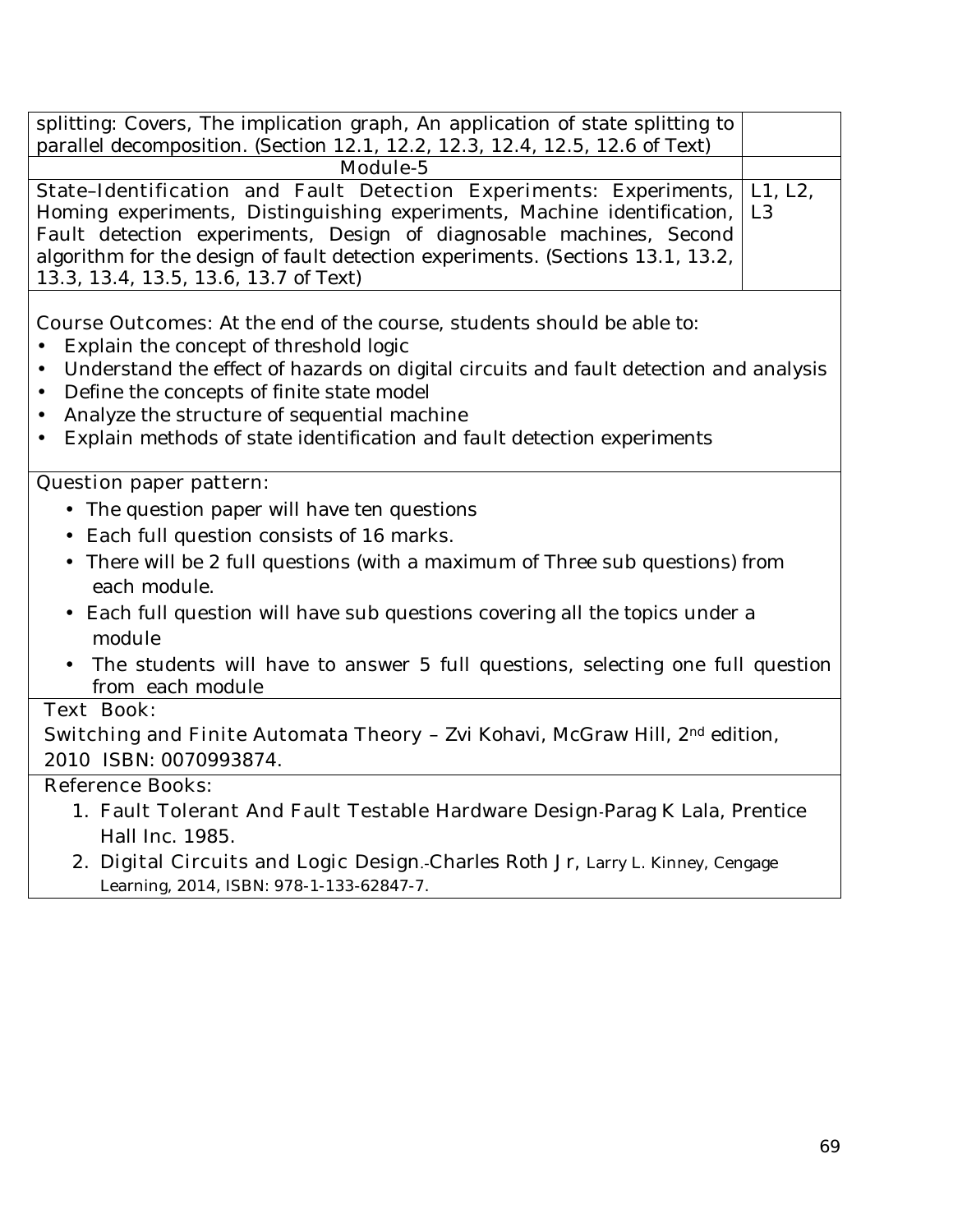| | |
|---|---|
| splitting: Covers, The implication graph, An application of state splitting to parallel decomposition. (Section 12.1, 12.2, 12.3, 12.4, 12.5, 12.6 of Text) | |
| **Module-5** | |
| State–Identification and Fault Detection Experiments: Experiments, Homing experiments, Distinguishing experiments, Machine identification, Fault detection experiments, Design of diagnosable machines, Second algorithm for the design of fault detection experiments. (Sections 13.1, 13.2, 13.3, 13.4, 13.5, 13.6, 13.7 of Text) | L1, L2, L3 |

**Course Outcomes:** At the end of the course, students should be able to:

- Explain the concept of threshold logic
- Understand the effect of hazards on digital circuits and fault detection and analysis
- Define the concepts of finite state model
- Analyze the structure of sequential machine
- Explain methods of state identification and fault detection experiments

**Question paper pattern:**

- The question paper will have ten questions
- Each full question consists of 16 marks.
- There will be 2 full questions (with a maximum of Three sub questions) from each module.
- Each full question will have sub questions covering all the topics under a module
- The students will have to answer 5 full questions, selecting one full question from each module

**Text Book:**

Switching and Finite Automata Theory – Zvi Kohavi, McGraw Hill, 2nd edition, 2010 ISBN: 0070993874.

**Reference Books:**

1. Fault Tolerant And Fault Testable Hardware Design-Parag K Lala, Prentice Hall Inc. 1985.
2. Digital Circuits and Logic Design.-Charles Roth Jr, Larry L. Kinney, Cengage Learning, 2014, ISBN: 978-1-133-62847-7.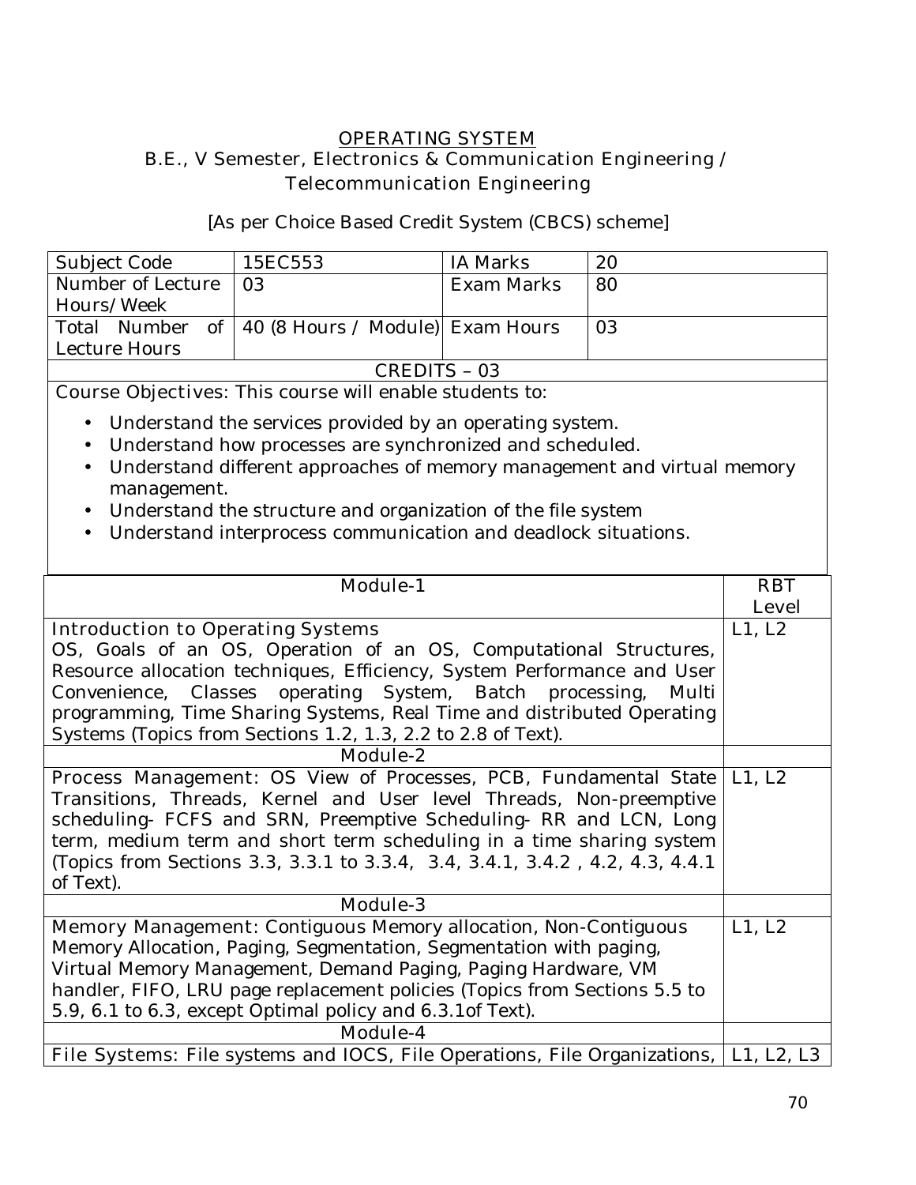## OPERATING SYSTEM

B.E., V Semester, Electronics & Communication Engineering / Telecommunication Engineering

[As per Choice Based Credit System (CBCS) scheme]

| Subject Code | 15EC553 | IA Marks | 20 |
|---|---|---|---|
| Number of Lecture Hours/Week | 03 | Exam Marks | 80 |
| Total Number of Lecture Hours | 40 (8 Hours / Module) | Exam Hours | 03 |
| CREDITS – 03 | | | |

Course Objectives: This course will enable students to:

- Understand the services provided by an operating system.
- Understand how processes are synchronized and scheduled.
- Understand different approaches of memory management and virtual memory management.
- Understand the structure and organization of the file system
- Understand interprocess communication and deadlock situations.

| Module-1 | RBT Level |
|---|---|
| Introduction to Operating Systems<br>OS, Goals of an OS, Operation of an OS, Computational Structures, Resource allocation techniques, Efficiency, System Performance and User Convenience, Classes operating System, Batch processing, Multi programming, Time Sharing Systems, Real Time and distributed Operating Systems (Topics from Sections 1.2, 1.3, 2.2 to 2.8 of Text). | L1, L2 |
| Module-2 | |
| Process Management: OS View of Processes, PCB, Fundamental State Transitions, Threads, Kernel and User level Threads, Non-preemptive scheduling- FCFS and SRN, Preemptive Scheduling- RR and LCN, Long term, medium term and short term scheduling in a time sharing system (Topics from Sections 3.3, 3.3.1 to 3.3.4, 3.4, 3.4.1, 3.4.2 , 4.2, 4.3, 4.4.1 of Text). | L1, L2 |
| Module-3 | |
| Memory Management: Contiguous Memory allocation, Non-Contiguous Memory Allocation, Paging, Segmentation, Segmentation with paging, Virtual Memory Management, Demand Paging, Paging Hardware, VM handler, FIFO, LRU page replacement policies (Topics from Sections 5.5 to 5.9, 6.1 to 6.3, except Optimal policy and 6.3.1of Text). | L1, L2 |
| Module-4 | |
| File Systems: File systems and IOCS, File Operations, File Organizations, | L1, L2, L3 |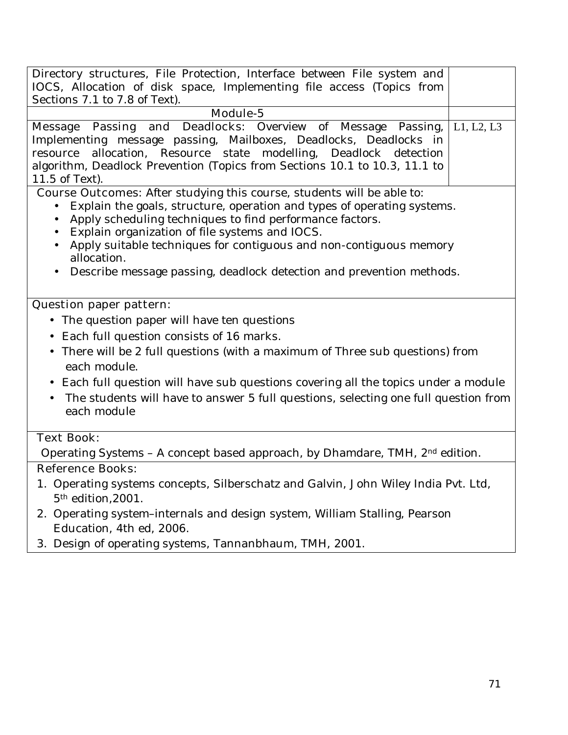| | |
|---|---|
| Directory structures, File Protection, Interface between File system and IOCS, Allocation of disk space, Implementing file access (Topics from Sections 7.1 to 7.8 of Text). | |
| **Module-5** | |
| **Message Passing and Deadlocks:** Overview of Message Passing, Implementing message passing, Mailboxes, Deadlocks, Deadlocks in resource allocation, Resource state modelling, Deadlock detection algorithm, Deadlock Prevention (Topics from Sections 10.1 to 10.3, 11.1 to 11.5 of Text). | L1, L2, L3 |

**Course Outcomes:** After studying this course, students will be able to:

- Explain the goals, structure, operation and types of operating systems.
- Apply scheduling techniques to find performance factors.
- Explain organization of file systems and IOCS.
- Apply suitable techniques for contiguous and non-contiguous memory allocation.
- Describe message passing, deadlock detection and prevention methods.

**Question paper pattern:**

- The question paper will have ten questions
- Each full question consists of 16 marks.
- There will be 2 full questions (with a maximum of Three sub questions) from each module.
- Each full question will have sub questions covering all the topics under a module
- The students will have to answer 5 full questions, selecting one full question from each module

**Text Book:**

Operating Systems – A concept based approach, by Dhamdare, TMH, 2nd edition.

**Reference Books:**

1. Operating systems concepts, Silberschatz and Galvin, John Wiley India Pvt. Ltd, 5th edition,2001.
2. Operating system–internals and design system, William Stalling, Pearson Education, 4th ed, 2006.
3. Design of operating systems, Tannanbhaum, TMH, 2001.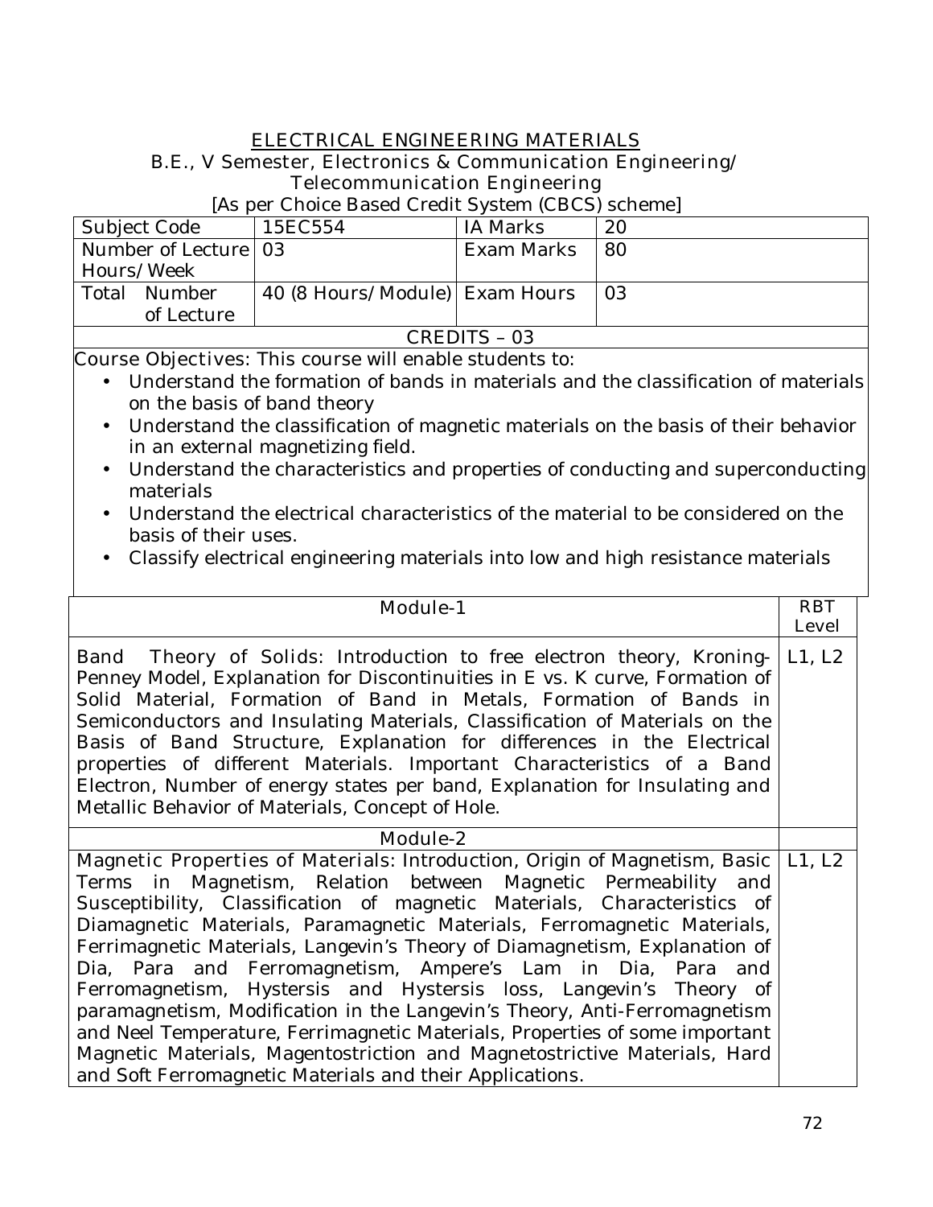# ELECTRICAL ENGINEERING MATERIALS

**B.E., V Semester, Electronics & Communication Engineering/ Telecommunication Engineering**

[As per Choice Based Credit System (CBCS) scheme]

| Subject Code | 15EC554 | IA Marks | 20 |
|---|---|---|---|
| Number of Lecture Hours/Week | 03 | Exam Marks | 80 |
| Total Number of Lecture | 40 (8 Hours/Module) | Exam Hours | 03 |
| CREDITS – 03 | | | |

**Course Objectives:** This course will enable students to:

- Understand the formation of bands in materials and the classification of materials on the basis of band theory
- Understand the classification of magnetic materials on the basis of their behavior in an external magnetizing field.
- Understand the characteristics and properties of conducting and superconducting materials
- Understand the electrical characteristics of the material to be considered on the basis of their uses.
- Classify electrical engineering materials into low and high resistance materials

| Module-1 | RBT Level |
|---|---|
| **Band Theory of Solids:** Introduction to free electron theory, Kroning-Penney Model, Explanation for Discontinuities in E vs. K curve, Formation of Solid Material, Formation of Band in Metals, Formation of Bands in Semiconductors and Insulating Materials, Classification of Materials on the Basis of Band Structure, Explanation for differences in the Electrical properties of different Materials. Important Characteristics of a Band Electron, Number of energy states per band, Explanation for Insulating and Metallic Behavior of Materials, Concept of Hole. | L1, L2 |
| **Module-2** | |
| **Magnetic Properties of Materials:** Introduction, Origin of Magnetism, Basic Terms in Magnetism, Relation between Magnetic Permeability and Susceptibility, Classification of magnetic Materials, Characteristics of Diamagnetic Materials, Paramagnetic Materials, Ferromagnetic Materials, Ferrimagnetic Materials, Langevin's Theory of Diamagnetism, Explanation of Dia, Para and Ferromagnetism, Ampere's Lam in Dia, Para and Ferromagnetism, Hystersis and Hystersis loss, Langevin's Theory of paramagnetism, Modification in the Langevin's Theory, Anti-Ferromagnetism and Neel Temperature, Ferrimagnetic Materials, Properties of some important Magnetic Materials, Magentostriction and Magnetostrictive Materials, Hard and Soft Ferromagnetic Materials and their Applications. | L1, L2 |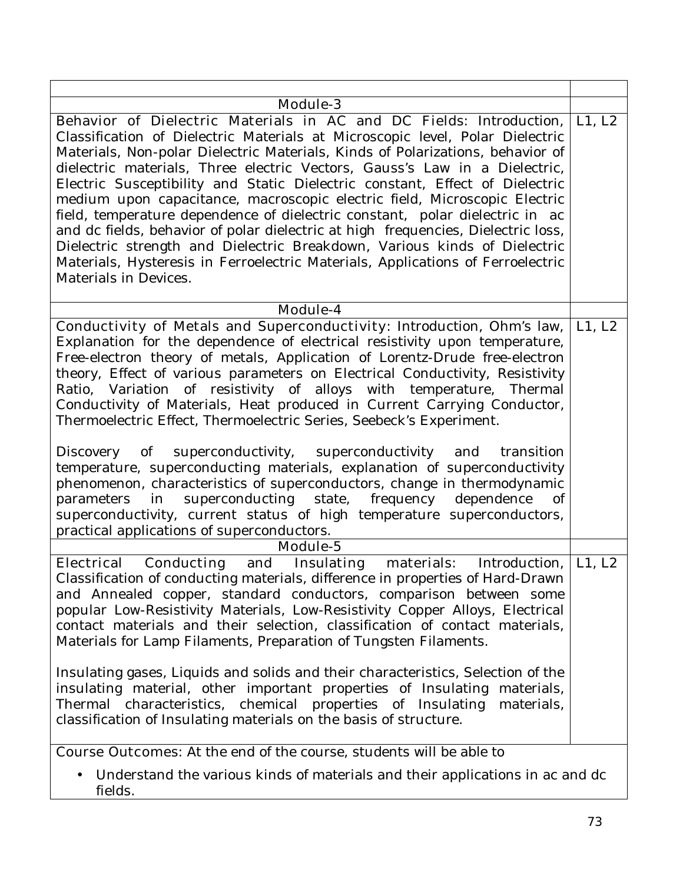| | |
|---|---|
| **Module-3** | |
| **Behavior of Dielectric Materials in AC and DC Fields:** Introduction, Classification of Dielectric Materials at Microscopic level, Polar Dielectric Materials, Non-polar Dielectric Materials, Kinds of Polarizations, behavior of dielectric materials, Three electric Vectors, Gauss's Law in a Dielectric, Electric Susceptibility and Static Dielectric constant, Effect of Dielectric medium upon capacitance, macroscopic electric field, Microscopic Electric field, temperature dependence of dielectric constant, polar dielectric in ac and dc fields, behavior of polar dielectric at high frequencies, Dielectric loss, Dielectric strength and Dielectric Breakdown, Various kinds of Dielectric Materials, Hysteresis in Ferroelectric Materials, Applications of Ferroelectric Materials in Devices. | L1, L2 |
| **Module-4** | |
| **Conductivity of Metals and Superconductivity:** Introduction, Ohm's law, Explanation for the dependence of electrical resistivity upon temperature, Free-electron theory of metals, Application of Lorentz-Drude free-electron theory, Effect of various parameters on Electrical Conductivity, Resistivity Ratio, Variation of resistivity of alloys with temperature, Thermal Conductivity of Materials, Heat produced in Current Carrying Conductor, Thermoelectric Effect, Thermoelectric Series, Seebeck's Experiment.<br><br>Discovery of superconductivity, superconductivity and transition temperature, superconducting materials, explanation of superconductivity phenomenon, characteristics of superconductors, change in thermodynamic parameters in superconducting state, frequency dependence of superconductivity, current status of high temperature superconductors, practical applications of superconductors. | L1, L2 |
| **Module-5** | |
| **Electrical Conducting and Insulating materials:** Introduction, Classification of conducting materials, difference in properties of Hard-Drawn and Annealed copper, standard conductors, comparison between some popular Low-Resistivity Materials, Low-Resistivity Copper Alloys, Electrical contact materials and their selection, classification of contact materials, Materials for Lamp Filaments, Preparation of Tungsten Filaments.<br><br>Insulating gases, Liquids and solids and their characteristics, Selection of the insulating material, other important properties of Insulating materials, Thermal characteristics, chemical properties of Insulating materials, classification of Insulating materials on the basis of structure. | L1, L2 |

**Course Outcomes:** At the end of the course, students will be able to

- Understand the various kinds of materials and their applications in ac and dc fields.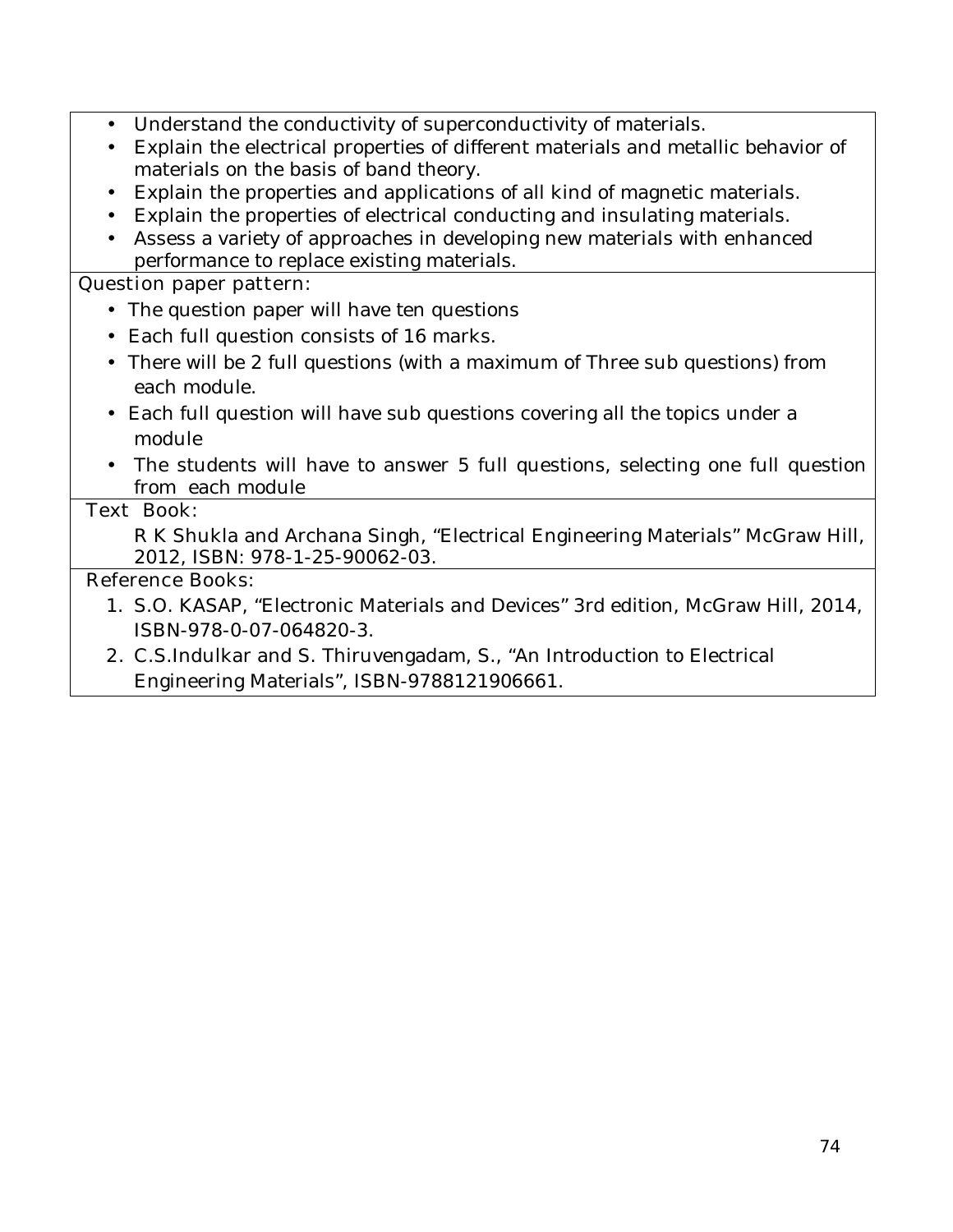- Understand the conductivity of superconductivity of materials.
- Explain the electrical properties of different materials and metallic behavior of materials on the basis of band theory.
- Explain the properties and applications of all kind of magnetic materials.
- Explain the properties of electrical conducting and insulating materials.
- Assess a variety of approaches in developing new materials with enhanced performance to replace existing materials.

**Question paper pattern:**

- The question paper will have ten questions
- Each full question consists of 16 marks.
- There will be 2 full questions (with a maximum of Three sub questions) from each module.
- Each full question will have sub questions covering all the topics under a module
- The students will have to answer 5 full questions, selecting one full question from each module

**Text Book:**

R K Shukla and Archana Singh, "Electrical Engineering Materials" McGraw Hill, 2012, ISBN: 978-1-25-90062-03.

**Reference Books:**

1. S.O. KASAP, "Electronic Materials and Devices" 3rd edition, McGraw Hill, 2014, ISBN-978-0-07-064820-3.
2. C.S.Indulkar and S. Thiruvengadam, S., "An Introduction to Electrical Engineering Materials", ISBN-9788121906661.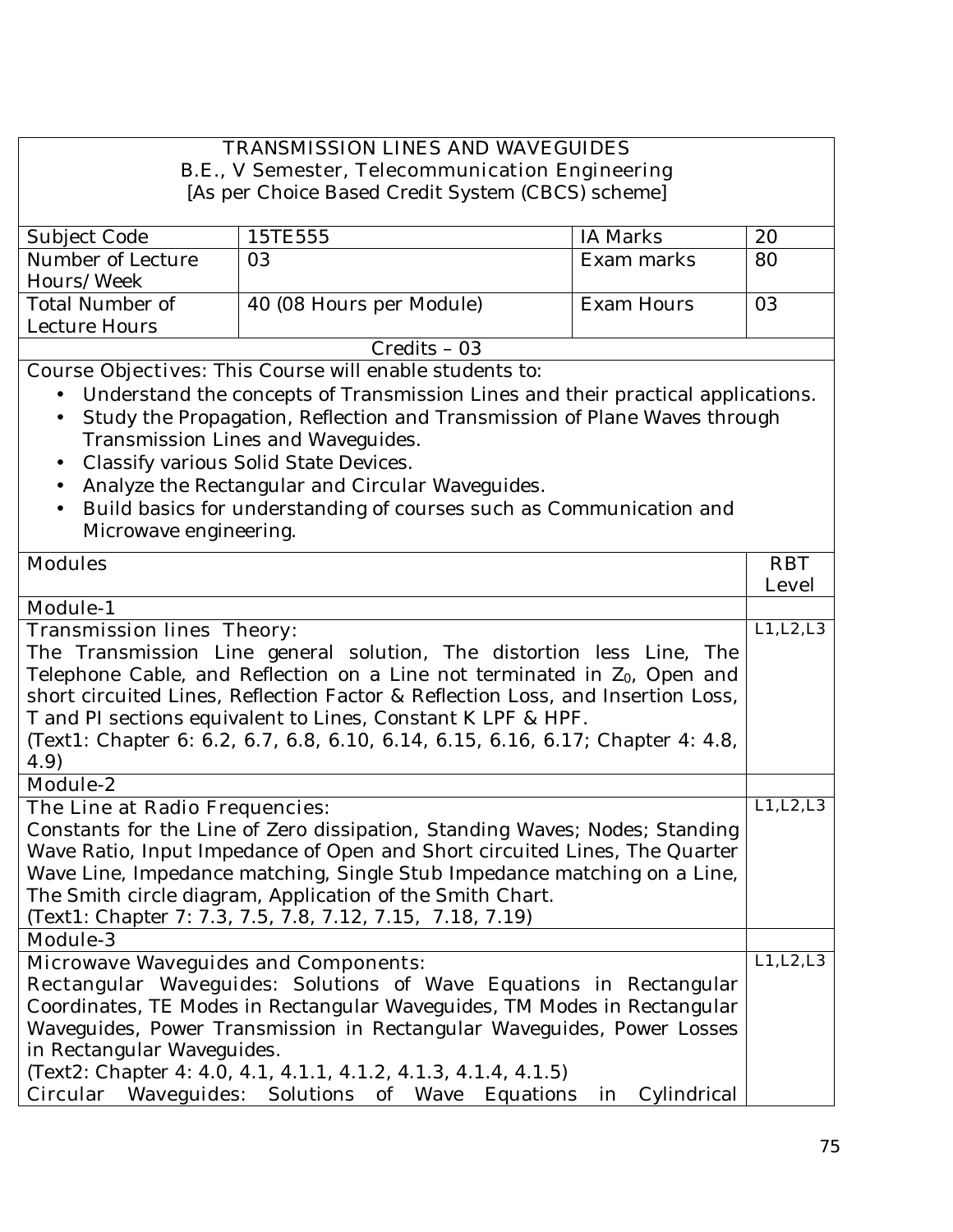## TRANSMISSION LINES AND WAVEGUIDES

**B.E., V Semester, Telecommunication Engineering**

**[As per Choice Based Credit System (CBCS) scheme]**

| Subject Code | 15TE555 | IA Marks | 20 |
|---|---|---|---|
| Number of Lecture Hours/Week | 03 | Exam marks | 80 |
| Total Number of Lecture Hours | 40 (08 Hours per Module) | Exam Hours | 03 |

**Credits – 03**

**Course Objectives:** This Course will enable students to:

- Understand the concepts of Transmission Lines and their practical applications.
- Study the Propagation, Reflection and Transmission of Plane Waves through Transmission Lines and Waveguides.
- Classify various Solid State Devices.
- Analyze the Rectangular and Circular Waveguides.
- Build basics for understanding of courses such as Communication and Microwave engineering.

| Modules | RBT Level |
|---|---|
| **Module-1** | |
| **Transmission lines Theory:** The Transmission Line general solution, The distortion less Line, The Telephone Cable, and Reflection on a Line not terminated in $Z_0$, Open and short circuited Lines, Reflection Factor & Reflection Loss, and Insertion Loss, T and PI sections equivalent to Lines, Constant K LPF & HPF. (Text1: Chapter 6: 6.2, 6.7, 6.8, 6.10, 6.14, 6.15, 6.16, 6.17; Chapter 4: 4.8, 4.9) | L1,L2,L3 |
| **Module-2** | |
| **The Line at Radio Frequencies:** Constants for the Line of Zero dissipation, Standing Waves; Nodes; Standing Wave Ratio, Input Impedance of Open and Short circuited Lines, The Quarter Wave Line, Impedance matching, Single Stub Impedance matching on a Line, The Smith circle diagram, Application of the Smith Chart. (Text1: Chapter 7: 7.3, 7.5, 7.8, 7.12, 7.15, 7.18, 7.19) | L1,L2,L3 |
| **Module-3** | |
| **Microwave Waveguides and Components:** Rectangular Waveguides: Solutions of Wave Equations in Rectangular Coordinates, TE Modes in Rectangular Waveguides, TM Modes in Rectangular Waveguides, Power Transmission in Rectangular Waveguides, Power Losses in Rectangular Waveguides. (Text2: Chapter 4: 4.0, 4.1, 4.1.1, 4.1.2, 4.1.3, 4.1.4, 4.1.5) Circular Waveguides: Solutions of Wave Equations in Cylindrical | L1,L2,L3 |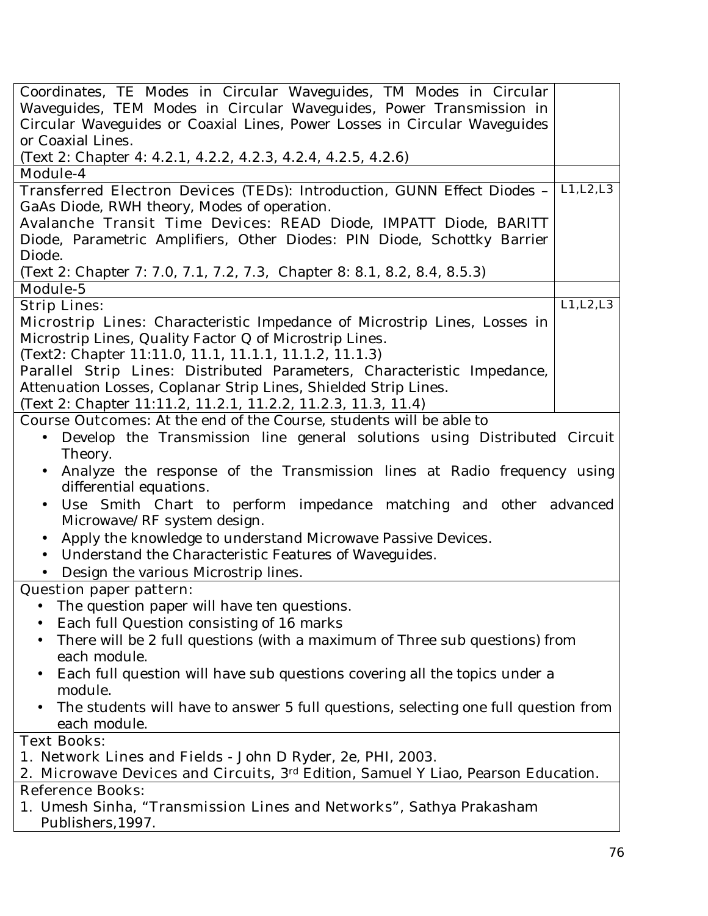| | |
|---|---|
| Coordinates, TE Modes in Circular Waveguides, TM Modes in Circular Waveguides, TEM Modes in Circular Waveguides, Power Transmission in Circular Waveguides or Coaxial Lines, Power Losses in Circular Waveguides or Coaxial Lines.<br>(Text 2: Chapter 4: 4.2.1, 4.2.2, 4.2.3, 4.2.4, 4.2.5, 4.2.6) | |
| **Module-4** | |
| Transferred Electron Devices (TEDs): Introduction, GUNN Effect Diodes – GaAs Diode, RWH theory, Modes of operation.<br>Avalanche Transit Time Devices: READ Diode, IMPATT Diode, BARITT Diode, Parametric Amplifiers, Other Diodes: PIN Diode, Schottky Barrier Diode.<br>(Text 2: Chapter 7: 7.0, 7.1, 7.2, 7.3, Chapter 8: 8.1, 8.2, 8.4, 8.5.3) | L1,L2,L3 |
| **Module-5** | |
| Strip Lines:<br>Microstrip Lines: Characteristic Impedance of Microstrip Lines, Losses in Microstrip Lines, Quality Factor Q of Microstrip Lines.<br>(Text2: Chapter 11:11.0, 11.1, 11.1.1, 11.1.2, 11.1.3)<br>Parallel Strip Lines: Distributed Parameters, Characteristic Impedance, Attenuation Losses, Coplanar Strip Lines, Shielded Strip Lines.<br>(Text 2: Chapter 11:11.2, 11.2.1, 11.2.2, 11.2.3, 11.3, 11.4) | L1,L2,L3 |

**Course Outcomes:** At the end of the Course, students will be able to

- Develop the Transmission line general solutions using Distributed Circuit Theory.
- Analyze the response of the Transmission lines at Radio frequency using differential equations.
- Use Smith Chart to perform impedance matching and other advanced Microwave/RF system design.
- Apply the knowledge to understand Microwave Passive Devices.
- Understand the Characteristic Features of Waveguides.
- Design the various Microstrip lines.

**Question paper pattern:**

- The question paper will have ten questions.
- Each full Question consisting of 16 marks
- There will be 2 full questions (with a maximum of Three sub questions) from each module.
- Each full question will have sub questions covering all the topics under a module.
- The students will have to answer 5 full questions, selecting one full question from each module.

**Text Books:**

1. Network Lines and Fields - John D Ryder, 2e, PHI, 2003.
2. Microwave Devices and Circuits, 3rd Edition, Samuel Y Liao, Pearson Education.

**Reference Books:**

1. Umesh Sinha, "Transmission Lines and Networks", Sathya Prakasham Publishers,1997.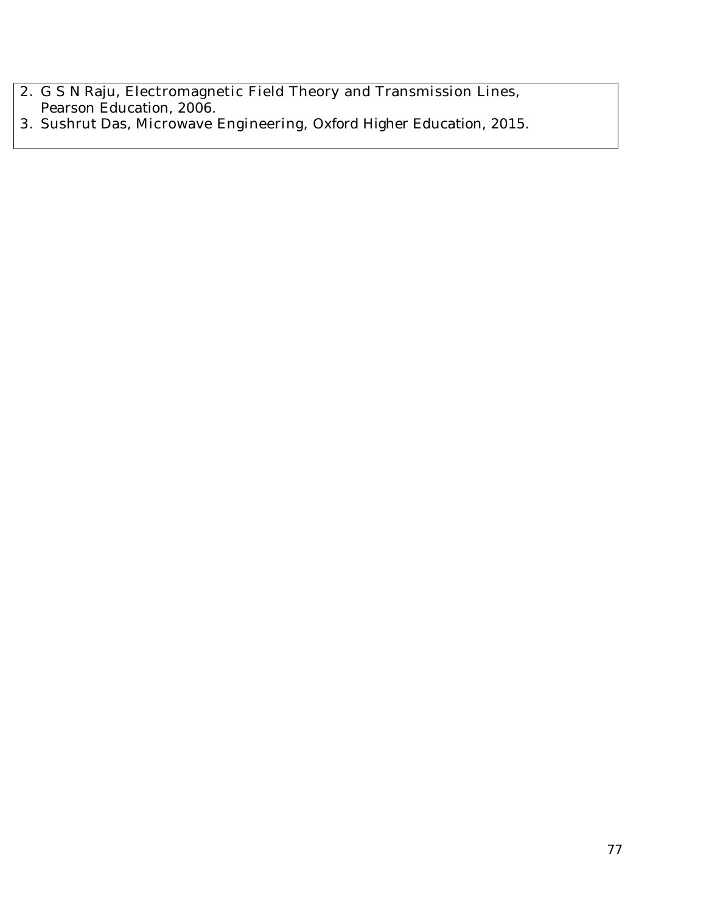2. G S N Raju, Electromagnetic Field Theory and Transmission Lines, Pearson Education, 2006.
3. Sushrut Das, Microwave Engineering, Oxford Higher Education, 2015.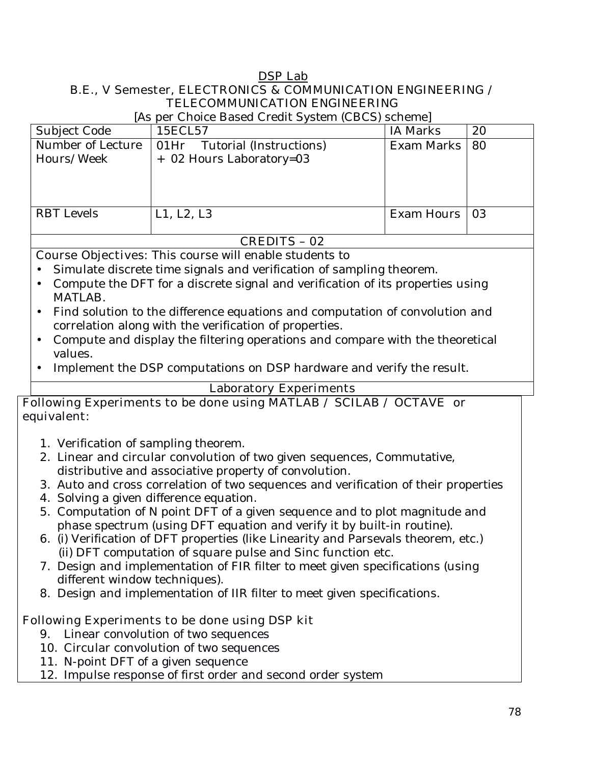# DSP Lab

**B.E., V Semester, ELECTRONICS & COMMUNICATION ENGINEERING / TELECOMMUNICATION ENGINEERING**

[As per Choice Based Credit System (CBCS) scheme]

| Subject Code | 15ECL57 | IA Marks | 20 |
|---|---|---|---|
| Number of Lecture Hours/Week | 01Hr Tutorial (Instructions) + 02 Hours Laboratory=03 | Exam Marks | 80 |
| RBT Levels | L1, L2, L3 | Exam Hours | 03 |
| CREDITS – 02 | | | |

**Course Objectives:** This course will enable students to

- Simulate discrete time signals and verification of sampling theorem.
- Compute the DFT for a discrete signal and verification of its properties using MATLAB.
- Find solution to the difference equations and computation of convolution and correlation along with the verification of properties.
- Compute and display the filtering operations and compare with the theoretical values.
- Implement the DSP computations on DSP hardware and verify the result.

## Laboratory Experiments

**Following Experiments to be done using MATLAB / SCILAB / OCTAVE or equivalent:**

1. Verification of sampling theorem.
2. Linear and circular convolution of two given sequences, Commutative, distributive and associative property of convolution.
3. Auto and cross correlation of two sequences and verification of their properties
4. Solving a given difference equation.
5. Computation of N point DFT of a given sequence and to plot magnitude and phase spectrum (using DFT equation and verify it by built-in routine).
6. (i) Verification of DFT properties (like Linearity and Parsevals theorem, etc.)
   (ii) DFT computation of square pulse and Sinc function etc.
7. Design and implementation of FIR filter to meet given specifications (using different window techniques).
8. Design and implementation of IIR filter to meet given specifications.

**Following Experiments to be done using DSP kit**

9. Linear convolution of two sequences
10. Circular convolution of two sequences
11. N-point DFT of a given sequence
12. Impulse response of first order and second order system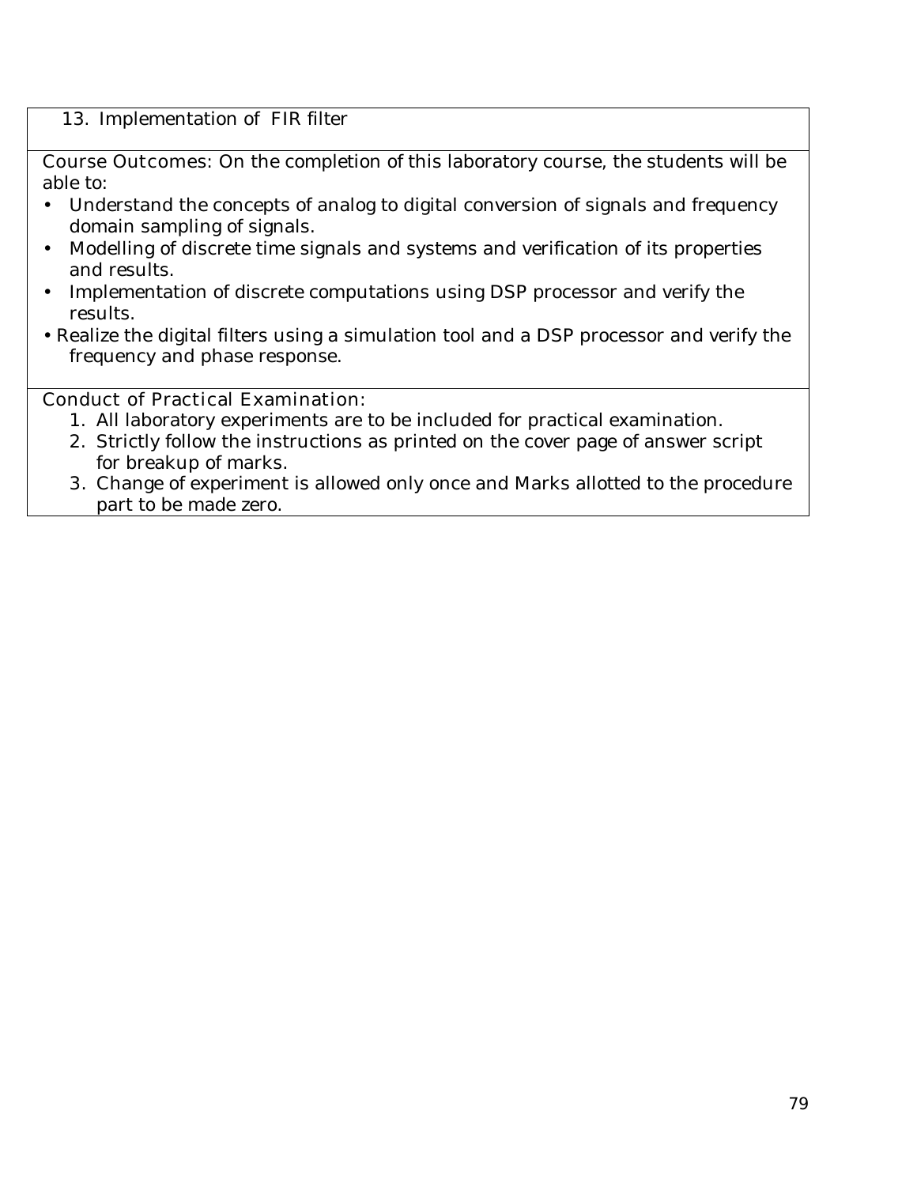13. Implementation of FIR filter

Course Outcomes: On the completion of this laboratory course, the students will be able to:

- Understand the concepts of analog to digital conversion of signals and frequency domain sampling of signals.
- Modelling of discrete time signals and systems and verification of its properties and results.
- Implementation of discrete computations using DSP processor and verify the results.
- Realize the digital filters using a simulation tool and a DSP processor and verify the frequency and phase response.

Conduct of Practical Examination:

1. All laboratory experiments are to be included for practical examination.
2. Strictly follow the instructions as printed on the cover page of answer script for breakup of marks.
3. Change of experiment is allowed only once and Marks allotted to the procedure part to be made zero.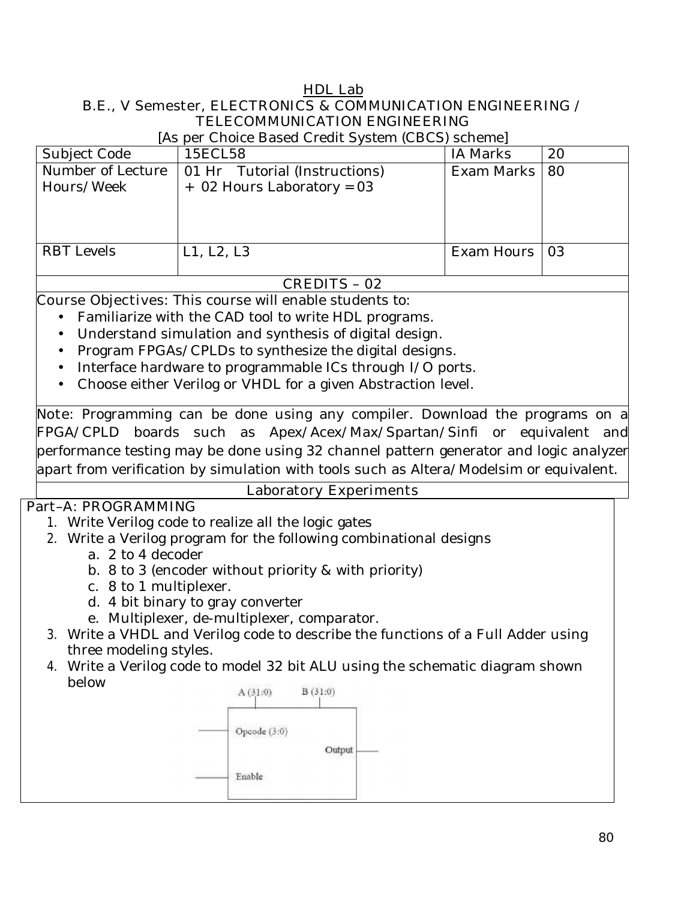## HDL Lab

**B.E., V Semester, ELECTRONICS & COMMUNICATION ENGINEERING / TELECOMMUNICATION ENGINEERING**

[As per Choice Based Credit System (CBCS) scheme]

| Subject Code | 15ECL58 | IA Marks | 20 |
|---|---|---|---|
| Number of Lecture Hours/Week | 01 Hr Tutorial (Instructions) + 02 Hours Laboratory = 03 | Exam Marks | 80 |
| RBT Levels | L1, L2, L3 | Exam Hours | 03 |
| CREDITS – 02 | | | |

Course Objectives: This course will enable students to:

- Familiarize with the CAD tool to write HDL programs.
- Understand simulation and synthesis of digital design.
- Program FPGAs/CPLDs to synthesize the digital designs.
- Interface hardware to programmable ICs through I/O ports.
- Choose either Verilog or VHDL for a given Abstraction level.

Note: Programming can be done using any compiler. Download the programs on a FPGA/CPLD boards such as Apex/Acex/Max/Spartan/Sinfi or equivalent and performance testing may be done using 32 channel pattern generator and logic analyzer apart from verification by simulation with tools such as Altera/Modelsim or equivalent.

### Laboratory Experiments

Part–A: PROGRAMMING

1. Write Verilog code to realize all the logic gates
2. Write a Verilog program for the following combinational designs
   a. 2 to 4 decoder
   b. 8 to 3 (encoder without priority & with priority)
   c. 8 to 1 multiplexer.
   d. 4 bit binary to gray converter
   e. Multiplexer, de-multiplexer, comparator.
3. Write a VHDL and Verilog code to describe the functions of a Full Adder using three modeling styles.
4. Write a Verilog code to model 32 bit ALU using the schematic diagram shown below

A (31:0) B (31:0)

Opcode (3:0)

Output

Enable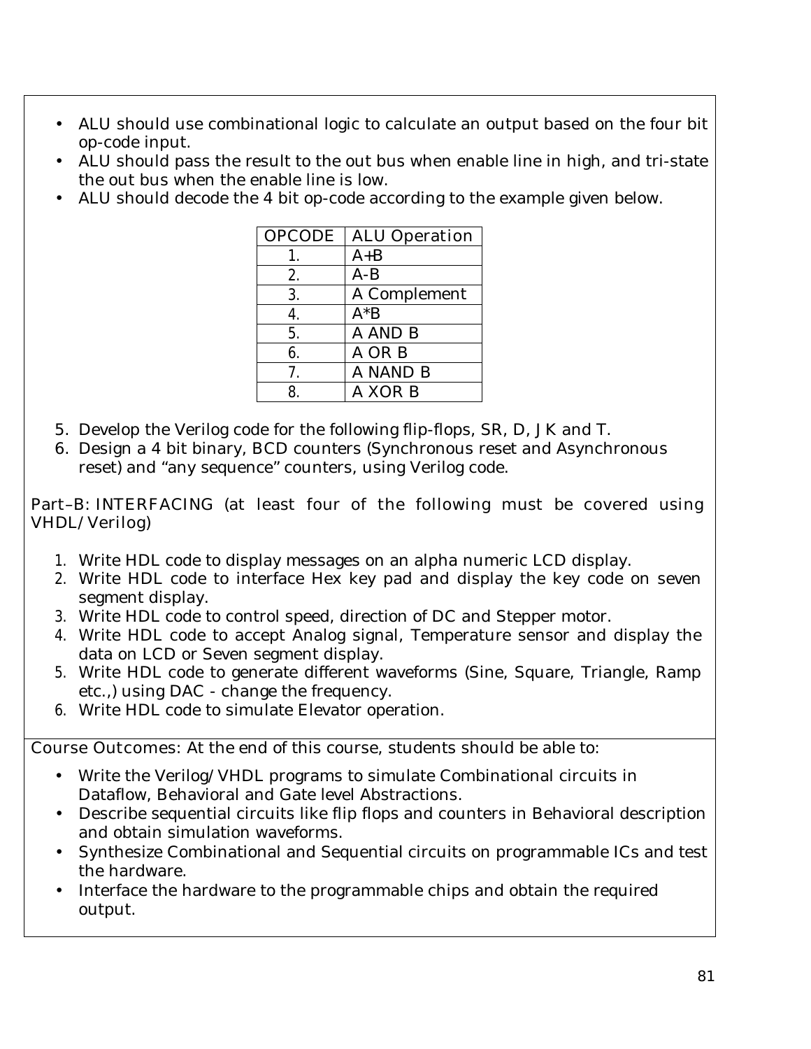- ALU should use combinational logic to calculate an output based on the four bit op-code input.
- ALU should pass the result to the out bus when enable line in high, and tri-state the out bus when the enable line is low.
- ALU should decode the 4 bit op-code according to the example given below.

| OPCODE | ALU Operation |
|---|---|
| 1. | A+B |
| 2. | A-B |
| 3. | A Complement |
| 4. | A*B |
| 5. | A AND B |
| 6. | A OR B |
| 7. | A NAND B |
| 8. | A XOR B |

5. Develop the Verilog code for the following flip-flops, SR, D, JK and T.
6. Design a 4 bit binary, BCD counters (Synchronous reset and Asynchronous reset) and "any sequence" counters, using Verilog code.

Part–B: INTERFACING (at least four of the following must be covered using VHDL/Verilog)

1. Write HDL code to display messages on an alpha numeric LCD display.
2. Write HDL code to interface Hex key pad and display the key code on seven segment display.
3. Write HDL code to control speed, direction of DC and Stepper motor.
4. Write HDL code to accept Analog signal, Temperature sensor and display the data on LCD or Seven segment display.
5. Write HDL code to generate different waveforms (Sine, Square, Triangle, Ramp etc.,) using DAC - change the frequency.
6. Write HDL code to simulate Elevator operation.

Course Outcomes: At the end of this course, students should be able to:

- Write the Verilog/VHDL programs to simulate Combinational circuits in Dataflow, Behavioral and Gate level Abstractions.
- Describe sequential circuits like flip flops and counters in Behavioral description and obtain simulation waveforms.
- Synthesize Combinational and Sequential circuits on programmable ICs and test the hardware.
- Interface the hardware to the programmable chips and obtain the required output.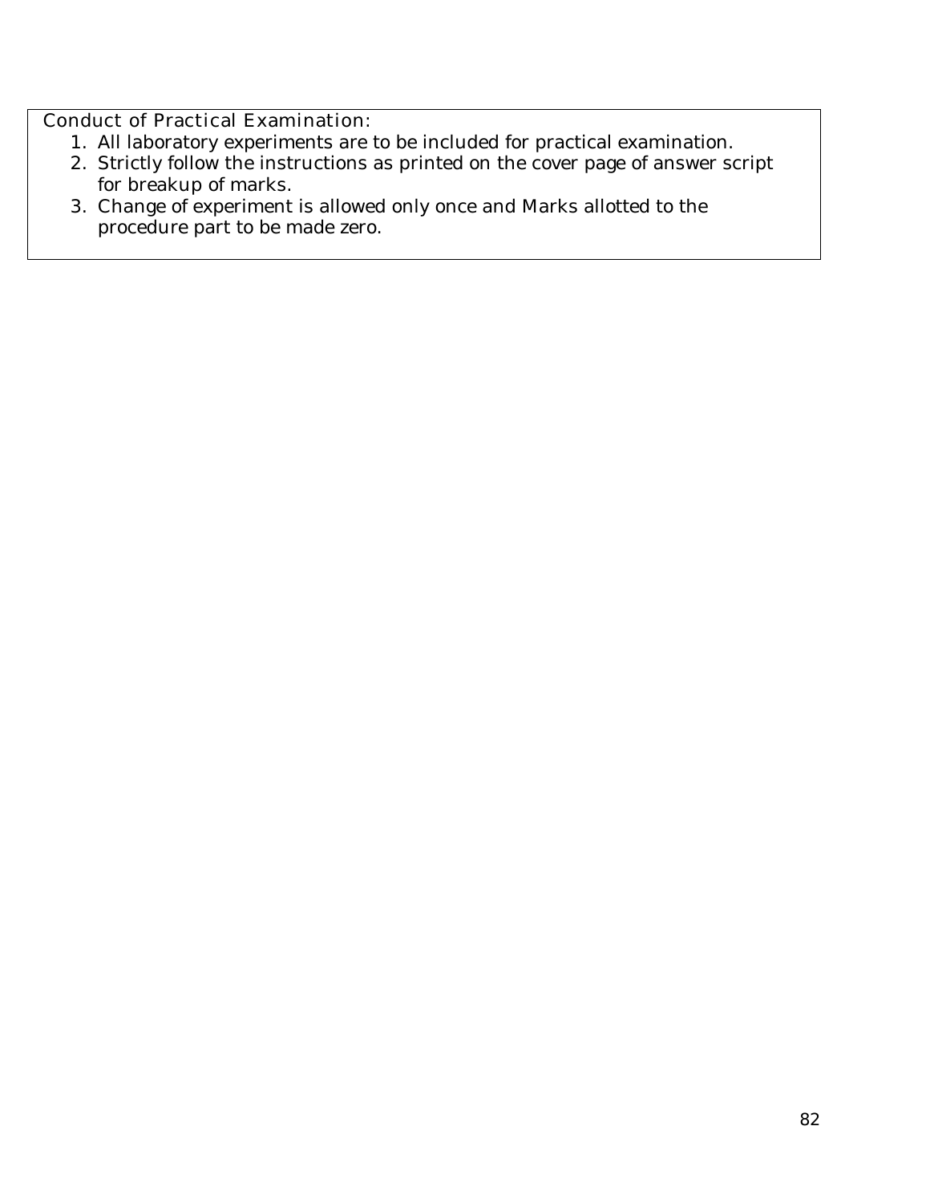Conduct of Practical Examination:

1. All laboratory experiments are to be included for practical examination.
2. Strictly follow the instructions as printed on the cover page of answer script for breakup of marks.
3. Change of experiment is allowed only once and Marks allotted to the procedure part to be made zero.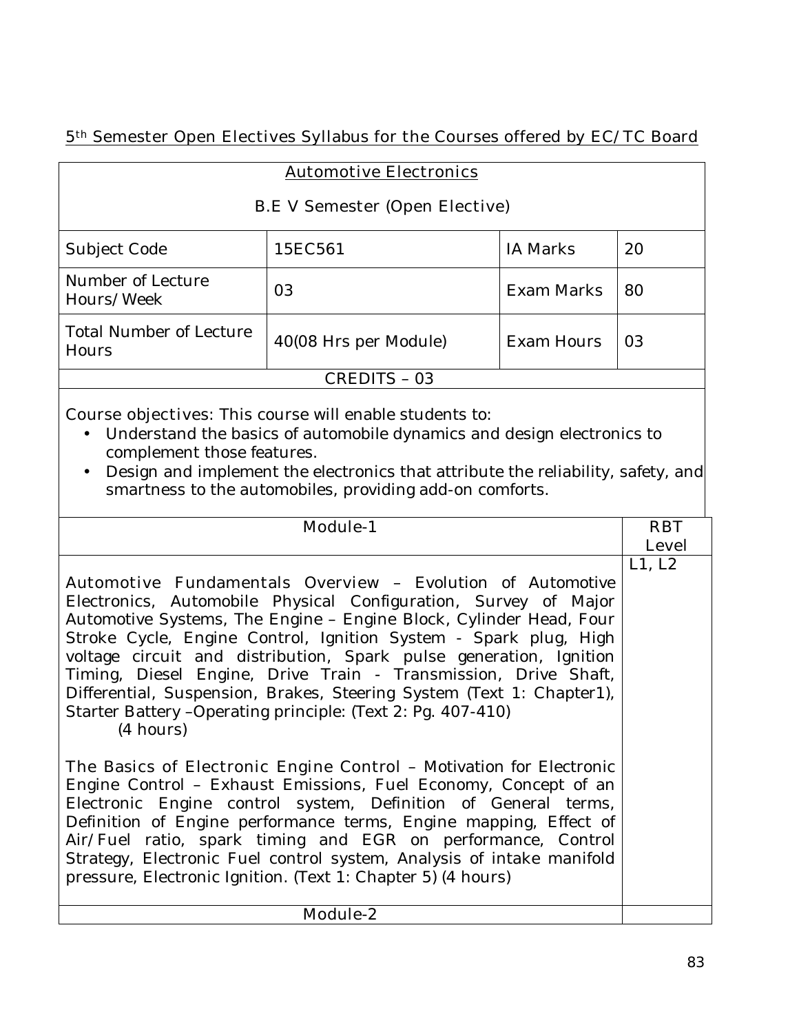## 5th Semester Open Electives Syllabus for the Courses offered by EC/TC Board

### Automotive Electronics

B.E V Semester (Open Elective)

| Subject Code | 15EC561 | IA Marks | 20 |
|---|---|---|---|
| Number of Lecture Hours/Week | 03 | Exam Marks | 80 |
| Total Number of Lecture Hours | 40(08 Hrs per Module) | Exam Hours | 03 |

CREDITS – 03

Course objectives: This course will enable students to:

- Understand the basics of automobile dynamics and design electronics to complement those features.
- Design and implement the electronics that attribute the reliability, safety, and smartness to the automobiles, providing add-on comforts.

| Module-1 | RBT Level |
|---|---|
| Automotive Fundamentals Overview – Evolution of Automotive Electronics, Automobile Physical Configuration, Survey of Major Automotive Systems, The Engine – Engine Block, Cylinder Head, Four Stroke Cycle, Engine Control, Ignition System - Spark plug, High voltage circuit and distribution, Spark pulse generation, Ignition Timing, Diesel Engine, Drive Train - Transmission, Drive Shaft, Differential, Suspension, Brakes, Steering System (Text 1: Chapter1), Starter Battery –Operating principle: (Text 2: Pg. 407-410) (4 hours)<br><br>The Basics of Electronic Engine Control – Motivation for Electronic Engine Control – Exhaust Emissions, Fuel Economy, Concept of an Electronic Engine control system, Definition of General terms, Definition of Engine performance terms, Engine mapping, Effect of Air/Fuel ratio, spark timing and EGR on performance, Control Strategy, Electronic Fuel control system, Analysis of intake manifold pressure, Electronic Ignition. (Text 1: Chapter 5) (4 hours) | L1, L2 |
| Module-2 | |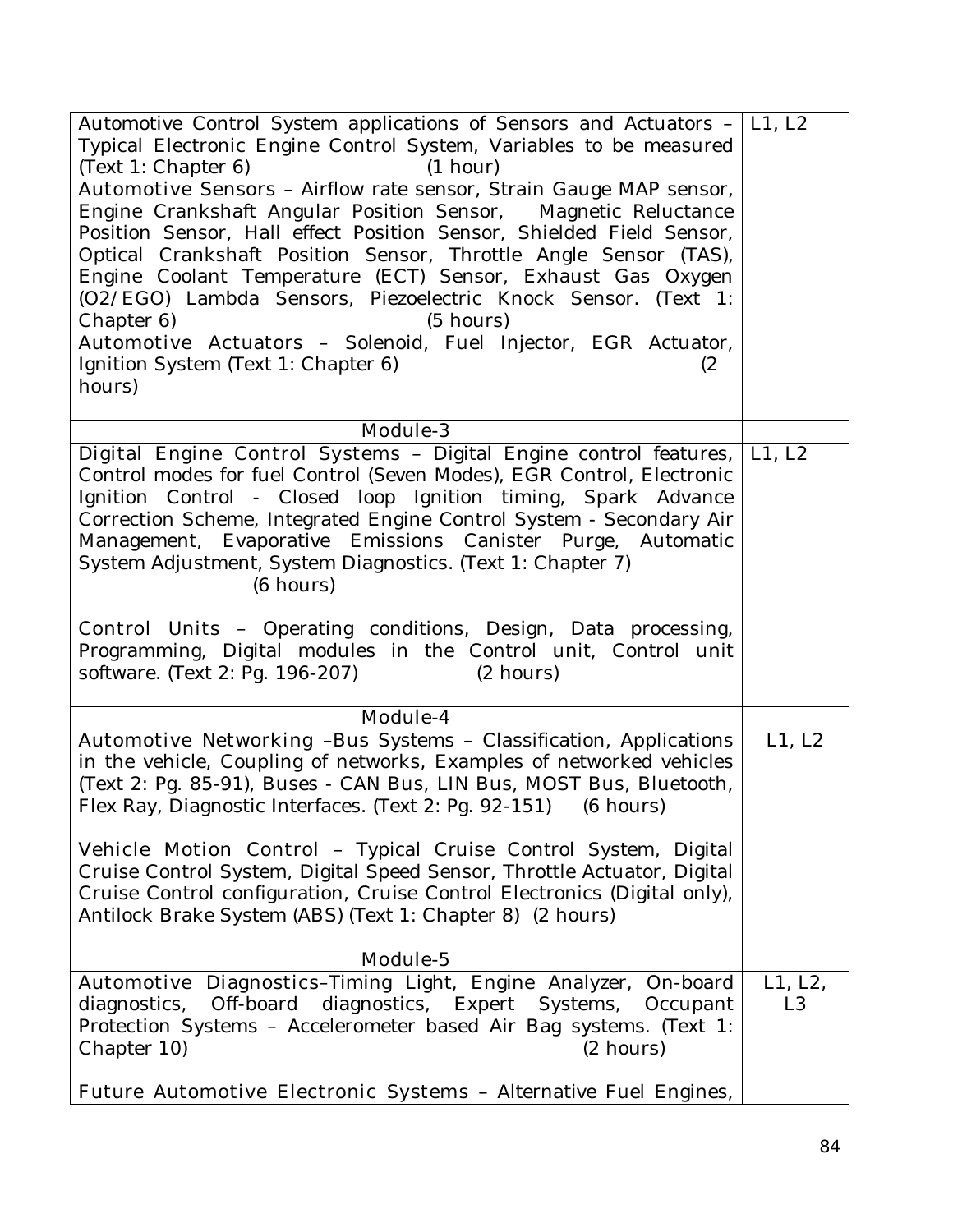| | |
|---|---|
| Automotive Control System applications of Sensors and Actuators – Typical Electronic Engine Control System, Variables to be measured (Text 1: Chapter 6) (1 hour)<br>Automotive Sensors – Airflow rate sensor, Strain Gauge MAP sensor, Engine Crankshaft Angular Position Sensor, Magnetic Reluctance Position Sensor, Hall effect Position Sensor, Shielded Field Sensor, Optical Crankshaft Position Sensor, Throttle Angle Sensor (TAS), Engine Coolant Temperature (ECT) Sensor, Exhaust Gas Oxygen (O2/EGO) Lambda Sensors, Piezoelectric Knock Sensor. (Text 1: Chapter 6) (5 hours)<br>Automotive Actuators – Solenoid, Fuel Injector, EGR Actuator, Ignition System (Text 1: Chapter 6) (2 hours) | L1, L2 |
| Module-3 | |
| Digital Engine Control Systems – Digital Engine control features, Control modes for fuel Control (Seven Modes), EGR Control, Electronic Ignition Control - Closed loop Ignition timing, Spark Advance Correction Scheme, Integrated Engine Control System - Secondary Air Management, Evaporative Emissions Canister Purge, Automatic System Adjustment, System Diagnostics. (Text 1: Chapter 7) (6 hours)<br><br>Control Units – Operating conditions, Design, Data processing, Programming, Digital modules in the Control unit, Control unit software. (Text 2: Pg. 196-207) (2 hours) | L1, L2 |
| Module-4 | |
| Automotive Networking –Bus Systems – Classification, Applications in the vehicle, Coupling of networks, Examples of networked vehicles (Text 2: Pg. 85-91), Buses - CAN Bus, LIN Bus, MOST Bus, Bluetooth, Flex Ray, Diagnostic Interfaces. (Text 2: Pg. 92-151) (6 hours)<br><br>Vehicle Motion Control – Typical Cruise Control System, Digital Cruise Control System, Digital Speed Sensor, Throttle Actuator, Digital Cruise Control configuration, Cruise Control Electronics (Digital only), Antilock Brake System (ABS) (Text 1: Chapter 8) (2 hours) | L1, L2 |
| Module-5 | |
| Automotive Diagnostics–Timing Light, Engine Analyzer, On-board diagnostics, Off-board diagnostics, Expert Systems, Occupant Protection Systems – Accelerometer based Air Bag systems. (Text 1: Chapter 10) (2 hours)<br><br>Future Automotive Electronic Systems – Alternative Fuel Engines, | L1, L2, L3 |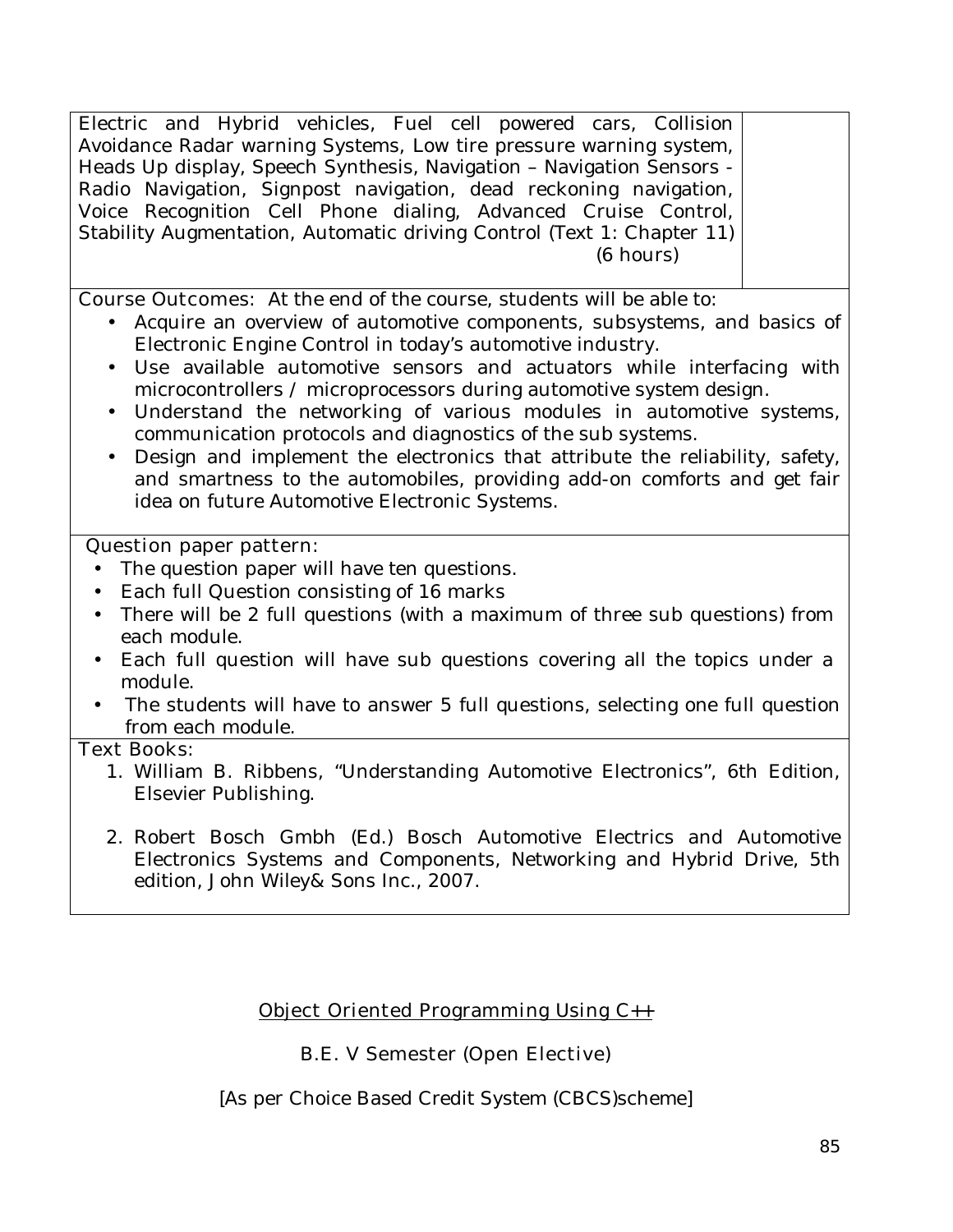| | |
|---|---|
| Electric and Hybrid vehicles, Fuel cell powered cars, Collision Avoidance Radar warning Systems, Low tire pressure warning system, Heads Up display, Speech Synthesis, Navigation – Navigation Sensors - Radio Navigation, Signpost navigation, dead reckoning navigation, Voice Recognition Cell Phone dialing, Advanced Cruise Control, Stability Augmentation, Automatic driving Control (Text 1: Chapter 11) (6 hours) | |

**Course Outcomes:** At the end of the course, students will be able to:

- Acquire an overview of automotive components, subsystems, and basics of Electronic Engine Control in today's automotive industry.
- Use available automotive sensors and actuators while interfacing with microcontrollers / microprocessors during automotive system design.
- Understand the networking of various modules in automotive systems, communication protocols and diagnostics of the sub systems.
- Design and implement the electronics that attribute the reliability, safety, and smartness to the automobiles, providing add-on comforts and get fair idea on future Automotive Electronic Systems.

**Question paper pattern:**

- The question paper will have ten questions.
- Each full Question consisting of 16 marks
- There will be 2 full questions (with a maximum of three sub questions) from each module.
- Each full question will have sub questions covering all the topics under a module.
- The students will have to answer 5 full questions, selecting one full question from each module.

**Text Books:**

1. William B. Ribbens, "Understanding Automotive Electronics", 6th Edition, Elsevier Publishing.
2. Robert Bosch Gmbh (Ed.) Bosch Automotive Electrics and Automotive Electronics Systems and Components, Networking and Hybrid Drive, 5th edition, John Wiley& Sons Inc., 2007.

## Object Oriented Programming Using C++

B.E. V Semester (Open Elective)

[As per Choice Based Credit System (CBCS)scheme]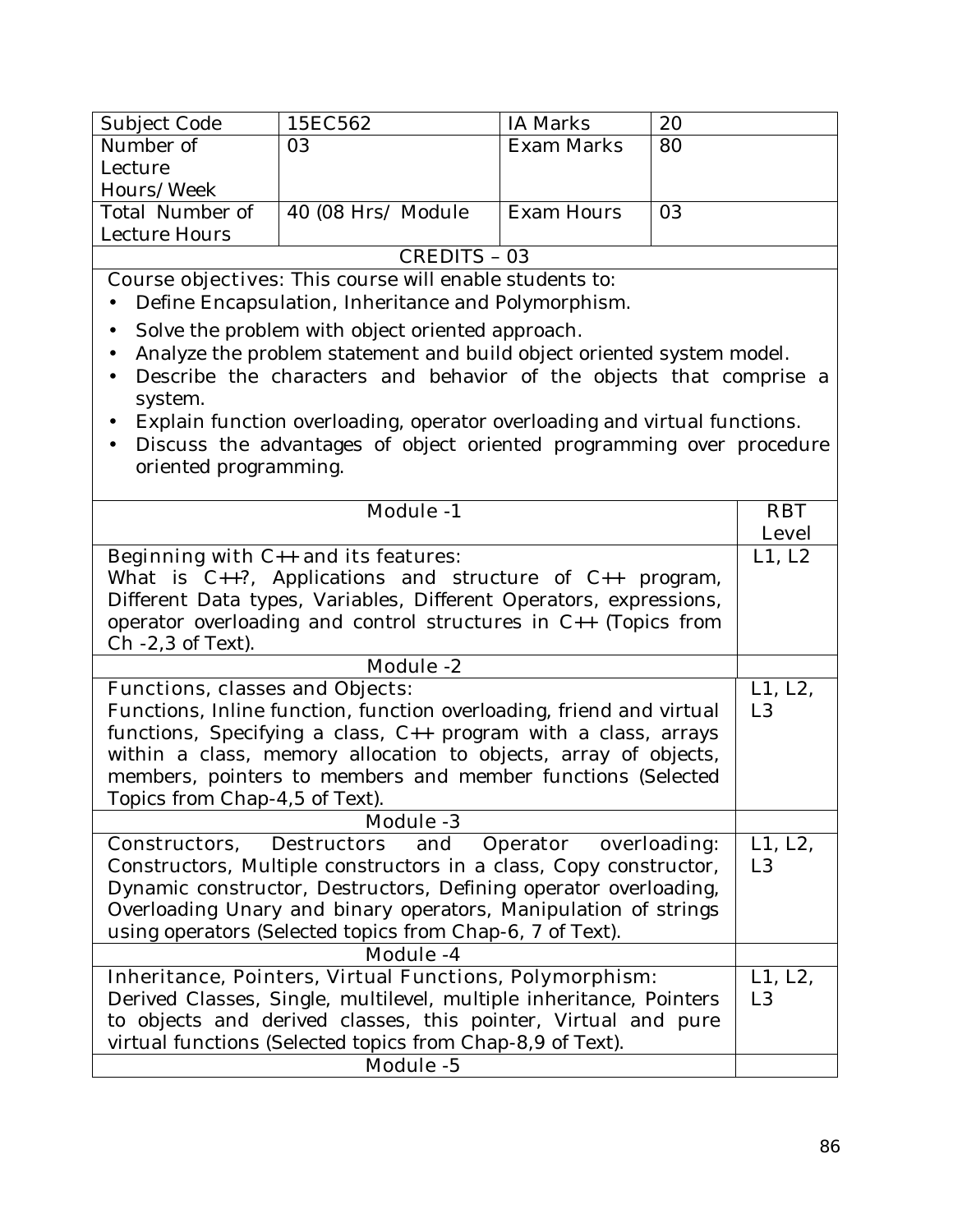| Subject Code | 15EC562 | IA Marks | 20 |
|---|---|---|---|
| Number of Lecture Hours/Week | 03 | Exam Marks | 80 |
| Total Number of Lecture Hours | 40 (08 Hrs/ Module | Exam Hours | 03 |

**CREDITS – 03**

**Course objectives:** This course will enable students to:

- Define Encapsulation, Inheritance and Polymorphism.
- Solve the problem with object oriented approach.
- Analyze the problem statement and build object oriented system model.
- Describe the characters and behavior of the objects that comprise a system.
- Explain function overloading, operator overloading and virtual functions.
- Discuss the advantages of object oriented programming over procedure oriented programming.

| Module -1 | RBT Level |
|---|---|
| **Beginning with C++ and its features:** What is C++?, Applications and structure of C++ program, Different Data types, Variables, Different Operators, expressions, operator overloading and control structures in C++ (Topics from Ch -2,3 of Text). | L1, L2 |
| **Module -2** | |
| **Functions, classes and Objects:** Functions, Inline function, function overloading, friend and virtual functions, Specifying a class, C++ program with a class, arrays within a class, memory allocation to objects, array of objects, members, pointers to members and member functions (Selected Topics from Chap-4,5 of Text). | L1, L2, L3 |
| **Module -3** | |
| **Constructors, Destructors and Operator overloading:** Constructors, Multiple constructors in a class, Copy constructor, Dynamic constructor, Destructors, Defining operator overloading, Overloading Unary and binary operators, Manipulation of strings using operators (Selected topics from Chap-6, 7 of Text). | L1, L2, L3 |
| **Module -4** | |
| **Inheritance, Pointers, Virtual Functions, Polymorphism:** Derived Classes, Single, multilevel, multiple inheritance, Pointers to objects and derived classes, this pointer, Virtual and pure virtual functions (Selected topics from Chap-8,9 of Text). | L1, L2, L3 |
| **Module -5** | |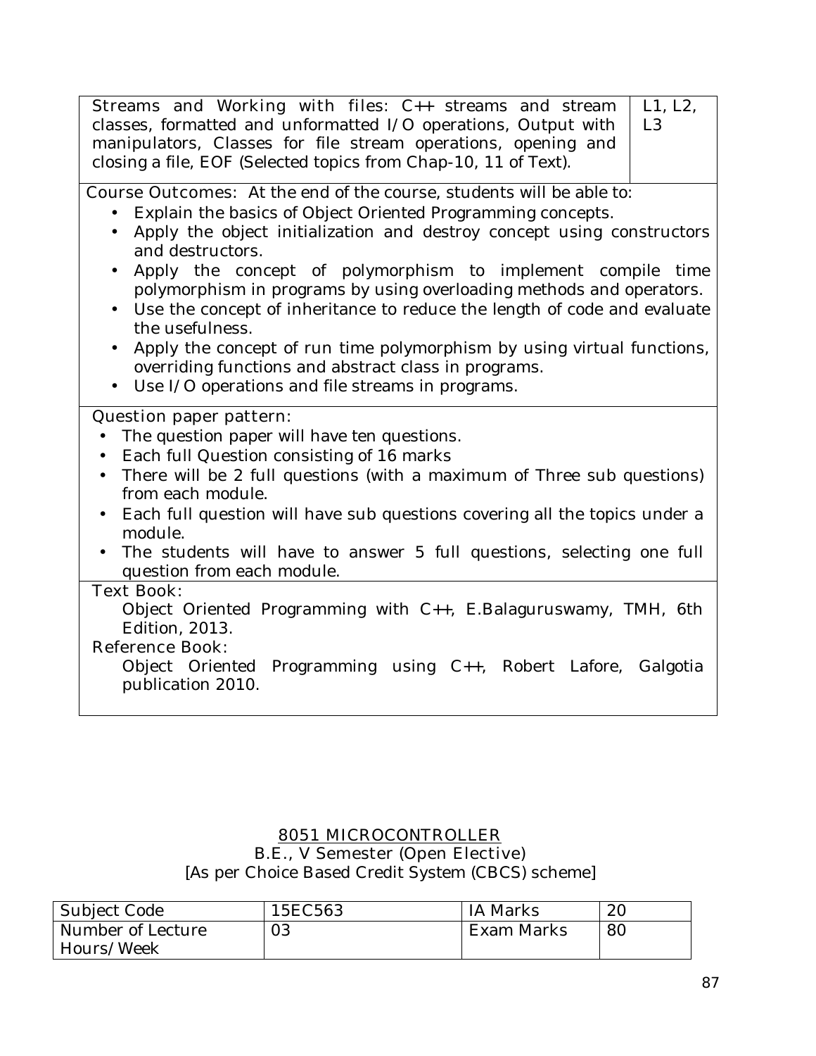| | |
|---|---|
| Streams and Working with files: C++ streams and stream classes, formatted and unformatted I/O operations, Output with manipulators, Classes for file stream operations, opening and closing a file, EOF (Selected topics from Chap-10, 11 of Text). | L1, L2, L3 |

**Course Outcomes:** At the end of the course, students will be able to:

- Explain the basics of Object Oriented Programming concepts.
- Apply the object initialization and destroy concept using constructors and destructors.
- Apply the concept of polymorphism to implement compile time polymorphism in programs by using overloading methods and operators.
- Use the concept of inheritance to reduce the length of code and evaluate the usefulness.
- Apply the concept of run time polymorphism by using virtual functions, overriding functions and abstract class in programs.
- Use I/O operations and file streams in programs.

**Question paper pattern:**

- The question paper will have ten questions.
- Each full Question consisting of 16 marks
- There will be 2 full questions (with a maximum of Three sub questions) from each module.
- Each full question will have sub questions covering all the topics under a module.
- The students will have to answer 5 full questions, selecting one full question from each module.

**Text Book:**

Object Oriented Programming with C++, E.Balaguruswamy, TMH, 6th Edition, 2013.

**Reference Book:**

Object Oriented Programming using C++, Robert Lafore, Galgotia publication 2010.

## 8051 MICROCONTROLLER

**B.E., V Semester (Open Elective)**

[As per Choice Based Credit System (CBCS) scheme]

| Subject Code | 15EC563 | IA Marks | 20 |
|---|---|---|---|
| Number of Lecture Hours/Week | 03 | Exam Marks | 80 |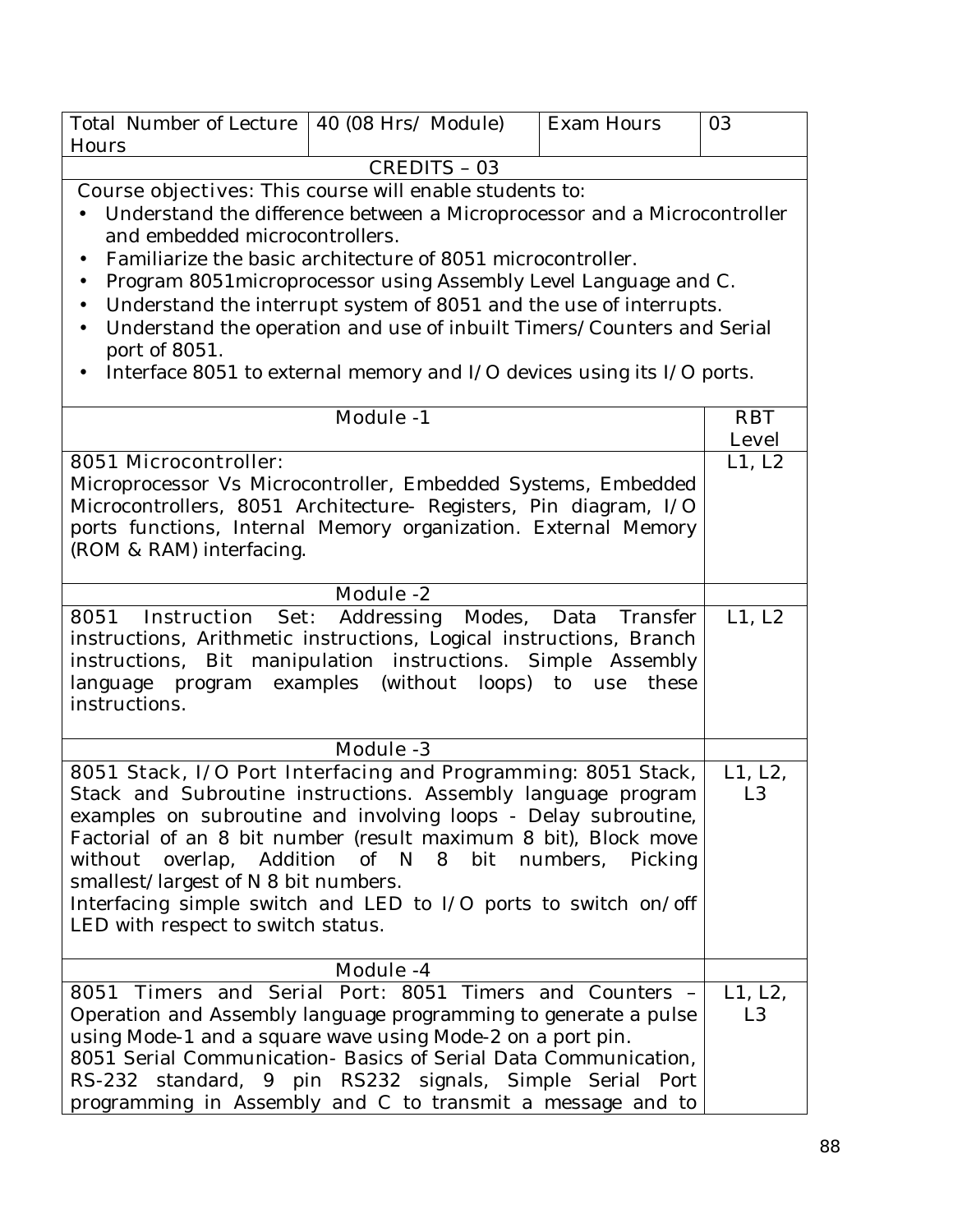| Total Number of Lecture Hours | 40 (08 Hrs/ Module) | Exam Hours | 03 |
|---|---|---|---|
| CREDITS – 03 | | | |

Course objectives: This course will enable students to:

- Understand the difference between a Microprocessor and a Microcontroller and embedded microcontrollers.
- Familiarize the basic architecture of 8051 microcontroller.
- Program 8051microprocessor using Assembly Level Language and C.
- Understand the interrupt system of 8051 and the use of interrupts.
- Understand the operation and use of inbuilt Timers/Counters and Serial port of 8051.
- Interface 8051 to external memory and I/O devices using its I/O ports.

| Module | RBT Level |
|---|---|
| **Module -1** | |
| 8051 Microcontroller: Microprocessor Vs Microcontroller, Embedded Systems, Embedded Microcontrollers, 8051 Architecture- Registers, Pin diagram, I/O ports functions, Internal Memory organization. External Memory (ROM & RAM) interfacing. | L1, L2 |
| **Module -2** | |
| 8051 Instruction Set: Addressing Modes, Data Transfer instructions, Arithmetic instructions, Logical instructions, Branch instructions, Bit manipulation instructions. Simple Assembly language program examples (without loops) to use these instructions. | L1, L2 |
| **Module -3** | |
| 8051 Stack, I/O Port Interfacing and Programming: 8051 Stack, Stack and Subroutine instructions. Assembly language program examples on subroutine and involving loops - Delay subroutine, Factorial of an 8 bit number (result maximum 8 bit), Block move without overlap, Addition of N 8 bit numbers, Picking smallest/largest of N 8 bit numbers. Interfacing simple switch and LED to I/O ports to switch on/off LED with respect to switch status. | L1, L2, L3 |
| **Module -4** | |
| 8051 Timers and Serial Port: 8051 Timers and Counters – Operation and Assembly language programming to generate a pulse using Mode-1 and a square wave using Mode-2 on a port pin. 8051 Serial Communication- Basics of Serial Data Communication, RS-232 standard, 9 pin RS232 signals, Simple Serial Port programming in Assembly and C to transmit a message and to | L1, L2, L3 |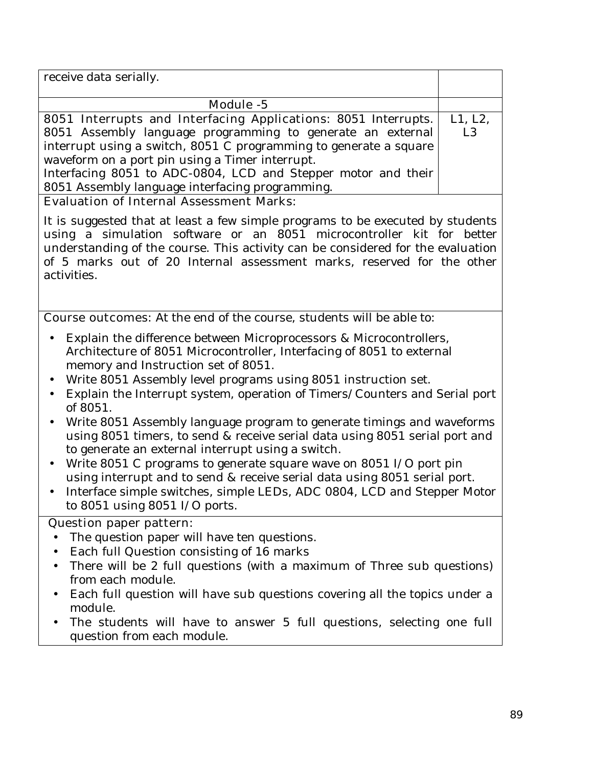| | |
|---|---|
| receive data serially. | |
| **Module -5** | |
| **8051 Interrupts and Interfacing Applications:** 8051 Interrupts. 8051 Assembly language programming to generate an external interrupt using a switch, 8051 C programming to generate a square waveform on a port pin using a Timer interrupt.<br>Interfacing 8051 to ADC-0804, LCD and Stepper motor and their 8051 Assembly language interfacing programming. | L1, L2, L3 |

**Evaluation of Internal Assessment Marks:**

It is suggested that at least a few simple programs to be executed by students using a simulation software or an 8051 microcontroller kit for better understanding of the course. This activity can be considered for the evaluation of 5 marks out of 20 Internal assessment marks, reserved for the other activities.

**Course outcomes:** At the end of the course, students will be able to:

- Explain the difference between Microprocessors & Microcontrollers, Architecture of 8051 Microcontroller, Interfacing of 8051 to external memory and Instruction set of 8051.
- Write 8051 Assembly level programs using 8051 instruction set.
- Explain the Interrupt system, operation of Timers/Counters and Serial port of 8051.
- Write 8051 Assembly language program to generate timings and waveforms using 8051 timers, to send & receive serial data using 8051 serial port and to generate an external interrupt using a switch.
- Write 8051 C programs to generate square wave on 8051 I/O port pin using interrupt and to send & receive serial data using 8051 serial port.
- Interface simple switches, simple LEDs, ADC 0804, LCD and Stepper Motor to 8051 using 8051 I/O ports.

**Question paper pattern:**

- The question paper will have ten questions.
- Each full Question consisting of 16 marks
- There will be 2 full questions (with a maximum of Three sub questions) from each module.
- Each full question will have sub questions covering all the topics under a module.
- The students will have to answer 5 full questions, selecting one full question from each module.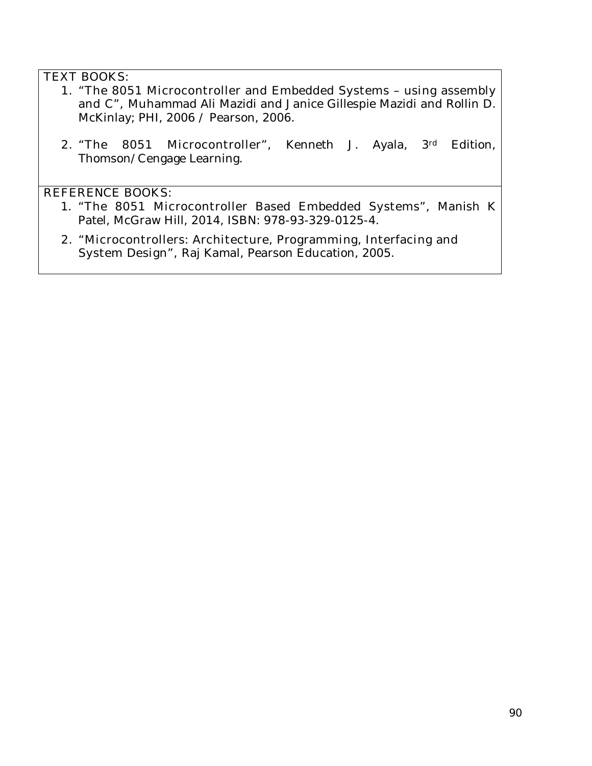TEXT BOOKS:

1. "The 8051 Microcontroller and Embedded Systems – using assembly and C", Muhammad Ali Mazidi and Janice Gillespie Mazidi and Rollin D. McKinlay; PHI, 2006 / Pearson, 2006.
2. "The 8051 Microcontroller", Kenneth J. Ayala, 3rd Edition, Thomson/Cengage Learning.

REFERENCE BOOKS:

1. "The 8051 Microcontroller Based Embedded Systems", Manish K Patel, McGraw Hill, 2014, ISBN: 978-93-329-0125-4.
2. "Microcontrollers: Architecture, Programming, Interfacing and System Design", Raj Kamal, Pearson Education, 2005.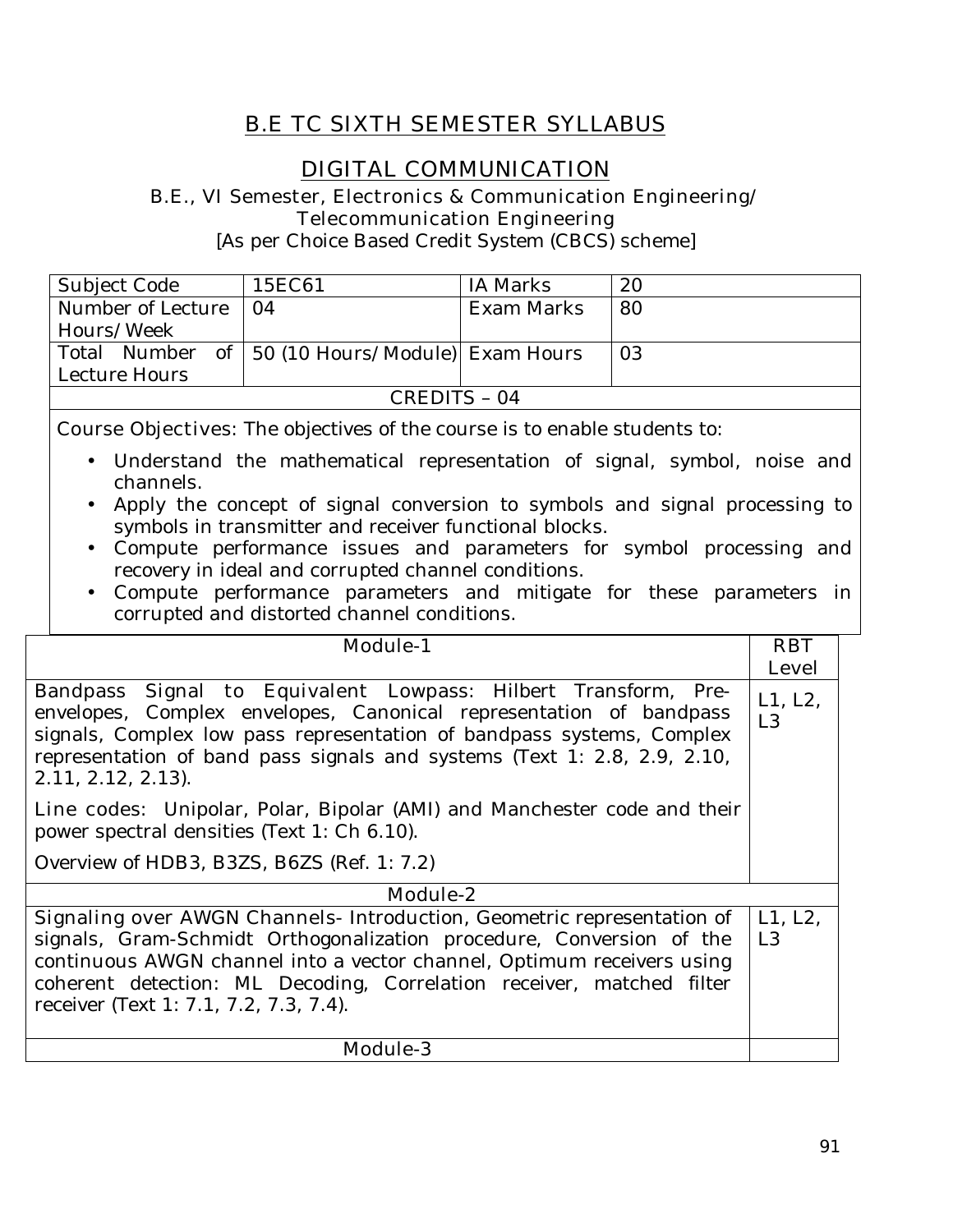# B.E TC SIXTH SEMESTER SYLLABUS

## DIGITAL COMMUNICATION

B.E., VI Semester, Electronics & Communication Engineering/ Telecommunication Engineering

[As per Choice Based Credit System (CBCS) scheme]

| Subject Code | 15EC61 | IA Marks | 20 |
|---|---|---|---|
| Number of Lecture Hours/Week | 04 | Exam Marks | 80 |
| Total Number of Lecture Hours | 50 (10 Hours/Module) | Exam Hours | 03 |
| CREDITS – 04 | | | |

Course Objectives: The objectives of the course is to enable students to:

- Understand the mathematical representation of signal, symbol, noise and channels.
- Apply the concept of signal conversion to symbols and signal processing to symbols in transmitter and receiver functional blocks.
- Compute performance issues and parameters for symbol processing and recovery in ideal and corrupted channel conditions.
- Compute performance parameters and mitigate for these parameters in corrupted and distorted channel conditions.

| Module-1 | RBT Level |
|---|---|
| Bandpass Signal to Equivalent Lowpass: Hilbert Transform, Pre-envelopes, Complex envelopes, Canonical representation of bandpass signals, Complex low pass representation of bandpass systems, Complex representation of band pass signals and systems (Text 1: 2.8, 2.9, 2.10, 2.11, 2.12, 2.13).<br><br>Line codes: Unipolar, Polar, Bipolar (AMI) and Manchester code and their power spectral densities (Text 1: Ch 6.10).<br><br>Overview of HDB3, B3ZS, B6ZS (Ref. 1: 7.2) | L1, L2, L3 |
| **Module-2** | |
| Signaling over AWGN Channels- Introduction, Geometric representation of signals, Gram-Schmidt Orthogonalization procedure, Conversion of the continuous AWGN channel into a vector channel, Optimum receivers using coherent detection: ML Decoding, Correlation receiver, matched filter receiver (Text 1: 7.1, 7.2, 7.3, 7.4). | L1, L2, L3 |
| **Module-3** | |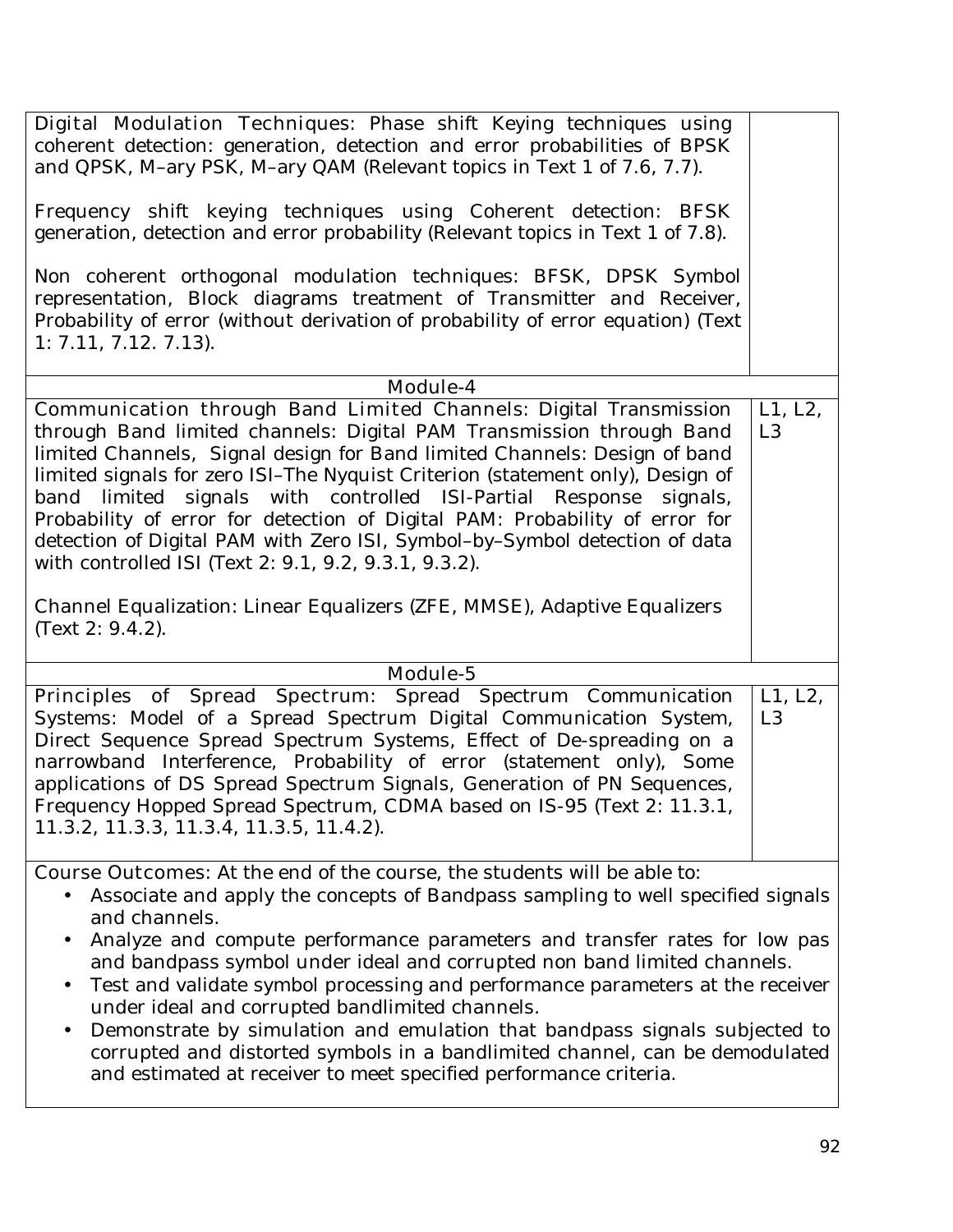| | |
|---|---|
| Digital Modulation Techniques: Phase shift Keying techniques using coherent detection: generation, detection and error probabilities of BPSK and QPSK, M–ary PSK, M–ary QAM (Relevant topics in Text 1 of 7.6, 7.7).<br><br>Frequency shift keying techniques using Coherent detection: BFSK generation, detection and error probability (Relevant topics in Text 1 of 7.8).<br><br>Non coherent orthogonal modulation techniques: BFSK, DPSK Symbol representation, Block diagrams treatment of Transmitter and Receiver, Probability of error (without derivation of probability of error equation) (Text 1: 7.11, 7.12. 7.13). | |
| **Module-4** | |
| Communication through Band Limited Channels: Digital Transmission through Band limited channels: Digital PAM Transmission through Band limited Channels, Signal design for Band limited Channels: Design of band limited signals for zero ISI–The Nyquist Criterion (statement only), Design of band limited signals with controlled ISI-Partial Response signals, Probability of error for detection of Digital PAM: Probability of error for detection of Digital PAM with Zero ISI, Symbol–by–Symbol detection of data with controlled ISI (Text 2: 9.1, 9.2, 9.3.1, 9.3.2).<br><br>Channel Equalization: Linear Equalizers (ZFE, MMSE), Adaptive Equalizers (Text 2: 9.4.2). | L1, L2, L3 |
| **Module-5** | |
| Principles of Spread Spectrum: Spread Spectrum Communication Systems: Model of a Spread Spectrum Digital Communication System, Direct Sequence Spread Spectrum Systems, Effect of De-spreading on a narrowband Interference, Probability of error (statement only), Some applications of DS Spread Spectrum Signals, Generation of PN Sequences, Frequency Hopped Spread Spectrum, CDMA based on IS-95 (Text 2: 11.3.1, 11.3.2, 11.3.3, 11.3.4, 11.3.5, 11.4.2). | L1, L2, L3 |

**Course Outcomes:** At the end of the course, the students will be able to:

- Associate and apply the concepts of Bandpass sampling to well specified signals and channels.
- Analyze and compute performance parameters and transfer rates for low pas and bandpass symbol under ideal and corrupted non band limited channels.
- Test and validate symbol processing and performance parameters at the receiver under ideal and corrupted bandlimited channels.
- Demonstrate by simulation and emulation that bandpass signals subjected to corrupted and distorted symbols in a bandlimited channel, can be demodulated and estimated at receiver to meet specified performance criteria.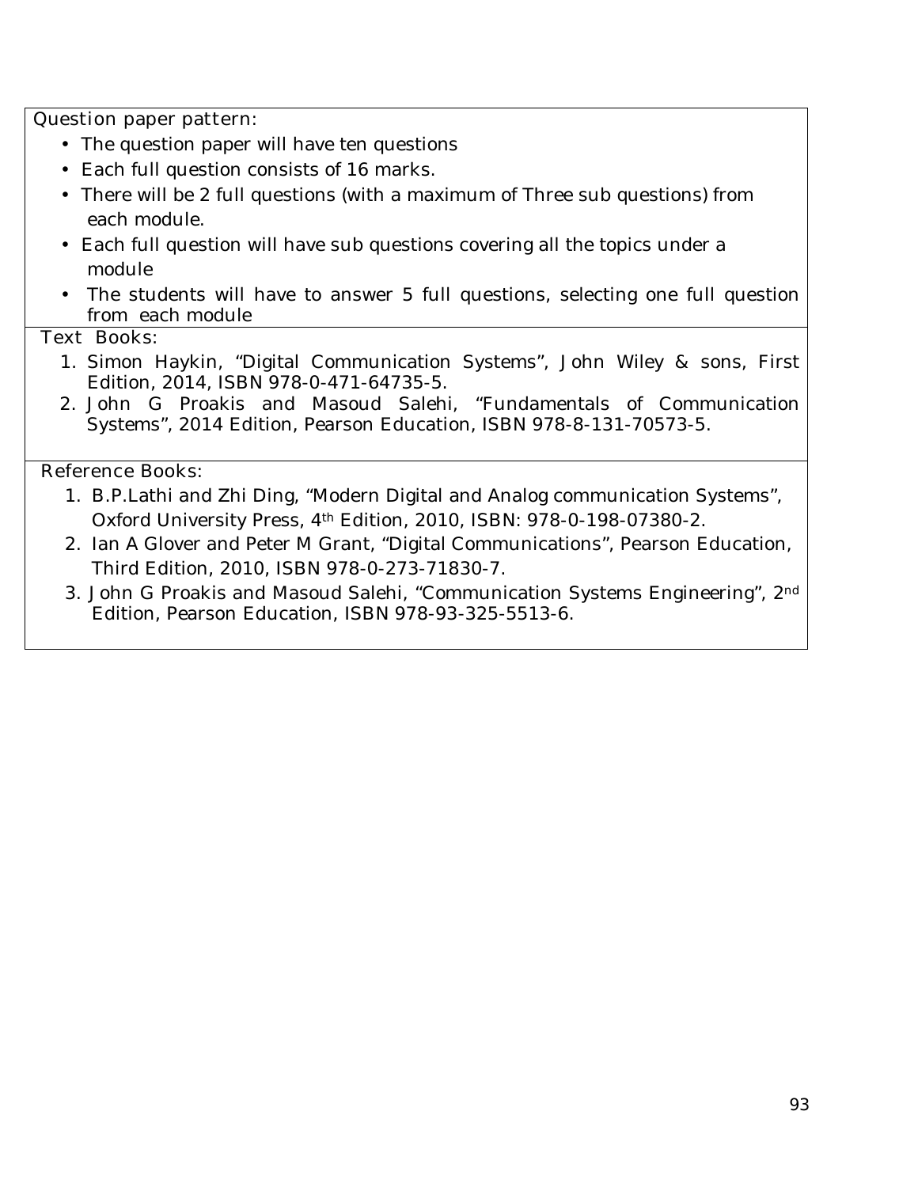**Question paper pattern:**

- The question paper will have ten questions
- Each full question consists of 16 marks.
- There will be 2 full questions (with a maximum of Three sub questions) from each module.
- Each full question will have sub questions covering all the topics under a module
- The students will have to answer 5 full questions, selecting one full question from each module

**Text Books:**

1. Simon Haykin, "Digital Communication Systems", John Wiley & sons, First Edition, 2014, ISBN 978-0-471-64735-5.
2. John G Proakis and Masoud Salehi, "Fundamentals of Communication Systems", 2014 Edition, Pearson Education, ISBN 978-8-131-70573-5.

**Reference Books:**

1. B.P.Lathi and Zhi Ding, "Modern Digital and Analog communication Systems", Oxford University Press, 4th Edition, 2010, ISBN: 978-0-198-07380-2.
2. Ian A Glover and Peter M Grant, "Digital Communications", Pearson Education, Third Edition, 2010, ISBN 978-0-273-71830-7.
3. John G Proakis and Masoud Salehi, "Communication Systems Engineering", 2nd Edition, Pearson Education, ISBN 978-93-325-5513-6.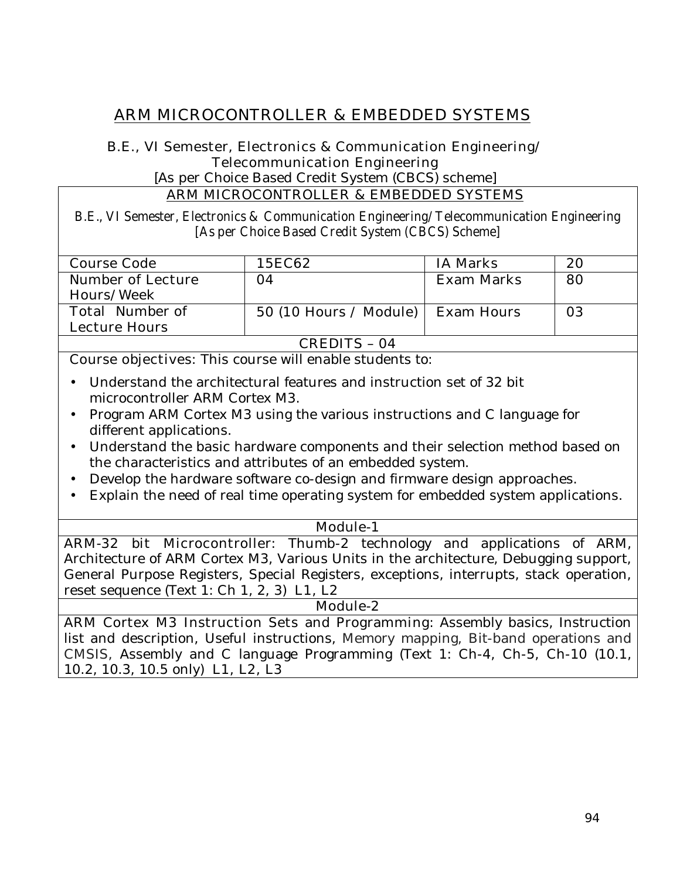# ARM MICROCONTROLLER & EMBEDDED SYSTEMS

B.E., VI Semester, Electronics & Communication Engineering/ Telecommunication Engineering
[As per Choice Based Credit System (CBCS) scheme]

## ARM MICROCONTROLLER & EMBEDDED SYSTEMS

*B.E., VI Semester, Electronics & Communication Engineering/Telecommunication Engineering*
*[As per Choice Based Credit System (CBCS) Scheme]*

| Course Code | 15EC62 | IA Marks | 20 |
|---|---|---|---|
| Number of Lecture Hours/Week | 04 | Exam Marks | 80 |
| Total Number of Lecture Hours | 50 (10 Hours / Module) | Exam Hours | 03 |
| CREDITS – 04 | | | |

Course objectives: This course will enable students to:

- Understand the architectural features and instruction set of 32 bit microcontroller ARM Cortex M3.
- Program ARM Cortex M3 using the various instructions and C language for different applications.
- Understand the basic hardware components and their selection method based on the characteristics and attributes of an embedded system.
- Develop the hardware software co-design and firmware design approaches.
- Explain the need of real time operating system for embedded system applications.

### Module-1

ARM-32 bit Microcontroller: Thumb-2 technology and applications of ARM, Architecture of ARM Cortex M3, Various Units in the architecture, Debugging support, General Purpose Registers, Special Registers, exceptions, interrupts, stack operation, reset sequence (Text 1: Ch 1, 2, 3) L1, L2

### Module-2

ARM Cortex M3 Instruction Sets and Programming: Assembly basics, Instruction list and description, Useful instructions, Memory mapping, Bit-band operations and CMSIS, Assembly and C language Programming (Text 1: Ch-4, Ch-5, Ch-10 (10.1, 10.2, 10.3, 10.5 only) L1, L2, L3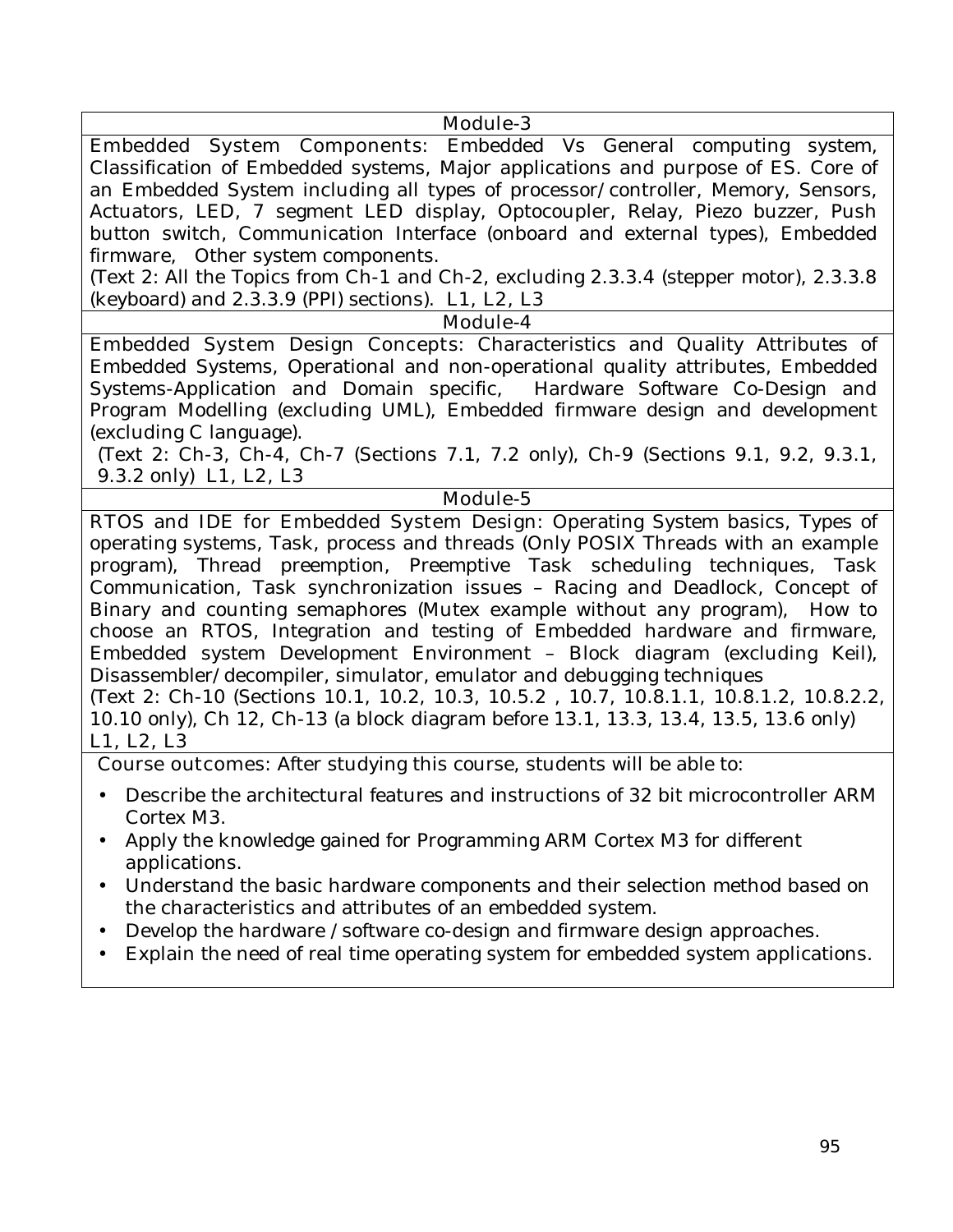## Module-3

Embedded System Components: Embedded Vs General computing system, Classification of Embedded systems, Major applications and purpose of ES. Core of an Embedded System including all types of processor/controller, Memory, Sensors, Actuators, LED, 7 segment LED display, Optocoupler, Relay, Piezo buzzer, Push button switch, Communication Interface (onboard and external types), Embedded firmware, Other system components.

(Text 2: All the Topics from Ch-1 and Ch-2, excluding 2.3.3.4 (stepper motor), 2.3.3.8 (keyboard) and 2.3.3.9 (PPI) sections). L1, L2, L3

## Module-4

Embedded System Design Concepts: Characteristics and Quality Attributes of Embedded Systems, Operational and non-operational quality attributes, Embedded Systems-Application and Domain specific, Hardware Software Co-Design and Program Modelling (excluding UML), Embedded firmware design and development (excluding C language).

(Text 2: Ch-3, Ch-4, Ch-7 (Sections 7.1, 7.2 only), Ch-9 (Sections 9.1, 9.2, 9.3.1, 9.3.2 only) L1, L2, L3

## Module-5

RTOS and IDE for Embedded System Design: Operating System basics, Types of operating systems, Task, process and threads (Only POSIX Threads with an example program), Thread preemption, Preemptive Task scheduling techniques, Task Communication, Task synchronization issues – Racing and Deadlock, Concept of Binary and counting semaphores (Mutex example without any program), How to choose an RTOS, Integration and testing of Embedded hardware and firmware, Embedded system Development Environment – Block diagram (excluding Keil), Disassembler/decompiler, simulator, emulator and debugging techniques

(Text 2: Ch-10 (Sections 10.1, 10.2, 10.3, 10.5.2 , 10.7, 10.8.1.1, 10.8.1.2, 10.8.2.2, 10.10 only), Ch 12, Ch-13 (a block diagram before 13.1, 13.3, 13.4, 13.5, 13.6 only) L1, L2, L3

Course outcomes: After studying this course, students will be able to:

- Describe the architectural features and instructions of 32 bit microcontroller ARM Cortex M3.
- Apply the knowledge gained for Programming ARM Cortex M3 for different applications.
- Understand the basic hardware components and their selection method based on the characteristics and attributes of an embedded system.
- Develop the hardware /software co-design and firmware design approaches.
- Explain the need of real time operating system for embedded system applications.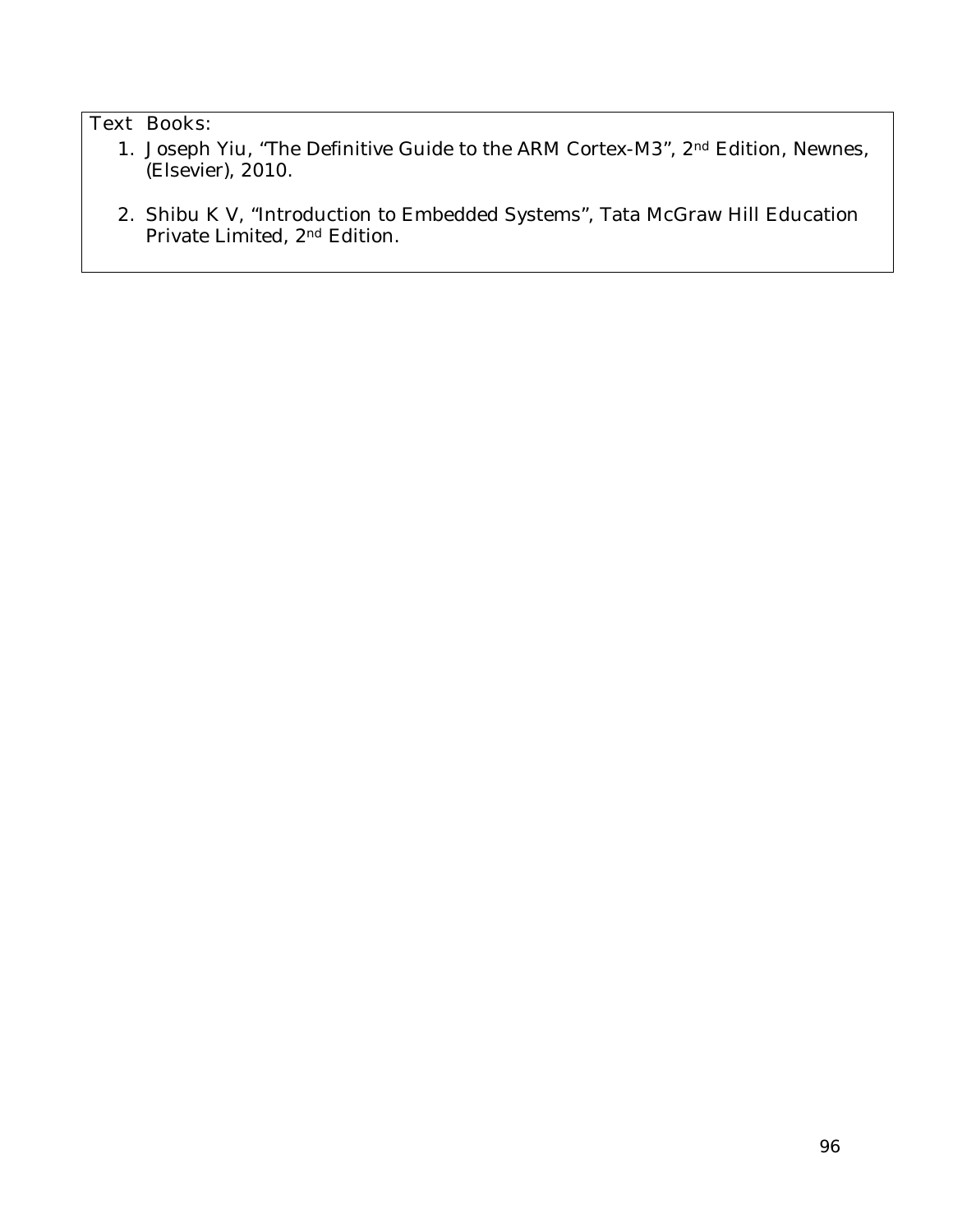Text Books:

1. Joseph Yiu, "The Definitive Guide to the ARM Cortex-M3", 2nd Edition, Newnes, (Elsevier), 2010.
2. Shibu K V, "Introduction to Embedded Systems", Tata McGraw Hill Education Private Limited, 2nd Edition.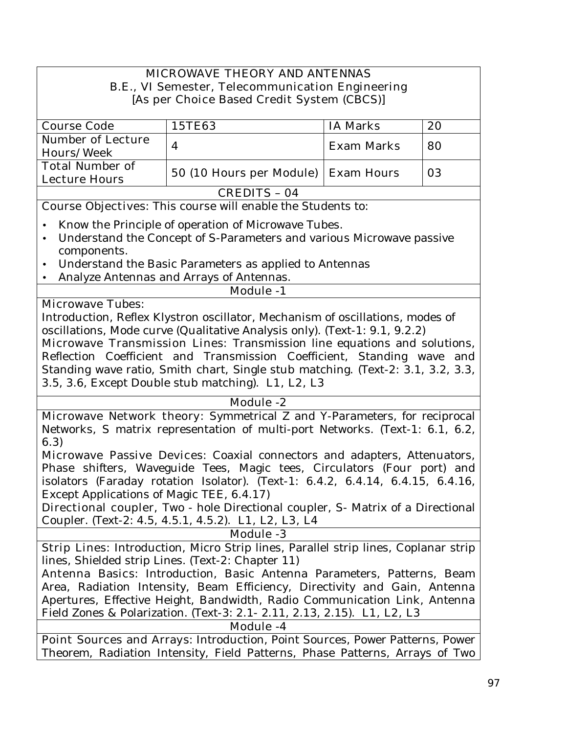**MICROWAVE THEORY AND ANTENNAS**
**B.E., VI Semester, Telecommunication Engineering**
**[As per Choice Based Credit System (CBCS)]**

| Course Code | 15TE63 | IA Marks | 20 |
|---|---|---|---|
| Number of Lecture Hours/Week | 4 | Exam Marks | 80 |
| Total Number of Lecture Hours | 50 (10 Hours per Module) | Exam Hours | 03 |

**CREDITS – 04**

**Course Objectives:** This course will enable the Students to:

- Know the Principle of operation of Microwave Tubes.
- Understand the Concept of S-Parameters and various Microwave passive components.
- Understand the Basic Parameters as applied to Antennas
- Analyze Antennas and Arrays of Antennas.

**Module -1**

**Microwave Tubes:**
Introduction, Reflex Klystron oscillator, Mechanism of oscillations, modes of oscillations, Mode curve (Qualitative Analysis only). (Text-1: 9.1, 9.2.2)
**Microwave Transmission Lines:** Transmission line equations and solutions, Reflection Coefficient and Transmission Coefficient, Standing wave and Standing wave ratio, Smith chart, Single stub matching. (Text-2: 3.1, 3.2, 3.3, 3.5, 3.6, Except Double stub matching). L1, L2, L3

**Module -2**

**Microwave Network theory:** Symmetrical Z and Y-Parameters, for reciprocal Networks, S matrix representation of multi-port Networks. (Text-1: 6.1, 6.2, 6.3)
**Microwave Passive Devices:** Coaxial connectors and adapters, Attenuators, Phase shifters, Waveguide Tees, Magic tees, Circulators (Four port) and isolators (Faraday rotation Isolator). (Text-1: 6.4.2, 6.4.14, 6.4.15, 6.4.16, Except Applications of Magic TEE, 6.4.17)
**Directional coupler**, Two - hole Directional coupler, S- Matrix of a Directional Coupler. (Text-2: 4.5, 4.5.1, 4.5.2). L1, L2, L3, L4

**Module -3**

**Strip Lines:** Introduction, Micro Strip lines, Parallel strip lines, Coplanar strip lines, Shielded strip Lines. (Text-2: Chapter 11)
**Antenna Basics:** Introduction, Basic Antenna Parameters, Patterns, Beam Area, Radiation Intensity, Beam Efficiency, Directivity and Gain, Antenna Apertures, Effective Height, Bandwidth, Radio Communication Link, Antenna Field Zones & Polarization. (Text-3: 2.1- 2.11, 2.13, 2.15). L1, L2, L3

**Module -4**

**Point Sources and Arrays:** Introduction, Point Sources, Power Patterns, Power Theorem, Radiation Intensity, Field Patterns, Phase Patterns, Arrays of Two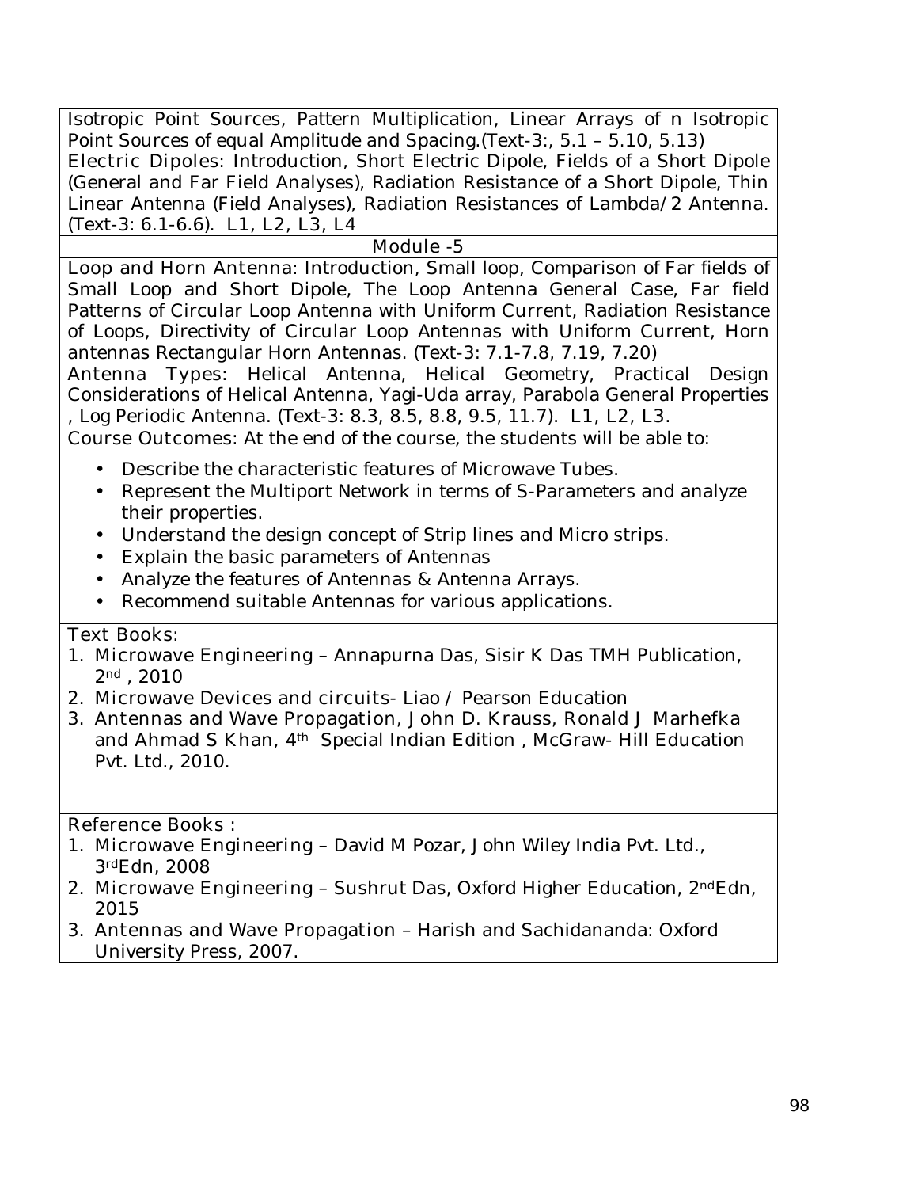Isotropic Point Sources, Pattern Multiplication, Linear Arrays of n Isotropic Point Sources of equal Amplitude and Spacing.(Text-3:, 5.1 – 5.10, 5.13)

Electric Dipoles: Introduction, Short Electric Dipole, Fields of a Short Dipole (General and Far Field Analyses), Radiation Resistance of a Short Dipole, Thin Linear Antenna (Field Analyses), Radiation Resistances of Lambda/2 Antenna. (Text-3: 6.1-6.6). L1, L2, L3, L4

## Module -5

Loop and Horn Antenna: Introduction, Small loop, Comparison of Far fields of Small Loop and Short Dipole, The Loop Antenna General Case, Far field Patterns of Circular Loop Antenna with Uniform Current, Radiation Resistance of Loops, Directivity of Circular Loop Antennas with Uniform Current, Horn antennas Rectangular Horn Antennas. (Text-3: 7.1-7.8, 7.19, 7.20)

Antenna Types: Helical Antenna, Helical Geometry, Practical Design Considerations of Helical Antenna, Yagi-Uda array, Parabola General Properties , Log Periodic Antenna. (Text-3: 8.3, 8.5, 8.8, 9.5, 11.7). L1, L2, L3.

Course Outcomes: At the end of the course, the students will be able to:

- Describe the characteristic features of Microwave Tubes.
- Represent the Multiport Network in terms of S-Parameters and analyze their properties.
- Understand the design concept of Strip lines and Micro strips.
- Explain the basic parameters of Antennas
- Analyze the features of Antennas & Antenna Arrays.
- Recommend suitable Antennas for various applications.

Text Books:

1. Microwave Engineering – Annapurna Das, Sisir K Das TMH Publication, 2nd , 2010
2. Microwave Devices and circuits- Liao / Pearson Education
3. Antennas and Wave Propagation, John D. Krauss, Ronald J Marhefka and Ahmad S Khan, 4th Special Indian Edition , McGraw- Hill Education Pvt. Ltd., 2010.

Reference Books :

1. Microwave Engineering – David M Pozar, John Wiley India Pvt. Ltd., 3rdEdn, 2008
2. Microwave Engineering – Sushrut Das, Oxford Higher Education, 2ndEdn, 2015
3. Antennas and Wave Propagation – Harish and Sachidananda: Oxford University Press, 2007.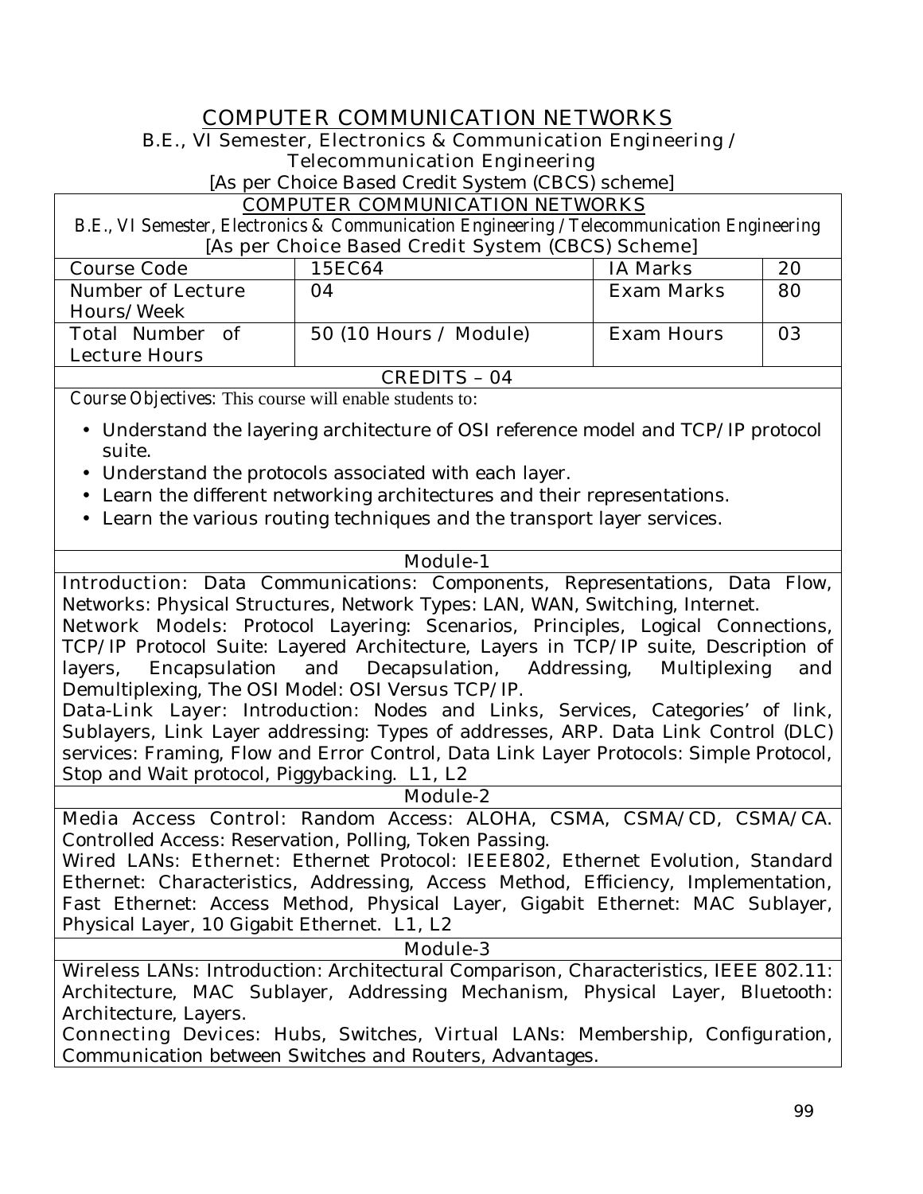# COMPUTER COMMUNICATION NETWORKS

B.E., VI Semester, Electronics & Communication Engineering / Telecommunication Engineering

[As per Choice Based Credit System (CBCS) scheme]

## COMPUTER COMMUNICATION NETWORKS

*B.E., VI Semester, Electronics & Communication Engineering / Telecommunication Engineering*

[As per Choice Based Credit System (CBCS) Scheme]

| Course Code | 15EC64 | IA Marks | 20 |
|---|---|---|---|
| Number of Lecture Hours/Week | 04 | Exam Marks | 80 |
| Total Number of Lecture Hours | 50 (10 Hours / Module) | Exam Hours | 03 |

**CREDITS – 04**

*Course Objectives:* This course will enable students to:

- Understand the layering architecture of OSI reference model and TCP/IP protocol suite.
- Understand the protocols associated with each layer.
- Learn the different networking architectures and their representations.
- Learn the various routing techniques and the transport layer services.

### Module-1

Introduction: Data Communications: Components, Representations, Data Flow, Networks: Physical Structures, Network Types: LAN, WAN, Switching, Internet.

Network Models: Protocol Layering: Scenarios, Principles, Logical Connections, TCP/IP Protocol Suite: Layered Architecture, Layers in TCP/IP suite, Description of layers, Encapsulation and Decapsulation, Addressing, Multiplexing and Demultiplexing, The OSI Model: OSI Versus TCP/IP.

Data-Link Layer: Introduction: Nodes and Links, Services, Categories' of link, Sublayers, Link Layer addressing: Types of addresses, ARP. Data Link Control (DLC) services: Framing, Flow and Error Control, Data Link Layer Protocols: Simple Protocol, Stop and Wait protocol, Piggybacking. L1, L2

### Module-2

Media Access Control: Random Access: ALOHA, CSMA, CSMA/CD, CSMA/CA. Controlled Access: Reservation, Polling, Token Passing.

Wired LANs: Ethernet: Ethernet Protocol: IEEE802, Ethernet Evolution, Standard Ethernet: Characteristics, Addressing, Access Method, Efficiency, Implementation, Fast Ethernet: Access Method, Physical Layer, Gigabit Ethernet: MAC Sublayer, Physical Layer, 10 Gigabit Ethernet. L1, L2

### Module-3

Wireless LANs: Introduction: Architectural Comparison, Characteristics, IEEE 802.11: Architecture, MAC Sublayer, Addressing Mechanism, Physical Layer, Bluetooth: Architecture, Layers.

Connecting Devices: Hubs, Switches, Virtual LANs: Membership, Configuration, Communication between Switches and Routers, Advantages.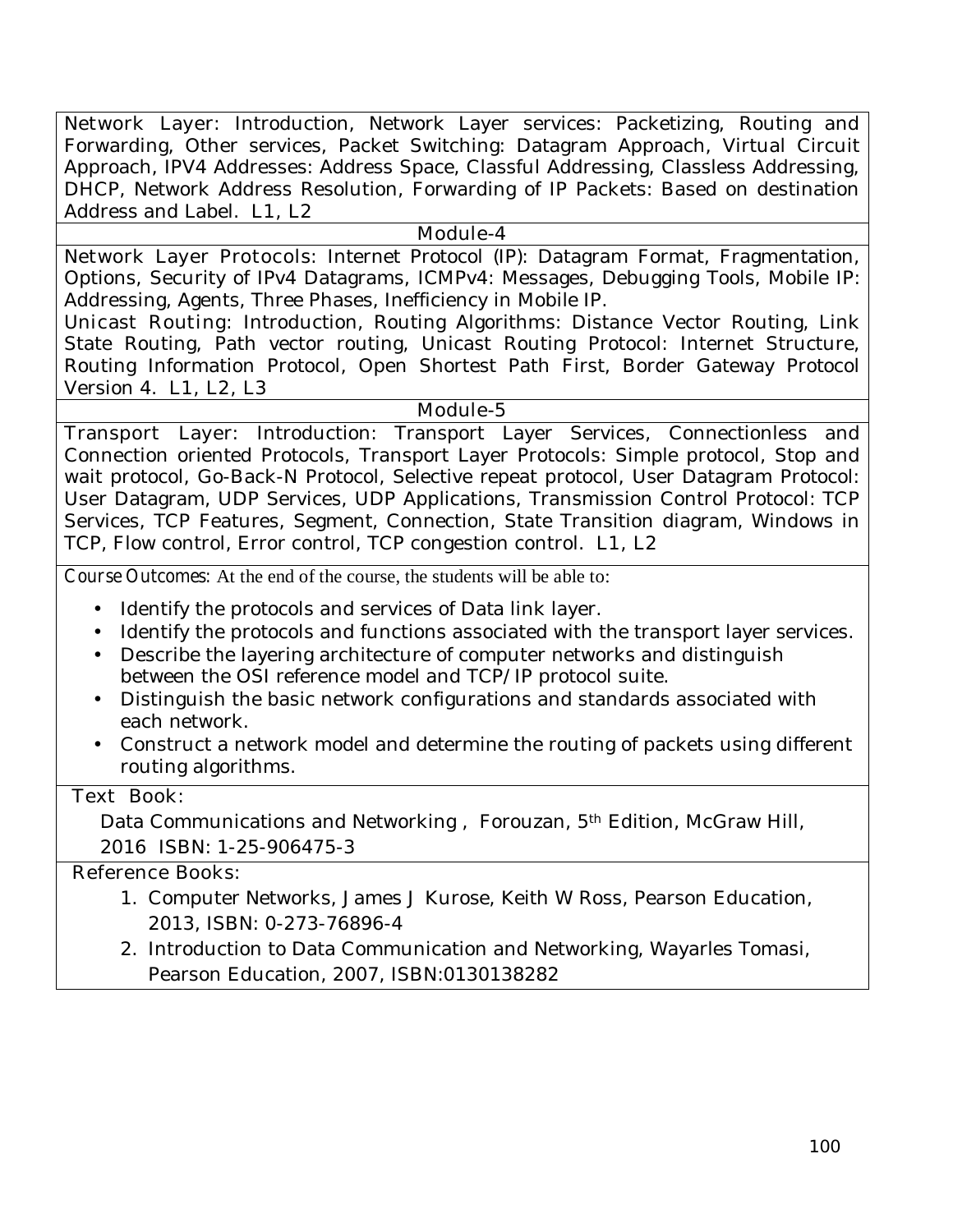Network Layer: Introduction, Network Layer services: Packetizing, Routing and Forwarding, Other services, Packet Switching: Datagram Approach, Virtual Circuit Approach, IPV4 Addresses: Address Space, Classful Addressing, Classless Addressing, DHCP, Network Address Resolution, Forwarding of IP Packets: Based on destination Address and Label. L1, L2

## Module-4

Network Layer Protocols: Internet Protocol (IP): Datagram Format, Fragmentation, Options, Security of IPv4 Datagrams, ICMPv4: Messages, Debugging Tools, Mobile IP: Addressing, Agents, Three Phases, Inefficiency in Mobile IP.

Unicast Routing: Introduction, Routing Algorithms: Distance Vector Routing, Link State Routing, Path vector routing, Unicast Routing Protocol: Internet Structure, Routing Information Protocol, Open Shortest Path First, Border Gateway Protocol Version 4. L1, L2, L3

## Module-5

Transport Layer: Introduction: Transport Layer Services, Connectionless and Connection oriented Protocols, Transport Layer Protocols: Simple protocol, Stop and wait protocol, Go-Back-N Protocol, Selective repeat protocol, User Datagram Protocol: User Datagram, UDP Services, UDP Applications, Transmission Control Protocol: TCP Services, TCP Features, Segment, Connection, State Transition diagram, Windows in TCP, Flow control, Error control, TCP congestion control. L1, L2

**Course Outcomes:** At the end of the course, the students will be able to:

- Identify the protocols and services of Data link layer.
- Identify the protocols and functions associated with the transport layer services.
- Describe the layering architecture of computer networks and distinguish between the OSI reference model and TCP/IP protocol suite.
- Distinguish the basic network configurations and standards associated with each network.
- Construct a network model and determine the routing of packets using different routing algorithms.

**Text Book:**

Data Communications and Networking , Forouzan, 5th Edition, McGraw Hill, 2016 ISBN: 1-25-906475-3

**Reference Books:**

1. Computer Networks, James J Kurose, Keith W Ross, Pearson Education, 2013, ISBN: 0-273-76896-4
2. Introduction to Data Communication and Networking, Wayarles Tomasi, Pearson Education, 2007, ISBN:0130138282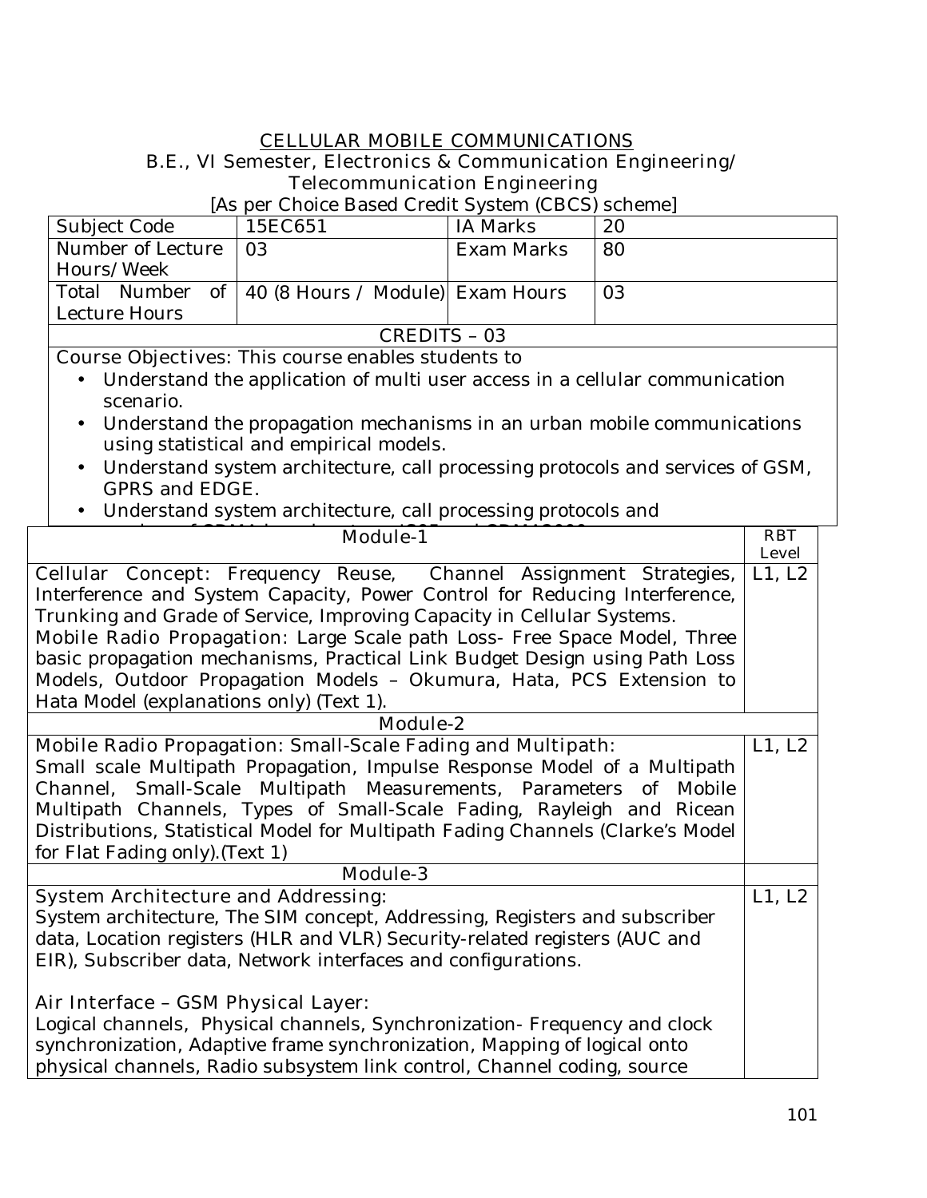# CELLULAR MOBILE COMMUNICATIONS

B.E., VI Semester, Electronics & Communication Engineering/ Telecommunication Engineering

[As per Choice Based Credit System (CBCS) scheme]

| Subject Code | 15EC651 | IA Marks | 20 |
|---|---|---|---|
| Number of Lecture Hours/Week | 03 | Exam Marks | 80 |
| Total Number of Lecture Hours | 40 (8 Hours / Module) | Exam Hours | 03 |

**CREDITS – 03**

Course Objectives: This course enables students to

- Understand the application of multi user access in a cellular communication scenario.
- Understand the propagation mechanisms in an urban mobile communications using statistical and empirical models.
- Understand system architecture, call processing protocols and services of GSM, GPRS and EDGE.
- Understand system architecture, call processing protocols and

| Module-1 | RBT Level |
|---|---|
| Cellular Concept: Frequency Reuse, Channel Assignment Strategies, Interference and System Capacity, Power Control for Reducing Interference, Trunking and Grade of Service, Improving Capacity in Cellular Systems. Mobile Radio Propagation: Large Scale path Loss- Free Space Model, Three basic propagation mechanisms, Practical Link Budget Design using Path Loss Models, Outdoor Propagation Models – Okumura, Hata, PCS Extension to Hata Model (explanations only) (Text 1). | L1, L2 |
| **Module-2** | |
| Mobile Radio Propagation: Small-Scale Fading and Multipath: Small scale Multipath Propagation, Impulse Response Model of a Multipath Channel, Small-Scale Multipath Measurements, Parameters of Mobile Multipath Channels, Types of Small-Scale Fading, Rayleigh and Ricean Distributions, Statistical Model for Multipath Fading Channels (Clarke's Model for Flat Fading only).(Text 1) | L1, L2 |
| **Module-3** | |
| System Architecture and Addressing: System architecture, The SIM concept, Addressing, Registers and subscriber data, Location registers (HLR and VLR) Security-related registers (AUC and EIR), Subscriber data, Network interfaces and configurations. Air Interface – GSM Physical Layer: Logical channels, Physical channels, Synchronization- Frequency and clock synchronization, Adaptive frame synchronization, Mapping of logical onto physical channels, Radio subsystem link control, Channel coding, source | L1, L2 |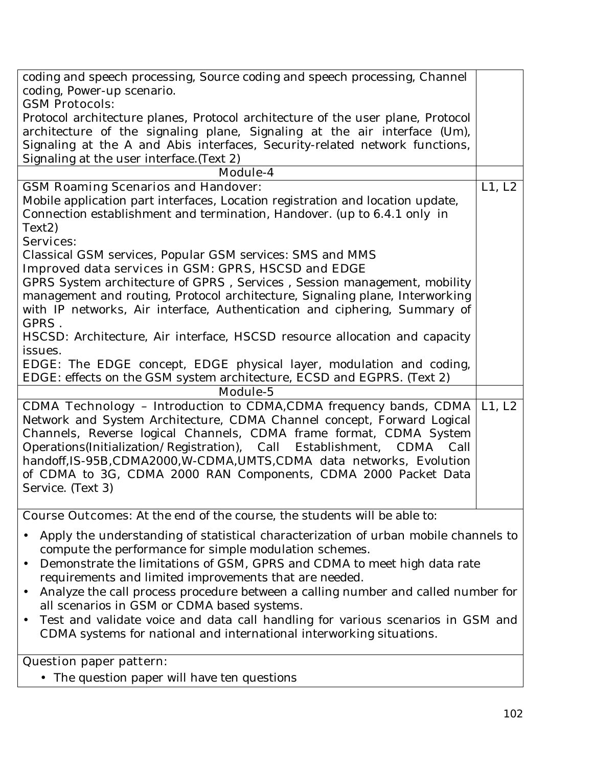| | |
|---|---|
| coding and speech processing, Source coding and speech processing, Channel coding, Power-up scenario.<br>**GSM Protocols:**<br>Protocol architecture planes, Protocol architecture of the user plane, Protocol architecture of the signaling plane, Signaling at the air interface (Um), Signaling at the A and Abis interfaces, Security-related network functions, Signaling at the user interface.(Text 2) | |
| **Module-4** | |
| **GSM Roaming Scenarios and Handover:**<br>Mobile application part interfaces, Location registration and location update, Connection establishment and termination, Handover. (up to 6.4.1 only in Text2)<br>**Services:**<br>Classical GSM services, Popular GSM services: SMS and MMS<br>**Improved data services in GSM: GPRS, HSCSD and EDGE**<br>GPRS System architecture of GPRS , Services , Session management, mobility management and routing, Protocol architecture, Signaling plane, Interworking with IP networks, Air interface, Authentication and ciphering, Summary of GPRS .<br>HSCSD: Architecture, Air interface, HSCSD resource allocation and capacity issues.<br>EDGE: The EDGE concept, EDGE physical layer, modulation and coding, EDGE: effects on the GSM system architecture, ECSD and EGPRS. (Text 2) | L1, L2 |
| **Module-5** | |
| **CDMA Technology** – Introduction to CDMA,CDMA frequency bands, CDMA Network and System Architecture, CDMA Channel concept, Forward Logical Channels, Reverse logical Channels, CDMA frame format, CDMA System Operations(Initialization/Registration), Call Establishment, CDMA Call handoff,IS-95B,CDMA2000,W-CDMA,UMTS,CDMA data networks, Evolution of CDMA to 3G, CDMA 2000 RAN Components, CDMA 2000 Packet Data Service. (Text 3) | L1, L2 |

**Course Outcomes:** At the end of the course, the students will be able to:

- Apply the understanding of statistical characterization of urban mobile channels to compute the performance for simple modulation schemes.
- Demonstrate the limitations of GSM, GPRS and CDMA to meet high data rate requirements and limited improvements that are needed.
- Analyze the call process procedure between a calling number and called number for all scenarios in GSM or CDMA based systems.
- Test and validate voice and data call handling for various scenarios in GSM and CDMA systems for national and international interworking situations.

**Question paper pattern:**

- The question paper will have ten questions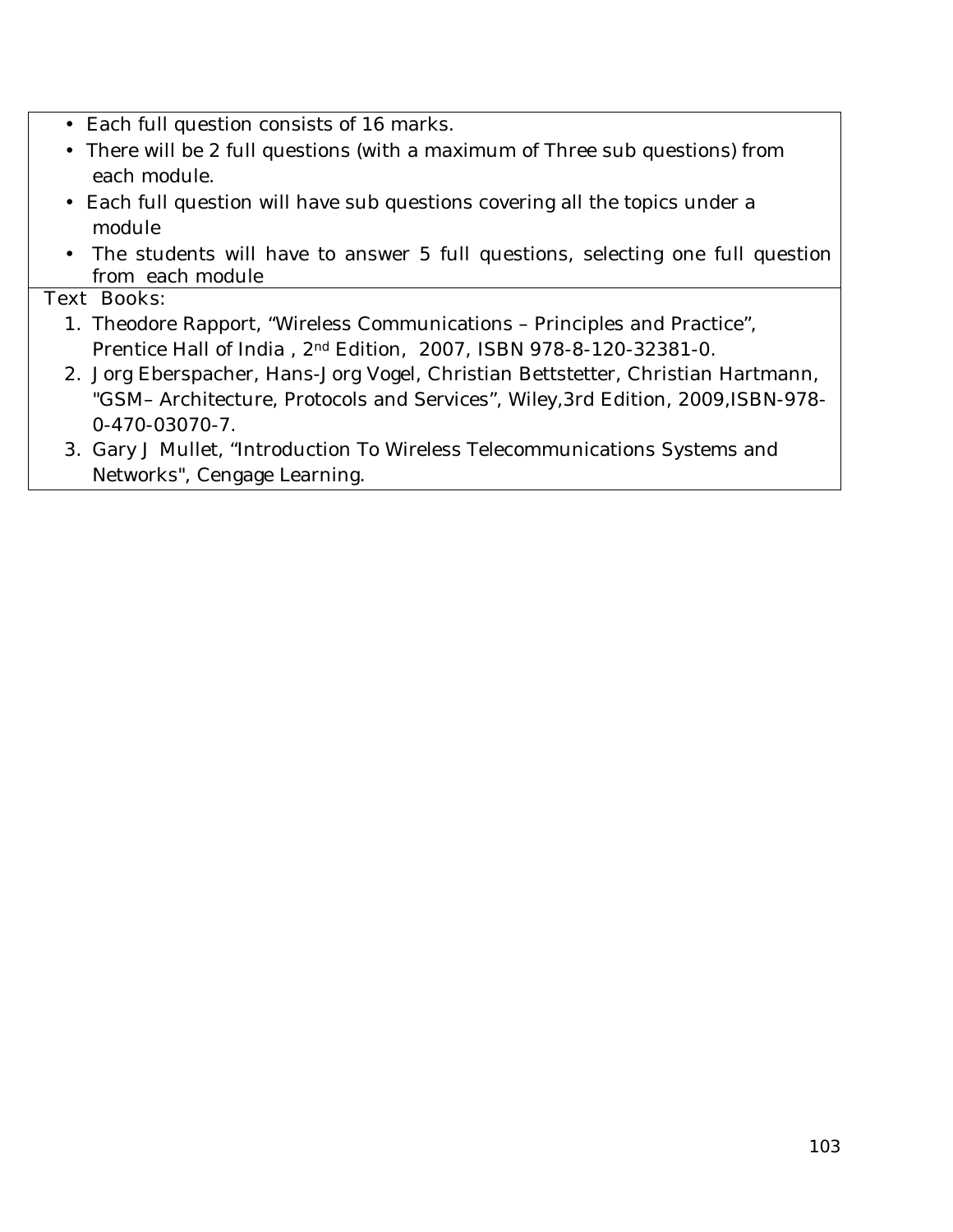- Each full question consists of 16 marks.
- There will be 2 full questions (with a maximum of Three sub questions) from each module.
- Each full question will have sub questions covering all the topics under a module
- The students will have to answer 5 full questions, selecting one full question from each module

**Text Books:**

1. Theodore Rapport, "Wireless Communications – Principles and Practice", Prentice Hall of India , 2nd Edition, 2007, ISBN 978-8-120-32381-0.
2. Jorg Eberspacher, Hans-Jorg Vogel, Christian Bettstetter, Christian Hartmann, "GSM– Architecture, Protocols and Services", Wiley,3rd Edition, 2009,ISBN-978-0-470-03070-7.
3. Gary J Mullet, "Introduction To Wireless Telecommunications Systems and Networks", Cengage Learning.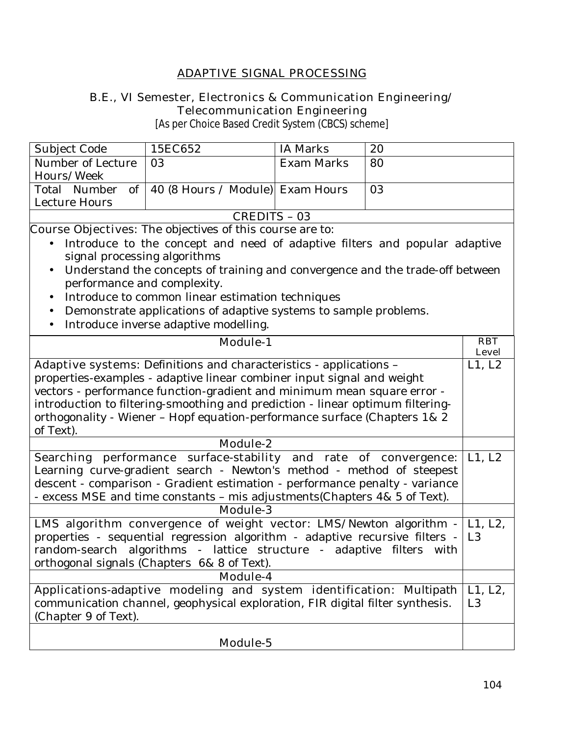# ADAPTIVE SIGNAL PROCESSING

## B.E., VI Semester, Electronics & Communication Engineering/ Telecommunication Engineering

[As per Choice Based Credit System (CBCS) scheme]

| Subject Code | 15EC652 | IA Marks | 20 |
|---|---|---|---|
| Number of Lecture Hours/Week | 03 | Exam Marks | 80 |
| Total Number of Lecture Hours | 40 (8 Hours / Module) | Exam Hours | 03 |

**CREDITS – 03**

Course Objectives: The objectives of this course are to:

- Introduce to the concept and need of adaptive filters and popular adaptive signal processing algorithms
- Understand the concepts of training and convergence and the trade-off between performance and complexity.
- Introduce to common linear estimation techniques
- Demonstrate applications of adaptive systems to sample problems.
- Introduce inverse adaptive modelling.

| Module | RBT Level |
|---|---|
| **Module-1** | |
| Adaptive systems: Definitions and characteristics - applications – properties-examples - adaptive linear combiner input signal and weight vectors - performance function-gradient and minimum mean square error - introduction to filtering-smoothing and prediction - linear optimum filtering-orthogonality - Wiener – Hopf equation-performance surface (Chapters 1& 2 of Text). | L1, L2 |
| **Module-2** | |
| Searching performance surface-stability and rate of convergence: Learning curve-gradient search - Newton's method - method of steepest descent - comparison - Gradient estimation - performance penalty - variance - excess MSE and time constants – mis adjustments(Chapters 4& 5 of Text). | L1, L2 |
| **Module-3** | |
| LMS algorithm convergence of weight vector: LMS/Newton algorithm - properties - sequential regression algorithm - adaptive recursive filters - random-search algorithms - lattice structure - adaptive filters with orthogonal signals (Chapters 6& 8 of Text). | L1, L2, L3 |
| **Module-4** | |
| Applications-adaptive modeling and system identification: Multipath communication channel, geophysical exploration, FIR digital filter synthesis. (Chapter 9 of Text). | L1, L2, L3 |
| **Module-5** | |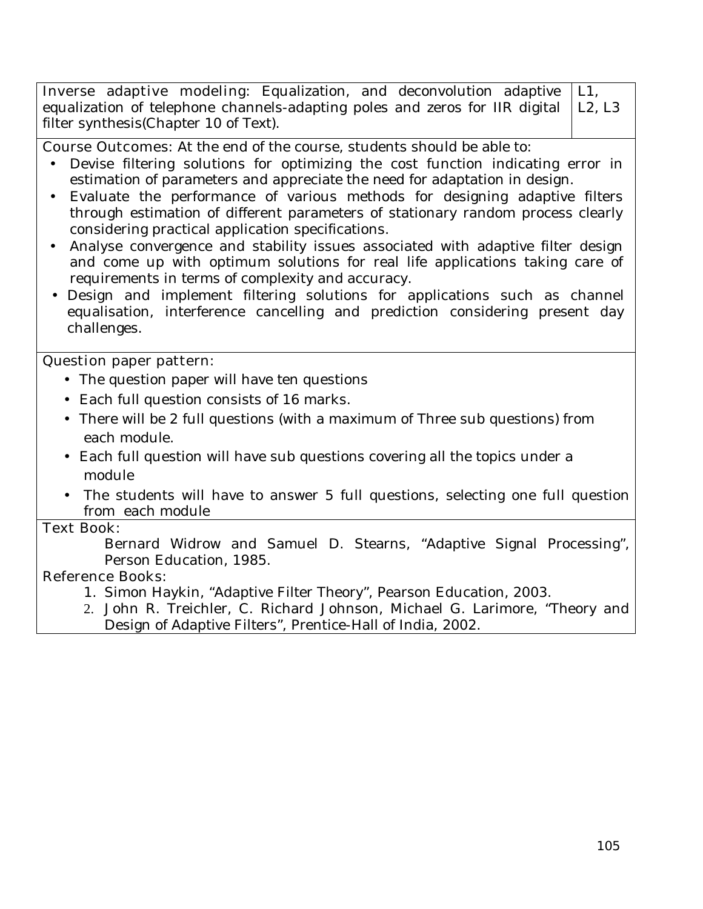| | |
|---|---|
| Inverse adaptive modeling: Equalization, and deconvolution adaptive equalization of telephone channels-adapting poles and zeros for IIR digital filter synthesis(Chapter 10 of Text). | L1, L2, L3 |

**Course Outcomes:** At the end of the course, students should be able to:

- Devise filtering solutions for optimizing the cost function indicating error in estimation of parameters and appreciate the need for adaptation in design.
- Evaluate the performance of various methods for designing adaptive filters through estimation of different parameters of stationary random process clearly considering practical application specifications.
- Analyse convergence and stability issues associated with adaptive filter design and come up with optimum solutions for real life applications taking care of requirements in terms of complexity and accuracy.
- Design and implement filtering solutions for applications such as channel equalisation, interference cancelling and prediction considering present day challenges.

**Question paper pattern:**

- The question paper will have ten questions
- Each full question consists of 16 marks.
- There will be 2 full questions (with a maximum of Three sub questions) from each module.
- Each full question will have sub questions covering all the topics under a module
- The students will have to answer 5 full questions, selecting one full question from each module

**Text Book:**

Bernard Widrow and Samuel D. Stearns, "Adaptive Signal Processing", Person Education, 1985.

**Reference Books:**

1. Simon Haykin, "Adaptive Filter Theory", Pearson Education, 2003.
2. John R. Treichler, C. Richard Johnson, Michael G. Larimore, "Theory and Design of Adaptive Filters", Prentice-Hall of India, 2002.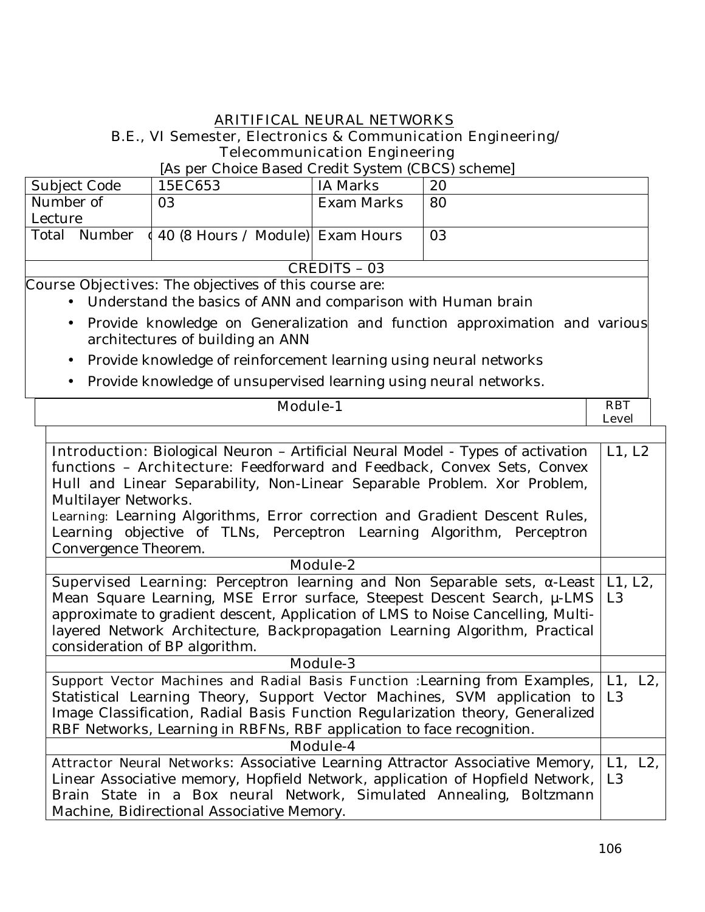# ARITIFICAL NEURAL NETWORKS

B.E., VI Semester, Electronics & Communication Engineering/
Telecommunication Engineering
[As per Choice Based Credit System (CBCS) scheme]

| Subject Code | 15EC653 | IA Marks | 20 |
|---|---|---|---|
| Number of Lecture | 03 | Exam Marks | 80 |
| Total Number | 40 (8 Hours / Module) | Exam Hours | 03 |
| CREDITS – 03 | | | |

Course Objectives: The objectives of this course are:

- Understand the basics of ANN and comparison with Human brain
- Provide knowledge on Generalization and function approximation and various architectures of building an ANN
- Provide knowledge of reinforcement learning using neural networks
- Provide knowledge of unsupervised learning using neural networks.

| Module-1 | RBT Level |
|---|---|
| Introduction: Biological Neuron – Artificial Neural Model - Types of activation functions – Architecture: Feedforward and Feedback, Convex Sets, Convex Hull and Linear Separability, Non-Linear Separable Problem. Xor Problem, Multilayer Networks.<br>Learning: Learning Algorithms, Error correction and Gradient Descent Rules, Learning objective of TLNs, Perceptron Learning Algorithm, Perceptron Convergence Theorem. | L1, L2 |
| **Module-2** | |
| Supervised Learning: Perceptron learning and Non Separable sets, α-Least Mean Square Learning, MSE Error surface, Steepest Descent Search, μ-LMS approximate to gradient descent, Application of LMS to Noise Cancelling, Multi-layered Network Architecture, Backpropagation Learning Algorithm, Practical consideration of BP algorithm. | L1, L2, L3 |
| **Module-3** | |
| Support Vector Machines and Radial Basis Function :Learning from Examples, Statistical Learning Theory, Support Vector Machines, SVM application to Image Classification, Radial Basis Function Regularization theory, Generalized RBF Networks, Learning in RBFNs, RBF application to face recognition. | L1, L2, L3 |
| **Module-4** | |
| Attractor Neural Networks: Associative Learning Attractor Associative Memory, Linear Associative memory, Hopfield Network, application of Hopfield Network, Brain State in a Box neural Network, Simulated Annealing, Boltzmann Machine, Bidirectional Associative Memory. | L1, L2, L3 |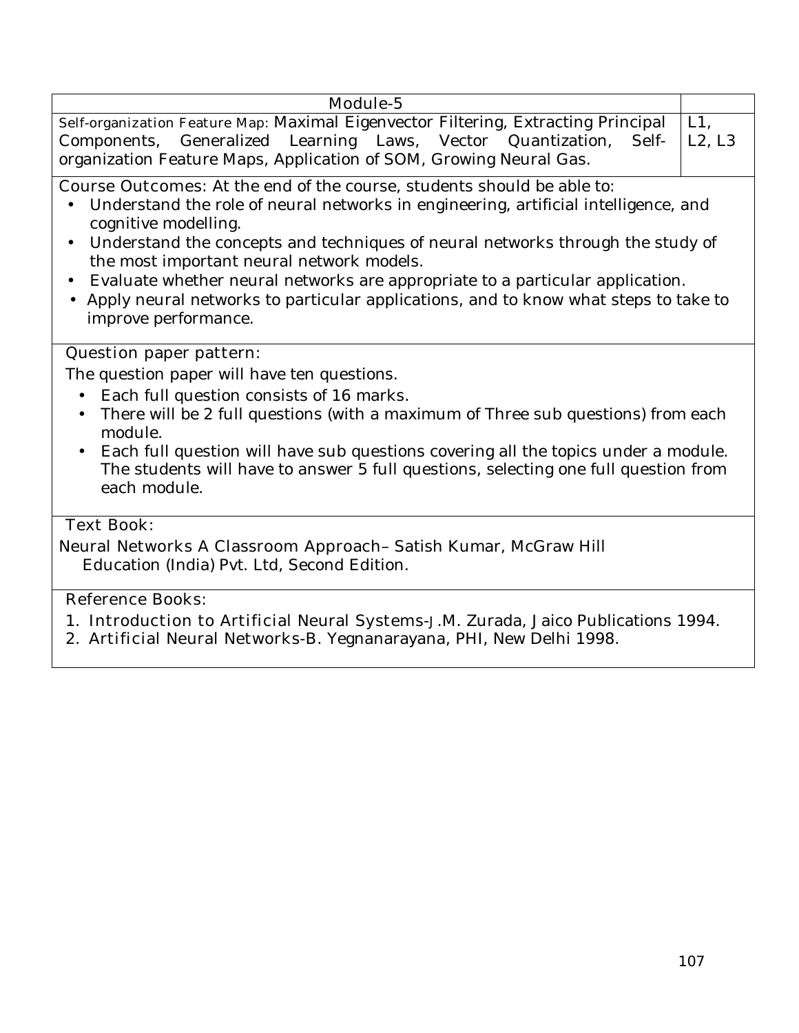| Module-5 | |
|---|---|
| Self-organization Feature Map: Maximal Eigenvector Filtering, Extracting Principal Components, Generalized Learning Laws, Vector Quantization, Self-organization Feature Maps, Application of SOM, Growing Neural Gas. | L1, L2, L3 |

**Course Outcomes:** At the end of the course, students should be able to:

- Understand the role of neural networks in engineering, artificial intelligence, and cognitive modelling.
- Understand the concepts and techniques of neural networks through the study of the most important neural network models.
- Evaluate whether neural networks are appropriate to a particular application.
- Apply neural networks to particular applications, and to know what steps to take to improve performance.

**Question paper pattern:**

The question paper will have ten questions.

- Each full question consists of 16 marks.
- There will be 2 full questions (with a maximum of Three sub questions) from each module.
- Each full question will have sub questions covering all the topics under a module. The students will have to answer 5 full questions, selecting one full question from each module.

**Text Book:**

Neural Networks A Classroom Approach– Satish Kumar, McGraw Hill Education (India) Pvt. Ltd, Second Edition.

**Reference Books:**

1. Introduction to Artificial Neural Systems-J.M. Zurada, Jaico Publications 1994.
2. Artificial Neural Networks-B. Yegnanarayana, PHI, New Delhi 1998.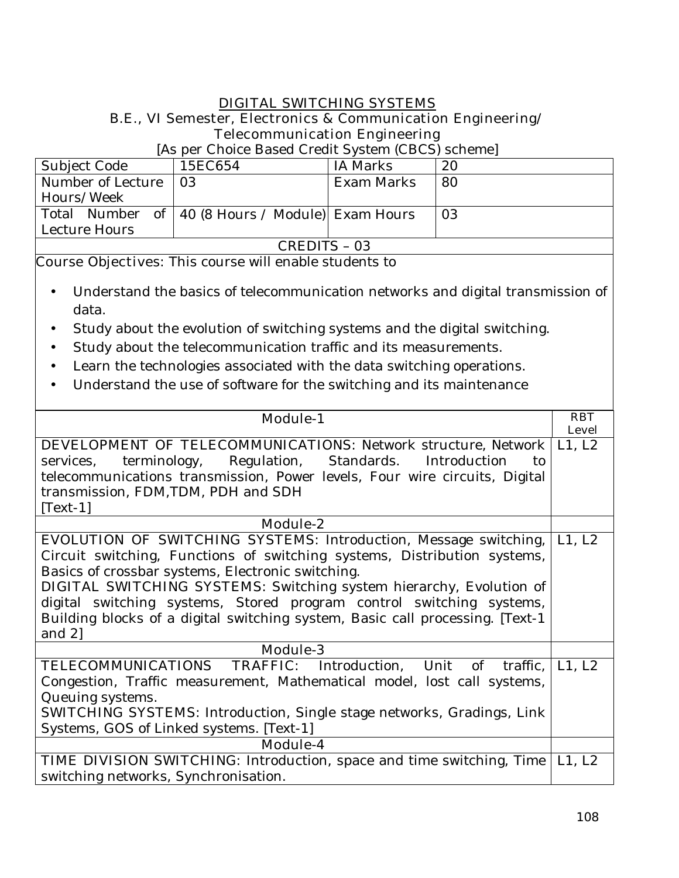# DIGITAL SWITCHING SYSTEMS

B.E., VI Semester, Electronics & Communication Engineering/ Telecommunication Engineering

[As per Choice Based Credit System (CBCS) scheme]

| Subject Code | 15EC654 | IA Marks | 20 |
|---|---|---|---|
| Number of Lecture Hours/Week | 03 | Exam Marks | 80 |
| Total Number of Lecture Hours | 40 (8 Hours / Module) | Exam Hours | 03 |
| CREDITS – 03 | | | |

Course Objectives: This course will enable students to

- Understand the basics of telecommunication networks and digital transmission of data.
- Study about the evolution of switching systems and the digital switching.
- Study about the telecommunication traffic and its measurements.
- Learn the technologies associated with the data switching operations.
- Understand the use of software for the switching and its maintenance

| Module-1 | RBT Level |
|---|---|
| DEVELOPMENT OF TELECOMMUNICATIONS: Network structure, Network services, terminology, Regulation, Standards. Introduction to telecommunications transmission, Power levels, Four wire circuits, Digital transmission, FDM,TDM, PDH and SDH [Text-1] | L1, L2 |
| **Module-2** | |
| EVOLUTION OF SWITCHING SYSTEMS: Introduction, Message switching, Circuit switching, Functions of switching systems, Distribution systems, Basics of crossbar systems, Electronic switching. DIGITAL SWITCHING SYSTEMS: Switching system hierarchy, Evolution of digital switching systems, Stored program control switching systems, Building blocks of a digital switching system, Basic call processing. [Text-1 and 2] | L1, L2 |
| **Module-3** | |
| TELECOMMUNICATIONS TRAFFIC: Introduction, Unit of traffic, Congestion, Traffic measurement, Mathematical model, lost call systems, Queuing systems. SWITCHING SYSTEMS: Introduction, Single stage networks, Gradings, Link Systems, GOS of Linked systems. [Text-1] | L1, L2 |
| **Module-4** | |
| TIME DIVISION SWITCHING: Introduction, space and time switching, Time switching networks, Synchronisation. | L1, L2 |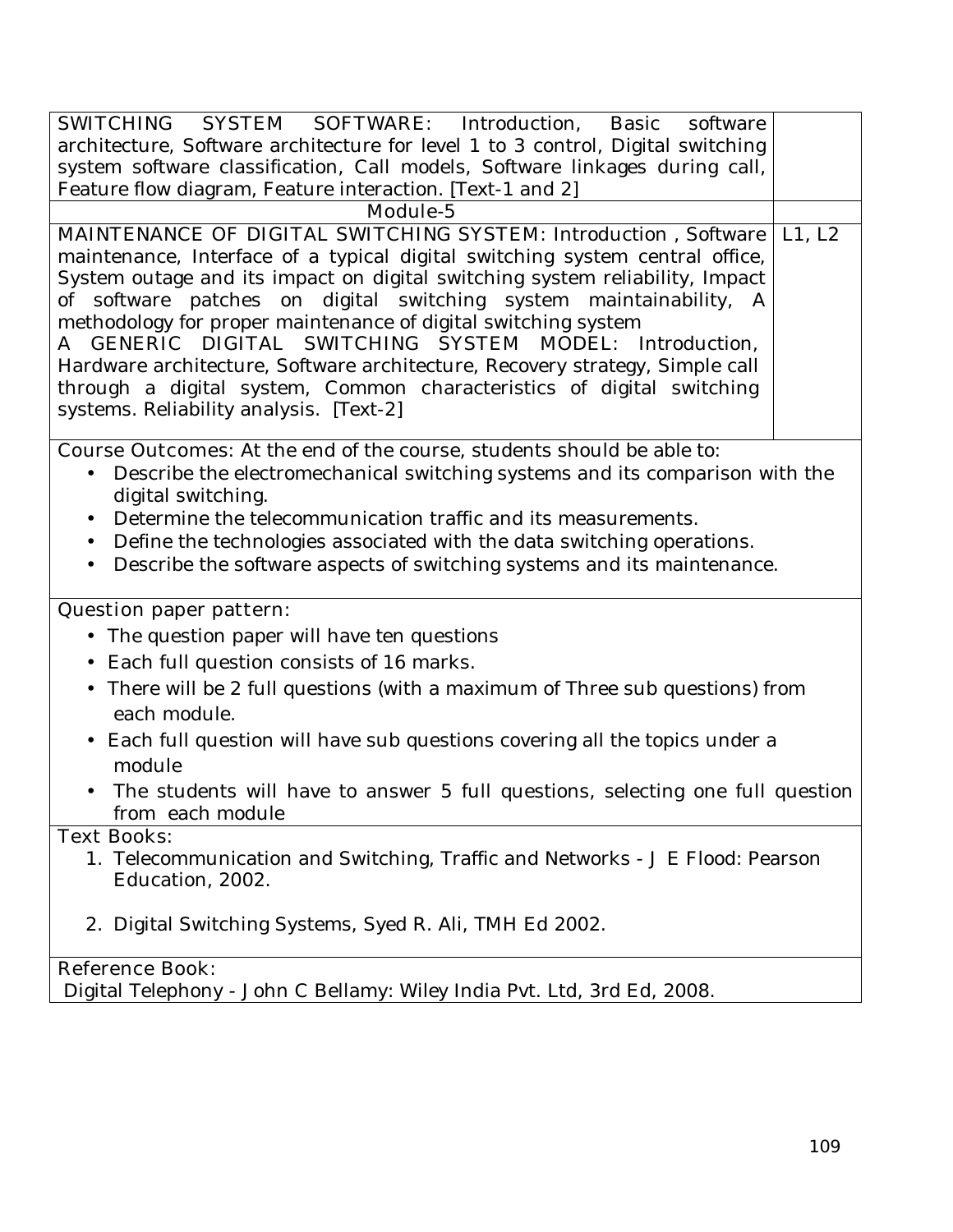| | |
|---|---|
| SWITCHING SYSTEM SOFTWARE: Introduction, Basic software architecture, Software architecture for level 1 to 3 control, Digital switching system software classification, Call models, Software linkages during call, Feature flow diagram, Feature interaction. [Text-1 and 2] | |
| Module-5 | |
| MAINTENANCE OF DIGITAL SWITCHING SYSTEM: Introduction , Software maintenance, Interface of a typical digital switching system central office, System outage and its impact on digital switching system reliability, Impact of software patches on digital switching system maintainability, A methodology for proper maintenance of digital switching system<br>A GENERIC DIGITAL SWITCHING SYSTEM MODEL: Introduction, Hardware architecture, Software architecture, Recovery strategy, Simple call through a digital system, Common characteristics of digital switching systems. Reliability analysis. [Text-2] | L1, L2 |

**Course Outcomes:** At the end of the course, students should be able to:

- Describe the electromechanical switching systems and its comparison with the digital switching.
- Determine the telecommunication traffic and its measurements.
- Define the technologies associated with the data switching operations.
- Describe the software aspects of switching systems and its maintenance.

**Question paper pattern:**

- The question paper will have ten questions
- Each full question consists of 16 marks.
- There will be 2 full questions (with a maximum of Three sub questions) from each module.
- Each full question will have sub questions covering all the topics under a module
- The students will have to answer 5 full questions, selecting one full question from each module

**Text Books:**

1. Telecommunication and Switching, Traffic and Networks - J E Flood: Pearson Education, 2002.
2. Digital Switching Systems, Syed R. Ali, TMH Ed 2002.

**Reference Book:**

Digital Telephony - John C Bellamy: Wiley India Pvt. Ltd, 3rd Ed, 2008.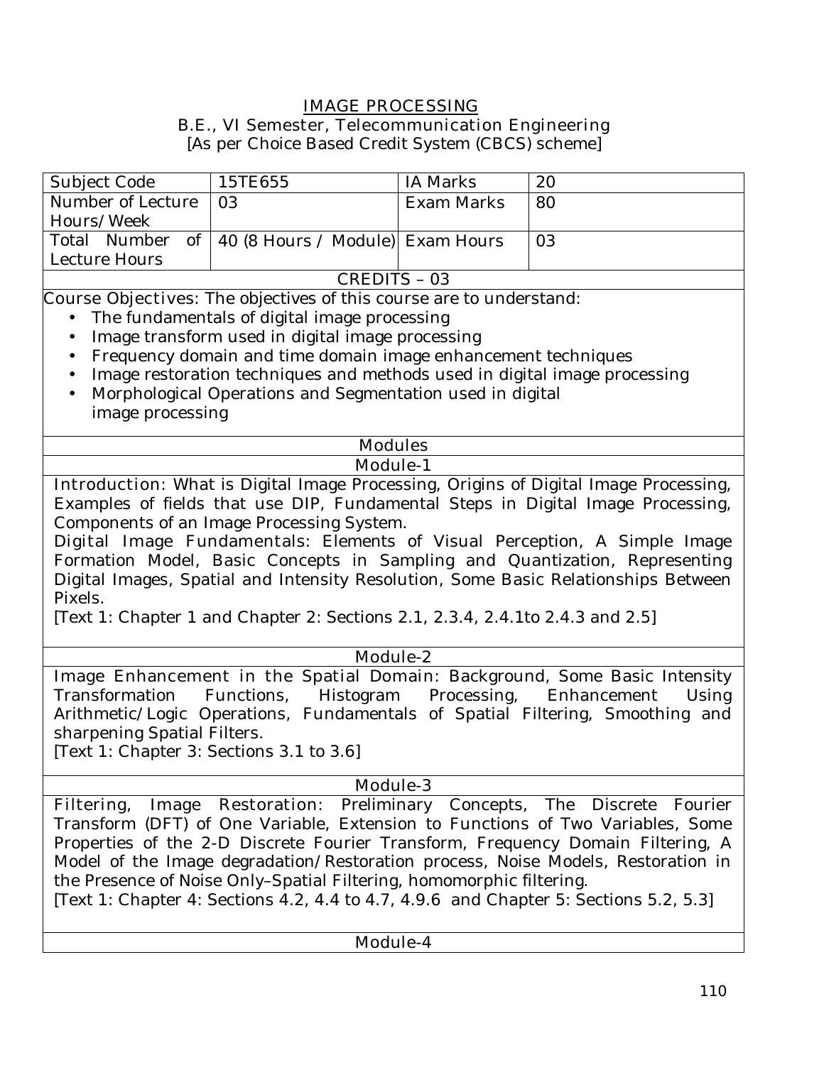# IMAGE PROCESSING

B.E., VI Semester, Telecommunication Engineering
[As per Choice Based Credit System (CBCS) scheme]

| Subject Code | 15TE655 | IA Marks | 20 |
|---|---|---|---|
| Number of Lecture Hours/Week | 03 | Exam Marks | 80 |
| Total Number of Lecture Hours | 40 (8 Hours / Module) | Exam Hours | 03 |

CREDITS – 03

Course Objectives: The objectives of this course are to understand:

- The fundamentals of digital image processing
- Image transform used in digital image processing
- Frequency domain and time domain image enhancement techniques
- Image restoration techniques and methods used in digital image processing
- Morphological Operations and Segmentation used in digital image processing

## Modules

### Module-1

Introduction: What is Digital Image Processing, Origins of Digital Image Processing, Examples of fields that use DIP, Fundamental Steps in Digital Image Processing, Components of an Image Processing System.

Digital Image Fundamentals: Elements of Visual Perception, A Simple Image Formation Model, Basic Concepts in Sampling and Quantization, Representing Digital Images, Spatial and Intensity Resolution, Some Basic Relationships Between Pixels.

[Text 1: Chapter 1 and Chapter 2: Sections 2.1, 2.3.4, 2.4.1to 2.4.3 and 2.5]

### Module-2

Image Enhancement in the Spatial Domain: Background, Some Basic Intensity Transformation Functions, Histogram Processing, Enhancement Using Arithmetic/Logic Operations, Fundamentals of Spatial Filtering, Smoothing and sharpening Spatial Filters.

[Text 1: Chapter 3: Sections 3.1 to 3.6]

### Module-3

Filtering, Image Restoration: Preliminary Concepts, The Discrete Fourier Transform (DFT) of One Variable, Extension to Functions of Two Variables, Some Properties of the 2-D Discrete Fourier Transform, Frequency Domain Filtering, A Model of the Image degradation/Restoration process, Noise Models, Restoration in the Presence of Noise Only–Spatial Filtering, homomorphic filtering.

[Text 1: Chapter 4: Sections 4.2, 4.4 to 4.7, 4.9.6 and Chapter 5: Sections 5.2, 5.3]

### Module-4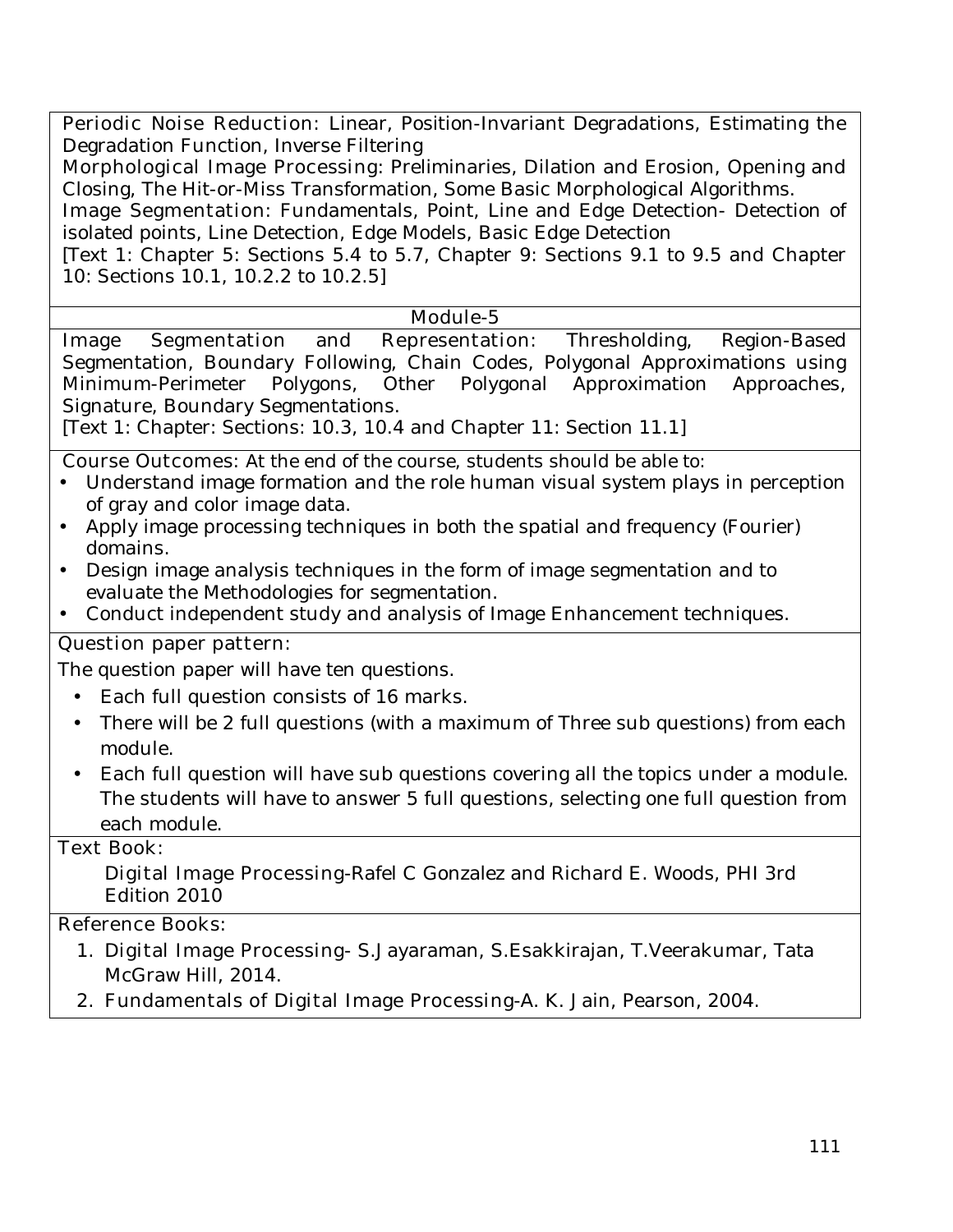**Periodic Noise Reduction:** Linear, Position-Invariant Degradations, Estimating the Degradation Function, Inverse Filtering

**Morphological Image Processing:** Preliminaries, Dilation and Erosion, Opening and Closing, The Hit-or-Miss Transformation, Some Basic Morphological Algorithms.

**Image Segmentation:** Fundamentals, Point, Line and Edge Detection- Detection of isolated points, Line Detection, Edge Models, Basic Edge Detection

[Text 1: Chapter 5: Sections 5.4 to 5.7, Chapter 9: Sections 9.1 to 9.5 and Chapter 10: Sections 10.1, 10.2.2 to 10.2.5]

## Module-5

**Image Segmentation and Representation:** Thresholding, Region-Based Segmentation, Boundary Following, Chain Codes, Polygonal Approximations using Minimum-Perimeter Polygons, Other Polygonal Approximation Approaches, Signature, Boundary Segmentations.

[Text 1: Chapter: Sections: 10.3, 10.4 and Chapter 11: Section 11.1]

**Course Outcomes:** At the end of the course, students should be able to:

- Understand image formation and the role human visual system plays in perception of gray and color image data.
- Apply image processing techniques in both the spatial and frequency (Fourier) domains.
- Design image analysis techniques in the form of image segmentation and to evaluate the Methodologies for segmentation.
- Conduct independent study and analysis of Image Enhancement techniques.

**Question paper pattern:**

The question paper will have ten questions.

- Each full question consists of 16 marks.
- There will be 2 full questions (with a maximum of Three sub questions) from each module.
- Each full question will have sub questions covering all the topics under a module. The students will have to answer 5 full questions, selecting one full question from each module.

**Text Book:**

Digital Image Processing-Rafel C Gonzalez and Richard E. Woods, PHI 3rd Edition 2010

**Reference Books:**

1. Digital Image Processing- S.Jayaraman, S.Esakkirajan, T.Veerakumar, Tata McGraw Hill, 2014.
2. Fundamentals of Digital Image Processing-A. K. Jain, Pearson, 2004.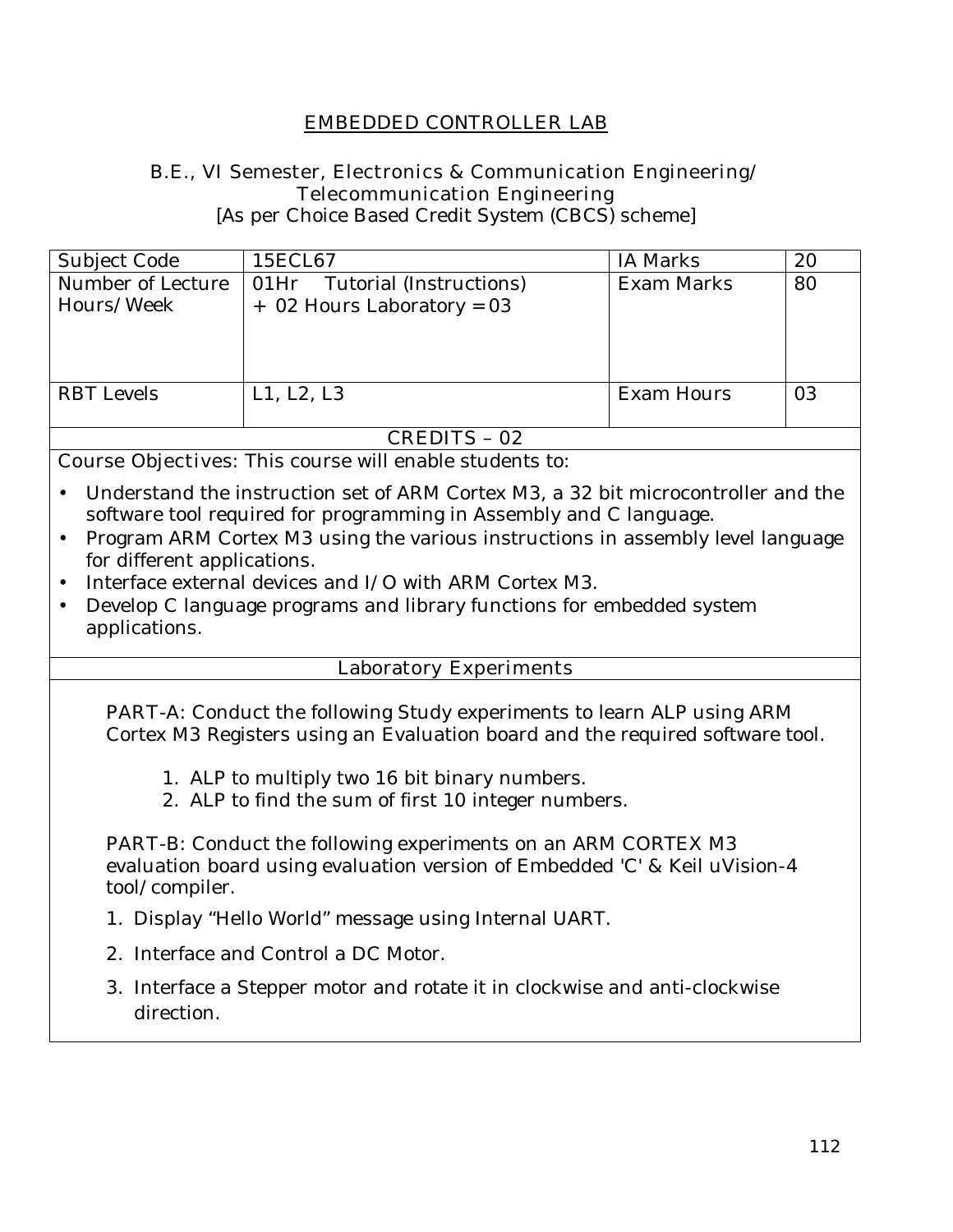# EMBEDDED CONTROLLER LAB

B.E., VI Semester, Electronics & Communication Engineering/ Telecommunication Engineering
[As per Choice Based Credit System (CBCS) scheme]

| Subject Code | 15ECL67 | IA Marks | 20 |
|---|---|---|---|
| Number of Lecture Hours/Week | 01Hr Tutorial (Instructions) + 02 Hours Laboratory = 03 | Exam Marks | 80 |
| RBT Levels | L1, L2, L3 | Exam Hours | 03 |

CREDITS – 02

Course Objectives: This course will enable students to:

- Understand the instruction set of ARM Cortex M3, a 32 bit microcontroller and the software tool required for programming in Assembly and C language.
- Program ARM Cortex M3 using the various instructions in assembly level language for different applications.
- Interface external devices and I/O with ARM Cortex M3.
- Develop C language programs and library functions for embedded system applications.

## Laboratory Experiments

PART-A: Conduct the following Study experiments to learn ALP using ARM Cortex M3 Registers using an Evaluation board and the required software tool.

1. ALP to multiply two 16 bit binary numbers.
2. ALP to find the sum of first 10 integer numbers.

PART-B: Conduct the following experiments on an ARM CORTEX M3 evaluation board using evaluation version of Embedded 'C' & Keil uVision-4 tool/compiler.

1. Display “Hello World” message using Internal UART.
2. Interface and Control a DC Motor.
3. Interface a Stepper motor and rotate it in clockwise and anti-clockwise direction.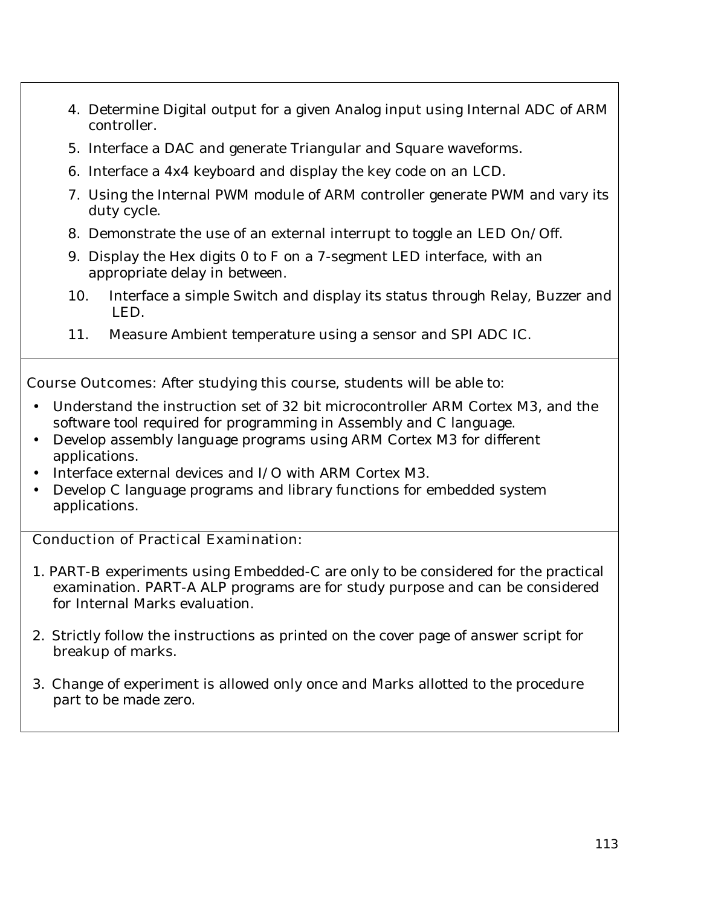4. Determine Digital output for a given Analog input using Internal ADC of ARM controller.
5. Interface a DAC and generate Triangular and Square waveforms.
6. Interface a 4x4 keyboard and display the key code on an LCD.
7. Using the Internal PWM module of ARM controller generate PWM and vary its duty cycle.
8. Demonstrate the use of an external interrupt to toggle an LED On/Off.
9. Display the Hex digits 0 to F on a 7-segment LED interface, with an appropriate delay in between.
10. Interface a simple Switch and display its status through Relay, Buzzer and LED.
11. Measure Ambient temperature using a sensor and SPI ADC IC.

Course Outcomes: After studying this course, students will be able to:

- Understand the instruction set of 32 bit microcontroller ARM Cortex M3, and the software tool required for programming in Assembly and C language.
- Develop assembly language programs using ARM Cortex M3 for different applications.
- Interface external devices and I/O with ARM Cortex M3.
- Develop C language programs and library functions for embedded system applications.

Conduction of Practical Examination:

1. PART-B experiments using Embedded-C are only to be considered for the practical examination. PART-A ALP programs are for study purpose and can be considered for Internal Marks evaluation.

2. Strictly follow the instructions as printed on the cover page of answer script for breakup of marks.

3. Change of experiment is allowed only once and Marks allotted to the procedure part to be made zero.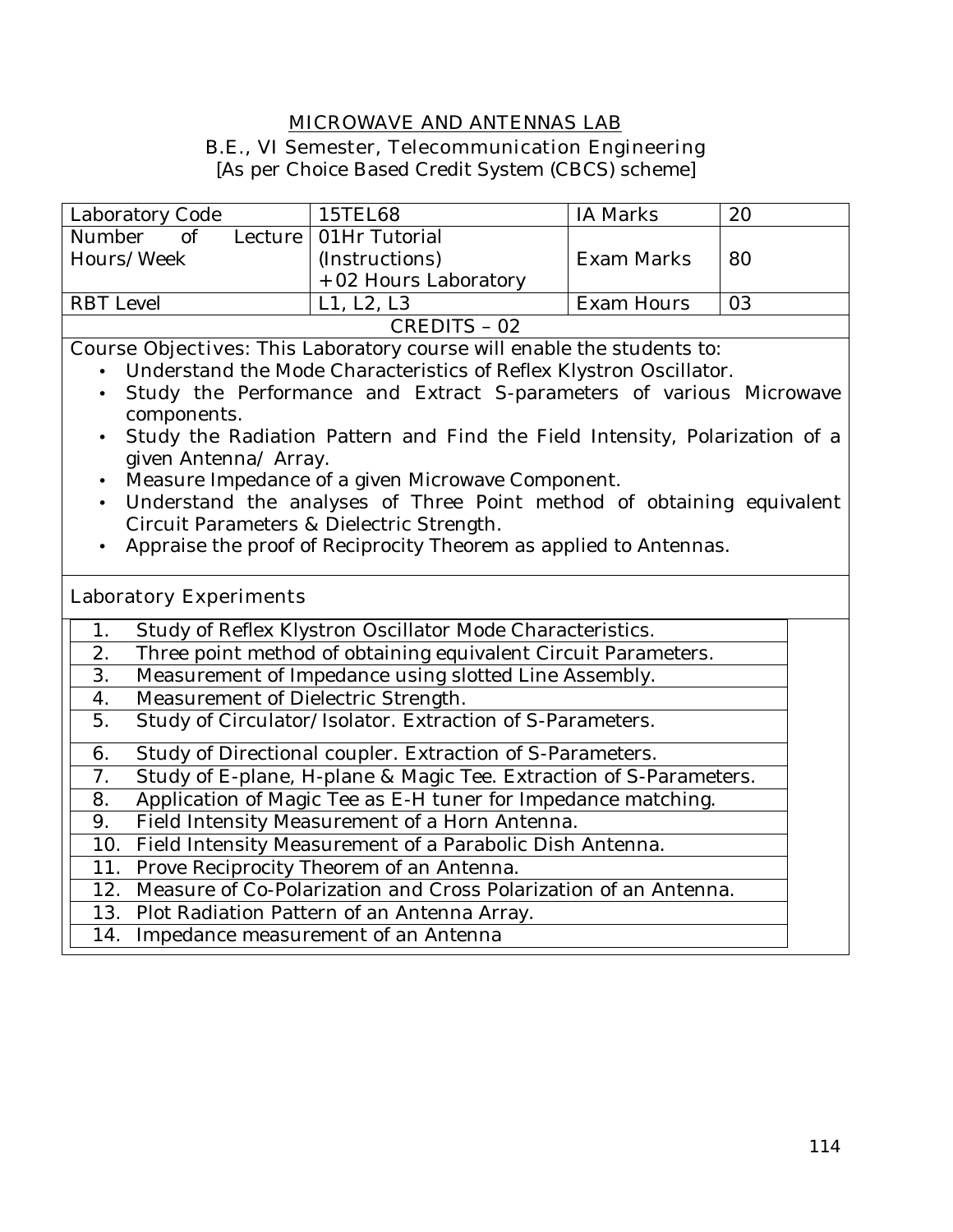# MICROWAVE AND ANTENNAS LAB

B.E., VI Semester, Telecommunication Engineering

[As per Choice Based Credit System (CBCS) scheme]

| Laboratory Code | 15TEL68 | IA Marks | 20 |
|---|---|---|---|
| Number of Lecture Hours/Week | 01Hr Tutorial (Instructions) + 02 Hours Laboratory | Exam Marks | 80 |
| RBT Level | L1, L2, L3 | Exam Hours | 03 |
| CREDITS – 02 | | | |

Course Objectives: This Laboratory course will enable the students to:

- Understand the Mode Characteristics of Reflex Klystron Oscillator.
- Study the Performance and Extract S-parameters of various Microwave components.
- Study the Radiation Pattern and Find the Field Intensity, Polarization of a given Antenna/ Array.
- Measure Impedance of a given Microwave Component.
- Understand the analyses of Three Point method of obtaining equivalent Circuit Parameters & Dielectric Strength.
- Appraise the proof of Reciprocity Theorem as applied to Antennas.

## Laboratory Experiments

| No. | Experiment |
|---|---|
| 1. | Study of Reflex Klystron Oscillator Mode Characteristics. |
| 2. | Three point method of obtaining equivalent Circuit Parameters. |
| 3. | Measurement of Impedance using slotted Line Assembly. |
| 4. | Measurement of Dielectric Strength. |
| 5. | Study of Circulator/Isolator. Extraction of S-Parameters. |
| 6. | Study of Directional coupler. Extraction of S-Parameters. |
| 7. | Study of E-plane, H-plane & Magic Tee. Extraction of S-Parameters. |
| 8. | Application of Magic Tee as E-H tuner for Impedance matching. |
| 9. | Field Intensity Measurement of a Horn Antenna. |
| 10. | Field Intensity Measurement of a Parabolic Dish Antenna. |
| 11. | Prove Reciprocity Theorem of an Antenna. |
| 12. | Measure of Co-Polarization and Cross Polarization of an Antenna. |
| 13. | Plot Radiation Pattern of an Antenna Array. |
| 14. | Impedance measurement of an Antenna |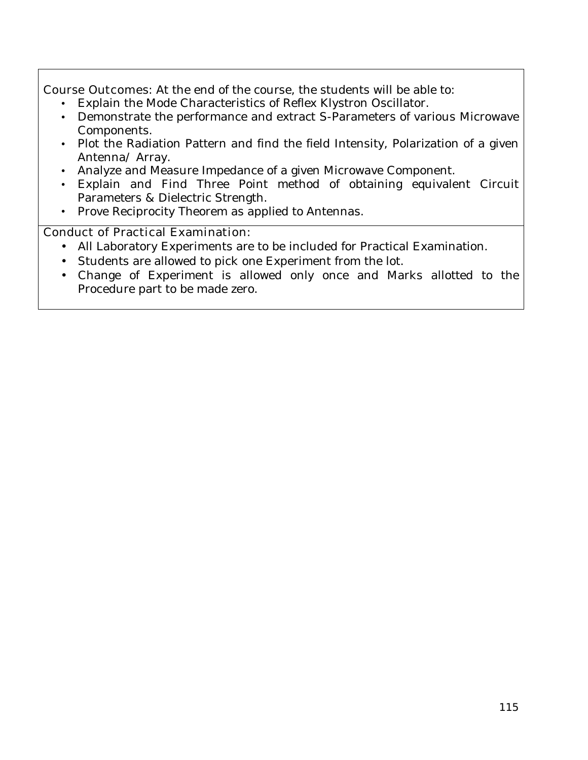**Course Outcomes:** At the end of the course, the students will be able to:

- Explain the Mode Characteristics of Reflex Klystron Oscillator.
- Demonstrate the performance and extract S-Parameters of various Microwave Components.
- Plot the Radiation Pattern and find the field Intensity, Polarization of a given Antenna/ Array.
- Analyze and Measure Impedance of a given Microwave Component.
- Explain and Find Three Point method of obtaining equivalent Circuit Parameters & Dielectric Strength.
- Prove Reciprocity Theorem as applied to Antennas.

**Conduct of Practical Examination:**

- All Laboratory Experiments are to be included for Practical Examination.
- Students are allowed to pick one Experiment from the lot.
- Change of Experiment is allowed only once and Marks allotted to the Procedure part to be made zero.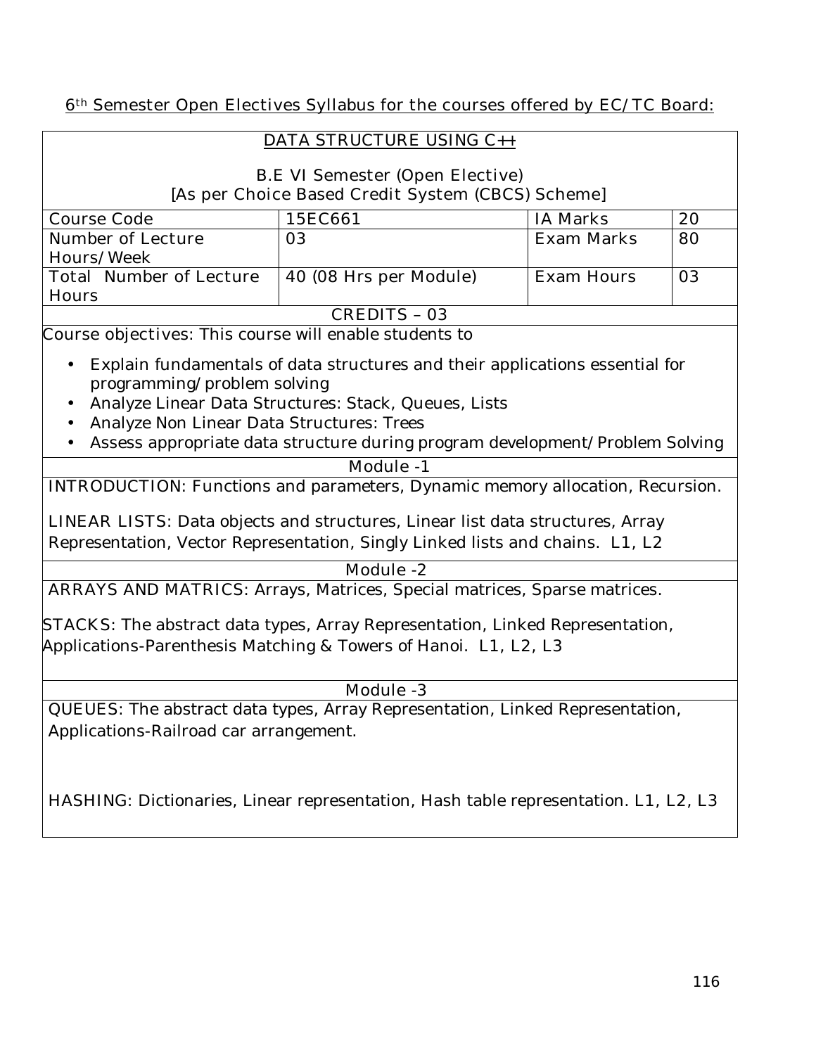6th Semester Open Electives Syllabus for the courses offered by EC/TC Board:

## DATA STRUCTURE USING C++

B.E VI Semester (Open Elective)
[As per Choice Based Credit System (CBCS) Scheme]

| Course Code | 15EC661 | IA Marks | 20 |
|---|---|---|---|
| Number of Lecture Hours/Week | 03 | Exam Marks | 80 |
| Total Number of Lecture Hours | 40 (08 Hrs per Module) | Exam Hours | 03 |

CREDITS – 03

Course objectives: This course will enable students to

- Explain fundamentals of data structures and their applications essential for programming/problem solving
- Analyze Linear Data Structures: Stack, Queues, Lists
- Analyze Non Linear Data Structures: Trees
- Assess appropriate data structure during program development/Problem Solving

### Module -1

INTRODUCTION: Functions and parameters, Dynamic memory allocation, Recursion.

LINEAR LISTS: Data objects and structures, Linear list data structures, Array Representation, Vector Representation, Singly Linked lists and chains. L1, L2

### Module -2

ARRAYS AND MATRICS: Arrays, Matrices, Special matrices, Sparse matrices.

STACKS: The abstract data types, Array Representation, Linked Representation, Applications-Parenthesis Matching & Towers of Hanoi. L1, L2, L3

### Module -3

QUEUES: The abstract data types, Array Representation, Linked Representation, Applications-Railroad car arrangement.

HASHING: Dictionaries, Linear representation, Hash table representation. L1, L2, L3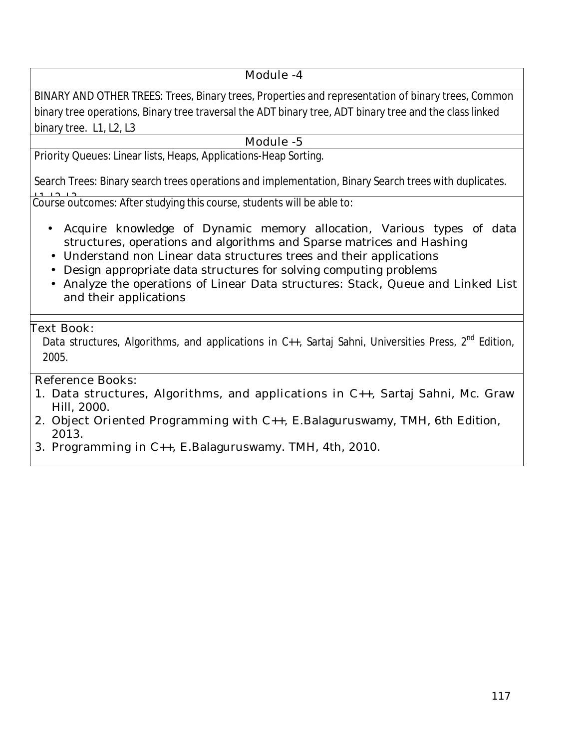## Module -4

BINARY AND OTHER TREES: Trees, Binary trees, Properties and representation of binary trees, Common binary tree operations, Binary tree traversal the ADT binary tree, ADT binary tree and the class linked binary tree. L1, L2, L3

## Module -5

Priority Queues: Linear lists, Heaps, Applications-Heap Sorting.

Search Trees: Binary search trees operations and implementation, Binary Search trees with duplicates. L1, L2, L3

Course outcomes: After studying this course, students will be able to:

- Acquire knowledge of Dynamic memory allocation, Various types of data structures, operations and algorithms and Sparse matrices and Hashing
- Understand non Linear data structures trees and their applications
- Design appropriate data structures for solving computing problems
- Analyze the operations of Linear Data structures: Stack, Queue and Linked List and their applications

Text Book:

Data structures, Algorithms, and applications in C++, Sartaj Sahni, Universities Press, 2nd Edition, 2005.

Reference Books:

1. Data structures, Algorithms, and applications in C++, Sartaj Sahni, Mc. Graw Hill, 2000.
2. Object Oriented Programming with C++, E.Balaguruswamy, TMH, 6th Edition, 2013.
3. Programming in C++, E.Balaguruswamy. TMH, 4th, 2010.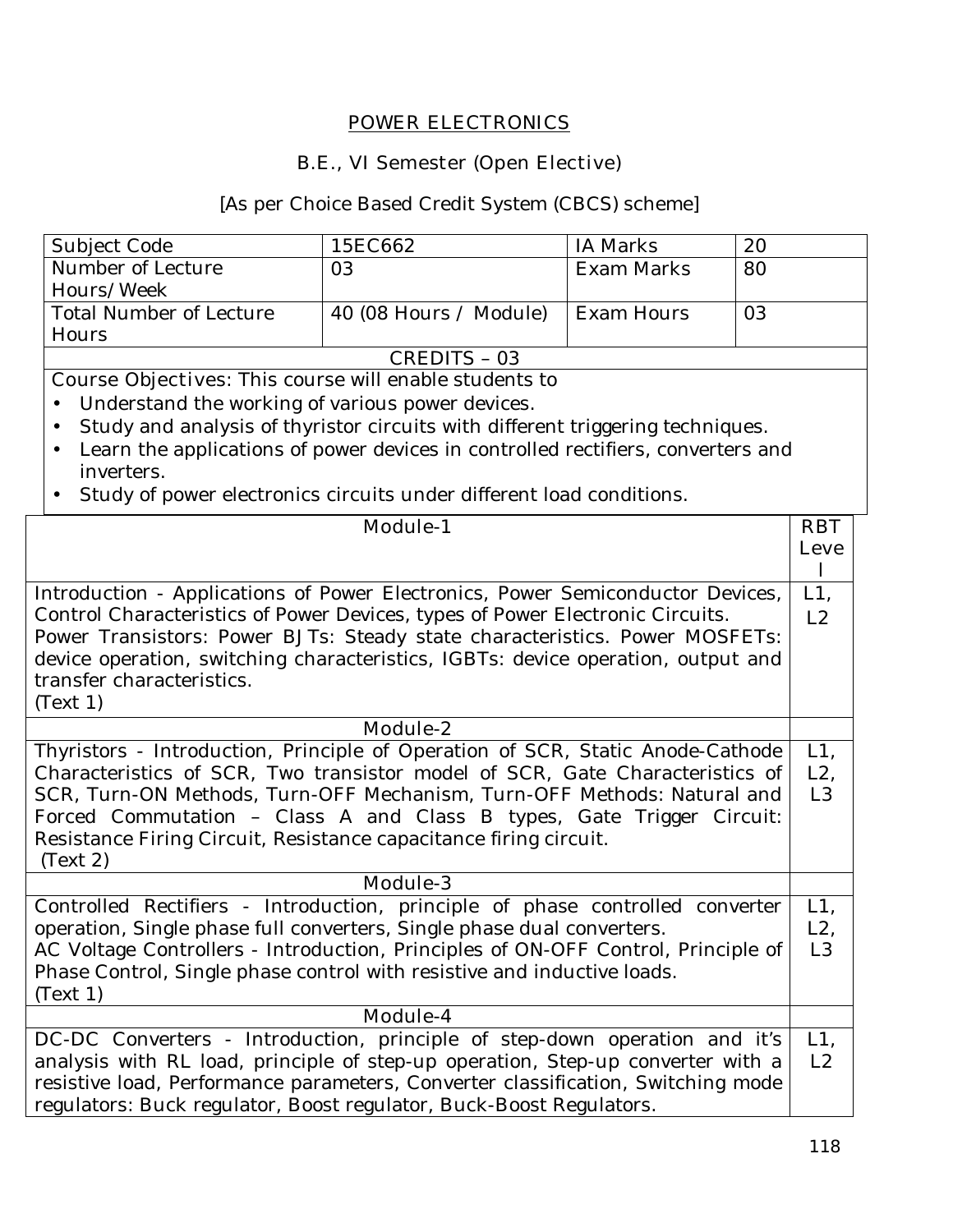# POWER ELECTRONICS

## B.E., VI Semester (Open Elective)

### [As per Choice Based Credit System (CBCS) scheme]

| Subject Code | 15EC662 | IA Marks | 20 |
|---|---|---|---|
| Number of Lecture Hours/Week | 03 | Exam Marks | 80 |
| Total Number of Lecture Hours | 40 (08 Hours / Module) | Exam Hours | 03 |
| CREDITS – 03 | | | |

Course Objectives: This course will enable students to

- Understand the working of various power devices.
- Study and analysis of thyristor circuits with different triggering techniques.
- Learn the applications of power devices in controlled rectifiers, converters and inverters.
- Study of power electronics circuits under different load conditions.

| Module-1 | RBT Level |
|---|---|
| Introduction - Applications of Power Electronics, Power Semiconductor Devices, Control Characteristics of Power Devices, types of Power Electronic Circuits. Power Transistors: Power BJTs: Steady state characteristics. Power MOSFETs: device operation, switching characteristics, IGBTs: device operation, output and transfer characteristics. (Text 1) | L1, L2 |
| **Module-2** | |
| Thyristors - Introduction, Principle of Operation of SCR, Static Anode-Cathode Characteristics of SCR, Two transistor model of SCR, Gate Characteristics of SCR, Turn-ON Methods, Turn-OFF Mechanism, Turn-OFF Methods: Natural and Forced Commutation – Class A and Class B types, Gate Trigger Circuit: Resistance Firing Circuit, Resistance capacitance firing circuit. (Text 2) | L1, L2, L3 |
| **Module-3** | |
| Controlled Rectifiers - Introduction, principle of phase controlled converter operation, Single phase full converters, Single phase dual converters. AC Voltage Controllers - Introduction, Principles of ON-OFF Control, Principle of Phase Control, Single phase control with resistive and inductive loads. (Text 1) | L1, L2, L3 |
| **Module-4** | |
| DC-DC Converters - Introduction, principle of step-down operation and it's analysis with RL load, principle of step-up operation, Step-up converter with a resistive load, Performance parameters, Converter classification, Switching mode regulators: Buck regulator, Boost regulator, Buck-Boost Regulators. | L1, L2 |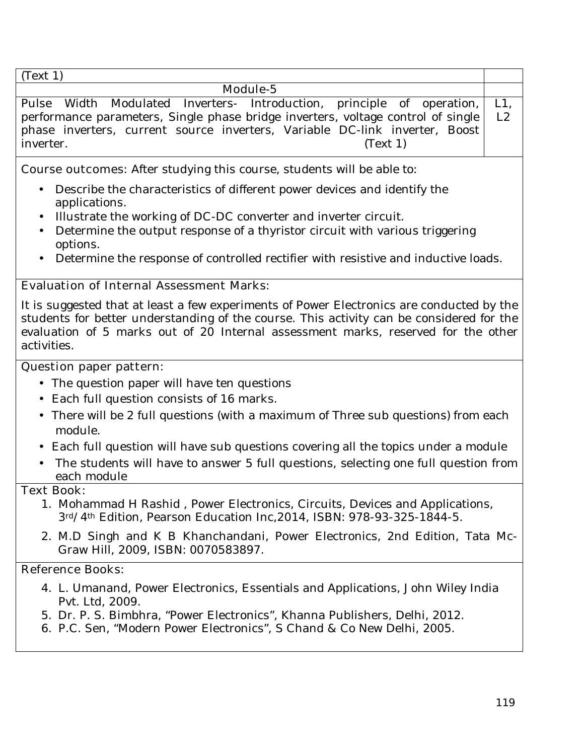| (Text 1) | |
|---|---|
| Module-5 | |
| Pulse Width Modulated Inverters- Introduction, principle of operation, performance parameters, Single phase bridge inverters, voltage control of single phase inverters, current source inverters, Variable DC-link inverter, Boost inverter. (Text 1) | L1, L2 |

**Course outcomes:** After studying this course, students will be able to:

- Describe the characteristics of different power devices and identify the applications.
- Illustrate the working of DC-DC converter and inverter circuit.
- Determine the output response of a thyristor circuit with various triggering options.
- Determine the response of controlled rectifier with resistive and inductive loads.

**Evaluation of Internal Assessment Marks:**

It is suggested that at least a few experiments of Power Electronics are conducted by the students for better understanding of the course. This activity can be considered for the evaluation of 5 marks out of 20 Internal assessment marks, reserved for the other activities.

**Question paper pattern:**

- The question paper will have ten questions
- Each full question consists of 16 marks.
- There will be 2 full questions (with a maximum of Three sub questions) from each module.
- Each full question will have sub questions covering all the topics under a module
- The students will have to answer 5 full questions, selecting one full question from each module

**Text Book:**

1. Mohammad H Rashid , Power Electronics, Circuits, Devices and Applications, 3rd/4th Edition, Pearson Education Inc,2014, ISBN: 978-93-325-1844-5.
2. M.D Singh and K B Khanchandani, Power Electronics, 2nd Edition, Tata Mc-Graw Hill, 2009, ISBN: 0070583897.

**Reference Books:**

4. L. Umanand, Power Electronics, Essentials and Applications, John Wiley India Pvt. Ltd, 2009.
5. Dr. P. S. Bimbhra, "Power Electronics", Khanna Publishers, Delhi, 2012.
6. P.C. Sen, "Modern Power Electronics", S Chand & Co New Delhi, 2005.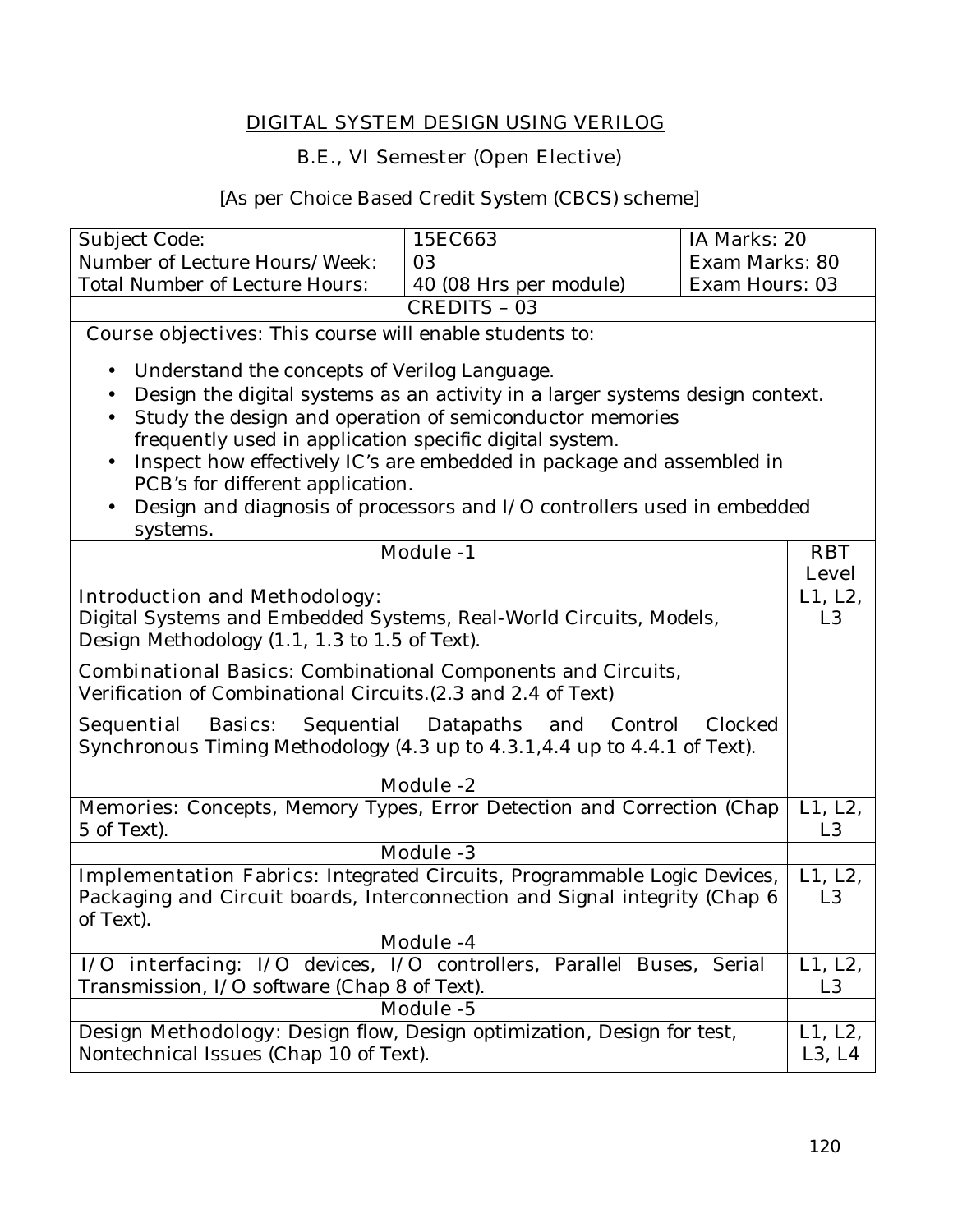# DIGITAL SYSTEM DESIGN USING VERILOG

B.E., VI Semester (Open Elective)

[As per Choice Based Credit System (CBCS) scheme]

| Subject Code: | 15EC663 | IA Marks: 20 |
|---|---|---|
| Number of Lecture Hours/Week: | 03 | Exam Marks: 80 |
| Total Number of Lecture Hours: | 40 (08 Hrs per module) | Exam Hours: 03 |
| CREDITS – 03 | | |

Course objectives: This course will enable students to:

- Understand the concepts of Verilog Language.
- Design the digital systems as an activity in a larger systems design context.
- Study the design and operation of semiconductor memories frequently used in application specific digital system.
- Inspect how effectively IC's are embedded in package and assembled in PCB's for different application.
- Design and diagnosis of processors and I/O controllers used in embedded systems.

| Module -1 | RBT Level |
|---|---|
| **Introduction and Methodology:** Digital Systems and Embedded Systems, Real-World Circuits, Models, Design Methodology (1.1, 1.3 to 1.5 of Text). **Combinational Basics:** Combinational Components and Circuits, Verification of Combinational Circuits.(2.3 and 2.4 of Text) **Sequential Basics:** Sequential Datapaths and Control Clocked Synchronous Timing Methodology (4.3 up to 4.3.1,4.4 up to 4.4.1 of Text). | L1, L2, L3 |
| **Module -2** | |
| **Memories:** Concepts, Memory Types, Error Detection and Correction (Chap 5 of Text). | L1, L2, L3 |
| **Module -3** | |
| **Implementation Fabrics:** Integrated Circuits, Programmable Logic Devices, Packaging and Circuit boards, Interconnection and Signal integrity (Chap 6 of Text). | L1, L2, L3 |
| **Module -4** | |
| **I/O interfacing:** I/O devices, I/O controllers, Parallel Buses, Serial Transmission, I/O software (Chap 8 of Text). | L1, L2, L3 |
| **Module -5** | |
| **Design Methodology:** Design flow, Design optimization, Design for test, Nontechnical Issues (Chap 10 of Text). | L1, L2, L3, L4 |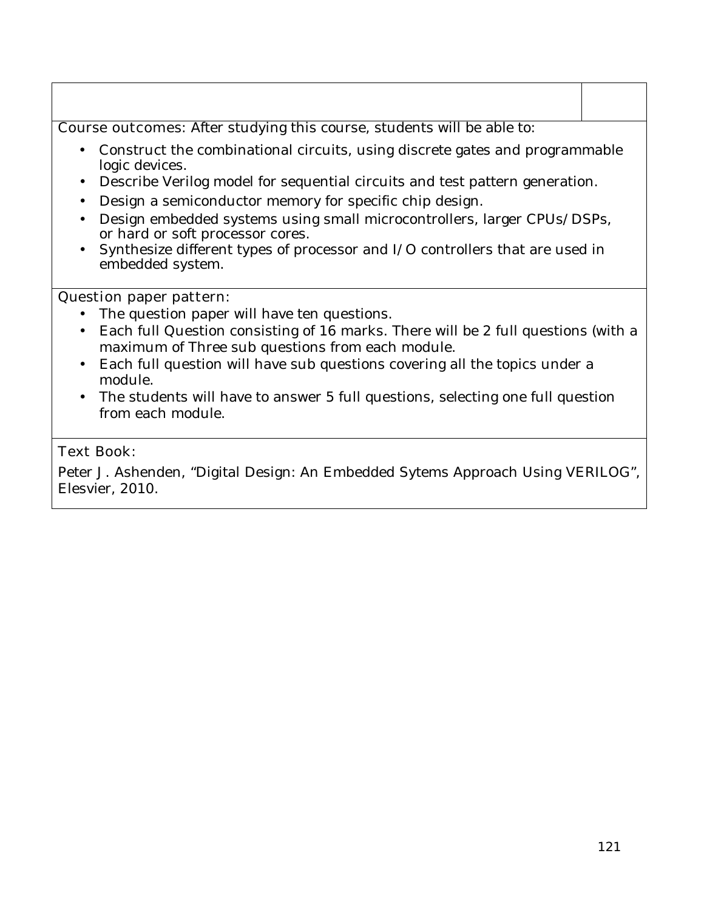**Course outcomes:** After studying this course, students will be able to:

- Construct the combinational circuits, using discrete gates and programmable logic devices.
- Describe Verilog model for sequential circuits and test pattern generation.
- Design a semiconductor memory for specific chip design.
- Design embedded systems using small microcontrollers, larger CPUs/DSPs, or hard or soft processor cores.
- Synthesize different types of processor and I/O controllers that are used in embedded system.

**Question paper pattern:**

- The question paper will have ten questions.
- Each full Question consisting of 16 marks. There will be 2 full questions (with a maximum of Three sub questions from each module.
- Each full question will have sub questions covering all the topics under a module.
- The students will have to answer 5 full questions, selecting one full question from each module.

**Text Book:**

Peter J. Ashenden, "Digital Design: An Embedded Sytems Approach Using VERILOG", Elesvier, 2010.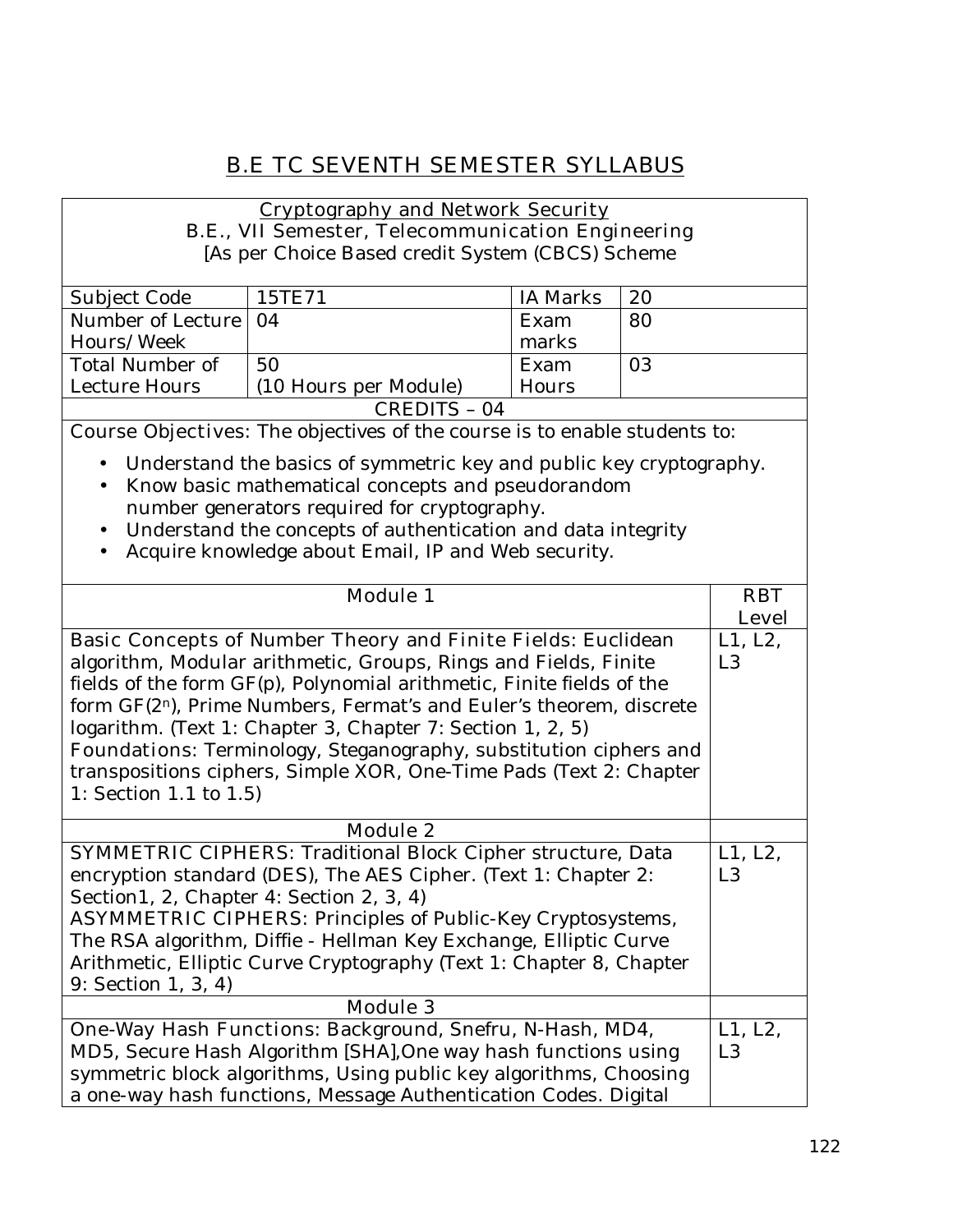# B.E TC SEVENTH SEMESTER SYLLABUS

| Cryptography and Network Security<br>B.E., VII Semester, Telecommunication Engineering<br>[As per Choice Based credit System (CBCS) Scheme | | | |
|---|---|---|---|
| Subject Code | 15TE71 | IA Marks | 20 |
| Number of Lecture Hours/Week | 04 | Exam marks | 80 |
| Total Number of Lecture Hours | 50 (10 Hours per Module) | Exam Hours | 03 |
| CREDITS – 04 | | | |

Course Objectives: The objectives of the course is to enable students to:

- Understand the basics of symmetric key and public key cryptography.
- Know basic mathematical concepts and pseudorandom number generators required for cryptography.
- Understand the concepts of authentication and data integrity
- Acquire knowledge about Email, IP and Web security.

| Module 1 | RBT Level |
|---|---|
| Basic Concepts of Number Theory and Finite Fields: Euclidean algorithm, Modular arithmetic, Groups, Rings and Fields, Finite fields of the form GF(p), Polynomial arithmetic, Finite fields of the form GF($2^n$), Prime Numbers, Fermat's and Euler's theorem, discrete logarithm. (Text 1: Chapter 3, Chapter 7: Section 1, 2, 5)<br>Foundations: Terminology, Steganography, substitution ciphers and transpositions ciphers, Simple XOR, One-Time Pads (Text 2: Chapter 1: Section 1.1 to 1.5) | L1, L2, L3 |
| **Module 2** | |
| SYMMETRIC CIPHERS: Traditional Block Cipher structure, Data encryption standard (DES), The AES Cipher. (Text 1: Chapter 2: Section1, 2, Chapter 4: Section 2, 3, 4)<br>ASYMMETRIC CIPHERS: Principles of Public-Key Cryptosystems, The RSA algorithm, Diffie - Hellman Key Exchange, Elliptic Curve Arithmetic, Elliptic Curve Cryptography (Text 1: Chapter 8, Chapter 9: Section 1, 3, 4) | L1, L2, L3 |
| **Module 3** | |
| One-Way Hash Functions: Background, Snefru, N-Hash, MD4, MD5, Secure Hash Algorithm [SHA],One way hash functions using symmetric block algorithms, Using public key algorithms, Choosing a one-way hash functions, Message Authentication Codes. Digital | L1, L2, L3 |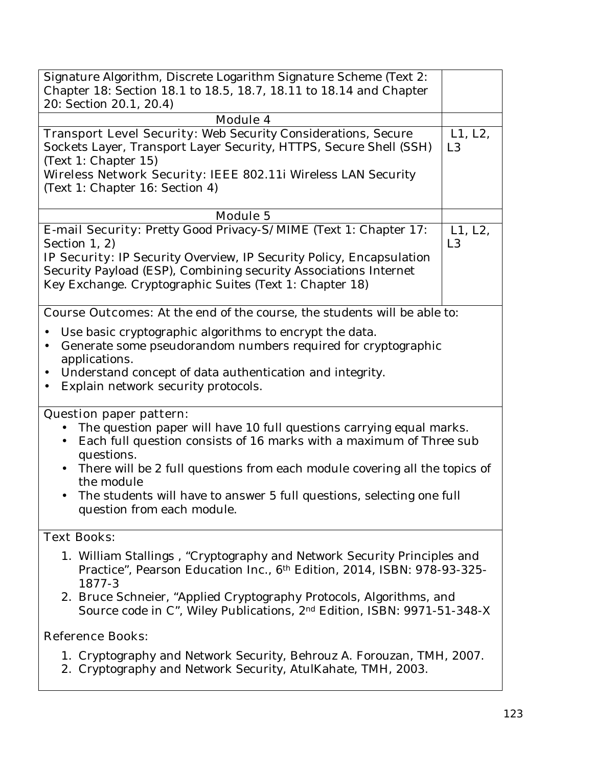| | |
|---|---|
| Signature Algorithm, Discrete Logarithm Signature Scheme (Text 2: Chapter 18: Section 18.1 to 18.5, 18.7, 18.11 to 18.14 and Chapter 20: Section 20.1, 20.4) | |
| **Module 4** | |
| **Transport Level Security:** Web Security Considerations, Secure Sockets Layer, Transport Layer Security, HTTPS, Secure Shell (SSH) (Text 1: Chapter 15)<br>**Wireless Network Security:** IEEE 802.11i Wireless LAN Security (Text 1: Chapter 16: Section 4) | L1, L2, L3 |
| **Module 5** | |
| **E-mail Security:** Pretty Good Privacy-S/MIME (Text 1: Chapter 17: Section 1, 2)<br>**IP Security:** IP Security Overview, IP Security Policy, Encapsulation Security Payload (ESP), Combining security Associations Internet Key Exchange. Cryptographic Suites (Text 1: Chapter 18) | L1, L2, L3 |

**Course Outcomes:** At the end of the course, the students will be able to:

- Use basic cryptographic algorithms to encrypt the data.
- Generate some pseudorandom numbers required for cryptographic applications.
- Understand concept of data authentication and integrity.
- Explain network security protocols.

**Question paper pattern:**

- The question paper will have 10 full questions carrying equal marks.
- Each full question consists of 16 marks with a maximum of Three sub questions.
- There will be 2 full questions from each module covering all the topics of the module
- The students will have to answer 5 full questions, selecting one full question from each module.

**Text Books:**

1. William Stallings , "Cryptography and Network Security Principles and Practice", Pearson Education Inc., 6th Edition, 2014, ISBN: 978-93-325-1877-3
2. Bruce Schneier, "Applied Cryptography Protocols, Algorithms, and Source code in C", Wiley Publications, 2nd Edition, ISBN: 9971-51-348-X

**Reference Books:**

1. Cryptography and Network Security, Behrouz A. Forouzan, TMH, 2007.
2. Cryptography and Network Security, AtulKahate, TMH, 2003.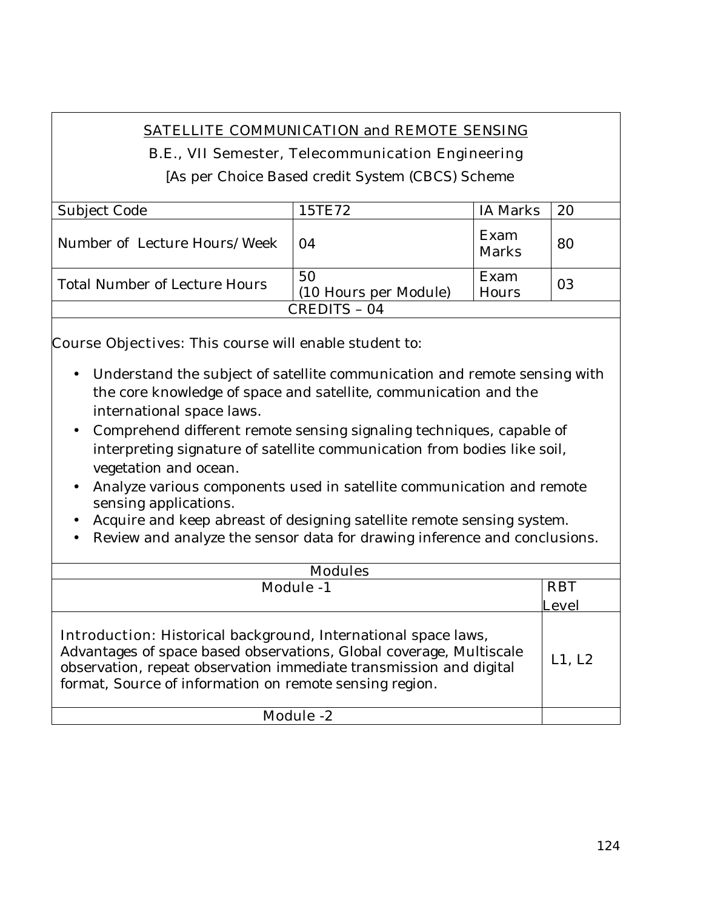## SATELLITE COMMUNICATION and REMOTE SENSING

B.E., VII Semester, Telecommunication Engineering

[As per Choice Based credit System (CBCS) Scheme

| Subject Code | 15TE72 | IA Marks | 20 |
|---|---|---|---|
| Number of Lecture Hours/Week | 04 | Exam Marks | 80 |
| Total Number of Lecture Hours | 50 (10 Hours per Module) | Exam Hours | 03 |
| CREDITS – 04 | | | |

Course Objectives: This course will enable student to:

- Understand the subject of satellite communication and remote sensing with the core knowledge of space and satellite, communication and the international space laws.
- Comprehend different remote sensing signaling techniques, capable of interpreting signature of satellite communication from bodies like soil, vegetation and ocean.
- Analyze various components used in satellite communication and remote sensing applications.
- Acquire and keep abreast of designing satellite remote sensing system.
- Review and analyze the sensor data for drawing inference and conclusions.

| Modules | |
|---|---|
| Module -1 | RBT Level |
| Introduction: Historical background, International space laws, Advantages of space based observations, Global coverage, Multiscale observation, repeat observation immediate transmission and digital format, Source of information on remote sensing region. | L1, L2 |
| Module -2 | |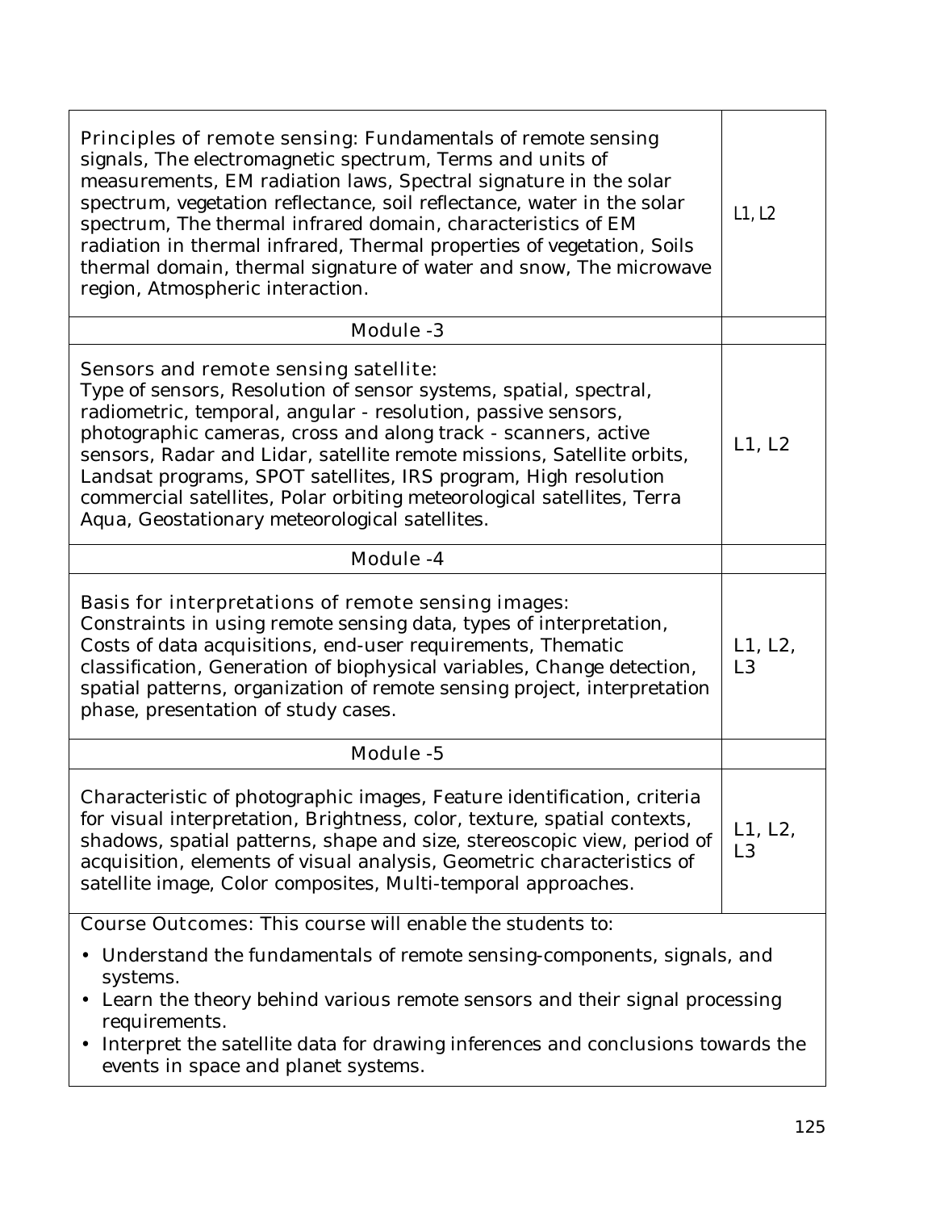| | |
|---|---|
| **Principles of remote sensing:** Fundamentals of remote sensing signals, The electromagnetic spectrum, Terms and units of measurements, EM radiation laws, Spectral signature in the solar spectrum, vegetation reflectance, soil reflectance, water in the solar spectrum, The thermal infrared domain, characteristics of EM radiation in thermal infrared, Thermal properties of vegetation, Soils thermal domain, thermal signature of water and snow, The microwave region, Atmospheric interaction. | L1, L2 |
| **Module -3** | |
| **Sensors and remote sensing satellite:** Type of sensors, Resolution of sensor systems, spatial, spectral, radiometric, temporal, angular - resolution, passive sensors, photographic cameras, cross and along track - scanners, active sensors, Radar and Lidar, satellite remote missions, Satellite orbits, Landsat programs, SPOT satellites, IRS program, High resolution commercial satellites, Polar orbiting meteorological satellites, Terra Aqua, Geostationary meteorological satellites. | L1, L2 |
| **Module -4** | |
| **Basis for interpretations of remote sensing images:** Constraints in using remote sensing data, types of interpretation, Costs of data acquisitions, end-user requirements, Thematic classification, Generation of biophysical variables, Change detection, spatial patterns, organization of remote sensing project, interpretation phase, presentation of study cases. | L1, L2, L3 |
| **Module -5** | |
| Characteristic of photographic images, Feature identification, criteria for visual interpretation, Brightness, color, texture, spatial contexts, shadows, spatial patterns, shape and size, stereoscopic view, period of acquisition, elements of visual analysis, Geometric characteristics of satellite image, Color composites, Multi-temporal approaches. | L1, L2, L3 |

**Course Outcomes:** This course will enable the students to:

- Understand the fundamentals of remote sensing-components, signals, and systems.
- Learn the theory behind various remote sensors and their signal processing requirements.
- Interpret the satellite data for drawing inferences and conclusions towards the events in space and planet systems.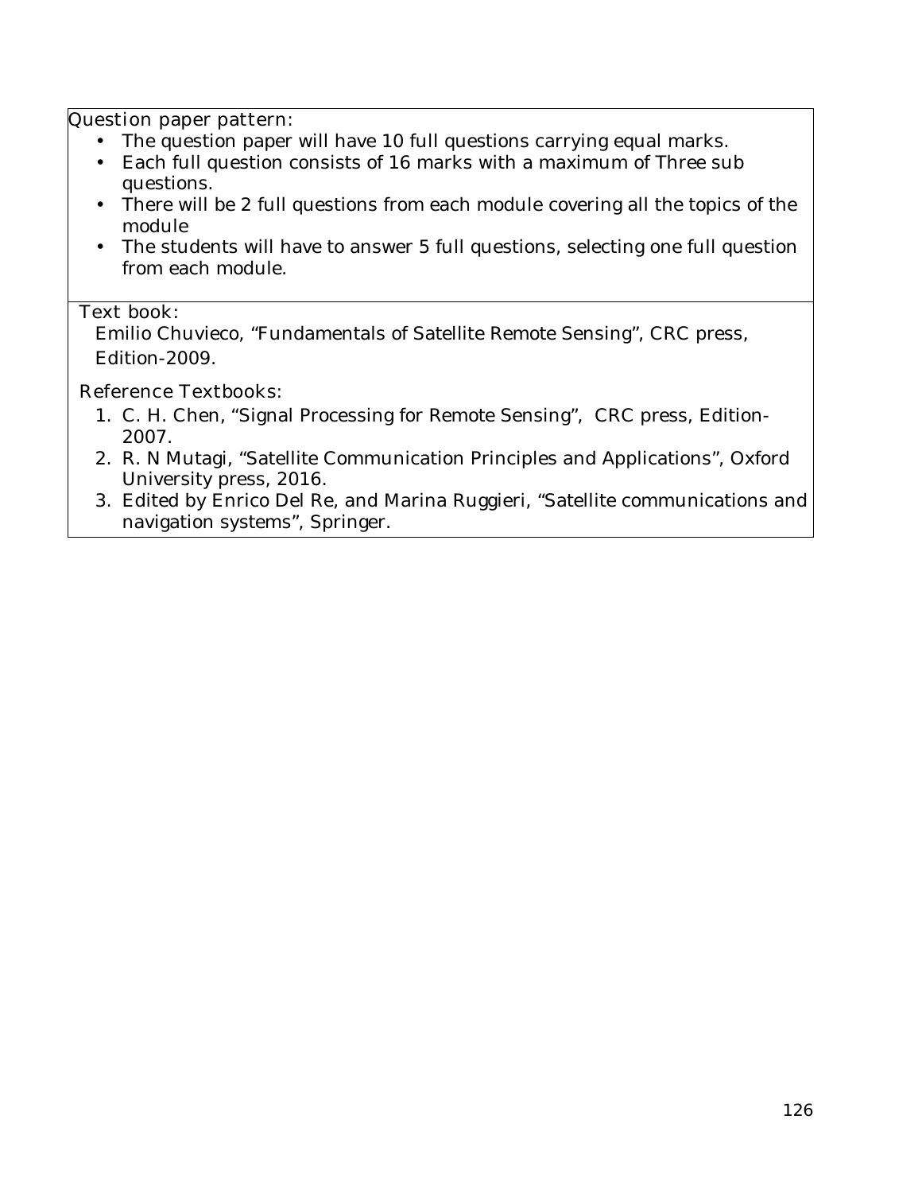Question paper pattern:

- The question paper will have 10 full questions carrying equal marks.
- Each full question consists of 16 marks with a maximum of Three sub questions.
- There will be 2 full questions from each module covering all the topics of the module
- The students will have to answer 5 full questions, selecting one full question from each module.

Text book:

Emilio Chuvieco, "Fundamentals of Satellite Remote Sensing", CRC press, Edition-2009.

Reference Textbooks:

1. C. H. Chen, "Signal Processing for Remote Sensing", CRC press, Edition-2007.
2. R. N Mutagi, "Satellite Communication Principles and Applications", Oxford University press, 2016.
3. Edited by Enrico Del Re, and Marina Ruggieri, "Satellite communications and navigation systems", Springer.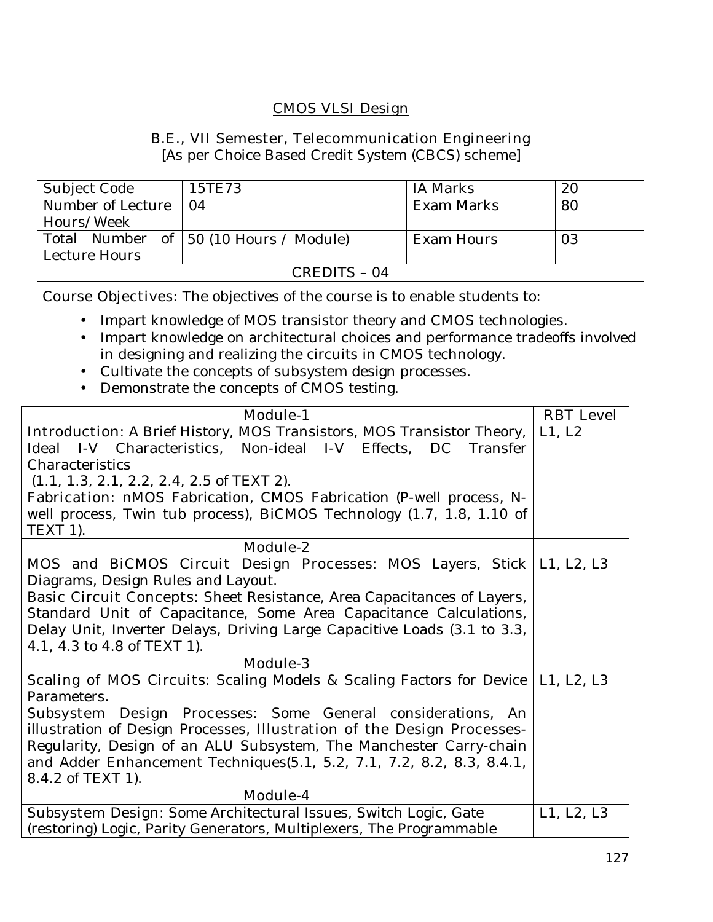## CMOS VLSI Design

**B.E., VII Semester, Telecommunication Engineering**
[As per Choice Based Credit System (CBCS) scheme]

| Subject Code | 15TE73 | IA Marks | 20 |
|---|---|---|---|
| Number of Lecture Hours/Week | 04 | Exam Marks | 80 |
| Total Number of Lecture Hours | 50 (10 Hours / Module) | Exam Hours | 03 |
| CREDITS – 04 | | | |

**Course Objectives:** The objectives of the course is to enable students to:

- Impart knowledge of MOS transistor theory and CMOS technologies.
- Impart knowledge on architectural choices and performance tradeoffs involved in designing and realizing the circuits in CMOS technology.
- Cultivate the concepts of subsystem design processes.
- Demonstrate the concepts of CMOS testing.

| Module-1 | RBT Level |
|---|---|
| **Introduction:** A Brief History, MOS Transistors, MOS Transistor Theory, Ideal I-V Characteristics, Non-ideal I-V Effects, DC Transfer Characteristics (1.1, 1.3, 2.1, 2.2, 2.4, 2.5 of TEXT 2). **Fabrication:** nMOS Fabrication, CMOS Fabrication (P-well process, N-well process, Twin tub process), BiCMOS Technology (1.7, 1.8, 1.10 of TEXT 1). | L1, L2 |
| **Module-2** | |
| **MOS and BiCMOS Circuit Design Processes:** MOS Layers, Stick Diagrams, Design Rules and Layout. **Basic Circuit Concepts:** Sheet Resistance, Area Capacitances of Layers, Standard Unit of Capacitance, Some Area Capacitance Calculations, Delay Unit, Inverter Delays, Driving Large Capacitive Loads (3.1 to 3.3, 4.1, 4.3 to 4.8 of TEXT 1). | L1, L2, L3 |
| **Module-3** | |
| **Scaling of MOS Circuits:** Scaling Models & Scaling Factors for Device Parameters. **Subsystem Design Processes:** Some General considerations, An illustration of Design Processes, Illustration of the Design Processes-Regularity, Design of an ALU Subsystem, The Manchester Carry-chain and Adder Enhancement Techniques(5.1, 5.2, 7.1, 7.2, 8.2, 8.3, 8.4.1, 8.4.2 of TEXT 1). | L1, L2, L3 |
| **Module-4** | |
| **Subsystem Design:** Some Architectural Issues, Switch Logic, Gate (restoring) Logic, Parity Generators, Multiplexers, The Programmable | L1, L2, L3 |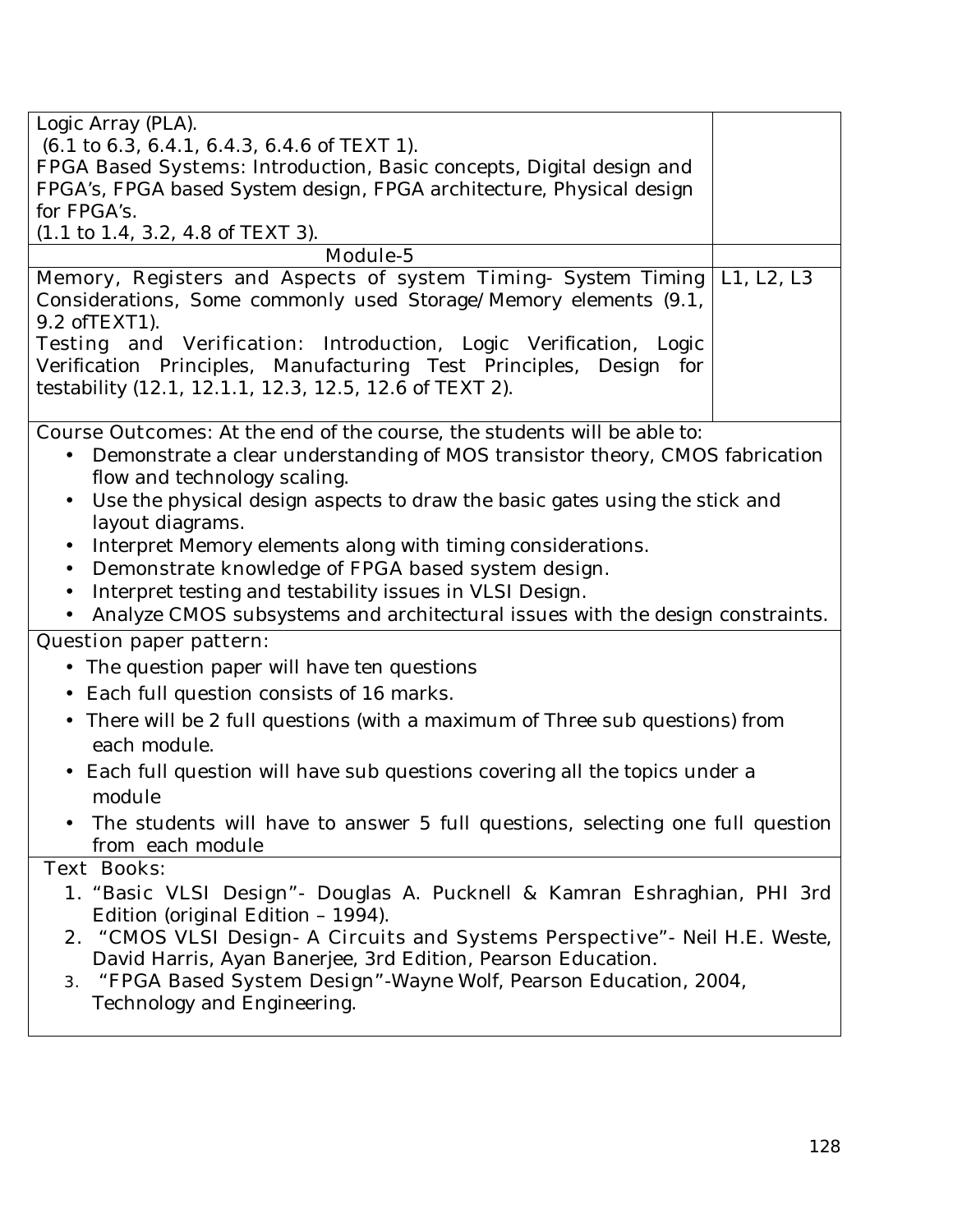| | |
|---|---|
| Logic Array (PLA).<br>(6.1 to 6.3, 6.4.1, 6.4.3, 6.4.6 of TEXT 1).<br>**FPGA Based Systems:** Introduction, Basic concepts, Digital design and FPGA's, FPGA based System design, FPGA architecture, Physical design for FPGA's.<br>(1.1 to 1.4, 3.2, 4.8 of TEXT 3). | |
| **Module-5** | |
| **Memory, Registers and Aspects of system Timing-** System Timing Considerations, Some commonly used Storage/Memory elements (9.1, 9.2 ofTEXT1).<br>**Testing and Verification:** Introduction, Logic Verification, Logic Verification Principles, Manufacturing Test Principles, Design for testability (12.1, 12.1.1, 12.3, 12.5, 12.6 of TEXT 2). | L1, L2, L3 |

**Course Outcomes:** At the end of the course, the students will be able to:

- Demonstrate a clear understanding of MOS transistor theory, CMOS fabrication flow and technology scaling.
- Use the physical design aspects to draw the basic gates using the stick and layout diagrams.
- Interpret Memory elements along with timing considerations.
- Demonstrate knowledge of FPGA based system design.
- Interpret testing and testability issues in VLSI Design.
- Analyze CMOS subsystems and architectural issues with the design constraints.

**Question paper pattern:**

- The question paper will have ten questions
- Each full question consists of 16 marks.
- There will be 2 full questions (with a maximum of Three sub questions) from each module.
- Each full question will have sub questions covering all the topics under a module
- The students will have to answer 5 full questions, selecting one full question from each module

**Text Books:**

1. **"Basic VLSI Design"**- Douglas A. Pucknell & Kamran Eshraghian, PHI 3rd Edition (original Edition – 1994).
2. **"CMOS VLSI Design- A Circuits and Systems Perspective"**- Neil H.E. Weste, David Harris, Ayan Banerjee, 3rd Edition, Pearson Education.
3. **"FPGA Based System Design"**-Wayne Wolf, Pearson Education, 2004, Technology and Engineering.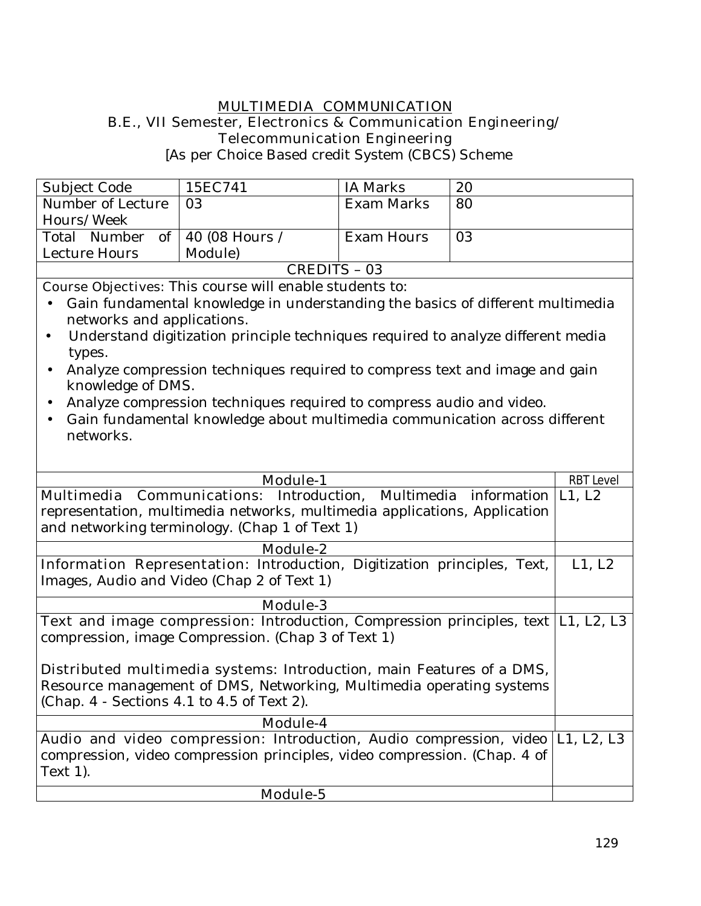# MULTIMEDIA COMMUNICATION

**B.E., VII Semester, Electronics & Communication Engineering/ Telecommunication Engineering**

**[As per Choice Based credit System (CBCS) Scheme**

| Subject Code | 15EC741 | IA Marks | 20 |
|---|---|---|---|
| Number of Lecture Hours/Week | 03 | Exam Marks | 80 |
| Total Number of Lecture Hours | 40 (08 Hours / Module) | Exam Hours | 03 |
| CREDITS – 03 | | | |

Course Objectives: This course will enable students to:

- Gain fundamental knowledge in understanding the basics of different multimedia networks and applications.
- Understand digitization principle techniques required to analyze different media types.
- Analyze compression techniques required to compress text and image and gain knowledge of DMS.
- Analyze compression techniques required to compress audio and video.
- Gain fundamental knowledge about multimedia communication across different networks.

| Module-1 | RBT Level |
|---|---|
| Multimedia Communications: Introduction, Multimedia information representation, multimedia networks, multimedia applications, Application and networking terminology. (Chap 1 of Text 1) | L1, L2 |
| **Module-2** | |
| Information Representation: Introduction, Digitization principles, Text, Images, Audio and Video (Chap 2 of Text 1) | L1, L2 |
| **Module-3** | |
| Text and image compression: Introduction, Compression principles, text compression, image Compression. (Chap 3 of Text 1)<br><br>Distributed multimedia systems: Introduction, main Features of a DMS, Resource management of DMS, Networking, Multimedia operating systems (Chap. 4 - Sections 4.1 to 4.5 of Text 2). | L1, L2, L3 |
| **Module-4** | |
| Audio and video compression: Introduction, Audio compression, video compression, video compression principles, video compression. (Chap. 4 of Text 1). | L1, L2, L3 |
| **Module-5** | |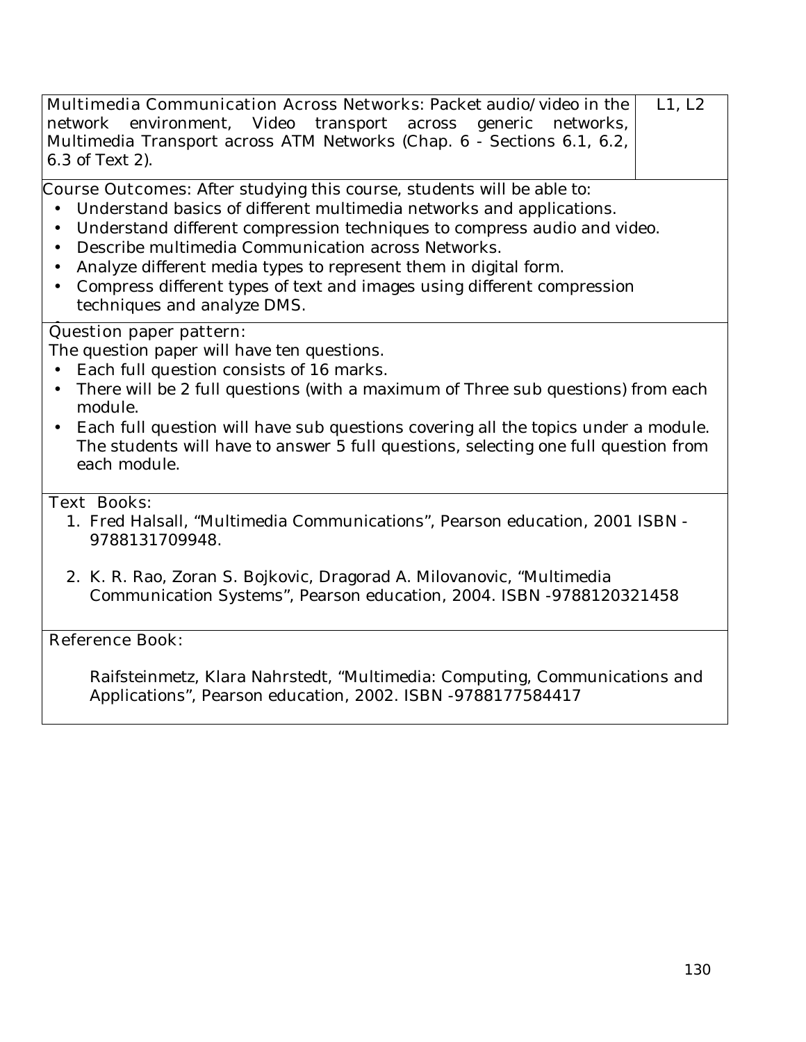| | |
|---|---|
| **Multimedia Communication Across Networks:** Packet audio/video in the network environment, Video transport across generic networks, Multimedia Transport across ATM Networks (Chap. 6 - Sections 6.1, 6.2, 6.3 of Text 2). | L1, L2 |

**Course Outcomes:** After studying this course, students will be able to:

- Understand basics of different multimedia networks and applications.
- Understand different compression techniques to compress audio and video.
- Describe multimedia Communication across Networks.
- Analyze different media types to represent them in digital form.
- Compress different types of text and images using different compression techniques and analyze DMS.

**Question paper pattern:**

The question paper will have ten questions.

- Each full question consists of 16 marks.
- There will be 2 full questions (with a maximum of Three sub questions) from each module.
- Each full question will have sub questions covering all the topics under a module. The students will have to answer 5 full questions, selecting one full question from each module.

**Text Books:**

1. Fred Halsall, "Multimedia Communications", Pearson education, 2001 ISBN - 9788131709948.
2. K. R. Rao, Zoran S. Bojkovic, Dragorad A. Milovanovic, "Multimedia Communication Systems", Pearson education, 2004. ISBN -9788120321458

**Reference Book:**

Raifsteinmetz, Klara Nahrstedt, "Multimedia: Computing, Communications and Applications", Pearson education, 2002. ISBN -9788177584417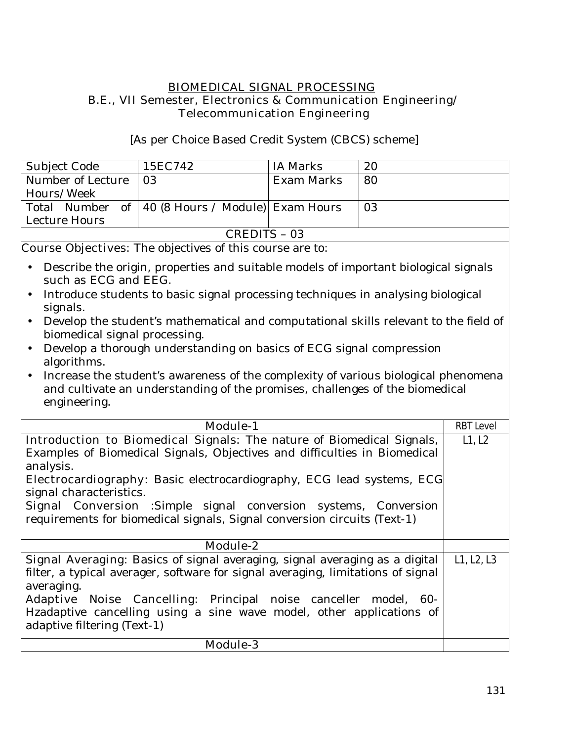# BIOMEDICAL SIGNAL PROCESSING

B.E., VII Semester, Electronics & Communication Engineering/ Telecommunication Engineering

[As per Choice Based Credit System (CBCS) scheme]

| Subject Code | 15EC742 | IA Marks | 20 |
|---|---|---|---|
| Number of Lecture Hours/Week | 03 | Exam Marks | 80 |
| Total Number of Lecture Hours | 40 (8 Hours / Module) | Exam Hours | 03 |

CREDITS – 03

*Course Objectives*: The objectives of this course are to:

- Describe the origin, properties and suitable models of important biological signals such as ECG and EEG.
- Introduce students to basic signal processing techniques in analysing biological signals.
- Develop the student's mathematical and computational skills relevant to the field of biomedical signal processing.
- Develop a thorough understanding on basics of ECG signal compression algorithms.
- Increase the student's awareness of the complexity of various biological phenomena and cultivate an understanding of the promises, challenges of the biomedical engineering.

| Module-1 | RBT Level |
|---|---|
| **Introduction to Biomedical Signals:** The nature of Biomedical Signals, Examples of Biomedical Signals, Objectives and difficulties in Biomedical analysis.<br>**Electrocardiography:** Basic electrocardiography, ECG lead systems, ECG signal characteristics.<br>**Signal Conversion** :Simple signal conversion systems, Conversion requirements for biomedical signals, Signal conversion circuits (Text-1) | L1, L2 |
| **Module-2** | |
| **Signal Averaging:** Basics of signal averaging, signal averaging as a digital filter, a typical averager, software for signal averaging, limitations of signal averaging.<br>**Adaptive Noise Cancelling:** Principal noise canceller model, 60-Hzadaptive cancelling using a sine wave model, other applications of adaptive filtering (Text-1) | L1, L2, L3 |
| **Module-3** | |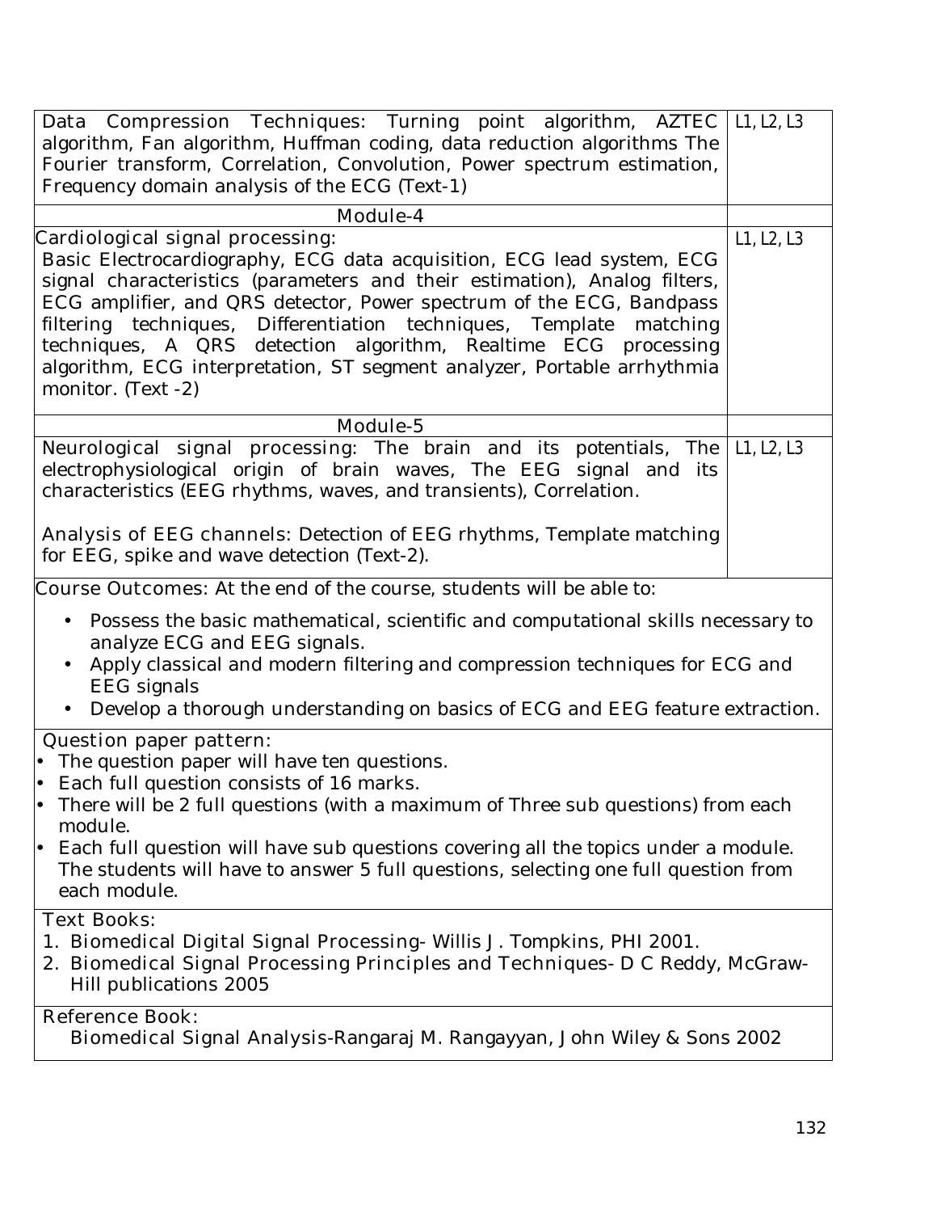| | |
|---|---|
| Data Compression Techniques: Turning point algorithm, AZTEC algorithm, Fan algorithm, Huffman coding, data reduction algorithms The Fourier transform, Correlation, Convolution, Power spectrum estimation, Frequency domain analysis of the ECG (Text-1) | L1, L2, L3 |
| **Module-4** | |
| Cardiological signal processing:<br>Basic Electrocardiography, ECG data acquisition, ECG lead system, ECG signal characteristics (parameters and their estimation), Analog filters, ECG amplifier, and QRS detector, Power spectrum of the ECG, Bandpass filtering techniques, Differentiation techniques, Template matching techniques, A QRS detection algorithm, Realtime ECG processing algorithm, ECG interpretation, ST segment analyzer, Portable arrhythmia monitor. (Text -2) | L1, L2, L3 |
| **Module-5** | |
| Neurological signal processing: The brain and its potentials, The electrophysiological origin of brain waves, The EEG signal and its characteristics (EEG rhythms, waves, and transients), Correlation.<br><br>Analysis of EEG channels: Detection of EEG rhythms, Template matching for EEG, spike and wave detection (Text-2). | L1, L2, L3 |

**Course Outcomes:** At the end of the course, students will be able to:

- Possess the basic mathematical, scientific and computational skills necessary to analyze ECG and EEG signals.
- Apply classical and modern filtering and compression techniques for ECG and EEG signals
- Develop a thorough understanding on basics of ECG and EEG feature extraction.

**Question paper pattern:**

- The question paper will have ten questions.
- Each full question consists of 16 marks.
- There will be 2 full questions (with a maximum of Three sub questions) from each module.
- Each full question will have sub questions covering all the topics under a module. The students will have to answer 5 full questions, selecting one full question from each module.

**Text Books:**

1. Biomedical Digital Signal Processing- Willis J. Tompkins, PHI 2001.
2. Biomedical Signal Processing Principles and Techniques- D C Reddy, McGraw-Hill publications 2005

**Reference Book:**

Biomedical Signal Analysis-Rangaraj M. Rangayyan, John Wiley & Sons 2002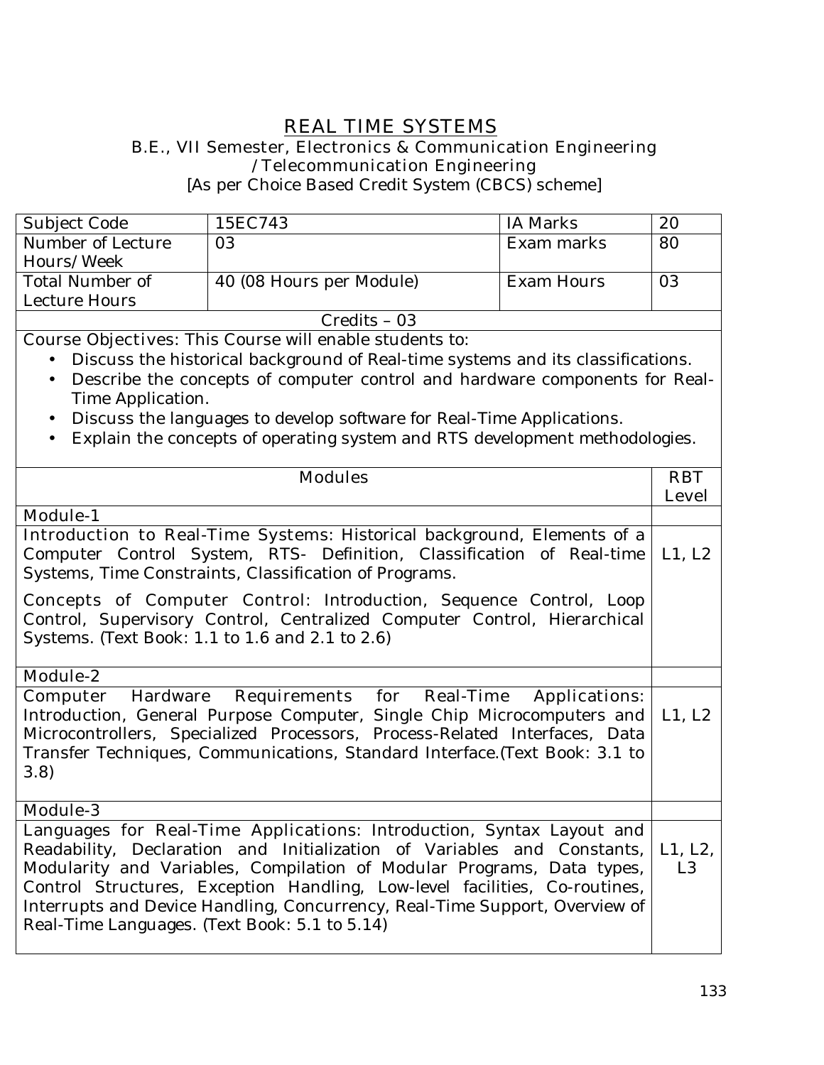# REAL TIME SYSTEMS

B.E., VII Semester, Electronics & Communication Engineering /Telecommunication Engineering

[As per Choice Based Credit System (CBCS) scheme]

| Subject Code | 15EC743 | IA Marks | 20 |
|---|---|---|---|
| Number of Lecture Hours/Week | 03 | Exam marks | 80 |
| Total Number of Lecture Hours | 40 (08 Hours per Module) | Exam Hours | 03 |

Credits – 03

Course Objectives: This Course will enable students to:

- Discuss the historical background of Real-time systems and its classifications.
- Describe the concepts of computer control and hardware components for Real-Time Application.
- Discuss the languages to develop software for Real-Time Applications.
- Explain the concepts of operating system and RTS development methodologies.

| Modules | RBT Level |
|---|---|
| **Module-1** | |
| Introduction to Real-Time Systems: Historical background, Elements of a Computer Control System, RTS- Definition, Classification of Real-time Systems, Time Constraints, Classification of Programs. <br><br> Concepts of Computer Control: Introduction, Sequence Control, Loop Control, Supervisory Control, Centralized Computer Control, Hierarchical Systems. (Text Book: 1.1 to 1.6 and 2.1 to 2.6) | L1, L2 |
| **Module-2** | |
| Computer Hardware Requirements for Real-Time Applications: Introduction, General Purpose Computer, Single Chip Microcomputers and Microcontrollers, Specialized Processors, Process-Related Interfaces, Data Transfer Techniques, Communications, Standard Interface.(Text Book: 3.1 to 3.8) | L1, L2 |
| **Module-3** | |
| Languages for Real-Time Applications: Introduction, Syntax Layout and Readability, Declaration and Initialization of Variables and Constants, Modularity and Variables, Compilation of Modular Programs, Data types, Control Structures, Exception Handling, Low-level facilities, Co-routines, Interrupts and Device Handling, Concurrency, Real-Time Support, Overview of Real-Time Languages. (Text Book: 5.1 to 5.14) | L1, L2, L3 |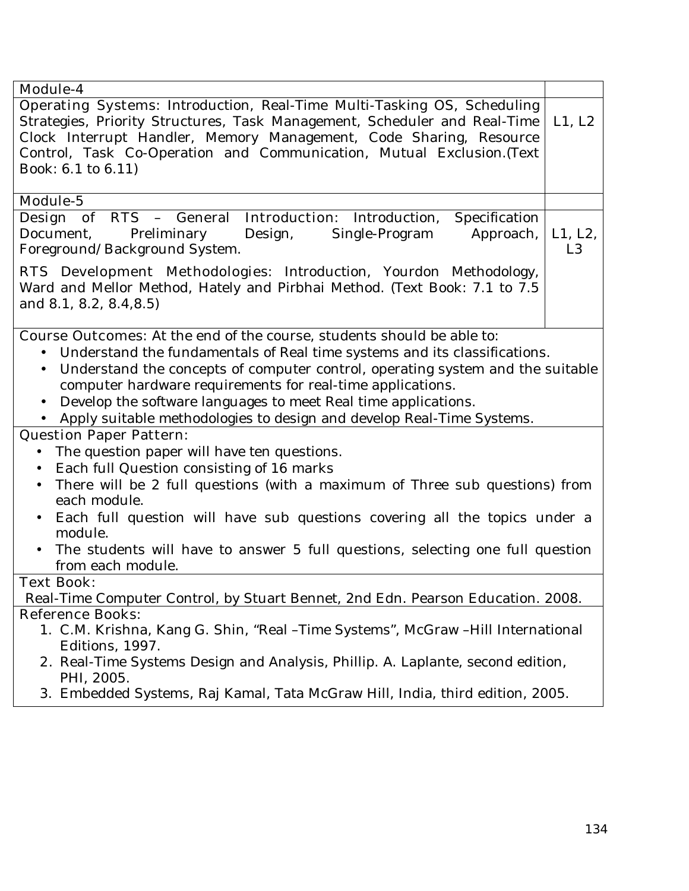| Module-4 | |
|---|---|
| Operating Systems: Introduction, Real-Time Multi-Tasking OS, Scheduling Strategies, Priority Structures, Task Management, Scheduler and Real-Time Clock Interrupt Handler, Memory Management, Code Sharing, Resource Control, Task Co-Operation and Communication, Mutual Exclusion.(Text Book: 6.1 to 6.11) | L1, L2 |
| Module-5 | |
| Design of RTS – General Introduction: Introduction, Specification Document, Preliminary Design, Single-Program Approach, Foreground/Background System.<br><br>RTS Development Methodologies: Introduction, Yourdon Methodology, Ward and Mellor Method, Hately and Pirbhai Method. (Text Book: 7.1 to 7.5 and 8.1, 8.2, 8.4,8.5) | L1, L2, L3 |

**Course Outcomes:** At the end of the course, students should be able to:

- Understand the fundamentals of Real time systems and its classifications.
- Understand the concepts of computer control, operating system and the suitable computer hardware requirements for real-time applications.
- Develop the software languages to meet Real time applications.
- Apply suitable methodologies to design and develop Real-Time Systems.

**Question Paper Pattern:**

- The question paper will have ten questions.
- Each full Question consisting of 16 marks
- There will be 2 full questions (with a maximum of Three sub questions) from each module.
- Each full question will have sub questions covering all the topics under a module.
- The students will have to answer 5 full questions, selecting one full question from each module.

**Text Book:**

Real-Time Computer Control, by Stuart Bennet, 2nd Edn. Pearson Education. 2008.

**Reference Books:**

1. C.M. Krishna, Kang G. Shin, "Real –Time Systems", McGraw –Hill International Editions, 1997.
2. Real-Time Systems Design and Analysis, Phillip. A. Laplante, second edition, PHI, 2005.
3. Embedded Systems, Raj Kamal, Tata McGraw Hill, India, third edition, 2005.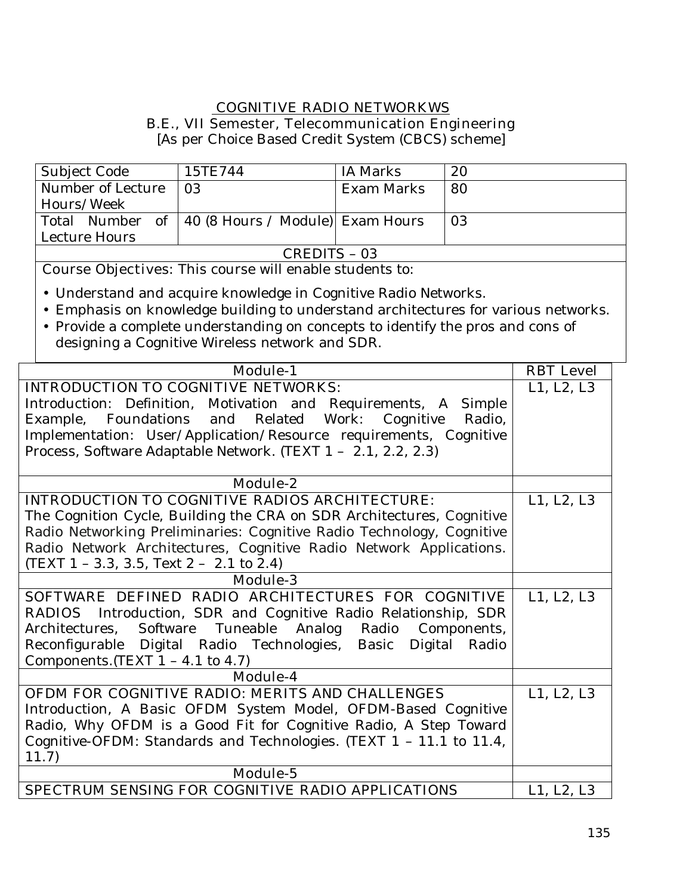## COGNITIVE RADIO NETWORKWS

B.E., VII Semester, Telecommunication Engineering

[As per Choice Based Credit System (CBCS) scheme]

| Subject Code | 15TE744 | IA Marks | 20 |
|---|---|---|---|
| Number of Lecture Hours/Week | 03 | Exam Marks | 80 |
| Total Number of Lecture Hours | 40 (8 Hours / Module) | Exam Hours | 03 |
| CREDITS – 03 | | | |

Course Objectives: This course will enable students to:

- Understand and acquire knowledge in Cognitive Radio Networks.
- Emphasis on knowledge building to understand architectures for various networks.
- Provide a complete understanding on concepts to identify the pros and cons of designing a Cognitive Wireless network and SDR.

| Module-1 | RBT Level |
|---|---|
| INTRODUCTION TO COGNITIVE NETWORKS: Introduction: Definition, Motivation and Requirements, A Simple Example, Foundations and Related Work: Cognitive Radio, Implementation: User/Application/Resource requirements, Cognitive Process, Software Adaptable Network. (TEXT 1 – 2.1, 2.2, 2.3) | L1, L2, L3 |
| **Module-2** | |
| INTRODUCTION TO COGNITIVE RADIOS ARCHITECTURE: The Cognition Cycle, Building the CRA on SDR Architectures, Cognitive Radio Networking Preliminaries: Cognitive Radio Technology, Cognitive Radio Network Architectures, Cognitive Radio Network Applications. (TEXT 1 – 3.3, 3.5, Text 2 – 2.1 to 2.4) | L1, L2, L3 |
| **Module-3** | |
| SOFTWARE DEFINED RADIO ARCHITECTURES FOR COGNITIVE RADIOS Introduction, SDR and Cognitive Radio Relationship, SDR Architectures, Software Tuneable Analog Radio Components, Reconfigurable Digital Radio Technologies, Basic Digital Radio Components.(TEXT 1 – 4.1 to 4.7) | L1, L2, L3 |
| **Module-4** | |
| OFDM FOR COGNITIVE RADIO: MERITS AND CHALLENGES Introduction, A Basic OFDM System Model, OFDM-Based Cognitive Radio, Why OFDM is a Good Fit for Cognitive Radio, A Step Toward Cognitive-OFDM: Standards and Technologies. (TEXT 1 – 11.1 to 11.4, 11.7) | L1, L2, L3 |
| **Module-5** | |
| SPECTRUM SENSING FOR COGNITIVE RADIO APPLICATIONS | L1, L2, L3 |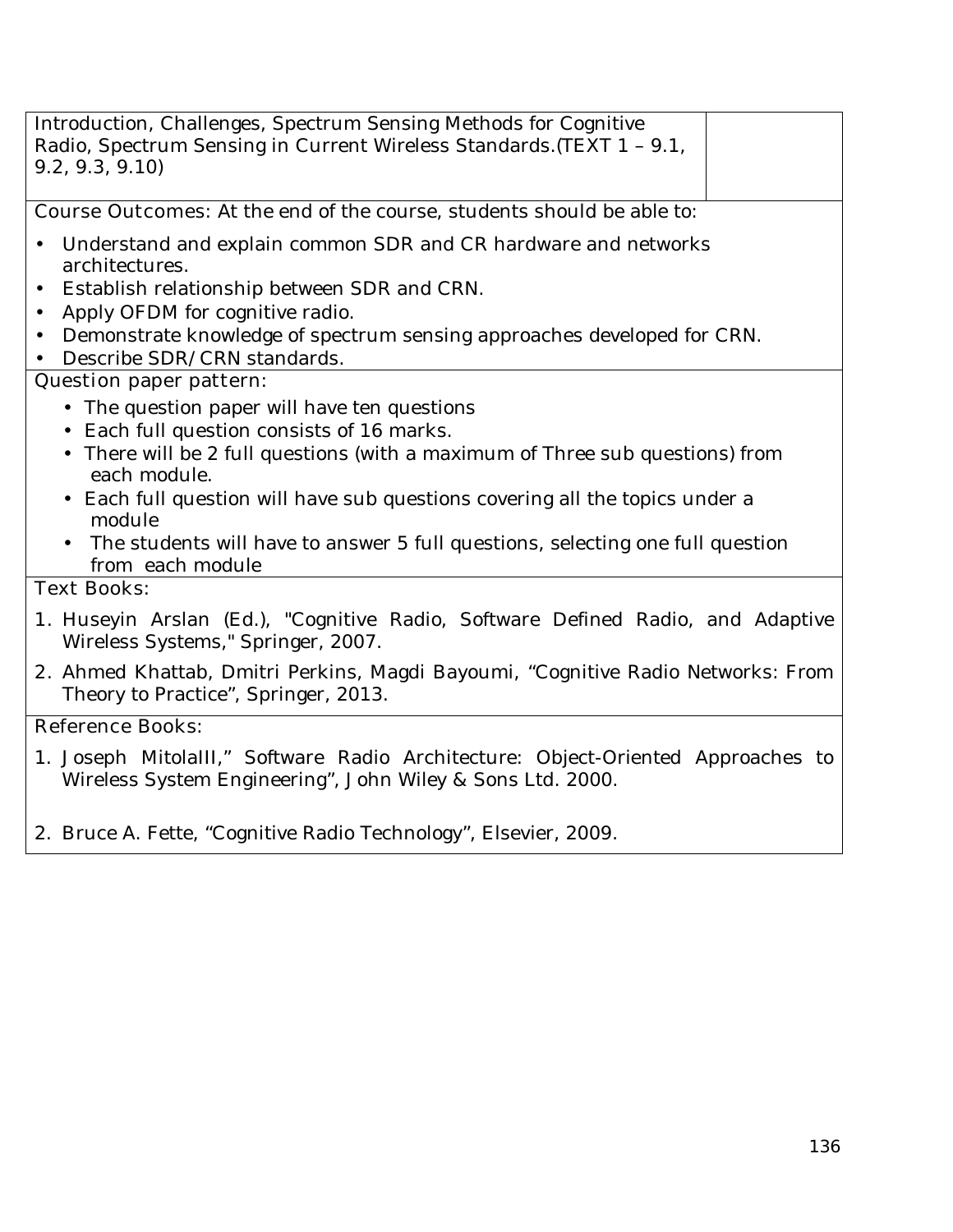| Introduction, Challenges, Spectrum Sensing Methods for Cognitive Radio, Spectrum Sensing in Current Wireless Standards.(TEXT 1 – 9.1, 9.2, 9.3, 9.10) | |
|---|---|

Course Outcomes: At the end of the course, students should be able to:

- Understand and explain common SDR and CR hardware and networks architectures.
- Establish relationship between SDR and CRN.
- Apply OFDM for cognitive radio.
- Demonstrate knowledge of spectrum sensing approaches developed for CRN.
- Describe SDR/CRN standards.

Question paper pattern:

- The question paper will have ten questions
- Each full question consists of 16 marks.
- There will be 2 full questions (with a maximum of Three sub questions) from each module.
- Each full question will have sub questions covering all the topics under a module
- The students will have to answer 5 full questions, selecting one full question from each module

Text Books:

1. Huseyin Arslan (Ed.), "Cognitive Radio, Software Defined Radio, and Adaptive Wireless Systems," Springer, 2007.
2. Ahmed Khattab, Dmitri Perkins, Magdi Bayoumi, "Cognitive Radio Networks: From Theory to Practice", Springer, 2013.

Reference Books:

1. Joseph MitolaIII," Software Radio Architecture: Object-Oriented Approaches to Wireless System Engineering", John Wiley & Sons Ltd. 2000.
2. Bruce A. Fette, "Cognitive Radio Technology", Elsevier, 2009.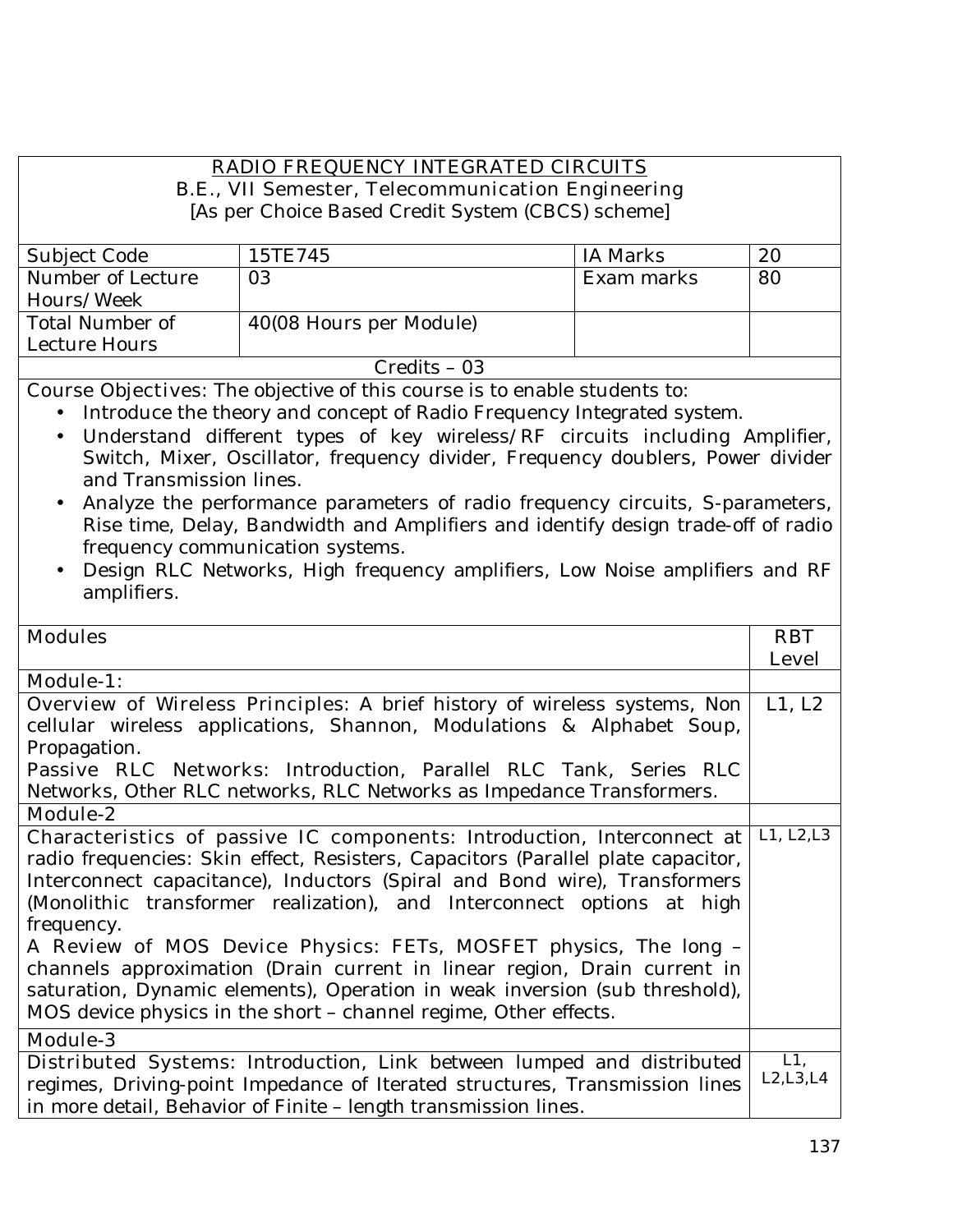# RADIO FREQUENCY INTEGRATED CIRCUITS

B.E., VII Semester, Telecommunication Engineering

[As per Choice Based Credit System (CBCS) scheme]

| Subject Code | 15TE745 | IA Marks | 20 |
|---|---|---|---|
| Number of Lecture Hours/Week | 03 | Exam marks | 80 |
| Total Number of Lecture Hours | 40(08 Hours per Module) | | |

Credits – 03

**Course Objectives:** The objective of this course is to enable students to:

- Introduce the theory and concept of Radio Frequency Integrated system.
- Understand different types of key wireless/RF circuits including Amplifier, Switch, Mixer, Oscillator, frequency divider, Frequency doublers, Power divider and Transmission lines.
- Analyze the performance parameters of radio frequency circuits, S-parameters, Rise time, Delay, Bandwidth and Amplifiers and identify design trade-off of radio frequency communication systems.
- Design RLC Networks, High frequency amplifiers, Low Noise amplifiers and RF amplifiers.

| Modules | RBT Level |
|---|---|
| **Module-1:** | |
| **Overview of Wireless Principles:** A brief history of wireless systems, Non cellular wireless applications, Shannon, Modulations & Alphabet Soup, Propagation.<br>**Passive RLC Networks:** Introduction, Parallel RLC Tank, Series RLC Networks, Other RLC networks, RLC Networks as Impedance Transformers. | L1, L2 |
| **Module-2** | |
| **Characteristics of passive IC components:** Introduction, Interconnect at radio frequencies: Skin effect, Resisters, Capacitors (Parallel plate capacitor, Interconnect capacitance), Inductors (Spiral and Bond wire), Transformers (Monolithic transformer realization), and Interconnect options at high frequency.<br>**A Review of MOS Device Physics:** FETs, MOSFET physics, The long – channels approximation (Drain current in linear region, Drain current in saturation, Dynamic elements), Operation in weak inversion (sub threshold), MOS device physics in the short – channel regime, Other effects. | L1, L2,L3 |
| **Module-3** | |
| **Distributed Systems:** Introduction, Link between lumped and distributed regimes, Driving-point Impedance of Iterated structures, Transmission lines in more detail, Behavior of Finite – length transmission lines. | L1, L2,L3,L4 |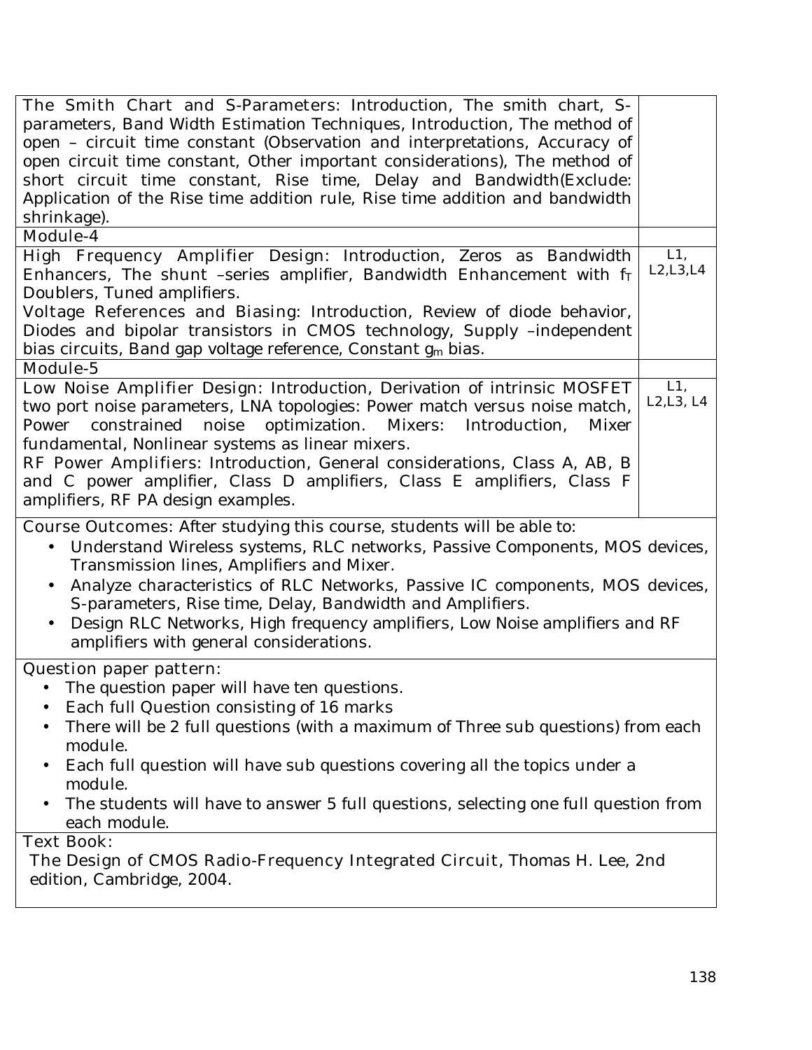| | |
|---|---|
| **The Smith Chart and S-Parameters:** Introduction, The smith chart, S-parameters, Band Width Estimation Techniques, Introduction, The method of open – circuit time constant (Observation and interpretations, Accuracy of open circuit time constant, Other important considerations), The method of short circuit time constant, Rise time, Delay and Bandwidth(Exclude: Application of the Rise time addition rule, Rise time addition and bandwidth shrinkage). | |
| **Module-4** | |
| **High Frequency Amplifier Design:** Introduction, Zeros as Bandwidth Enhancers, The shunt –series amplifier, Bandwidth Enhancement with $f_T$ Doublers, Tuned amplifiers.<br>**Voltage References and Biasing:** Introduction, Review of diode behavior, Diodes and bipolar transistors in CMOS technology, Supply –independent bias circuits, Band gap voltage reference, Constant $g_m$ bias. | L1, L2,L3,L4 |
| **Module-5** | |
| **Low Noise Amplifier Design:** Introduction, Derivation of intrinsic MOSFET two port noise parameters, LNA topologies: Power match versus noise match, Power constrained noise optimization. **Mixers:** Introduction, Mixer fundamental, Nonlinear systems as linear mixers.<br>**RF Power Amplifiers:** Introduction, General considerations, Class A, AB, B and C power amplifier, Class D amplifiers, Class E amplifiers, Class F amplifiers, RF PA design examples. | L1, L2,L3, L4 |

**Course Outcomes:** After studying this course, students will be able to:

- Understand Wireless systems, RLC networks, Passive Components, MOS devices, Transmission lines, Amplifiers and Mixer.
- Analyze characteristics of RLC Networks, Passive IC components, MOS devices, S-parameters, Rise time, Delay, Bandwidth and Amplifiers.
- Design RLC Networks, High frequency amplifiers, Low Noise amplifiers and RF amplifiers with general considerations.

**Question paper pattern:**

- The question paper will have ten questions.
- Each full Question consisting of 16 marks
- There will be 2 full questions (with a maximum of Three sub questions) from each module.
- Each full question will have sub questions covering all the topics under a module.
- The students will have to answer 5 full questions, selecting one full question from each module.

**Text Book:**

The Design of CMOS Radio-Frequency Integrated Circuit, Thomas H. Lee, 2nd edition, Cambridge, 2004.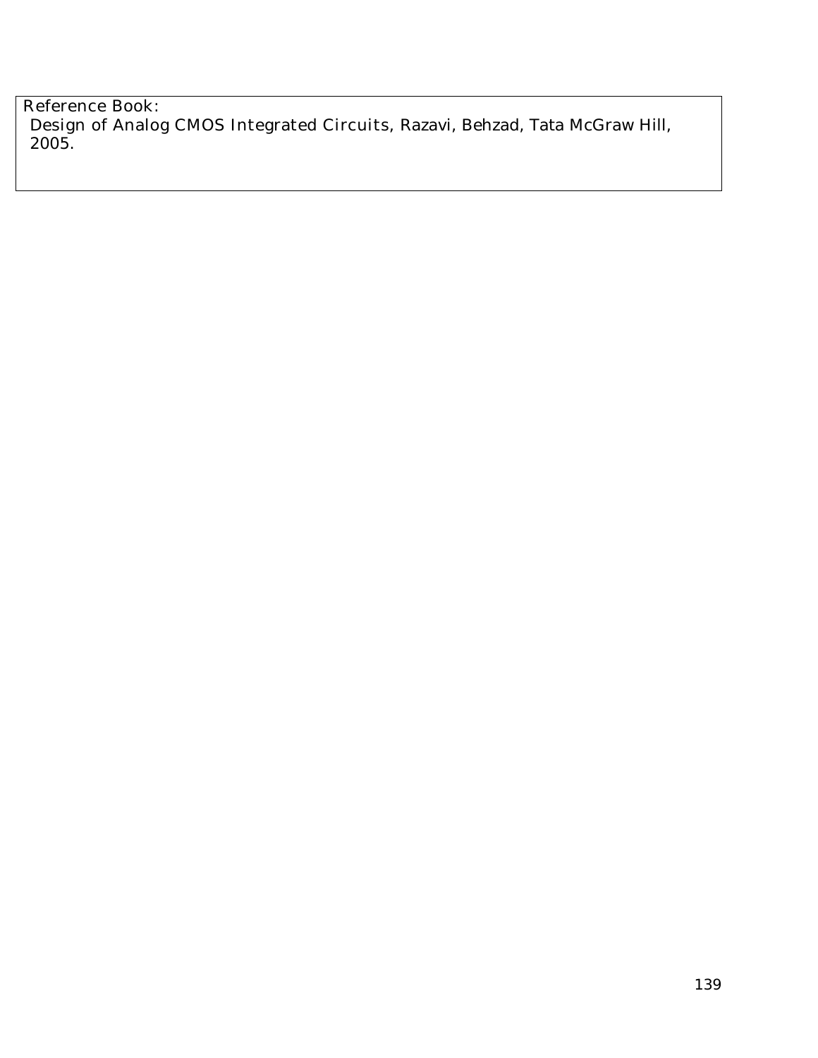Reference Book:

Design of Analog CMOS Integrated Circuits, Razavi, Behzad, Tata McGraw Hill, 2005.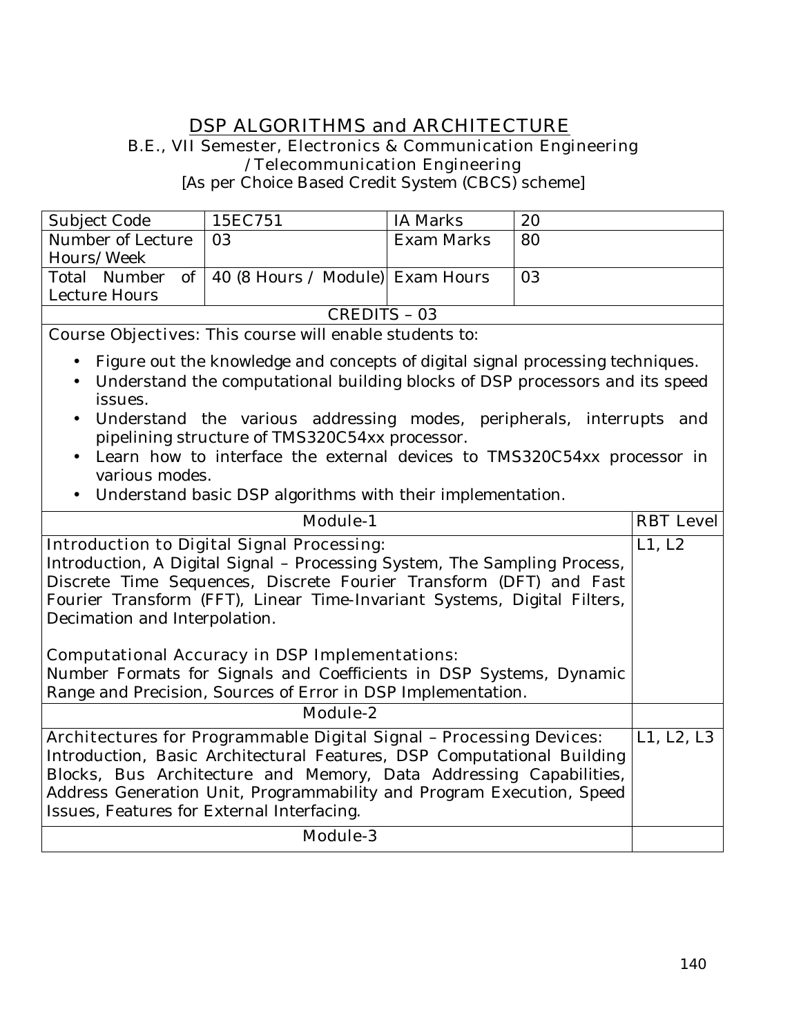# DSP ALGORITHMS and ARCHITECTURE

B.E., VII Semester, Electronics & Communication Engineering /Telecommunication Engineering

[As per Choice Based Credit System (CBCS) scheme]

| Subject Code | 15EC751 | IA Marks | 20 |
|---|---|---|---|
| Number of Lecture Hours/Week | 03 | Exam Marks | 80 |
| Total Number of Lecture Hours | 40 (8 Hours / Module) | Exam Hours | 03 |

CREDITS – 03

Course Objectives: This course will enable students to:

- Figure out the knowledge and concepts of digital signal processing techniques.
- Understand the computational building blocks of DSP processors and its speed issues.
- Understand the various addressing modes, peripherals, interrupts and pipelining structure of TMS320C54xx processor.
- Learn how to interface the external devices to TMS320C54xx processor in various modes.
- Understand basic DSP algorithms with their implementation.

| Module-1 | RBT Level |
|---|---|
| **Introduction to Digital Signal Processing:** Introduction, A Digital Signal – Processing System, The Sampling Process, Discrete Time Sequences, Discrete Fourier Transform (DFT) and Fast Fourier Transform (FFT), Linear Time-Invariant Systems, Digital Filters, Decimation and Interpolation.<br><br>**Computational Accuracy in DSP Implementations:** Number Formats for Signals and Coefficients in DSP Systems, Dynamic Range and Precision, Sources of Error in DSP Implementation. | L1, L2 |
| **Module-2** | |
| **Architectures for Programmable Digital Signal – Processing Devices:** Introduction, Basic Architectural Features, DSP Computational Building Blocks, Bus Architecture and Memory, Data Addressing Capabilities, Address Generation Unit, Programmability and Program Execution, Speed Issues, Features for External Interfacing. | L1, L2, L3 |
| **Module-3** | |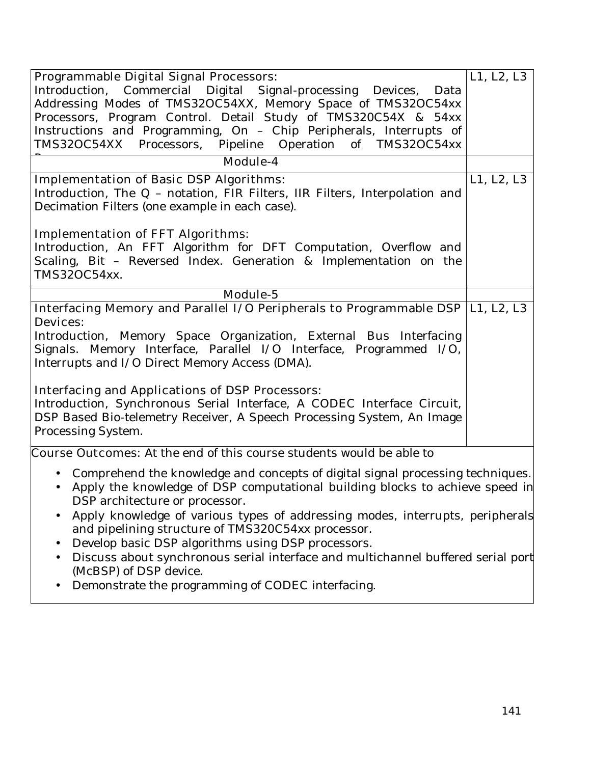| | |
|---|---|
| **Programmable Digital Signal Processors:**<br>Introduction, Commercial Digital Signal-processing Devices, Data Addressing Modes of TMS32OC54XX, Memory Space of TMS32OC54xx Processors, Program Control. Detail Study of TMS320C54X & 54xx Instructions and Programming, On – Chip Peripherals, Interrupts of TMS32OC54XX Processors, Pipeline Operation of TMS32OC54xx P | L1, L2, L3 |
| **Module-4** | |
| **Implementation of Basic DSP Algorithms:**<br>Introduction, The Q – notation, FIR Filters, IIR Filters, Interpolation and Decimation Filters (one example in each case).<br><br>**Implementation of FFT Algorithms:**<br>Introduction, An FFT Algorithm for DFT Computation, Overflow and Scaling, Bit – Reversed Index. Generation & Implementation on the TMS32OC54xx. | L1, L2, L3 |
| **Module-5** | |
| **Interfacing Memory and Parallel I/O Peripherals to Programmable DSP Devices:**<br>Introduction, Memory Space Organization, External Bus Interfacing Signals. Memory Interface, Parallel I/O Interface, Programmed I/O, Interrupts and I/O Direct Memory Access (DMA).<br><br>**Interfacing and Applications of DSP Processors:**<br>Introduction, Synchronous Serial Interface, A CODEC Interface Circuit, DSP Based Bio-telemetry Receiver, A Speech Processing System, An Image Processing System. | L1, L2, L3 |

**Course Outcomes:** At the end of this course students would be able to

- Comprehend the knowledge and concepts of digital signal processing techniques.
- Apply the knowledge of DSP computational building blocks to achieve speed in DSP architecture or processor.
- Apply knowledge of various types of addressing modes, interrupts, peripherals and pipelining structure of TMS320C54xx processor.
- Develop basic DSP algorithms using DSP processors.
- Discuss about synchronous serial interface and multichannel buffered serial port (McBSP) of DSP device.
- Demonstrate the programming of CODEC interfacing.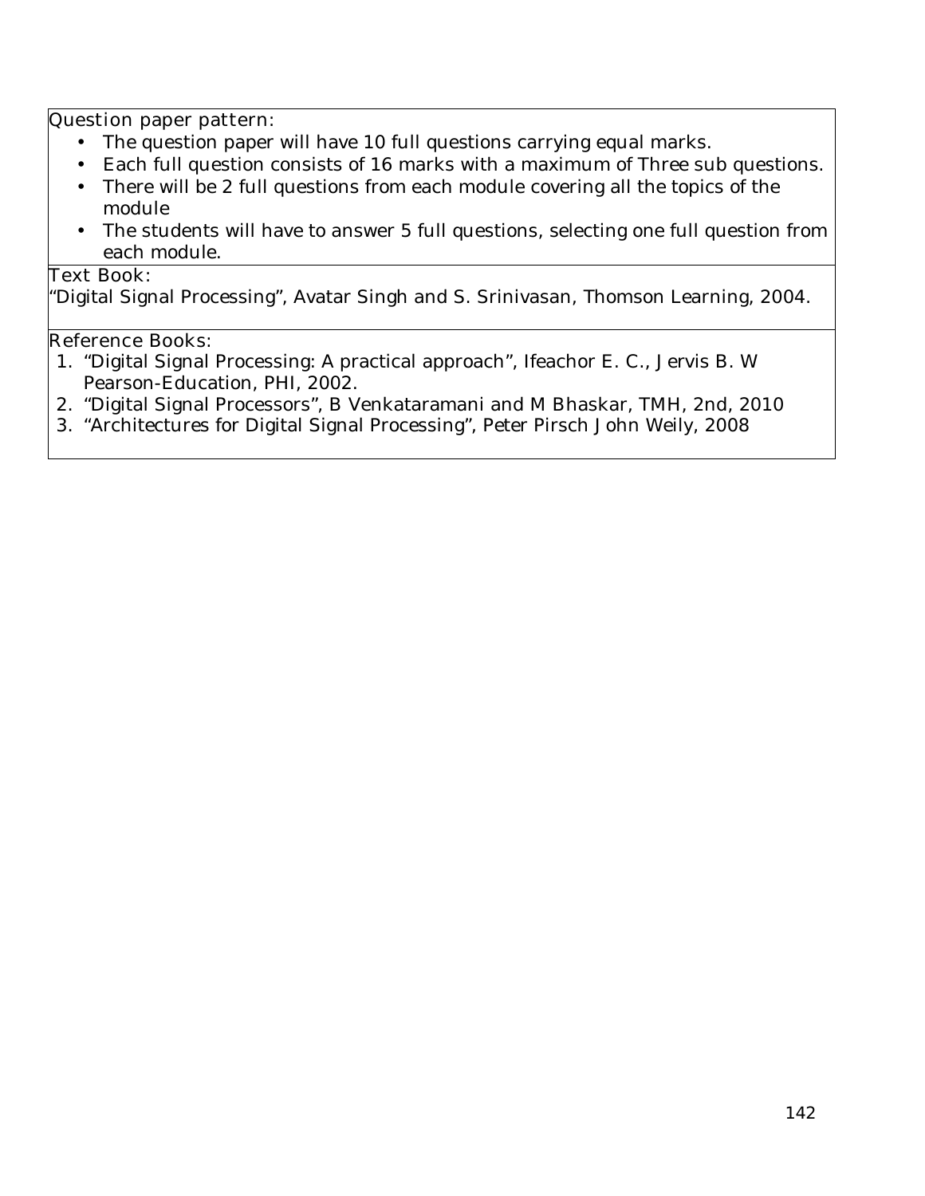Question paper pattern:

- The question paper will have 10 full questions carrying equal marks.
- Each full question consists of 16 marks with a maximum of Three sub questions.
- There will be 2 full questions from each module covering all the topics of the module
- The students will have to answer 5 full questions, selecting one full question from each module.

Text Book:

"Digital Signal Processing", Avatar Singh and S. Srinivasan, Thomson Learning, 2004.

Reference Books:

1. "Digital Signal Processing: A practical approach", Ifeachor E. C., Jervis B. W Pearson-Education, PHI, 2002.
2. "Digital Signal Processors", B Venkataramani and M Bhaskar, TMH, 2nd, 2010
3. "Architectures for Digital Signal Processing", Peter Pirsch John Weily, 2008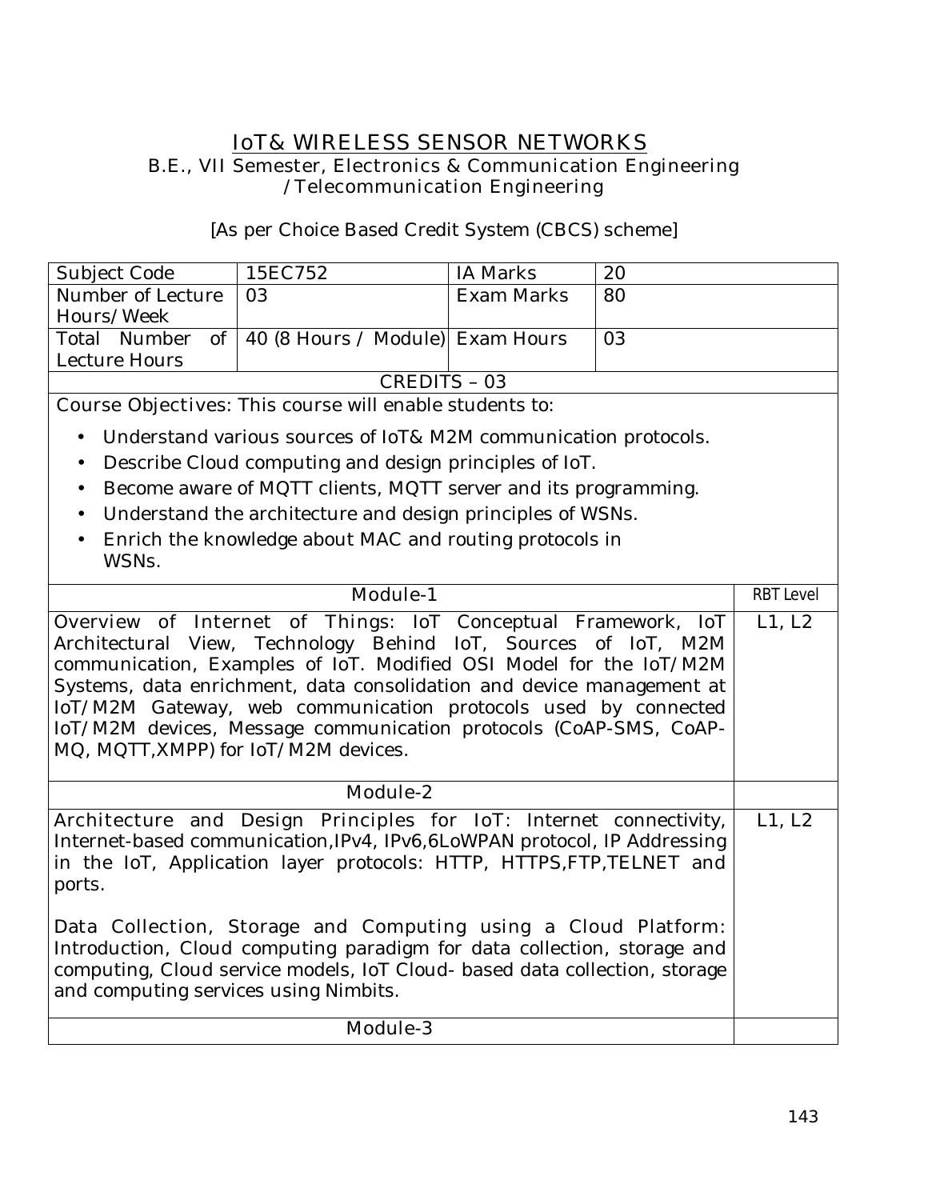## IoT& WIRELESS SENSOR NETWORKS

B.E., VII Semester, Electronics & Communication Engineering /Telecommunication Engineering

[As per Choice Based Credit System (CBCS) scheme]

| Subject Code | 15EC752 | IA Marks | 20 |
|---|---|---|---|
| Number of Lecture Hours/Week | 03 | Exam Marks | 80 |
| Total Number of Lecture Hours | 40 (8 Hours / Module) | Exam Hours | 03 |

CREDITS – 03

Course Objectives: This course will enable students to:

- Understand various sources of IoT& M2M communication protocols.
- Describe Cloud computing and design principles of IoT.
- Become aware of MQTT clients, MQTT server and its programming.
- Understand the architecture and design principles of WSNs.
- Enrich the knowledge about MAC and routing protocols in WSNs.

| Module-1 | RBT Level |
|---|---|
| Overview of Internet of Things: IoT Conceptual Framework, IoT Architectural View, Technology Behind IoT, Sources of IoT, M2M communication, Examples of IoT. Modified OSI Model for the IoT/M2M Systems, data enrichment, data consolidation and device management at IoT/M2M Gateway, web communication protocols used by connected IoT/M2M devices, Message communication protocols (CoAP-SMS, CoAP-MQ, MQTT,XMPP) for IoT/M2M devices. | L1, L2 |
| **Module-2** | |
| Architecture and Design Principles for IoT: Internet connectivity, Internet-based communication,IPv4, IPv6,6LoWPAN protocol, IP Addressing in the IoT, Application layer protocols: HTTP, HTTPS,FTP,TELNET and ports.<br><br>Data Collection, Storage and Computing using a Cloud Platform: Introduction, Cloud computing paradigm for data collection, storage and computing, Cloud service models, IoT Cloud- based data collection, storage and computing services using Nimbits. | L1, L2 |
| **Module-3** | |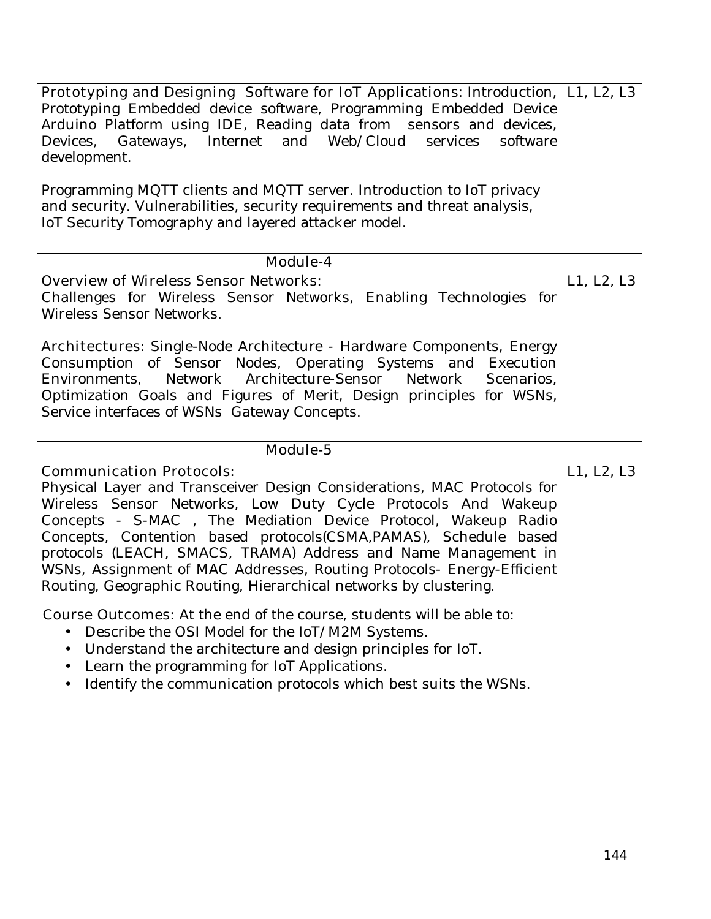| | |
|---|---|
| Prototyping and Designing Software for IoT Applications: Introduction, Prototyping Embedded device software, Programming Embedded Device Arduino Platform using IDE, Reading data from sensors and devices, Devices, Gateways, Internet and Web/Cloud services software development.<br><br>Programming MQTT clients and MQTT server. Introduction to IoT privacy and security. Vulnerabilities, security requirements and threat analysis, IoT Security Tomography and layered attacker model. | L1, L2, L3 |
| Module-4 | |
| Overview of Wireless Sensor Networks:<br>Challenges for Wireless Sensor Networks, Enabling Technologies for Wireless Sensor Networks.<br><br>Architectures: Single-Node Architecture - Hardware Components, Energy Consumption of Sensor Nodes, Operating Systems and Execution Environments, Network Architecture-Sensor Network Scenarios, Optimization Goals and Figures of Merit, Design principles for WSNs, Service interfaces of WSNs Gateway Concepts. | L1, L2, L3 |
| Module-5 | |
| Communication Protocols:<br>Physical Layer and Transceiver Design Considerations, MAC Protocols for Wireless Sensor Networks, Low Duty Cycle Protocols And Wakeup Concepts - S-MAC , The Mediation Device Protocol, Wakeup Radio Concepts, Contention based protocols(CSMA,PAMAS), Schedule based protocols (LEACH, SMACS, TRAMA) Address and Name Management in WSNs, Assignment of MAC Addresses, Routing Protocols- Energy-Efficient Routing, Geographic Routing, Hierarchical networks by clustering. | L1, L2, L3 |
| Course Outcomes: At the end of the course, students will be able to:<br>• Describe the OSI Model for the IoT/M2M Systems.<br>• Understand the architecture and design principles for IoT.<br>• Learn the programming for IoT Applications.<br>• Identify the communication protocols which best suits the WSNs. | |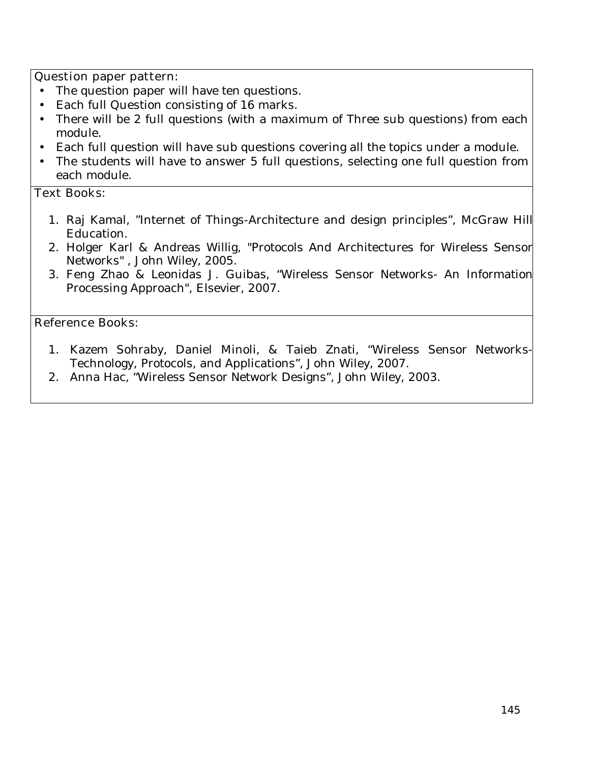**Question paper pattern:**

- The question paper will have ten questions.
- Each full Question consisting of 16 marks.
- There will be 2 full questions (with a maximum of Three sub questions) from each module.
- Each full question will have sub questions covering all the topics under a module.
- The students will have to answer 5 full questions, selecting one full question from each module.

**Text Books:**

1. Raj Kamal, "Internet of Things-Architecture and design principles", McGraw Hill Education.
2. Holger Karl & Andreas Willig, "Protocols And Architectures for Wireless Sensor Networks" , John Wiley, 2005.
3. Feng Zhao & Leonidas J. Guibas, "Wireless Sensor Networks- An Information Processing Approach", Elsevier, 2007.

**Reference Books:**

1. Kazem Sohraby, Daniel Minoli, & Taieb Znati, "Wireless Sensor Networks-Technology, Protocols, and Applications", John Wiley, 2007.
2. Anna Hac, "Wireless Sensor Network Designs", John Wiley, 2003.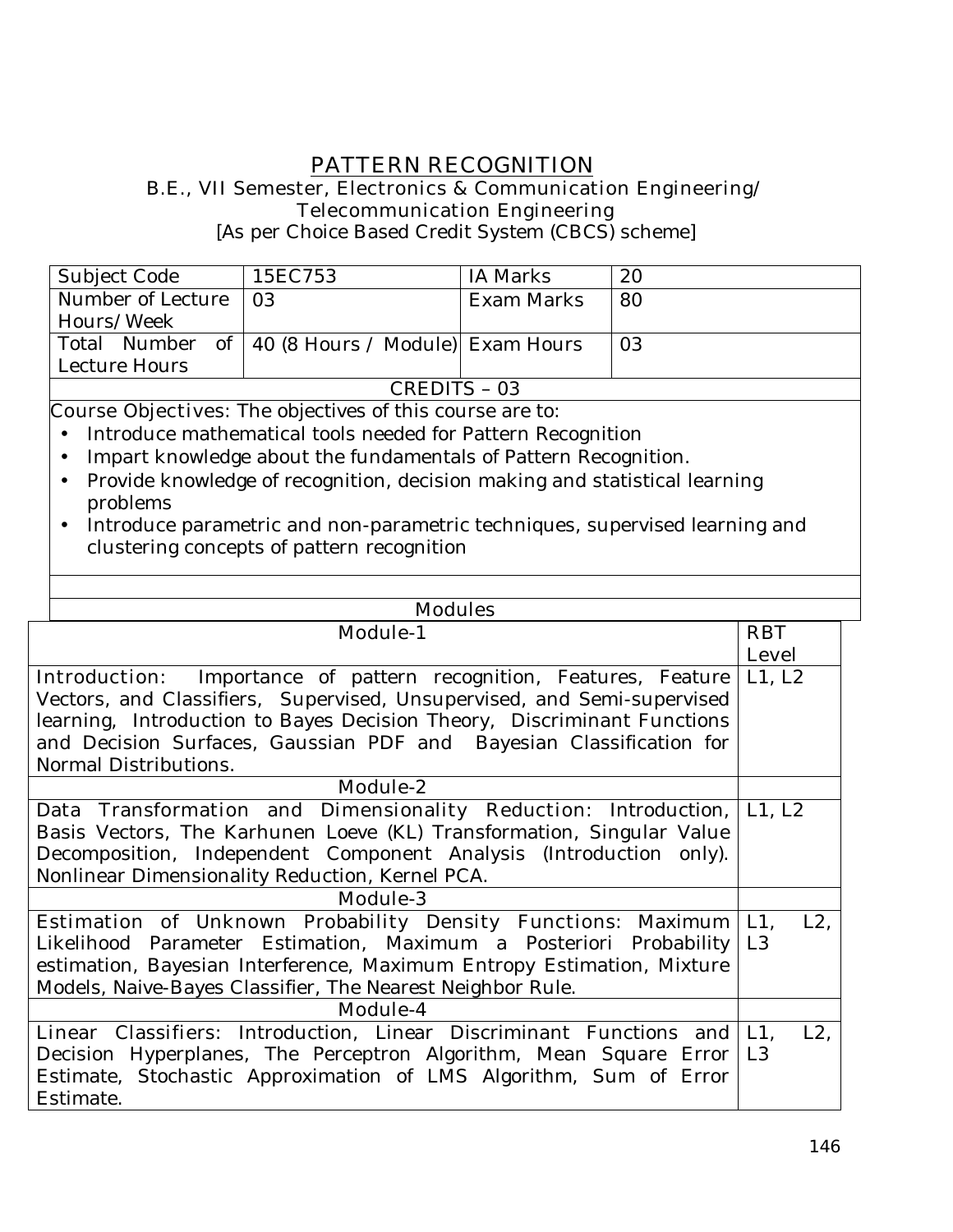# PATTERN RECOGNITION

**B.E., VII Semester, Electronics & Communication Engineering/ Telecommunication Engineering**

[As per Choice Based Credit System (CBCS) scheme]

| Subject Code | 15EC753 | IA Marks | 20 |
|---|---|---|---|
| Number of Lecture Hours/Week | 03 | Exam Marks | 80 |
| Total Number of Lecture Hours | 40 (8 Hours / Module) | Exam Hours | 03 |
| CREDITS – 03 | | | |

**Course Objectives:** The objectives of this course are to:

- Introduce mathematical tools needed for Pattern Recognition
- Impart knowledge about the fundamentals of Pattern Recognition.
- Provide knowledge of recognition, decision making and statistical learning problems
- Introduce parametric and non-parametric techniques, supervised learning and clustering concepts of pattern recognition

**Modules**

| Module-1 | RBT Level |
|---|---|
| **Introduction:** Importance of pattern recognition, Features, Feature Vectors, and Classifiers, Supervised, Unsupervised, and Semi-supervised learning, Introduction to Bayes Decision Theory, Discriminant Functions and Decision Surfaces, Gaussian PDF and Bayesian Classification for Normal Distributions. | L1, L2 |
| **Module-2** | |
| **Data Transformation and Dimensionality Reduction:** Introduction, Basis Vectors, The Karhunen Loeve (KL) Transformation, Singular Value Decomposition, Independent Component Analysis (Introduction only). Nonlinear Dimensionality Reduction, Kernel PCA. | L1, L2 |
| **Module-3** | |
| **Estimation of Unknown Probability Density Functions:** Maximum Likelihood Parameter Estimation, Maximum a Posteriori Probability estimation, Bayesian Interference, Maximum Entropy Estimation, Mixture Models, Naive-Bayes Classifier, The Nearest Neighbor Rule. | L1, L2, L3 |
| **Module-4** | |
| **Linear Classifiers:** Introduction, Linear Discriminant Functions and Decision Hyperplanes, The Perceptron Algorithm, Mean Square Error Estimate, Stochastic Approximation of LMS Algorithm, Sum of Error Estimate. | L1, L2, L3 |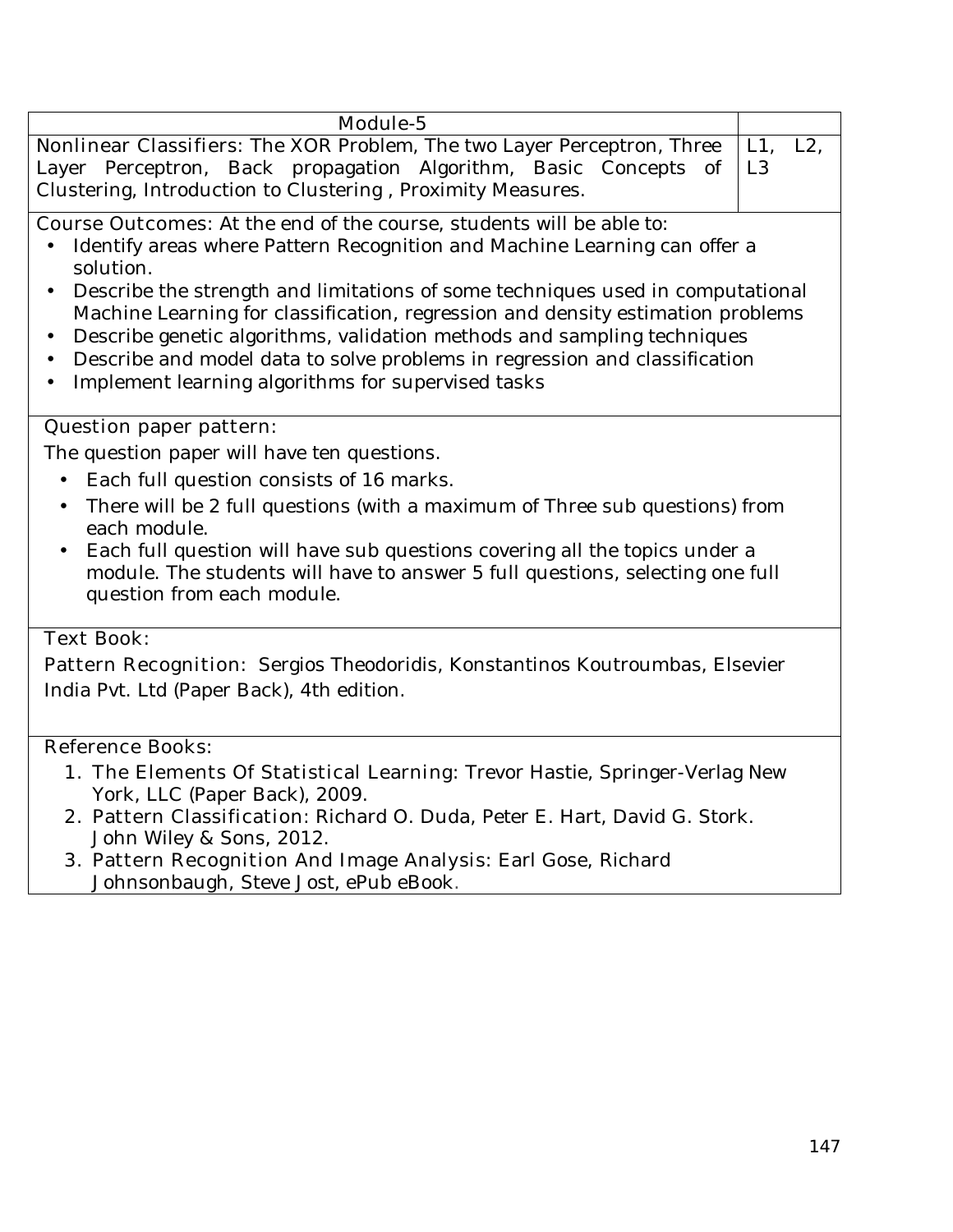| Module-5 | |
|---|---|
| Nonlinear Classifiers: The XOR Problem, The two Layer Perceptron, Three Layer Perceptron, Back propagation Algorithm, Basic Concepts of Clustering, Introduction to Clustering , Proximity Measures. | L1, L2, L3 |

**Course Outcomes:** At the end of the course, students will be able to:

- Identify areas where Pattern Recognition and Machine Learning can offer a solution.
- Describe the strength and limitations of some techniques used in computational Machine Learning for classification, regression and density estimation problems
- Describe genetic algorithms, validation methods and sampling techniques
- Describe and model data to solve problems in regression and classification
- Implement learning algorithms for supervised tasks

**Question paper pattern:**

The question paper will have ten questions.

- Each full question consists of 16 marks.
- There will be 2 full questions (with a maximum of Three sub questions) from each module.
- Each full question will have sub questions covering all the topics under a module. The students will have to answer 5 full questions, selecting one full question from each module.

**Text Book:**

**Pattern Recognition**: Sergios Theodoridis, Konstantinos Koutroumbas, Elsevier India Pvt. Ltd (Paper Back), 4th edition.

**Reference Books:**

1. **The Elements Of Statistical Learning**: Trevor Hastie, Springer-Verlag New York, LLC (Paper Back), 2009.
2. **Pattern Classification**: Richard O. Duda, Peter E. Hart, David G. Stork. John Wiley & Sons, 2012.
3. **Pattern Recognition And Image Analysis**: Earl Gose, Richard Johnsonbaugh, Steve Jost, ePub eBook.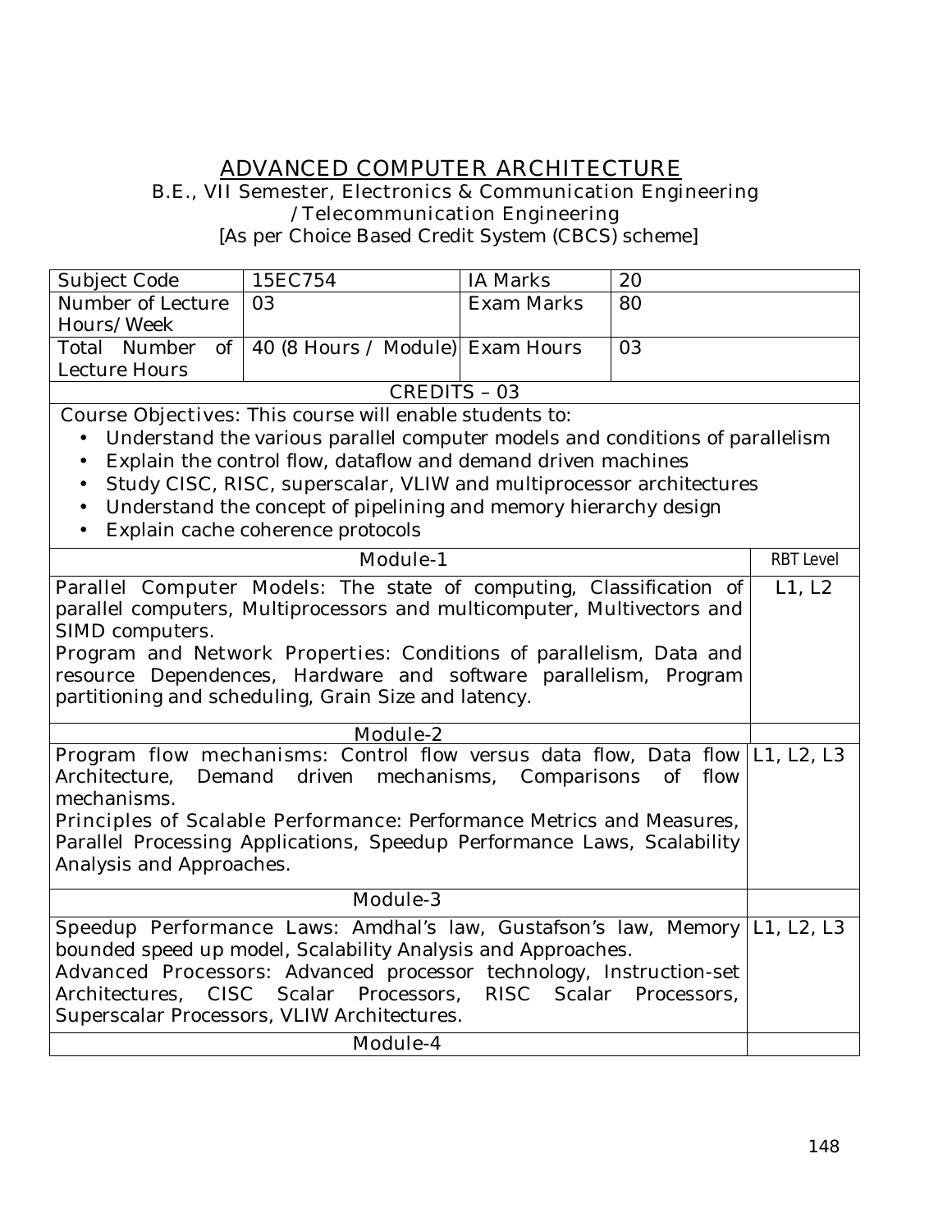# ADVANCED COMPUTER ARCHITECTURE

B.E., VII Semester, Electronics & Communication Engineering /Telecommunication Engineering

[As per Choice Based Credit System (CBCS) scheme]

| Subject Code | 15EC754 | IA Marks | 20 |
|---|---|---|---|
| Number of Lecture Hours/Week | 03 | Exam Marks | 80 |
| Total Number of Lecture Hours | 40 (8 Hours / Module) | Exam Hours | 03 |

**CREDITS – 03**

**Course Objectives:** This course will enable students to:

- Understand the various parallel computer models and conditions of parallelism
- Explain the control flow, dataflow and demand driven machines
- Study CISC, RISC, superscalar, VLIW and multiprocessor architectures
- Understand the concept of pipelining and memory hierarchy design
- Explain cache coherence protocols

| Module-1 | RBT Level |
|---|---|
| **Parallel Computer Models:** The state of computing, Classification of parallel computers, Multiprocessors and multicomputer, Multivectors and SIMD computers.<br>**Program and Network Properties:** Conditions of parallelism, Data and resource Dependences, Hardware and software parallelism, Program partitioning and scheduling, Grain Size and latency. | L1, L2 |
| **Module-2** | |
| **Program flow mechanisms:** Control flow versus data flow, Data flow Architecture, Demand driven mechanisms, Comparisons of flow mechanisms.<br>**Principles of Scalable Performance:** Performance Metrics and Measures, Parallel Processing Applications, Speedup Performance Laws, Scalability Analysis and Approaches. | L1, L2, L3 |
| **Module-3** | |
| **Speedup Performance Laws:** Amdhal's law, Gustafson's law, Memory bounded speed up model, Scalability Analysis and Approaches.<br>**Advanced Processors:** Advanced processor technology, Instruction-set Architectures, CISC Scalar Processors, RISC Scalar Processors, Superscalar Processors, VLIW Architectures. | L1, L2, L3 |
| **Module-4** | |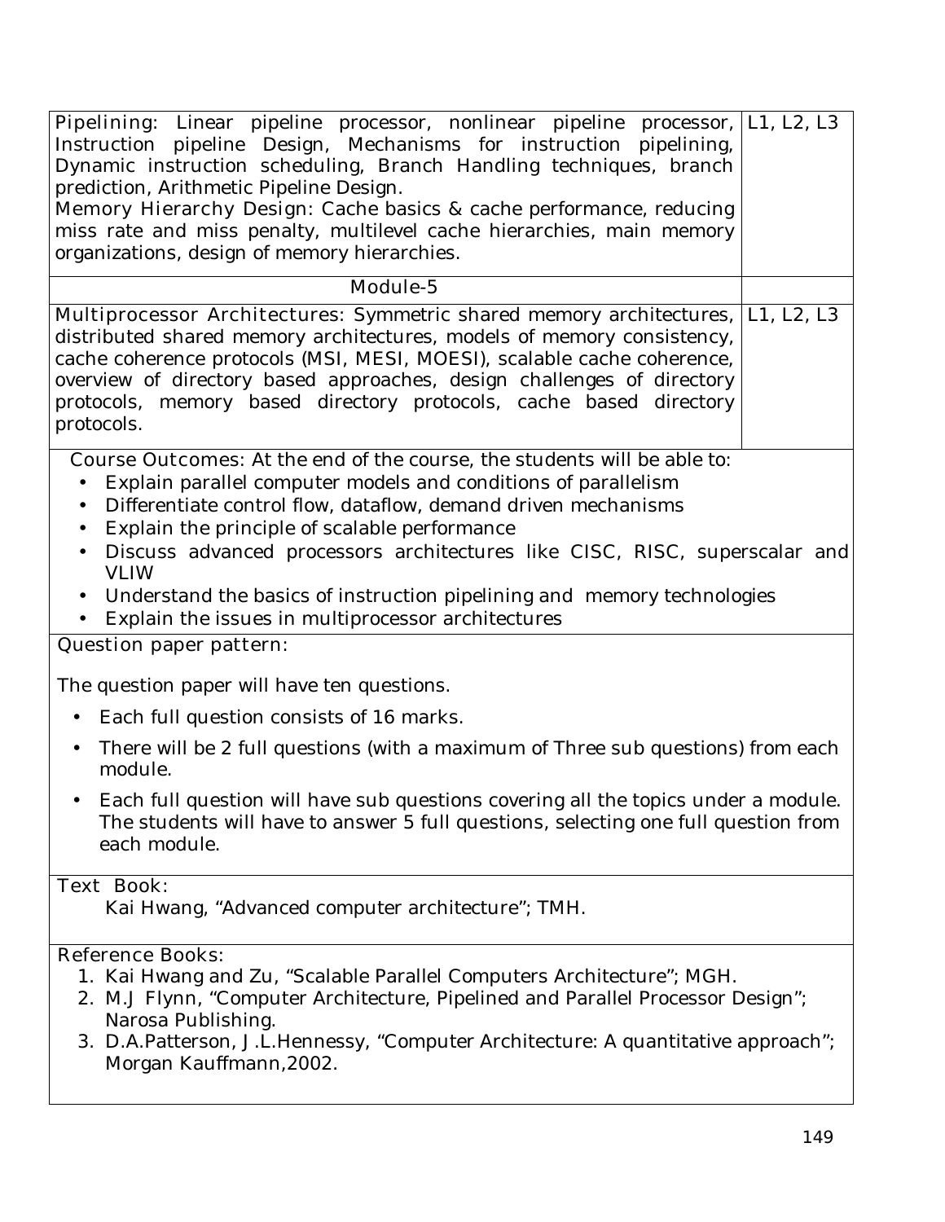| | |
|---|---|
| **Pipelining:** Linear pipeline processor, nonlinear pipeline processor, Instruction pipeline Design, Mechanisms for instruction pipelining, Dynamic instruction scheduling, Branch Handling techniques, branch prediction, Arithmetic Pipeline Design.<br>**Memory Hierarchy Design:** Cache basics & cache performance, reducing miss rate and miss penalty, multilevel cache hierarchies, main memory organizations, design of memory hierarchies. | L1, L2, L3 |
| **Module-5** | |
| **Multiprocessor Architectures:** Symmetric shared memory architectures, distributed shared memory architectures, models of memory consistency, cache coherence protocols (MSI, MESI, MOESI), scalable cache coherence, overview of directory based approaches, design challenges of directory protocols, memory based directory protocols, cache based directory protocols. | L1, L2, L3 |

**Course Outcomes:** At the end of the course, the students will be able to:

- Explain parallel computer models and conditions of parallelism
- Differentiate control flow, dataflow, demand driven mechanisms
- Explain the principle of scalable performance
- Discuss advanced processors architectures like CISC, RISC, superscalar and VLIW
- Understand the basics of instruction pipelining and memory technologies
- Explain the issues in multiprocessor architectures

**Question paper pattern:**

The question paper will have ten questions.

- Each full question consists of 16 marks.
- There will be 2 full questions (with a maximum of Three sub questions) from each module.
- Each full question will have sub questions covering all the topics under a module. The students will have to answer 5 full questions, selecting one full question from each module.

**Text Book:**

Kai Hwang, "Advanced computer architecture"; TMH.

**Reference Books:**

1. Kai Hwang and Zu, "Scalable Parallel Computers Architecture"; MGH.
2. M.J Flynn, "Computer Architecture, Pipelined and Parallel Processor Design"; Narosa Publishing.
3. D.A.Patterson, J.L.Hennessy, "Computer Architecture: A quantitative approach"; Morgan Kauffmann,2002.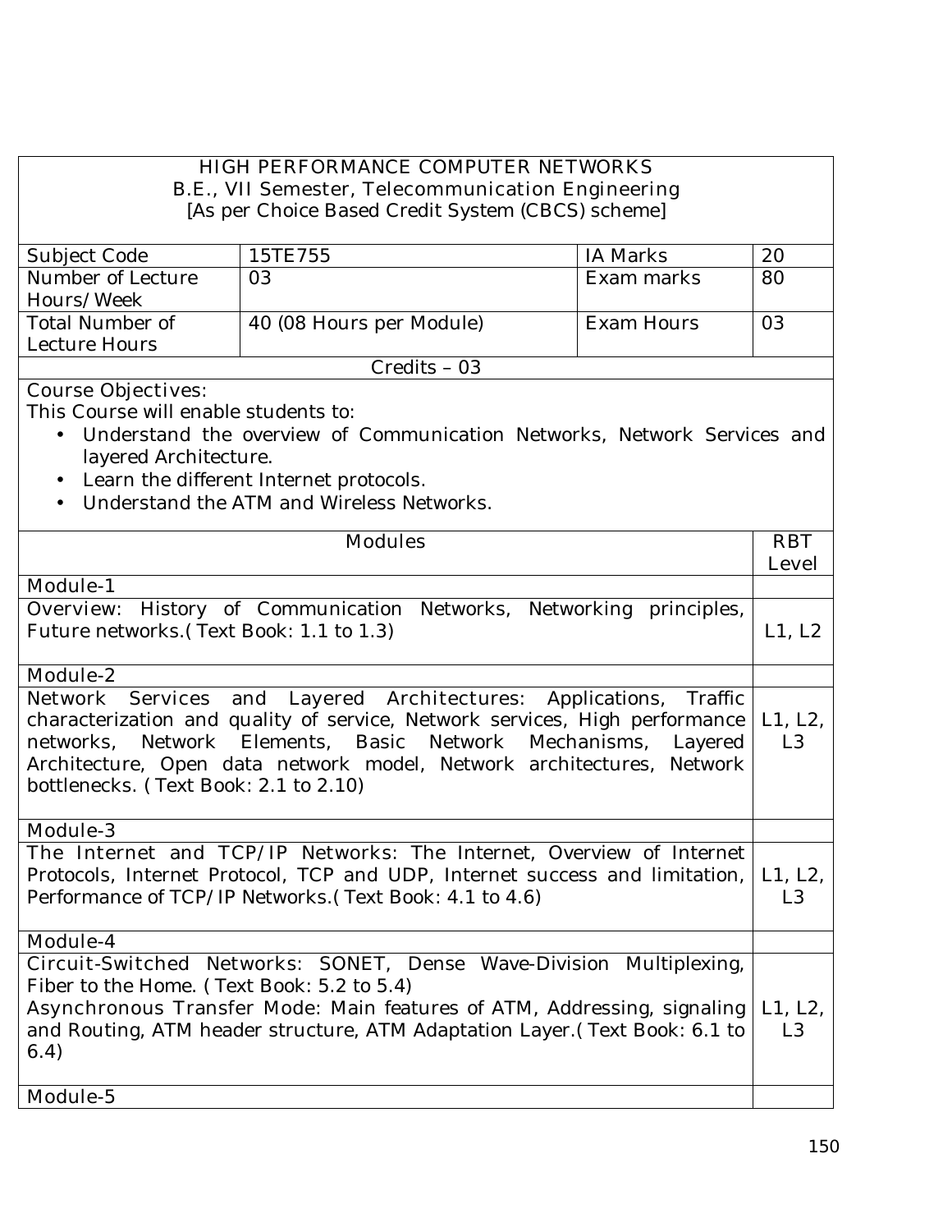# HIGH PERFORMANCE COMPUTER NETWORKS

B.E., VII Semester, Telecommunication Engineering

[As per Choice Based Credit System (CBCS) scheme]

| Subject Code | 15TE755 | IA Marks | 20 |
|---|---|---|---|
| Number of Lecture Hours/Week | 03 | Exam marks | 80 |
| Total Number of Lecture Hours | 40 (08 Hours per Module) | Exam Hours | 03 |

Credits – 03

**Course Objectives:**

This Course will enable students to:

- Understand the overview of Communication Networks, Network Services and layered Architecture.
- Learn the different Internet protocols.
- Understand the ATM and Wireless Networks.

| Modules | RBT Level |
|---|---|
| **Module-1** | |
| Overview: History of Communication Networks, Networking principles, Future networks.( Text Book: 1.1 to 1.3) | L1, L2 |
| **Module-2** | |
| Network Services and Layered Architectures: Applications, Traffic characterization and quality of service, Network services, High performance networks, Network Elements, Basic Network Mechanisms, Layered Architecture, Open data network model, Network architectures, Network bottlenecks. ( Text Book: 2.1 to 2.10) | L1, L2, L3 |
| **Module-3** | |
| The Internet and TCP/IP Networks: The Internet, Overview of Internet Protocols, Internet Protocol, TCP and UDP, Internet success and limitation, Performance of TCP/IP Networks.( Text Book: 4.1 to 4.6) | L1, L2, L3 |
| **Module-4** | |
| Circuit-Switched Networks: SONET, Dense Wave-Division Multiplexing, Fiber to the Home. ( Text Book: 5.2 to 5.4)<br>Asynchronous Transfer Mode: Main features of ATM, Addressing, signaling and Routing, ATM header structure, ATM Adaptation Layer.( Text Book: 6.1 to 6.4) | L1, L2, L3 |
| **Module-5** | |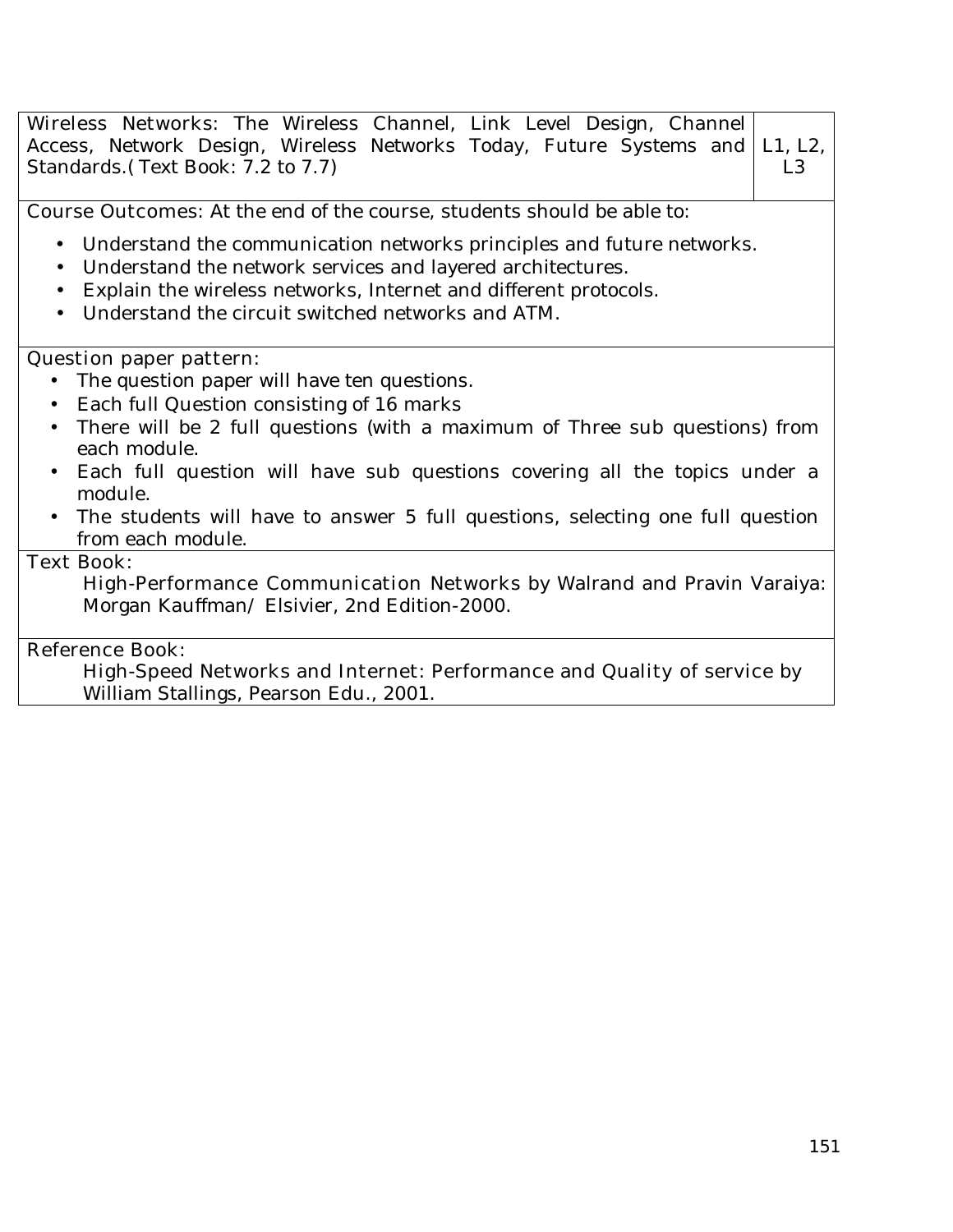| | |
|---|---|
| Wireless Networks: The Wireless Channel, Link Level Design, Channel Access, Network Design, Wireless Networks Today, Future Systems and Standards.(Text Book: 7.2 to 7.7) | L1, L2, L3 |

**Course Outcomes:** At the end of the course, students should be able to:

- Understand the communication networks principles and future networks.
- Understand the network services and layered architectures.
- Explain the wireless networks, Internet and different protocols.
- Understand the circuit switched networks and ATM.

**Question paper pattern:**

- The question paper will have ten questions.
- Each full Question consisting of 16 marks
- There will be 2 full questions (with a maximum of Three sub questions) from each module.
- Each full question will have sub questions covering all the topics under a module.
- The students will have to answer 5 full questions, selecting one full question from each module.

**Text Book:**

High-Performance Communication Networks by Walrand and Pravin Varaiya: Morgan Kauffman/ Elsivier, 2nd Edition-2000.

**Reference Book:**

High-Speed Networks and Internet: Performance and Quality of service by William Stallings, Pearson Edu., 2001.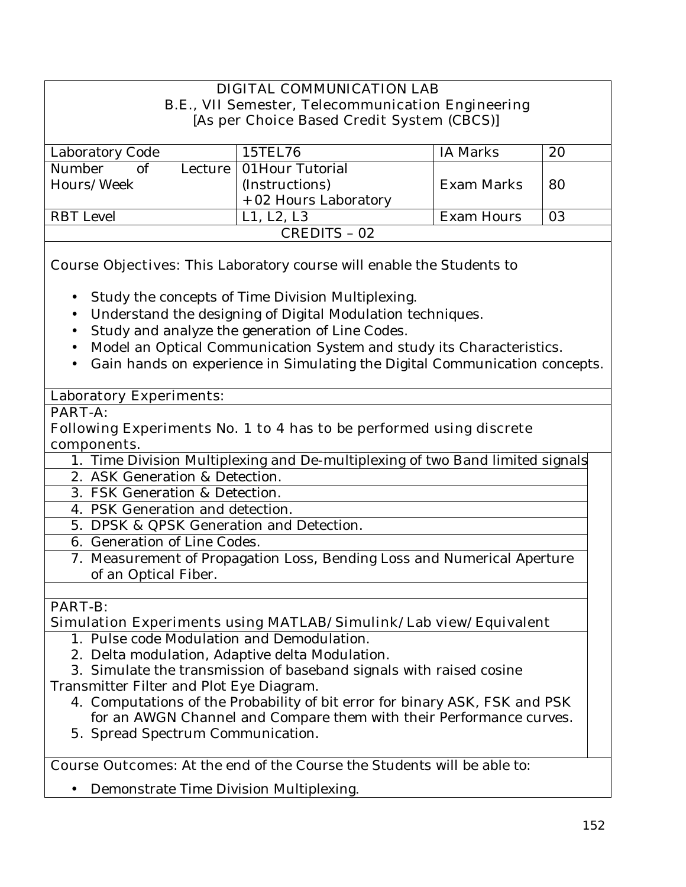# DIGITAL COMMUNICATION LAB

## B.E., VII Semester, Telecommunication Engineering

## [As per Choice Based Credit System (CBCS)]

| Laboratory Code | 15TEL76 | IA Marks | 20 |
|---|---|---|---|
| Number of Lecture Hours/Week | 01Hour Tutorial (Instructions) + 02 Hours Laboratory | Exam Marks | 80 |
| RBT Level | L1, L2, L3 | Exam Hours | 03 |

**CREDITS – 02**

**Course Objectives:** This Laboratory course will enable the Students to

- Study the concepts of Time Division Multiplexing.
- Understand the designing of Digital Modulation techniques.
- Study and analyze the generation of Line Codes.
- Model an Optical Communication System and study its Characteristics.
- Gain hands on experience in Simulating the Digital Communication concepts.

**Laboratory Experiments:**

**PART-A:**

**Following Experiments No. 1 to 4 has to be performed using discrete components.**

1. Time Division Multiplexing and De-multiplexing of two Band limited signals
2. ASK Generation & Detection.
3. FSK Generation & Detection.
4. PSK Generation and detection.
5. DPSK & QPSK Generation and Detection.
6. Generation of Line Codes.
7. Measurement of Propagation Loss, Bending Loss and Numerical Aperture of an Optical Fiber.

**PART-B:**

**Simulation Experiments using MATLAB/Simulink/Lab view/Equivalent**

1. Pulse code Modulation and Demodulation.
2. Delta modulation, Adaptive delta Modulation.
3. Simulate the transmission of baseband signals with raised cosine Transmitter Filter and Plot Eye Diagram.
4. Computations of the Probability of bit error for binary ASK, FSK and PSK for an AWGN Channel and Compare them with their Performance curves.
5. Spread Spectrum Communication.

**Course Outcomes:** At the end of the Course the Students will be able to:

- Demonstrate Time Division Multiplexing.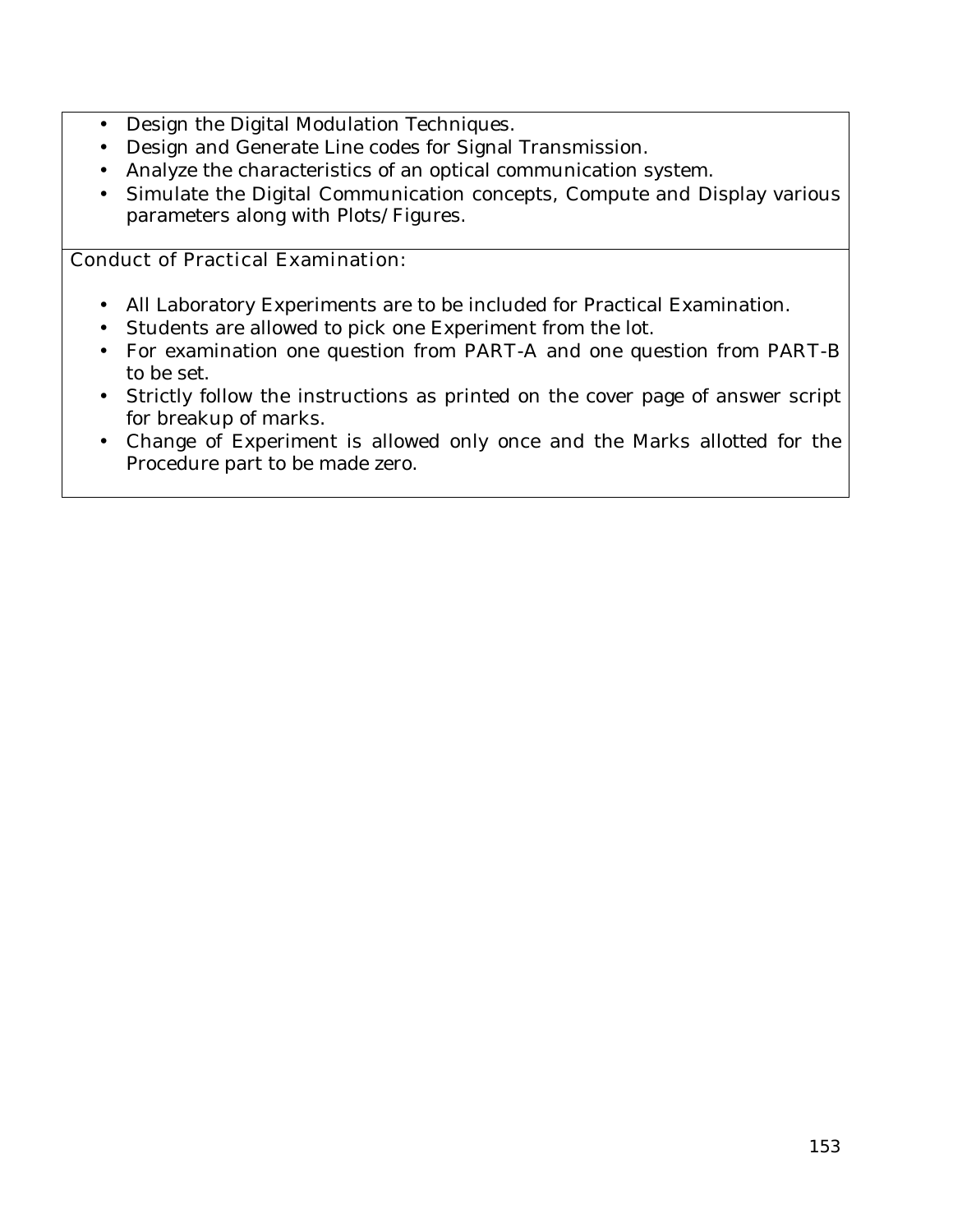- Design the Digital Modulation Techniques.
- Design and Generate Line codes for Signal Transmission.
- Analyze the characteristics of an optical communication system.
- Simulate the Digital Communication concepts, Compute and Display various parameters along with Plots/Figures.

Conduct of Practical Examination:

- All Laboratory Experiments are to be included for Practical Examination.
- Students are allowed to pick one Experiment from the lot.
- For examination one question from PART-A and one question from PART-B to be set.
- Strictly follow the instructions as printed on the cover page of answer script for breakup of marks.
- Change of Experiment is allowed only once and the Marks allotted for the Procedure part to be made zero.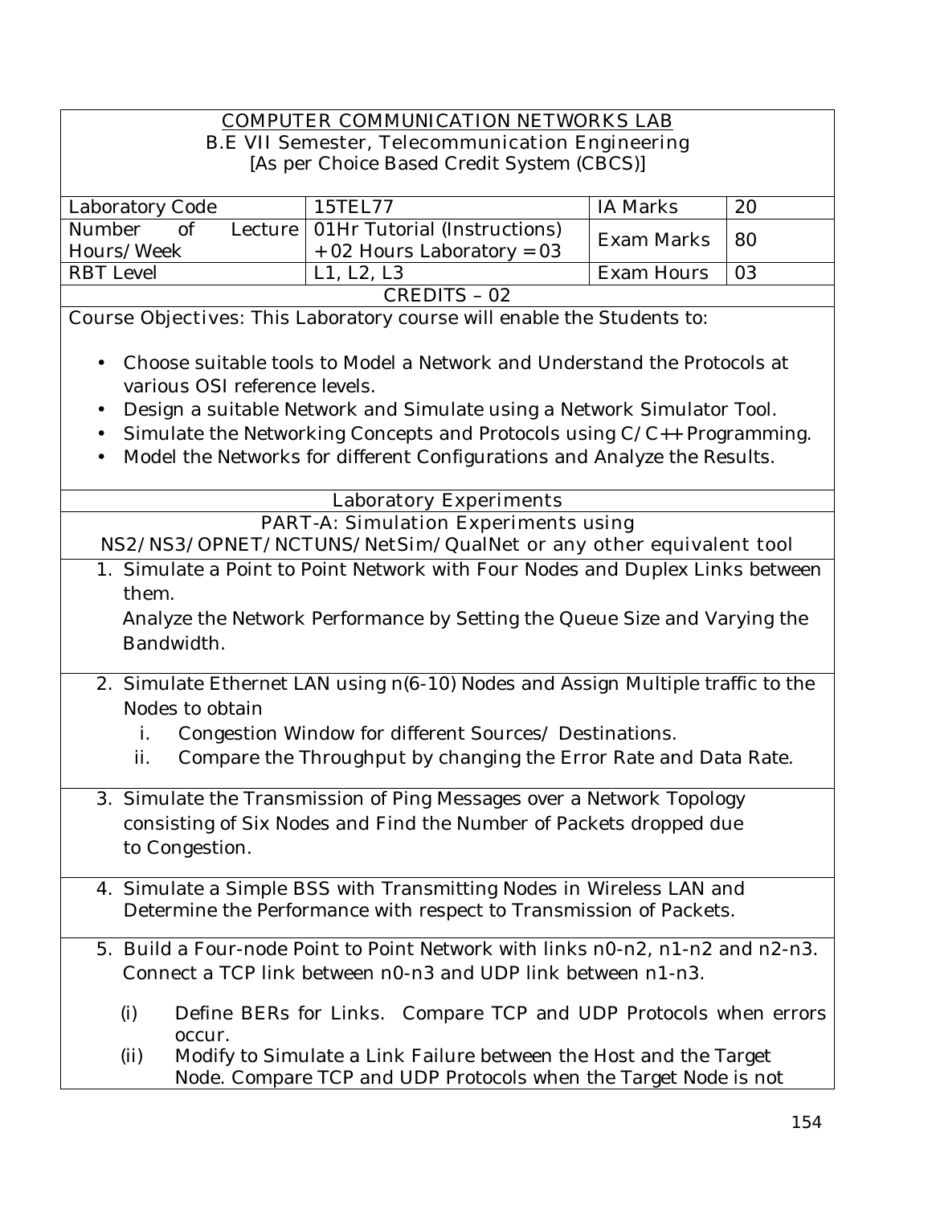## COMPUTER COMMUNICATION NETWORKS LAB

B.E VII Semester, Telecommunication Engineering

[As per Choice Based Credit System (CBCS)]

| Laboratory Code | 15TEL77 | IA Marks | 20 |
|---|---|---|---|
| Number of Lecture Hours/Week | 01Hr Tutorial (Instructions) + 02 Hours Laboratory = 03 | Exam Marks | 80 |
| RBT Level | L1, L2, L3 | Exam Hours | 03 |

**CREDITS – 02**

Course Objectives: This Laboratory course will enable the Students to:

- Choose suitable tools to Model a Network and Understand the Protocols at various OSI reference levels.
- Design a suitable Network and Simulate using a Network Simulator Tool.
- Simulate the Networking Concepts and Protocols using C/C++ Programming.
- Model the Networks for different Configurations and Analyze the Results.

### Laboratory Experiments

### PART-A: Simulation Experiments using NS2/NS3/OPNET/NCTUNS/NetSim/QualNet or any other equivalent tool

1. Simulate a Point to Point Network with Four Nodes and Duplex Links between them.
   Analyze the Network Performance by Setting the Queue Size and Varying the Bandwidth.

2. Simulate Ethernet LAN using n(6-10) Nodes and Assign Multiple traffic to the Nodes to obtain
   i. Congestion Window for different Sources/ Destinations.
   ii. Compare the Throughput by changing the Error Rate and Data Rate.

3. Simulate the Transmission of Ping Messages over a Network Topology consisting of Six Nodes and Find the Number of Packets dropped due to Congestion.

4. Simulate a Simple BSS with Transmitting Nodes in Wireless LAN and Determine the Performance with respect to Transmission of Packets.

5. Build a Four-node Point to Point Network with links n0-n2, n1-n2 and n2-n3. Connect a TCP link between n0-n3 and UDP link between n1-n3.
   (i) Define BERs for Links. Compare TCP and UDP Protocols when errors occur.
   (ii) Modify to Simulate a Link Failure between the Host and the Target Node. Compare TCP and UDP Protocols when the Target Node is not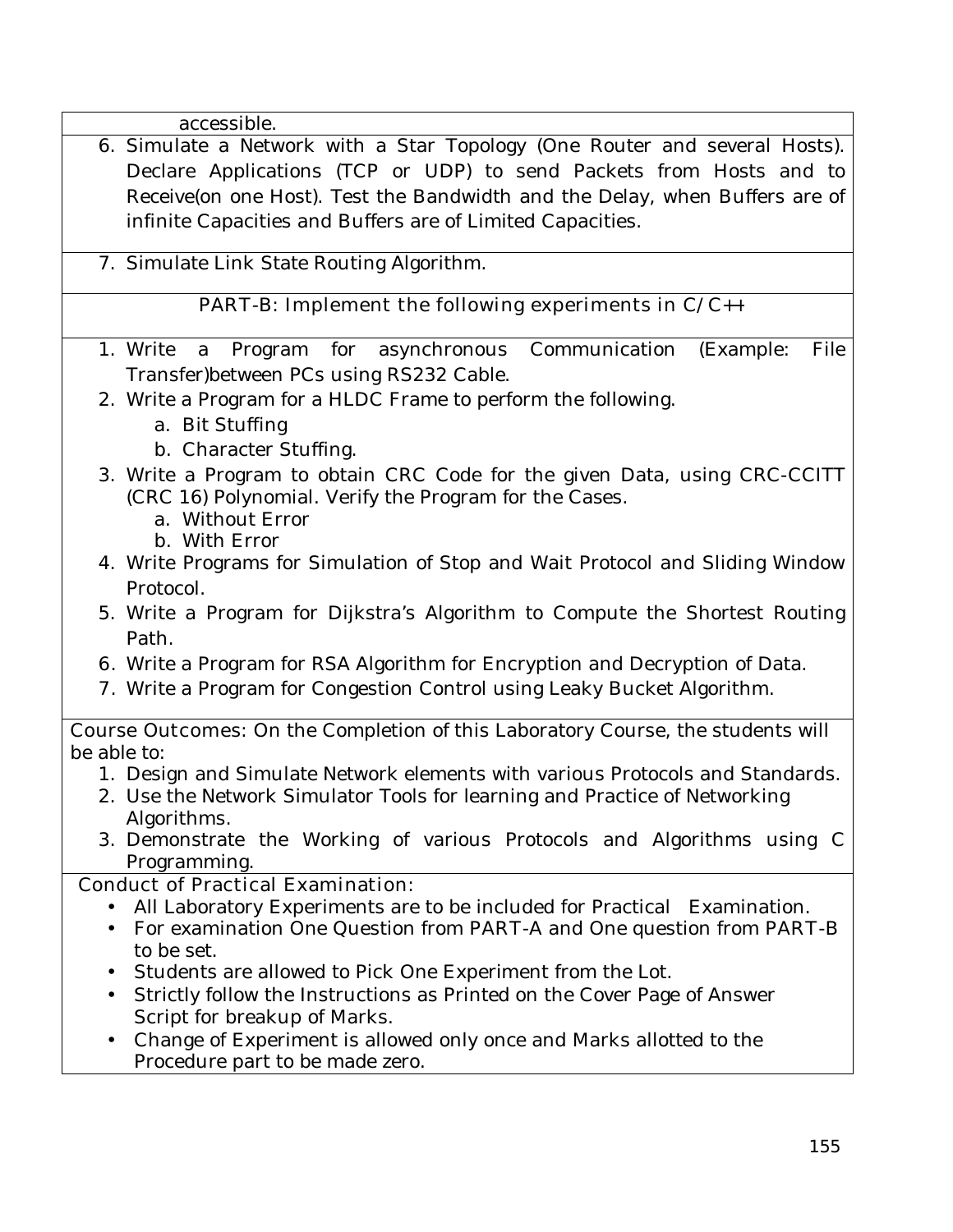accessible.

6. Simulate a Network with a Star Topology (One Router and several Hosts). Declare Applications (TCP or UDP) to send Packets from Hosts and to Receive(on one Host). Test the Bandwidth and the Delay, when Buffers are of infinite Capacities and Buffers are of Limited Capacities.

7. Simulate Link State Routing Algorithm.

**PART-B: Implement the following experiments in C/C++**

1. Write a Program for asynchronous Communication (Example: File Transfer)between PCs using RS232 Cable.
2. Write a Program for a HLDC Frame to perform the following.
   a. Bit Stuffing
   b. Character Stuffing.
3. Write a Program to obtain CRC Code for the given Data, using CRC-CCITT (CRC 16) Polynomial. Verify the Program for the Cases.
   a. Without Error
   b. With Error
4. Write Programs for Simulation of Stop and Wait Protocol and Sliding Window Protocol.
5. Write a Program for Dijkstra's Algorithm to Compute the Shortest Routing Path.
6. Write a Program for RSA Algorithm for Encryption and Decryption of Data.
7. Write a Program for Congestion Control using Leaky Bucket Algorithm.

**Course Outcomes:** On the Completion of this Laboratory Course, the students will be able to:

1. Design and Simulate Network elements with various Protocols and Standards.
2. Use the Network Simulator Tools for learning and Practice of Networking Algorithms.
3. Demonstrate the Working of various Protocols and Algorithms using C Programming.

**Conduct of Practical Examination:**

- All Laboratory Experiments are to be included for Practical Examination.
- For examination One Question from PART-A and One question from PART-B to be set.
- Students are allowed to Pick One Experiment from the Lot.
- Strictly follow the Instructions as Printed on the Cover Page of Answer Script for breakup of Marks.
- Change of Experiment is allowed only once and Marks allotted to the Procedure part to be made zero.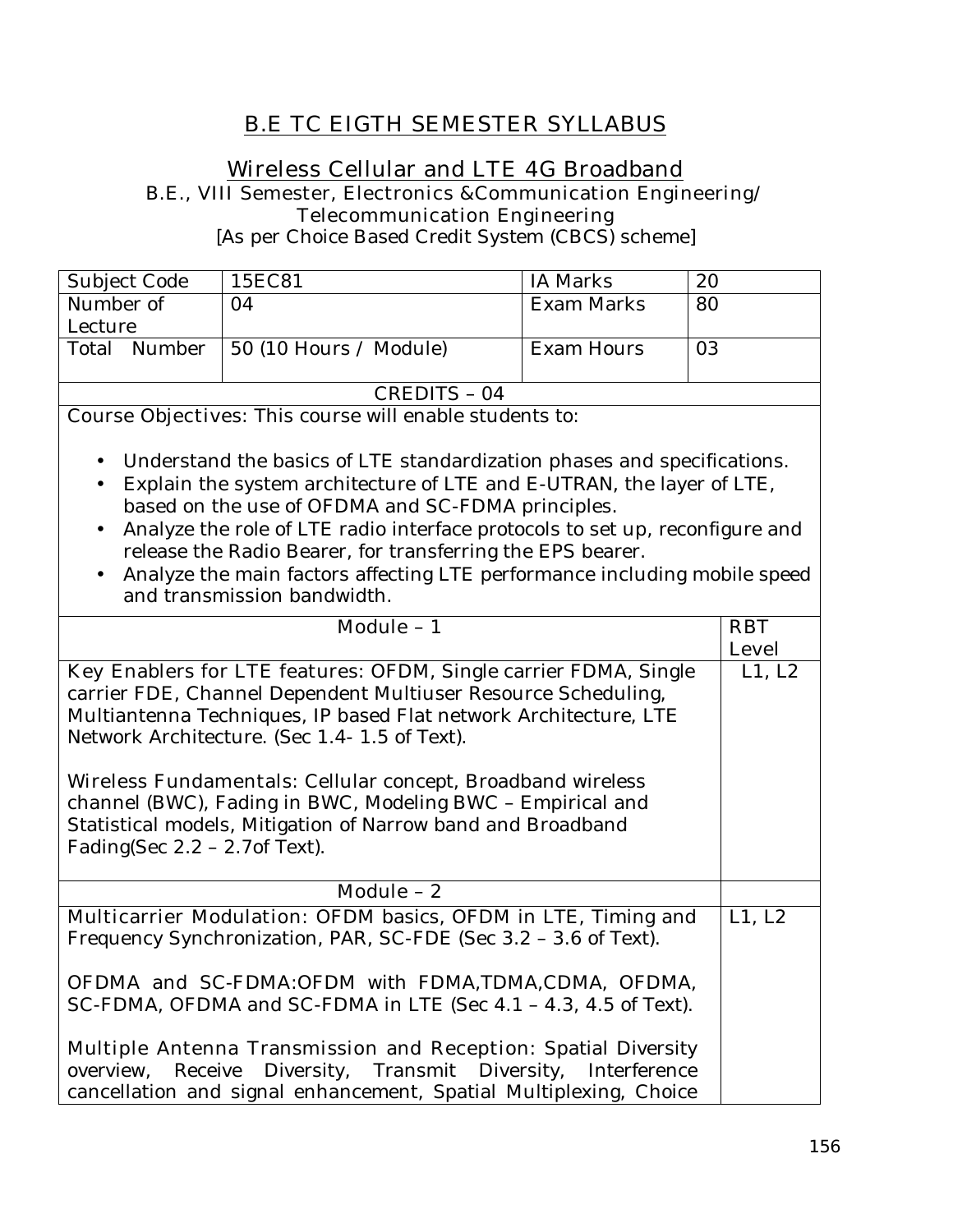# B.E TC EIGTH SEMESTER SYLLABUS

## Wireless Cellular and LTE 4G Broadband

B.E., VIII Semester, Electronics &Communication Engineering/ Telecommunication Engineering

[As per Choice Based Credit System (CBCS) scheme]

| Subject Code | 15EC81 | IA Marks | 20 |
|---|---|---|---|
| Number of Lecture | 04 | Exam Marks | 80 |
| Total Number | 50 (10 Hours / Module) | Exam Hours | 03 |
| CREDITS – 04 | | | |

**Course Objectives:** This course will enable students to:

- Understand the basics of LTE standardization phases and specifications.
- Explain the system architecture of LTE and E-UTRAN, the layer of LTE, based on the use of OFDMA and SC-FDMA principles.
- Analyze the role of LTE radio interface protocols to set up, reconfigure and release the Radio Bearer, for transferring the EPS bearer.
- Analyze the main factors affecting LTE performance including mobile speed and transmission bandwidth.

| Module – 1 | RBT Level |
|---|---|
| **Key Enablers for LTE features:** OFDM, Single carrier FDMA, Single carrier FDE, Channel Dependent Multiuser Resource Scheduling, Multiantenna Techniques, IP based Flat network Architecture, LTE Network Architecture. (Sec 1.4- 1.5 of Text).<br><br>**Wireless Fundamentals:** Cellular concept, Broadband wireless channel (BWC), Fading in BWC, Modeling BWC – Empirical and Statistical models, Mitigation of Narrow band and Broadband Fading(Sec 2.2 – 2.7of Text). | L1, L2 |
| **Module – 2** | |
| **Multicarrier Modulation:** OFDM basics, OFDM in LTE, Timing and Frequency Synchronization, PAR, SC-FDE (Sec 3.2 – 3.6 of Text).<br><br>**OFDMA and SC-FDMA:** OFDM with FDMA,TDMA,CDMA, OFDMA, SC-FDMA, OFDMA and SC-FDMA in LTE (Sec 4.1 – 4.3, 4.5 of Text).<br><br>**Multiple Antenna Transmission and Reception:** Spatial Diversity overview, Receive Diversity, Transmit Diversity, Interference cancellation and signal enhancement, Spatial Multiplexing, Choice | L1, L2 |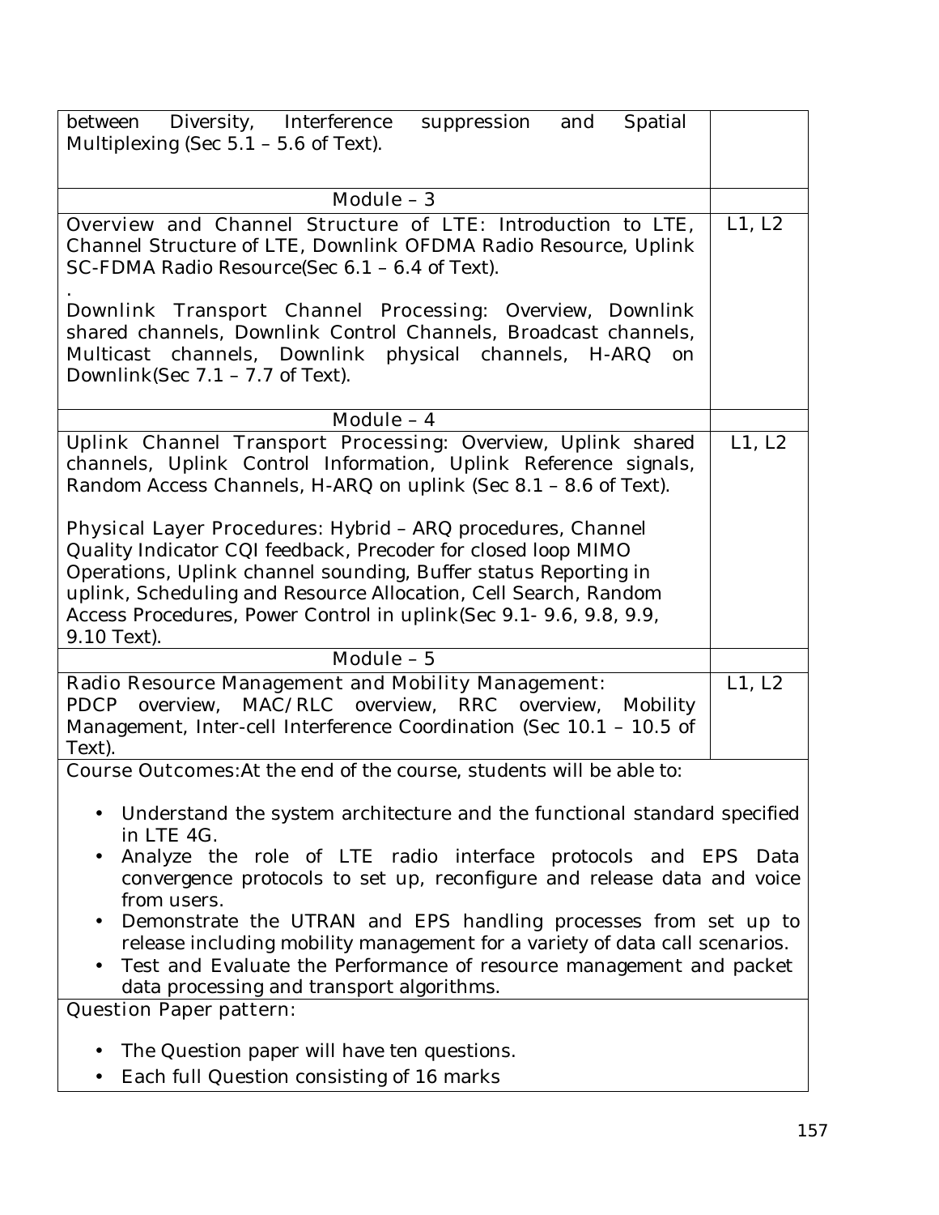| | |
|---|---|
| between Diversity, Interference suppression and Spatial Multiplexing (Sec 5.1 – 5.6 of Text). | |
| **Module – 3** | |
| **Overview and Channel Structure of LTE:** Introduction to LTE, Channel Structure of LTE, Downlink OFDMA Radio Resource, Uplink SC-FDMA Radio Resource(Sec 6.1 – 6.4 of Text). <br> . <br> **Downlink Transport Channel Processing:** Overview, Downlink shared channels, Downlink Control Channels, Broadcast channels, Multicast channels, Downlink physical channels, H-ARQ on Downlink(Sec 7.1 – 7.7 of Text). | L1, L2 |
| **Module – 4** | |
| **Uplink Channel Transport Processing:** Overview, Uplink shared channels, Uplink Control Information, Uplink Reference signals, Random Access Channels, H-ARQ on uplink (Sec 8.1 – 8.6 of Text). <br><br> **Physical Layer Procedures:** Hybrid – ARQ procedures, Channel Quality Indicator CQI feedback, Precoder for closed loop MIMO Operations, Uplink channel sounding, Buffer status Reporting in uplink, Scheduling and Resource Allocation, Cell Search, Random Access Procedures, Power Control in uplink(Sec 9.1- 9.6, 9.8, 9.9, 9.10 Text). | L1, L2 |
| **Module – 5** | |
| **Radio Resource Management and Mobility Management:** PDCP overview, MAC/RLC overview, RRC overview, Mobility Management, Inter-cell Interference Coordination (Sec 10.1 – 10.5 of Text). | L1, L2 |

**Course Outcomes:** At the end of the course, students will be able to:

- Understand the system architecture and the functional standard specified in LTE 4G.
- Analyze the role of LTE radio interface protocols and EPS Data convergence protocols to set up, reconfigure and release data and voice from users.
- Demonstrate the UTRAN and EPS handling processes from set up to release including mobility management for a variety of data call scenarios.
- Test and Evaluate the Performance of resource management and packet data processing and transport algorithms.

**Question Paper pattern:**

- The Question paper will have ten questions.
- Each full Question consisting of 16 marks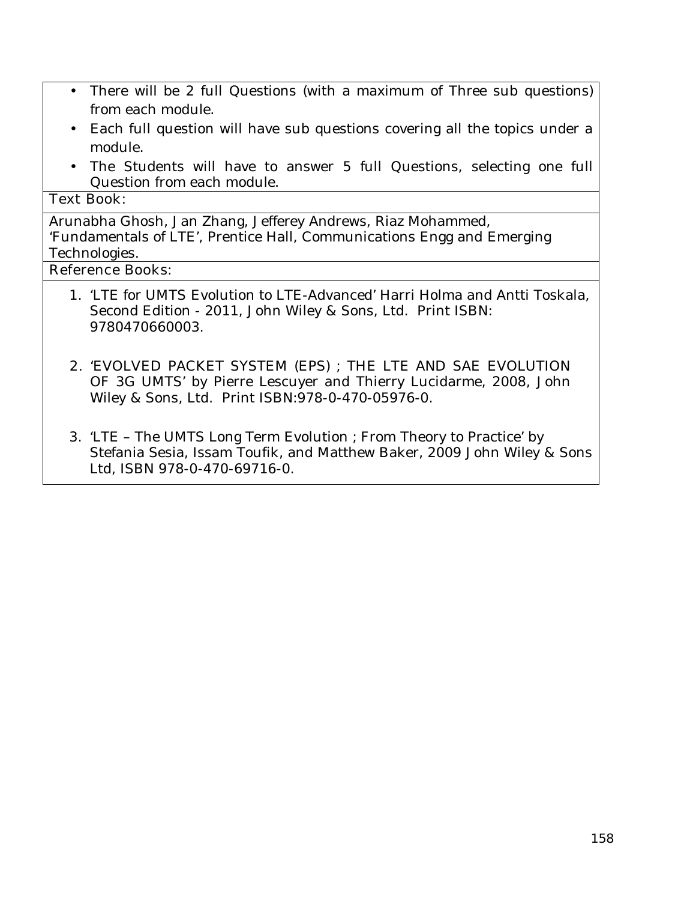- There will be 2 full Questions (with a maximum of Three sub questions) from each module.
- Each full question will have sub questions covering all the topics under a module.
- The Students will have to answer 5 full Questions, selecting one full Question from each module.

**Text Book:**

Arunabha Ghosh, Jan Zhang, Jefferey Andrews, Riaz Mohammed, 'Fundamentals of LTE', Prentice Hall, Communications Engg and Emerging Technologies.

**Reference Books:**

1. 'LTE for UMTS Evolution to LTE-Advanced' Harri Holma and Antti Toskala, Second Edition - 2011, John Wiley & Sons, Ltd. Print ISBN: 9780470660003.
2. 'EVOLVED PACKET SYSTEM (EPS) ; THE LTE AND SAE EVOLUTION OF 3G UMTS' by Pierre Lescuyer and Thierry Lucidarme, 2008, John Wiley & Sons, Ltd. Print ISBN:978-0-470-05976-0.
3. 'LTE – The UMTS Long Term Evolution ; From Theory to Practice' by Stefania Sesia, Issam Toufik, and Matthew Baker, 2009 John Wiley & Sons Ltd, ISBN 978-0-470-69716-0.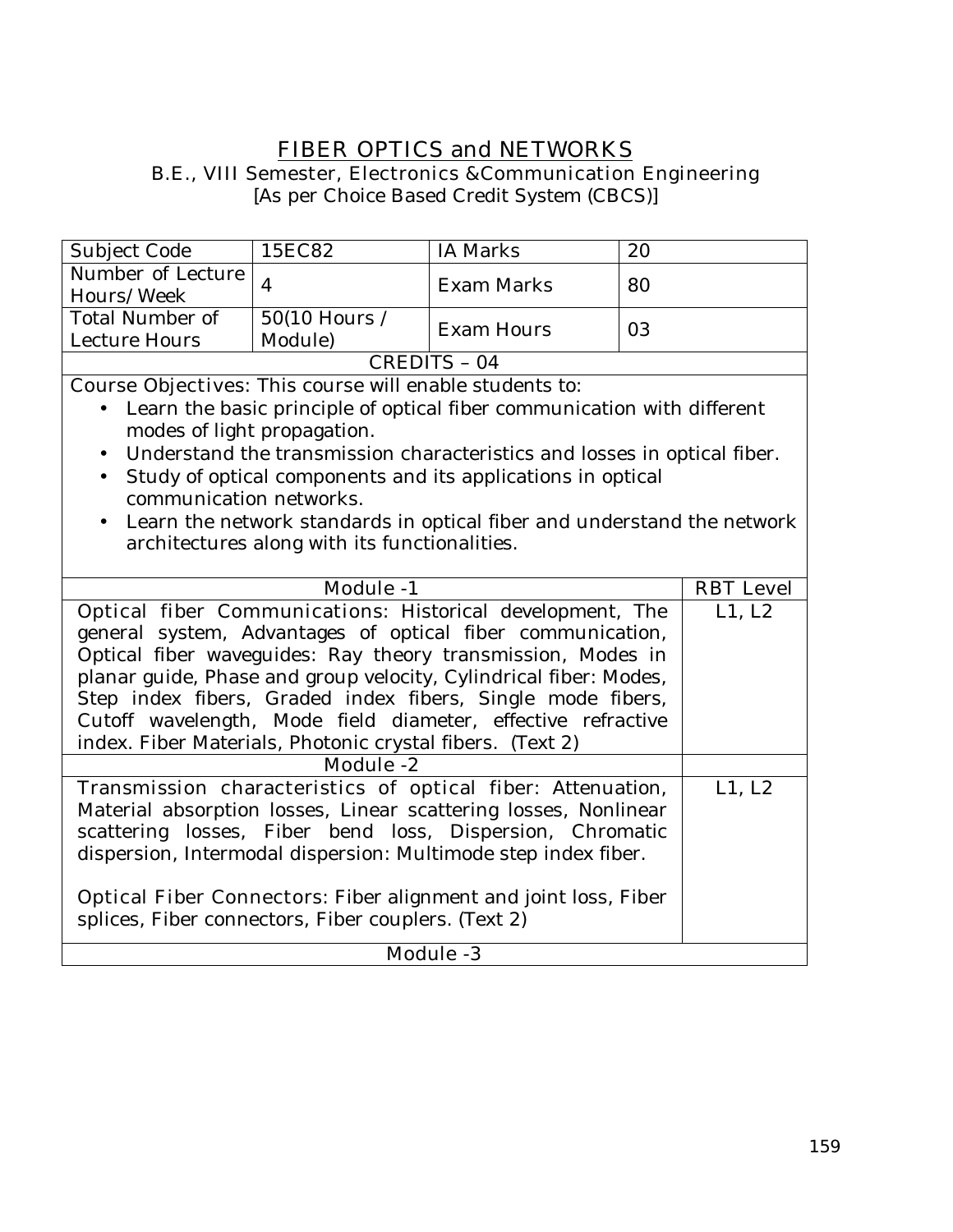# FIBER OPTICS and NETWORKS

B.E., VIII Semester, Electronics &Communication Engineering
[As per Choice Based Credit System (CBCS)]

| Subject Code | 15EC82 | IA Marks | 20 |
|---|---|---|---|
| Number of Lecture Hours/Week | 4 | Exam Marks | 80 |
| Total Number of Lecture Hours | 50(10 Hours / Module) | Exam Hours | 03 |
| CREDITS – 04 | | | |

Course Objectives: This course will enable students to:

- Learn the basic principle of optical fiber communication with different modes of light propagation.
- Understand the transmission characteristics and losses in optical fiber.
- Study of optical components and its applications in optical communication networks.
- Learn the network standards in optical fiber and understand the network architectures along with its functionalities.

| Module -1 | RBT Level |
|---|---|
| Optical fiber Communications: Historical development, The general system, Advantages of optical fiber communication, Optical fiber waveguides: Ray theory transmission, Modes in planar guide, Phase and group velocity, Cylindrical fiber: Modes, Step index fibers, Graded index fibers, Single mode fibers, Cutoff wavelength, Mode field diameter, effective refractive index. Fiber Materials, Photonic crystal fibers. (Text 2) | L1, L2 |
| **Module -2** | |
| Transmission characteristics of optical fiber: Attenuation, Material absorption losses, Linear scattering losses, Nonlinear scattering losses, Fiber bend loss, Dispersion, Chromatic dispersion, Intermodal dispersion: Multimode step index fiber.<br><br>Optical Fiber Connectors: Fiber alignment and joint loss, Fiber splices, Fiber connectors, Fiber couplers. (Text 2) | L1, L2 |
| **Module -3** | |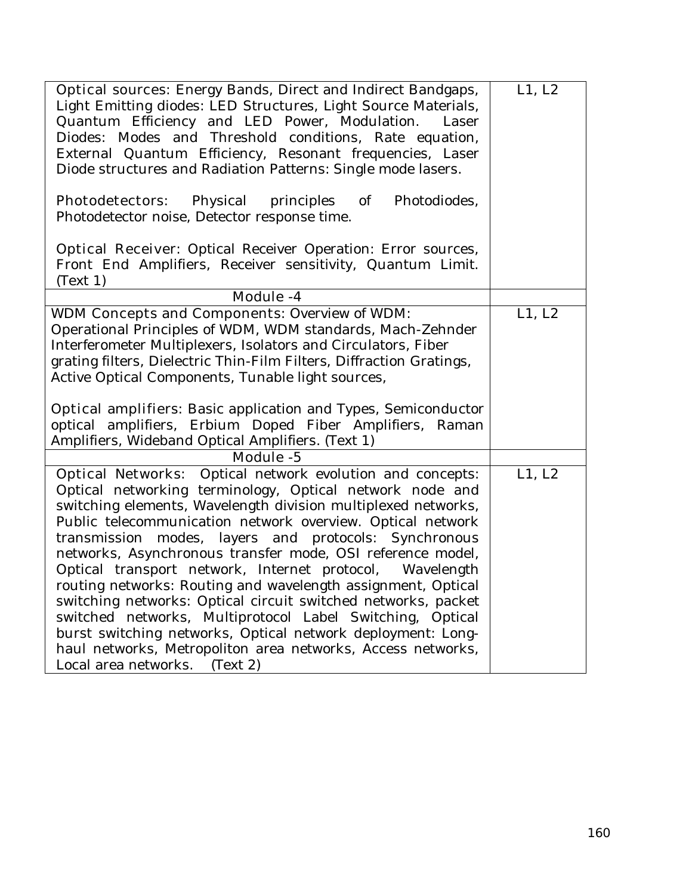| | |
|---|---|
| **Optical sources:** Energy Bands, Direct and Indirect Bandgaps, Light Emitting diodes: LED Structures, Light Source Materials, Quantum Efficiency and LED Power, Modulation. Laser Diodes: Modes and Threshold conditions, Rate equation, External Quantum Efficiency, Resonant frequencies, Laser Diode structures and Radiation Patterns: Single mode lasers.<br><br>**Photodetectors:** Physical principles of Photodiodes, Photodetector noise, Detector response time.<br><br>**Optical Receiver:** Optical Receiver Operation: Error sources, Front End Amplifiers, Receiver sensitivity, Quantum Limit. (Text 1) | L1, L2 |
| **Module -4** | |
| **WDM Concepts and Components:** Overview of WDM: Operational Principles of WDM, WDM standards, Mach-Zehnder Interferometer Multiplexers, Isolators and Circulators, Fiber grating filters, Dielectric Thin-Film Filters, Diffraction Gratings, Active Optical Components, Tunable light sources,<br><br>**Optical amplifiers:** Basic application and Types, Semiconductor optical amplifiers, Erbium Doped Fiber Amplifiers, Raman Amplifiers, Wideband Optical Amplifiers. (Text 1) | L1, L2 |
| **Module -5** | |
| **Optical Networks:** Optical network evolution and concepts: Optical networking terminology, Optical network node and switching elements, Wavelength division multiplexed networks, Public telecommunication network overview. Optical network transmission modes, layers and protocols: Synchronous networks, Asynchronous transfer mode, OSI reference model, Optical transport network, Internet protocol, Wavelength routing networks: Routing and wavelength assignment, Optical switching networks: Optical circuit switched networks, packet switched networks, Multiprotocol Label Switching, Optical burst switching networks, Optical network deployment: Long-haul networks, Metropoliton area networks, Access networks, Local area networks. (Text 2) | L1, L2 |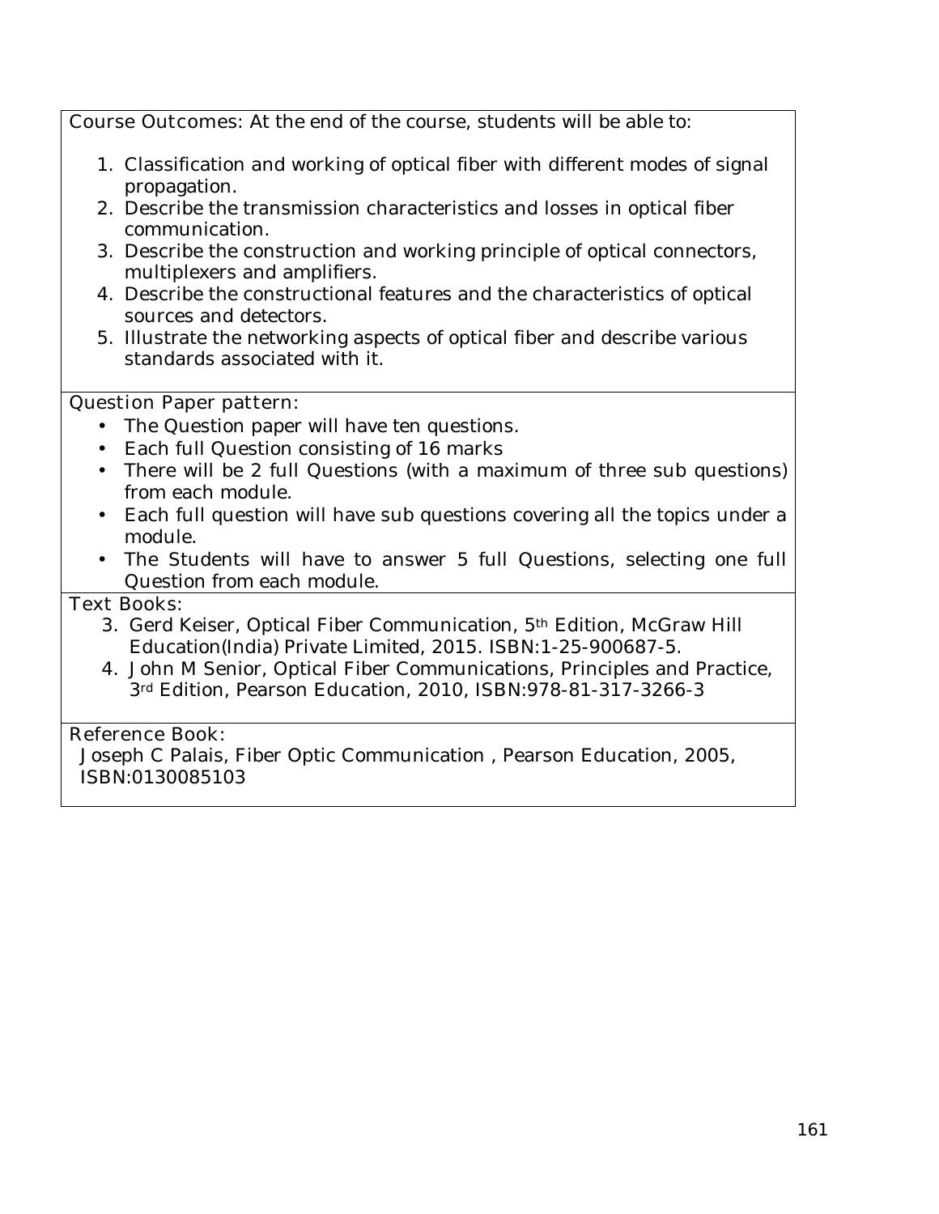Course Outcomes: At the end of the course, students will be able to:

1. Classification and working of optical fiber with different modes of signal propagation.
2. Describe the transmission characteristics and losses in optical fiber communication.
3. Describe the construction and working principle of optical connectors, multiplexers and amplifiers.
4. Describe the constructional features and the characteristics of optical sources and detectors.
5. Illustrate the networking aspects of optical fiber and describe various standards associated with it.

Question Paper pattern:

- The Question paper will have ten questions.
- Each full Question consisting of 16 marks
- There will be 2 full Questions (with a maximum of three sub questions) from each module.
- Each full question will have sub questions covering all the topics under a module.
- The Students will have to answer 5 full Questions, selecting one full Question from each module.

Text Books:

3. Gerd Keiser, Optical Fiber Communication, 5th Edition, McGraw Hill Education(India) Private Limited, 2015. ISBN:1-25-900687-5.
4. John M Senior, Optical Fiber Communications, Principles and Practice, 3rd Edition, Pearson Education, 2010, ISBN:978-81-317-3266-3

Reference Book:

Joseph C Palais, Fiber Optic Communication , Pearson Education, 2005, ISBN:0130085103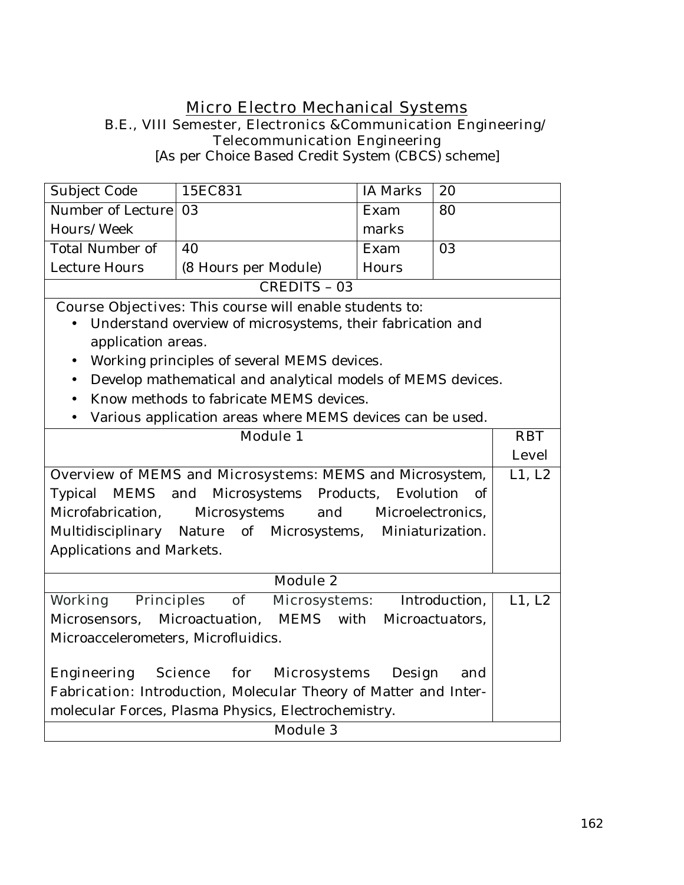# Micro Electro Mechanical Systems

B.E., VIII Semester, Electronics &Communication Engineering/
Telecommunication Engineering
[As per Choice Based Credit System (CBCS) scheme]

| Subject Code | 15EC831 | IA Marks | 20 |
|---|---|---|---|
| Number of Lecture Hours/Week | 03 | Exam marks | 80 |
| Total Number of Lecture Hours | 40 (8 Hours per Module) | Exam Hours | 03 |

**CREDITS – 03**

Course Objectives: This course will enable students to:

- Understand overview of microsystems, their fabrication and application areas.
- Working principles of several MEMS devices.
- Develop mathematical and analytical models of MEMS devices.
- Know methods to fabricate MEMS devices.
- Various application areas where MEMS devices can be used.

| Module 1 | RBT Level |
|---|---|
| Overview of MEMS and Microsystems: MEMS and Microsystem, Typical MEMS and Microsystems Products, Evolution of Microfabrication, Microsystems and Microelectronics, Multidisciplinary Nature of Microsystems, Miniaturization. Applications and Markets. | L1, L2 |
| **Module 2** | |
| Working Principles of Microsystems: Introduction, Microsensors, Microactuation, MEMS with Microactuators, Microaccelerometers, Microfluidics.<br><br>Engineering Science for Microsystems Design and Fabrication: Introduction, Molecular Theory of Matter and Inter-molecular Forces, Plasma Physics, Electrochemistry. | L1, L2 |
| **Module 3** | |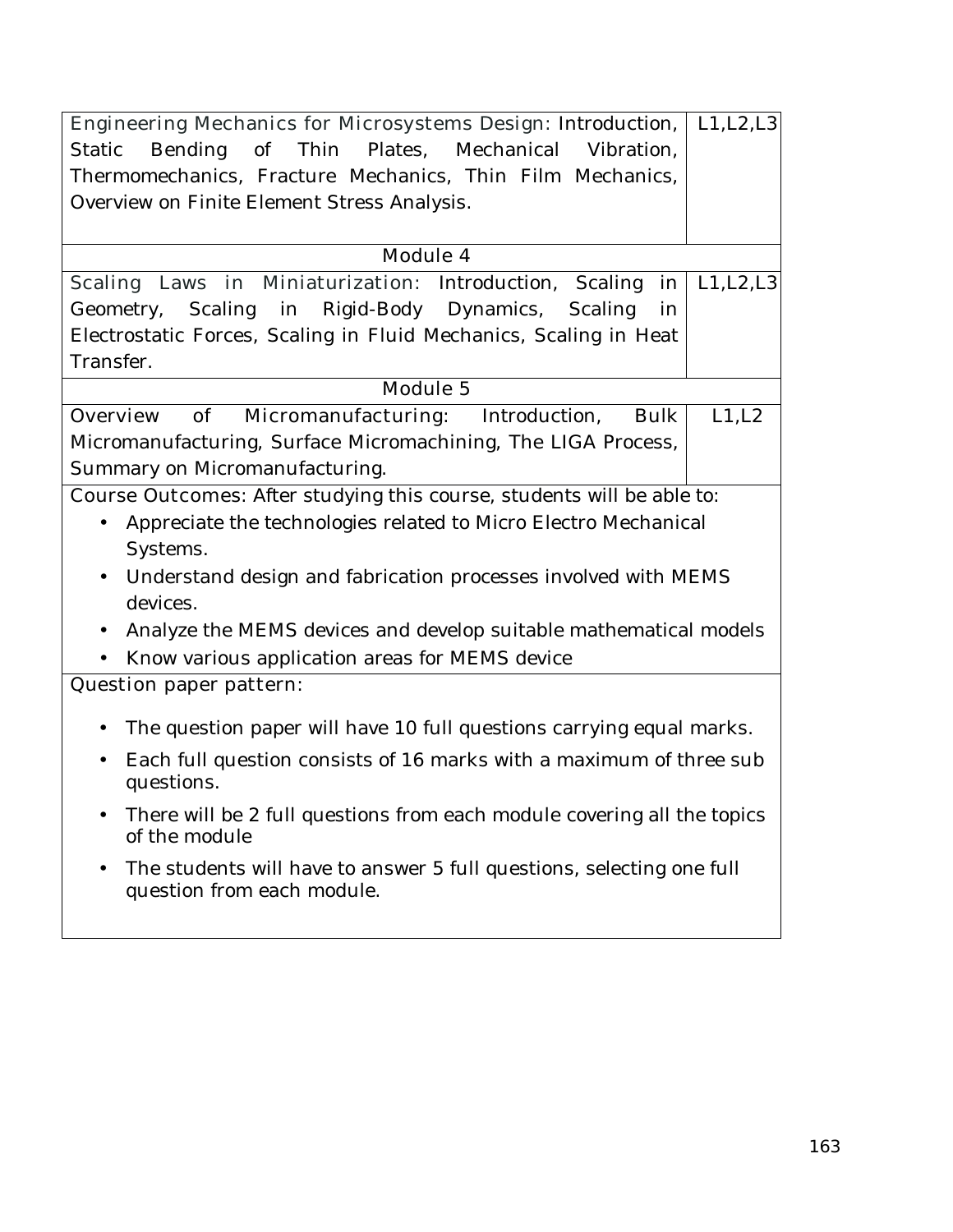| | |
|---|---|
| Engineering Mechanics for Microsystems Design: Introduction, Static Bending of Thin Plates, Mechanical Vibration, Thermomechanics, Fracture Mechanics, Thin Film Mechanics, Overview on Finite Element Stress Analysis. | L1,L2,L3 |
| **Module 4** | |
| Scaling Laws in Miniaturization: Introduction, Scaling in Geometry, Scaling in Rigid-Body Dynamics, Scaling in Electrostatic Forces, Scaling in Fluid Mechanics, Scaling in Heat Transfer. | L1,L2,L3 |
| **Module 5** | |
| Overview of Micromanufacturing: Introduction, Bulk Micromanufacturing, Surface Micromachining, The LIGA Process, Summary on Micromanufacturing. | L1,L2 |

**Course Outcomes:** After studying this course, students will be able to:

- Appreciate the technologies related to Micro Electro Mechanical Systems.
- Understand design and fabrication processes involved with MEMS devices.
- Analyze the MEMS devices and develop suitable mathematical models
- Know various application areas for MEMS device

**Question paper pattern:**

- The question paper will have 10 full questions carrying equal marks.
- Each full question consists of 16 marks with a maximum of three sub questions.
- There will be 2 full questions from each module covering all the topics of the module
- The students will have to answer 5 full questions, selecting one full question from each module.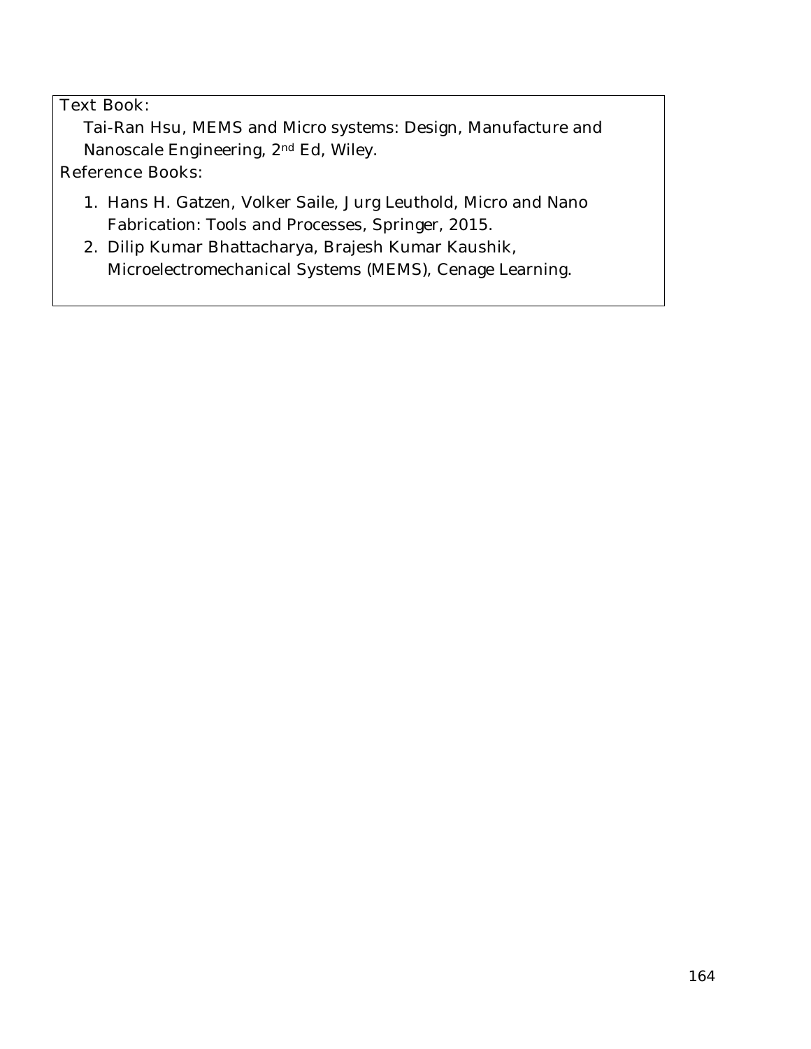Text Book:

Tai-Ran Hsu, MEMS and Micro systems: Design, Manufacture and Nanoscale Engineering, 2nd Ed, Wiley.

Reference Books:

1. Hans H. Gatzen, Volker Saile, Jurg Leuthold, Micro and Nano Fabrication: Tools and Processes, Springer, 2015.
2. Dilip Kumar Bhattacharya, Brajesh Kumar Kaushik, Microelectromechanical Systems (MEMS), Cenage Learning.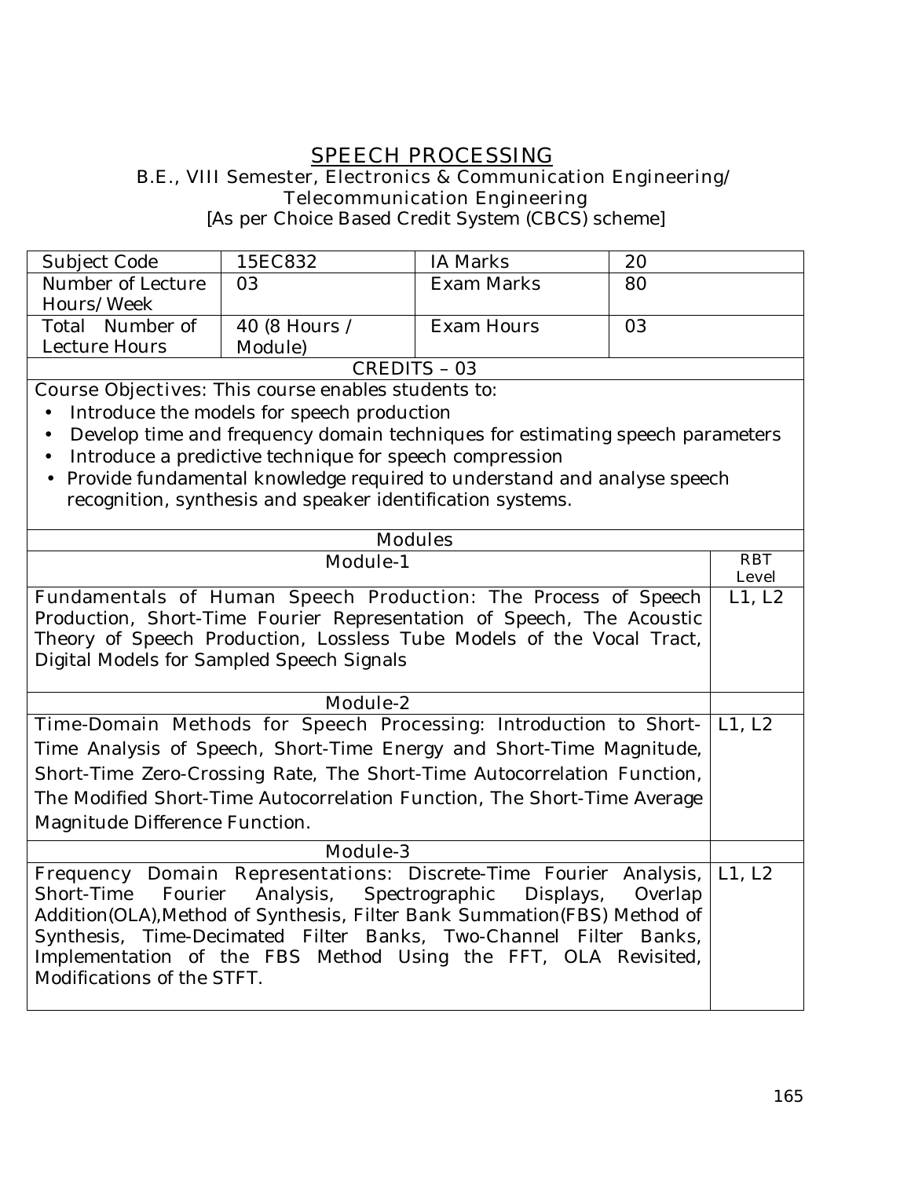# SPEECH PROCESSING

B.E., VIII Semester, Electronics & Communication Engineering/ Telecommunication Engineering

[As per Choice Based Credit System (CBCS) scheme]

| Subject Code | 15EC832 | IA Marks | 20 |
|---|---|---|---|
| Number of Lecture Hours/Week | 03 | Exam Marks | 80 |
| Total Number of Lecture Hours | 40 (8 Hours / Module) | Exam Hours | 03 |

**CREDITS – 03**

Course Objectives: This course enables students to:

- Introduce the models for speech production
- Develop time and frequency domain techniques for estimating speech parameters
- Introduce a predictive technique for speech compression
- Provide fundamental knowledge required to understand and analyse speech recognition, synthesis and speaker identification systems.

**Modules**

| Module-1 | RBT Level |
|---|---|
| Fundamentals of Human Speech Production: The Process of Speech Production, Short-Time Fourier Representation of Speech, The Acoustic Theory of Speech Production, Lossless Tube Models of the Vocal Tract, Digital Models for Sampled Speech Signals | L1, L2 |
| **Module-2** | |
| Time-Domain Methods for Speech Processing: Introduction to Short-Time Analysis of Speech, Short-Time Energy and Short-Time Magnitude, Short-Time Zero-Crossing Rate, The Short-Time Autocorrelation Function, The Modified Short-Time Autocorrelation Function, The Short-Time Average Magnitude Difference Function. | L1, L2 |
| **Module-3** | |
| Frequency Domain Representations: Discrete-Time Fourier Analysis, Short-Time Fourier Analysis, Spectrographic Displays, Overlap Addition(OLA),Method of Synthesis, Filter Bank Summation(FBS) Method of Synthesis, Time-Decimated Filter Banks, Two-Channel Filter Banks, Implementation of the FBS Method Using the FFT, OLA Revisited, Modifications of the STFT. | L1, L2 |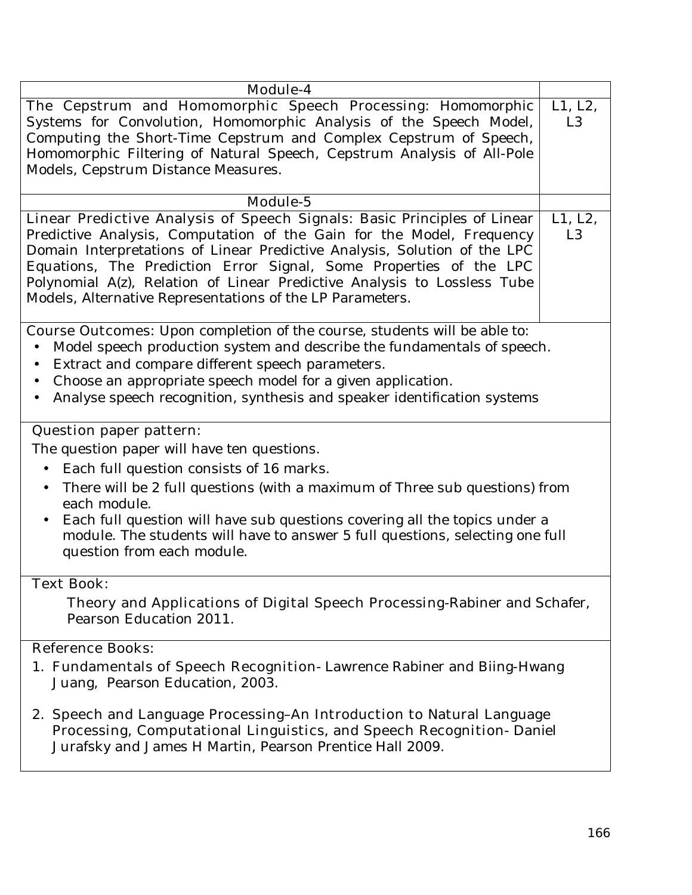| Module-4 | |
|---|---|
| The Cepstrum and Homomorphic Speech Processing: Homomorphic Systems for Convolution, Homomorphic Analysis of the Speech Model, Computing the Short-Time Cepstrum and Complex Cepstrum of Speech, Homomorphic Filtering of Natural Speech, Cepstrum Analysis of All-Pole Models, Cepstrum Distance Measures. | L1, L2, L3 |
| **Module-5** | |
| Linear Predictive Analysis of Speech Signals: Basic Principles of Linear Predictive Analysis, Computation of the Gain for the Model, Frequency Domain Interpretations of Linear Predictive Analysis, Solution of the LPC Equations, The Prediction Error Signal, Some Properties of the LPC Polynomial A(z), Relation of Linear Predictive Analysis to Lossless Tube Models, Alternative Representations of the LP Parameters. | L1, L2, L3 |

**Course Outcomes:** Upon completion of the course, students will be able to:

- Model speech production system and describe the fundamentals of speech.
- Extract and compare different speech parameters.
- Choose an appropriate speech model for a given application.
- Analyse speech recognition, synthesis and speaker identification systems

**Question paper pattern:**

The question paper will have ten questions.

- Each full question consists of 16 marks.
- There will be 2 full questions (with a maximum of Three sub questions) from each module.
- Each full question will have sub questions covering all the topics under a module. The students will have to answer 5 full questions, selecting one full question from each module.

**Text Book:**

Theory and Applications of Digital Speech Processing-Rabiner and Schafer, Pearson Education 2011.

**Reference Books:**

1. Fundamentals of Speech Recognition- Lawrence Rabiner and Biing-Hwang Juang, Pearson Education, 2003.
2. Speech and Language Processing–An Introduction to Natural Language Processing, Computational Linguistics, and Speech Recognition- Daniel Jurafsky and James H Martin, Pearson Prentice Hall 2009.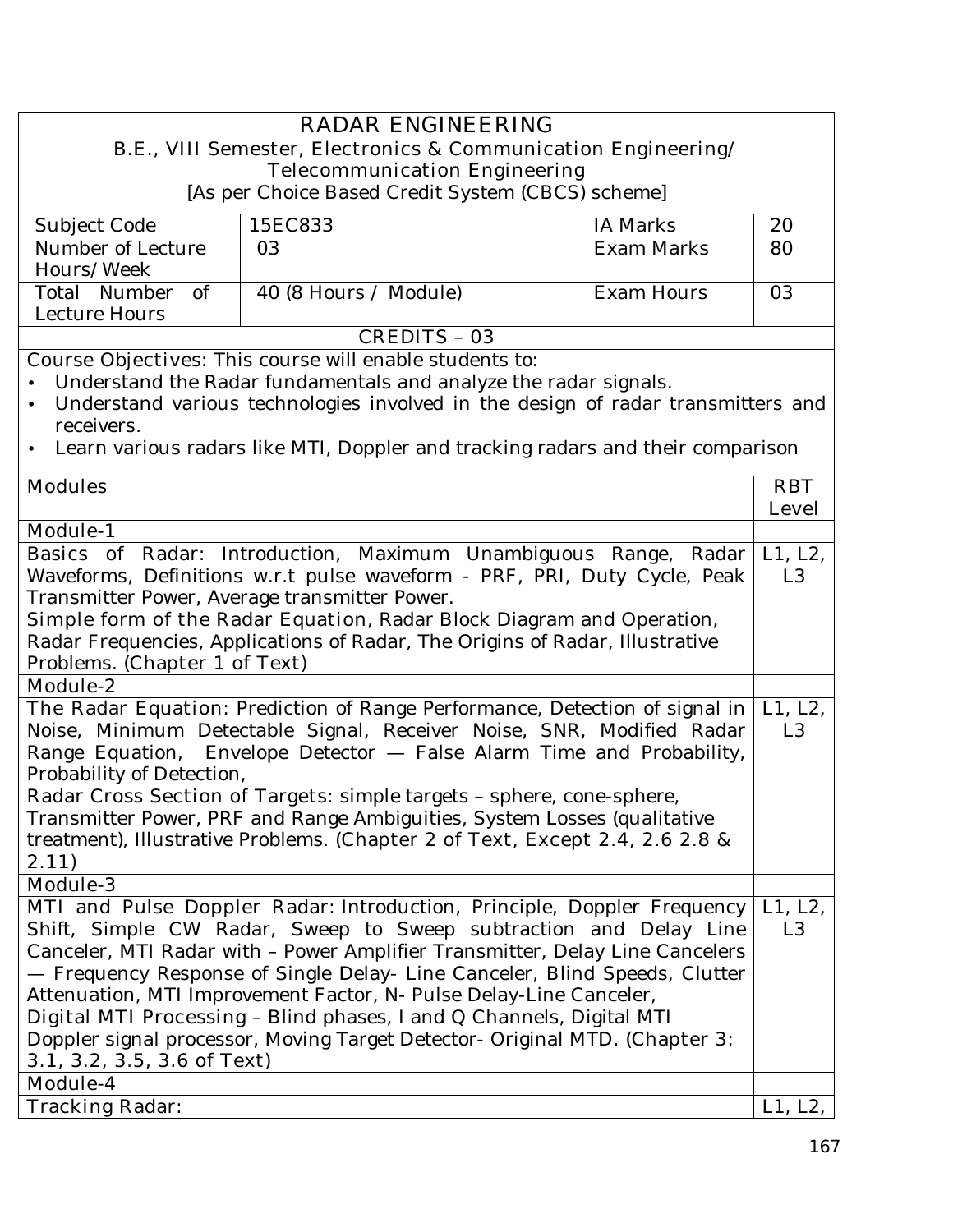# RADAR ENGINEERING

**B.E., VIII Semester, Electronics & Communication Engineering/ Telecommunication Engineering**

**[As per Choice Based Credit System (CBCS) scheme]**

| Subject Code | 15EC833 | IA Marks | 20 |
|---|---|---|---|
| Number of Lecture Hours/Week | 03 | Exam Marks | 80 |
| Total Number of Lecture Hours | 40 (8 Hours / Module) | Exam Hours | 03 |

**CREDITS – 03**

**Course Objectives:** This course will enable students to:

- Understand the Radar fundamentals and analyze the radar signals.
- Understand various technologies involved in the design of radar transmitters and receivers.
- Learn various radars like MTI, Doppler and tracking radars and their comparison

| Modules | RBT Level |
|---|---|
| **Module-1** | |
| **Basics of Radar:** Introduction, Maximum Unambiguous Range, Radar Waveforms, Definitions w.r.t pulse waveform - PRF, PRI, Duty Cycle, Peak Transmitter Power, Average transmitter Power. **Simple form of the Radar Equation,** Radar Block Diagram and Operation, Radar Frequencies, Applications of Radar, The Origins of Radar, Illustrative Problems. (Chapter 1 of Text) | L1, L2, L3 |
| **Module-2** | |
| **The Radar Equation:** Prediction of Range Performance, Detection of signal in Noise, Minimum Detectable Signal, Receiver Noise, SNR, Modified Radar Range Equation, Envelope Detector — False Alarm Time and Probability, Probability of Detection, **Radar Cross Section of Targets:** simple targets – sphere, cone-sphere, Transmitter Power, PRF and Range Ambiguities, System Losses (qualitative treatment), Illustrative Problems. (Chapter 2 of Text, Except 2.4, 2.6 2.8 & 2.11) | L1, L2, L3 |
| **Module-3** | |
| **MTI and Pulse Doppler Radar:** Introduction, Principle, Doppler Frequency Shift, Simple CW Radar, Sweep to Sweep subtraction and Delay Line Canceler, MTI Radar with – Power Amplifier Transmitter, Delay Line Cancelers — Frequency Response of Single Delay- Line Canceler, Blind Speeds, Clutter Attenuation, MTI Improvement Factor, N- Pulse Delay-Line Canceler, **Digital MTI Processing** – Blind phases, I and Q Channels, Digital MTI Doppler signal processor, Moving Target Detector- Original MTD. (Chapter 3: 3.1, 3.2, 3.5, 3.6 of Text) | L1, L2, L3 |
| **Module-4** | |
| **Tracking Radar:** | L1, L2, |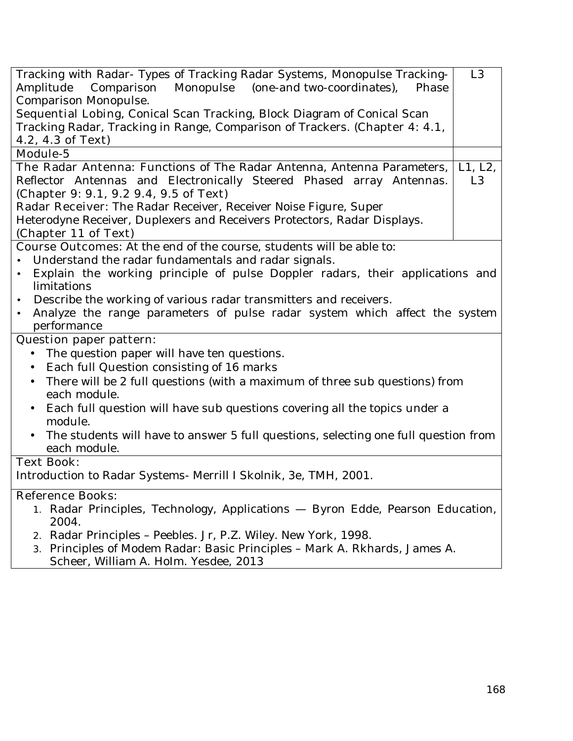| | |
|---|---|
| Tracking with Radar- Types of Tracking Radar Systems, Monopulse Tracking-Amplitude Comparison Monopulse (one-and two-coordinates), Phase Comparison Monopulse.<br>Sequential Lobing, Conical Scan Tracking, Block Diagram of Conical Scan Tracking Radar, Tracking in Range, Comparison of Trackers. (Chapter 4: 4.1, 4.2, 4.3 of Text) | L3 |
| Module-5 | |
| The Radar Antenna: Functions of The Radar Antenna, Antenna Parameters, Reflector Antennas and Electronically Steered Phased array Antennas. (Chapter 9: 9.1, 9.2 9.4, 9.5 of Text)<br>Radar Receiver: The Radar Receiver, Receiver Noise Figure, Super Heterodyne Receiver, Duplexers and Receivers Protectors, Radar Displays. (Chapter 11 of Text) | L1, L2, L3 |

Course Outcomes: At the end of the course, students will be able to:

- Understand the radar fundamentals and radar signals.
- Explain the working principle of pulse Doppler radars, their applications and limitations
- Describe the working of various radar transmitters and receivers.
- Analyze the range parameters of pulse radar system which affect the system performance

Question paper pattern:

- The question paper will have ten questions.
- Each full Question consisting of 16 marks
- There will be 2 full questions (with a maximum of three sub questions) from each module.
- Each full question will have sub questions covering all the topics under a module.
- The students will have to answer 5 full questions, selecting one full question from each module.

Text Book:

Introduction to Radar Systems- Merrill I Skolnik, 3e, TMH, 2001.

Reference Books:

1. Radar Principles, Technology, Applications — Byron Edde, Pearson Education, 2004.
2. Radar Principles – Peebles. Jr, P.Z. Wiley. New York, 1998.
3. Principles of Modem Radar: Basic Principles – Mark A. Rkhards, James A. Scheer, William A. Holm. Yesdee, 2013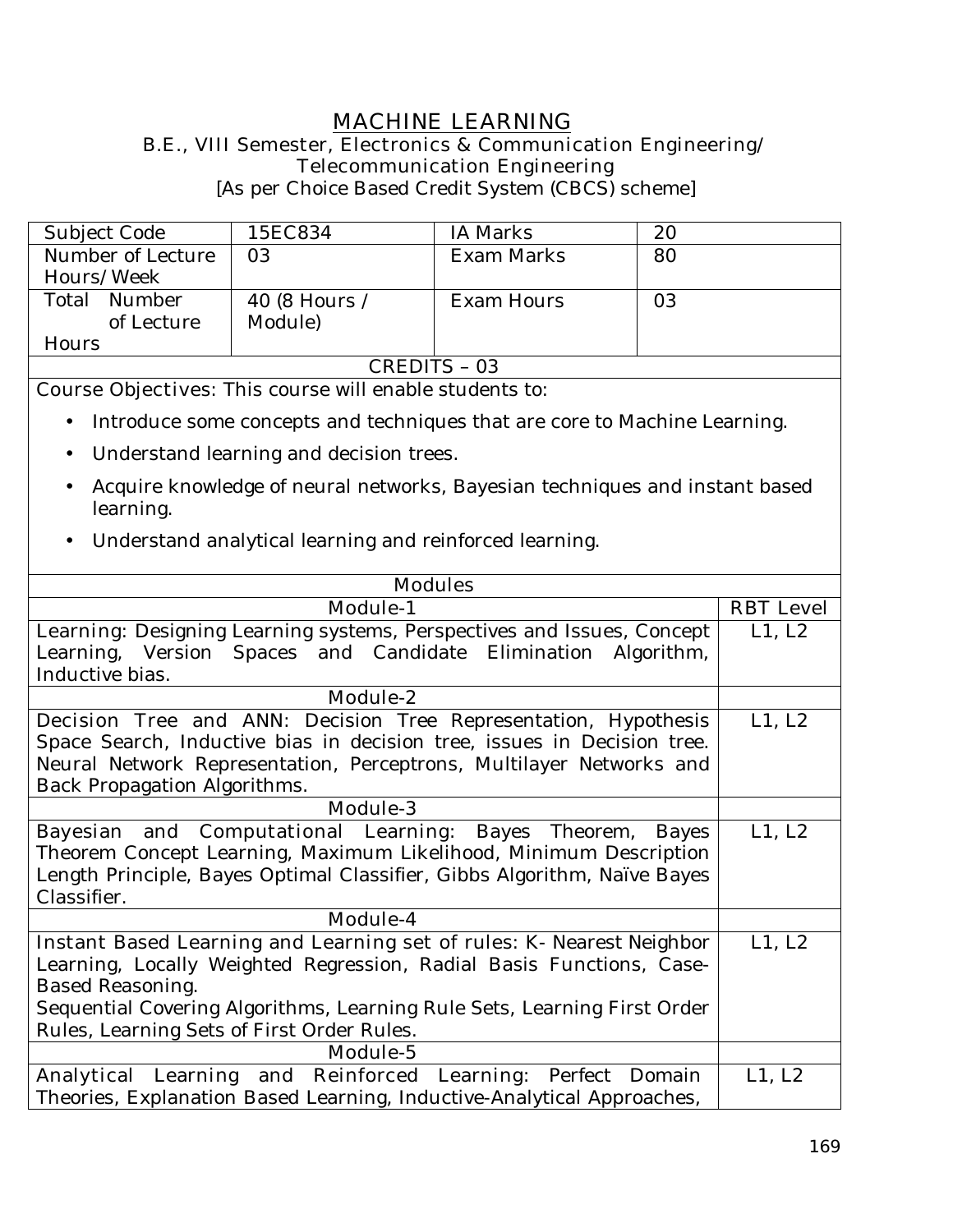# MACHINE LEARNING

**B.E., VIII Semester, Electronics & Communication Engineering/ Telecommunication Engineering**

[As per Choice Based Credit System (CBCS) scheme]

| Subject Code | 15EC834 | IA Marks | 20 |
|---|---|---|---|
| Number of Lecture Hours/Week | 03 | Exam Marks | 80 |
| Total Number of Lecture Hours | 40 (8 Hours / Module) | Exam Hours | 03 |

**CREDITS – 03**

**Course Objectives:** This course will enable students to:

- Introduce some concepts and techniques that are core to Machine Learning.
- Understand learning and decision trees.
- Acquire knowledge of neural networks, Bayesian techniques and instant based learning.
- Understand analytical learning and reinforced learning.

| Modules | RBT Level |
|---|---|
| **Module-1** | |
| **Learning:** Designing Learning systems, Perspectives and Issues, Concept Learning, Version Spaces and Candidate Elimination Algorithm, Inductive bias. | L1, L2 |
| **Module-2** | |
| **Decision Tree and ANN:** Decision Tree Representation, Hypothesis Space Search, Inductive bias in decision tree, issues in Decision tree. Neural Network Representation, Perceptrons, Multilayer Networks and Back Propagation Algorithms. | L1, L2 |
| **Module-3** | |
| **Bayesian and Computational Learning:** Bayes Theorem, Bayes Theorem Concept Learning, Maximum Likelihood, Minimum Description Length Principle, Bayes Optimal Classifier, Gibbs Algorithm, Naïve Bayes Classifier. | L1, L2 |
| **Module-4** | |
| **Instant Based Learning and Learning set of rules:** K- Nearest Neighbor Learning, Locally Weighted Regression, Radial Basis Functions, Case-Based Reasoning. Sequential Covering Algorithms, Learning Rule Sets, Learning First Order Rules, Learning Sets of First Order Rules. | L1, L2 |
| **Module-5** | |
| **Analytical Learning and Reinforced Learning:** Perfect Domain Theories, Explanation Based Learning, Inductive-Analytical Approaches, | L1, L2 |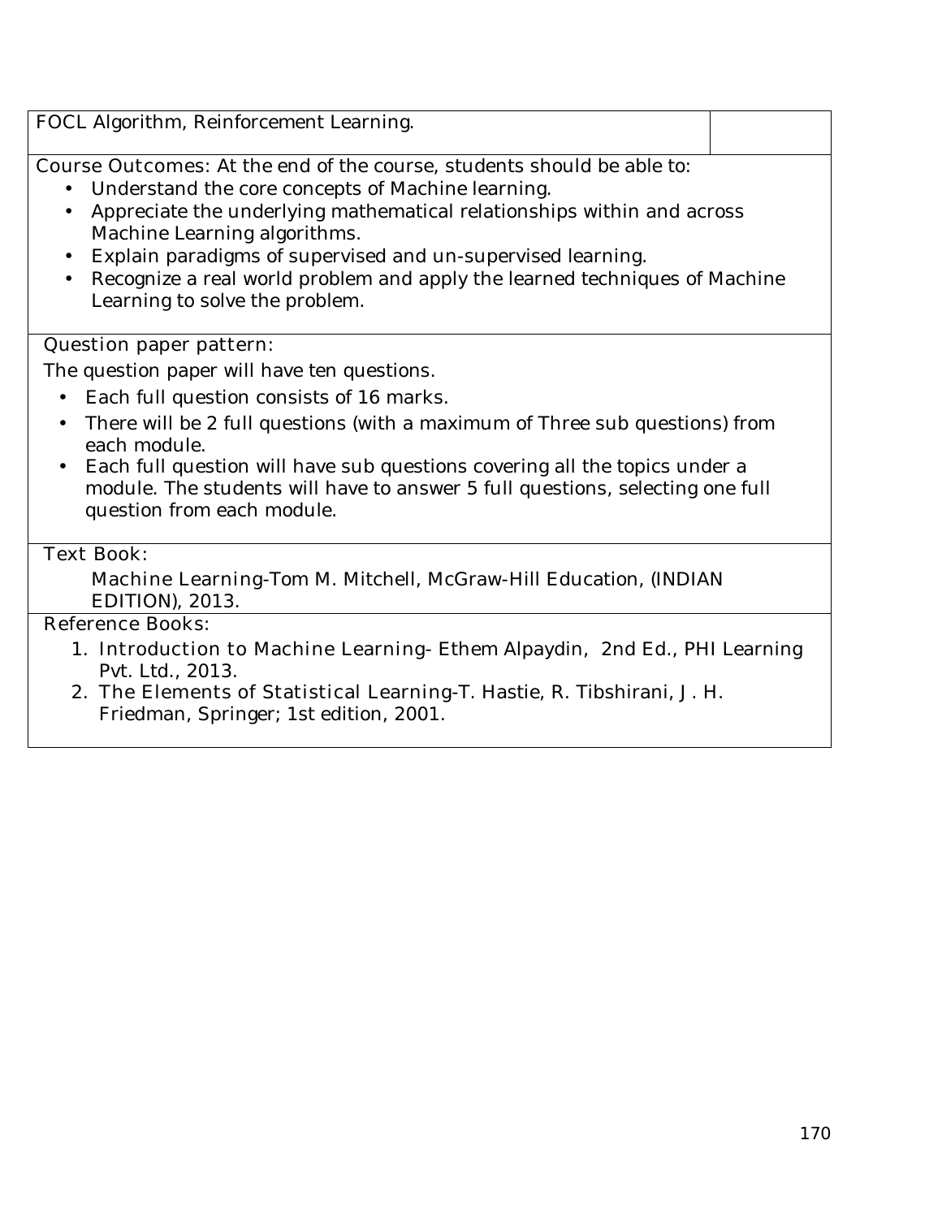| FOCL Algorithm, Reinforcement Learning. | |
|---|---|

Course Outcomes: At the end of the course, students should be able to:

- Understand the core concepts of Machine learning.
- Appreciate the underlying mathematical relationships within and across Machine Learning algorithms.
- Explain paradigms of supervised and un-supervised learning.
- Recognize a real world problem and apply the learned techniques of Machine Learning to solve the problem.

Question paper pattern:

The question paper will have ten questions.

- Each full question consists of 16 marks.
- There will be 2 full questions (with a maximum of Three sub questions) from each module.
- Each full question will have sub questions covering all the topics under a module. The students will have to answer 5 full questions, selecting one full question from each module.

Text Book:

Machine Learning-Tom M. Mitchell, McGraw-Hill Education, (INDIAN EDITION), 2013.

Reference Books:

1. Introduction to Machine Learning- Ethem Alpaydin, 2nd Ed., PHI Learning Pvt. Ltd., 2013.
2. The Elements of Statistical Learning-T. Hastie, R. Tibshirani, J. H. Friedman, Springer; 1st edition, 2001.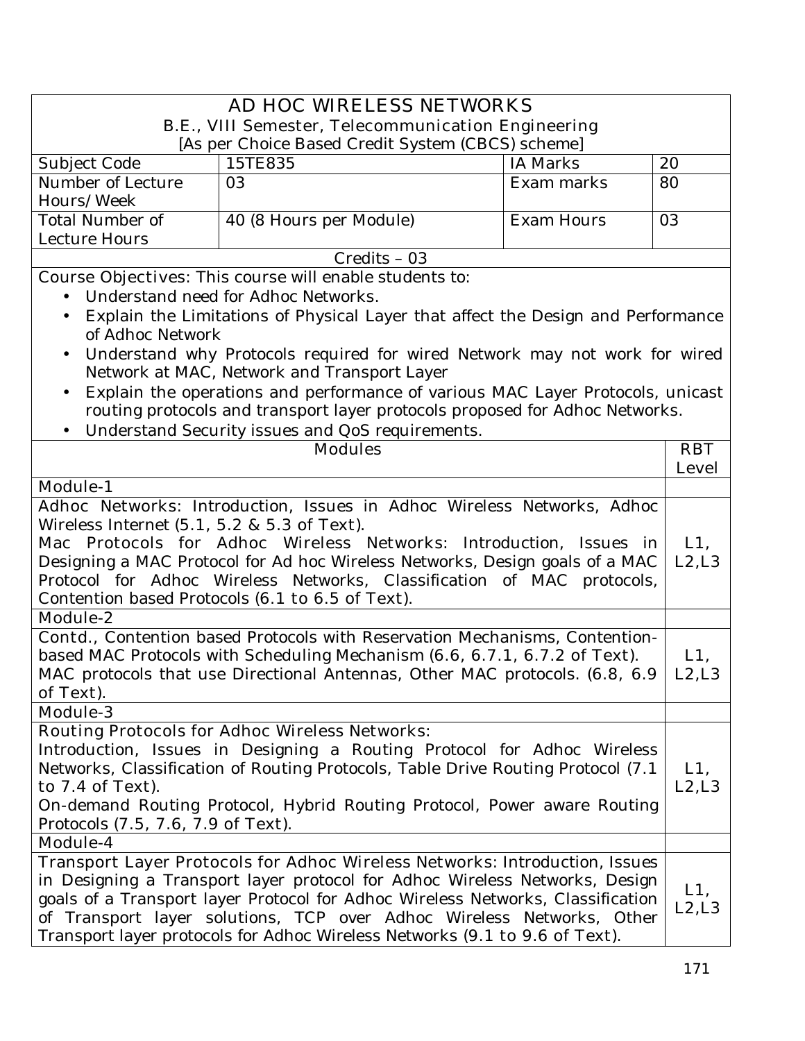# AD HOC WIRELESS NETWORKS

B.E., VIII Semester, Telecommunication Engineering

[As per Choice Based Credit System (CBCS) scheme]

| Subject Code | 15TE835 | IA Marks | 20 |
|---|---|---|---|
| Number of Lecture Hours/Week | 03 | Exam marks | 80 |
| Total Number of Lecture Hours | 40 (8 Hours per Module) | Exam Hours | 03 |

Credits – 03

Course Objectives: This course will enable students to:

- Understand need for Adhoc Networks.
- Explain the Limitations of Physical Layer that affect the Design and Performance of Adhoc Network
- Understand why Protocols required for wired Network may not work for wired Network at MAC, Network and Transport Layer
- Explain the operations and performance of various MAC Layer Protocols, unicast routing protocols and transport layer protocols proposed for Adhoc Networks.
- Understand Security issues and QoS requirements.

| Modules | RBT Level |
|---|---|
| **Module-1** | |
| Adhoc Networks: Introduction, Issues in Adhoc Wireless Networks, Adhoc Wireless Internet (5.1, 5.2 & 5.3 of Text). Mac Protocols for Adhoc Wireless Networks: Introduction, Issues in Designing a MAC Protocol for Ad hoc Wireless Networks, Design goals of a MAC Protocol for Adhoc Wireless Networks, Classification of MAC protocols, Contention based Protocols (6.1 to 6.5 of Text). | L1, L2,L3 |
| **Module-2** | |
| Contd., Contention based Protocols with Reservation Mechanisms, Contention-based MAC Protocols with Scheduling Mechanism (6.6, 6.7.1, 6.7.2 of Text). MAC protocols that use Directional Antennas, Other MAC protocols. (6.8, 6.9 of Text). | L1, L2,L3 |
| **Module-3** | |
| Routing Protocols for Adhoc Wireless Networks: Introduction, Issues in Designing a Routing Protocol for Adhoc Wireless Networks, Classification of Routing Protocols, Table Drive Routing Protocol (7.1 to 7.4 of Text). On-demand Routing Protocol, Hybrid Routing Protocol, Power aware Routing Protocols (7.5, 7.6, 7.9 of Text). | L1, L2,L3 |
| **Module-4** | |
| Transport Layer Protocols for Adhoc Wireless Networks: Introduction, Issues in Designing a Transport layer protocol for Adhoc Wireless Networks, Design goals of a Transport layer Protocol for Adhoc Wireless Networks, Classification of Transport layer solutions, TCP over Adhoc Wireless Networks, Other Transport layer protocols for Adhoc Wireless Networks (9.1 to 9.6 of Text). | L1, L2,L3 |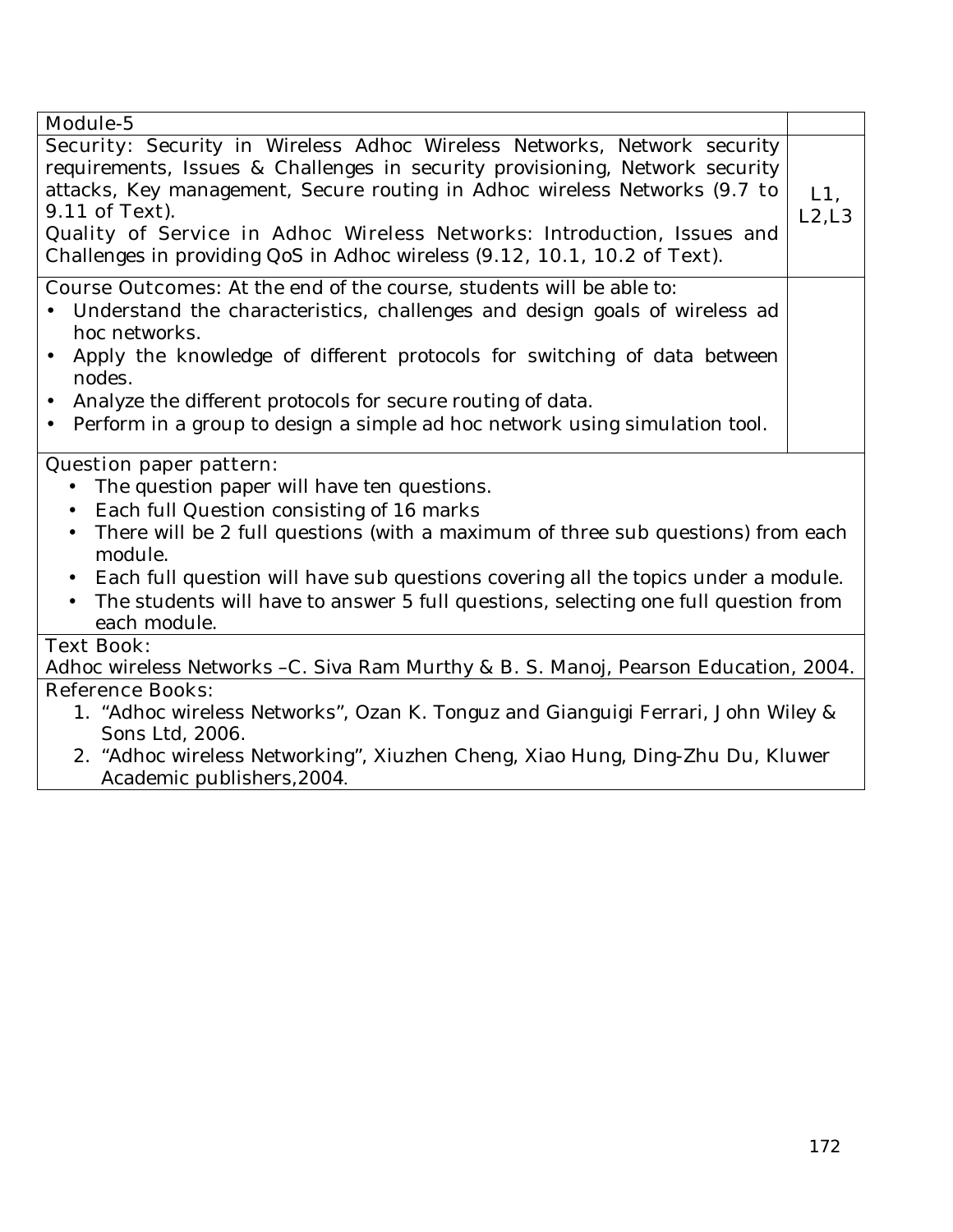| Module-5 | |
|---|---|
| **Security:** Security in Wireless Adhoc Wireless Networks, Network security requirements, Issues & Challenges in security provisioning, Network security attacks, Key management, Secure routing in Adhoc wireless Networks (9.7 to 9.11 of Text).<br>**Quality of Service in Adhoc Wireless Networks:** Introduction, Issues and Challenges in providing QoS in Adhoc wireless (9.12, 10.1, 10.2 of Text). | L1, L2,L3 |
| **Course Outcomes:** At the end of the course, students will be able to:<br>• Understand the characteristics, challenges and design goals of wireless ad hoc networks.<br>• Apply the knowledge of different protocols for switching of data between nodes.<br>• Analyze the different protocols for secure routing of data.<br>• Perform in a group to design a simple ad hoc network using simulation tool. | |

**Question paper pattern:**

- The question paper will have ten questions.
- Each full Question consisting of 16 marks
- There will be 2 full questions (with a maximum of three sub questions) from each module.
- Each full question will have sub questions covering all the topics under a module.
- The students will have to answer 5 full questions, selecting one full question from each module.

**Text Book:**

Adhoc wireless Networks –C. Siva Ram Murthy & B. S. Manoj, Pearson Education, 2004.

**Reference Books:**

1. "Adhoc wireless Networks", Ozan K. Tonguz and Gianguigi Ferrari, John Wiley & Sons Ltd, 2006.
2. "Adhoc wireless Networking", Xiuzhen Cheng, Xiao Hung, Ding-Zhu Du, Kluwer Academic publishers,2004.